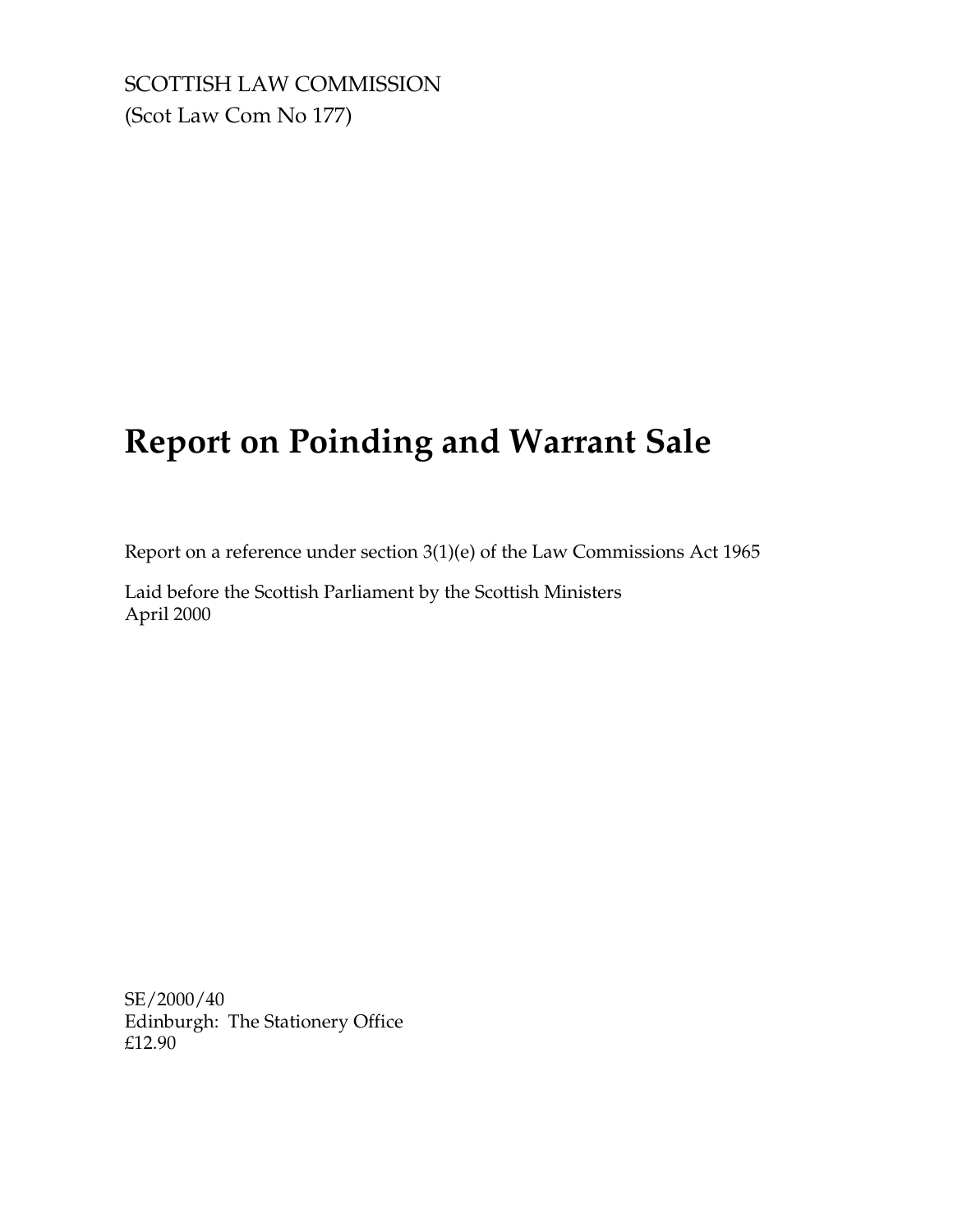SCOTTISH LAW COMMISSION
(Scot Law Com No 177)

# Report on Poinding and Warrant Sale

Report on a reference under section 3(1)(e) of the Law Commissions Act 1965

Laid before the Scottish Parliament by the Scottish Ministers
April 2000

SE/2000/40
Edinburgh: The Stationery Office
£12.90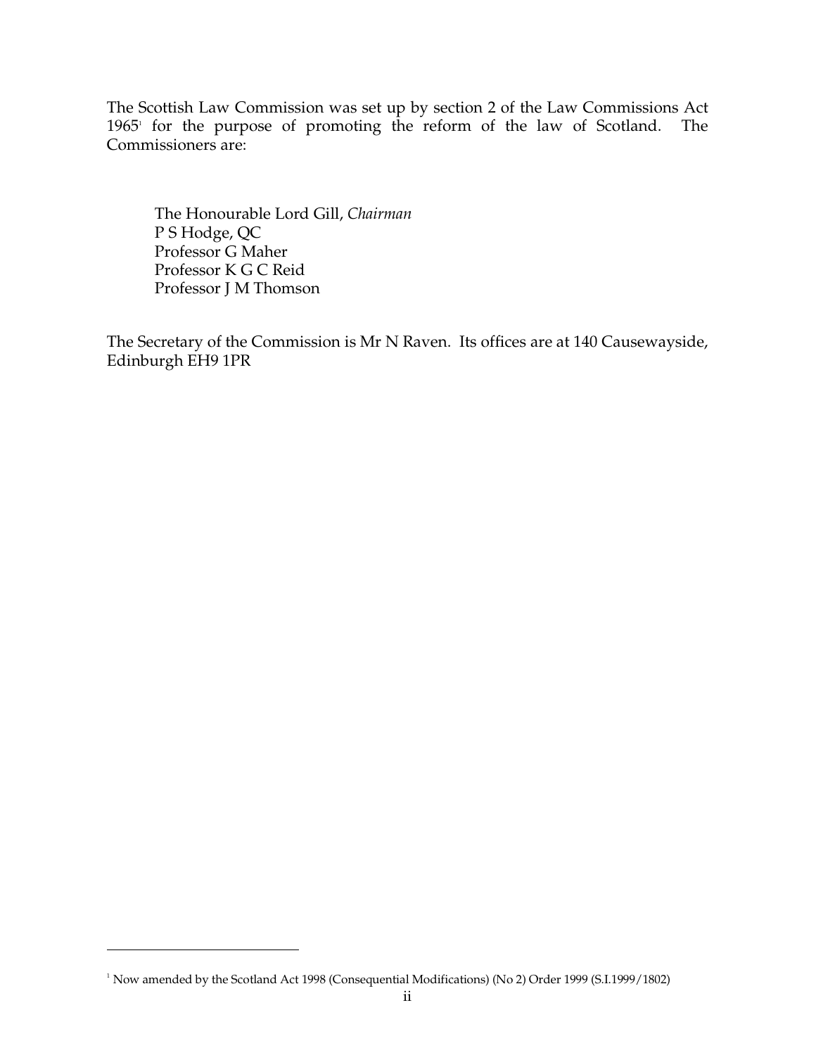The Scottish Law Commission was set up by section 2 of the Law Commissions Act 1965[1] for the purpose of promoting the reform of the law of Scotland. The Commissioners are:

The Honourable Lord Gill, *Chairman*  
P S Hodge, QC  
Professor G Maher  
Professor K G C Reid  
Professor J M Thomson

The Secretary of the Commission is Mr N Raven. Its offices are at 140 Causewayside, Edinburgh EH9 1PR

---

[1] Now amended by the Scotland Act 1998 (Consequential Modifications) (No 2) Order 1999 (S.I.1999/1802)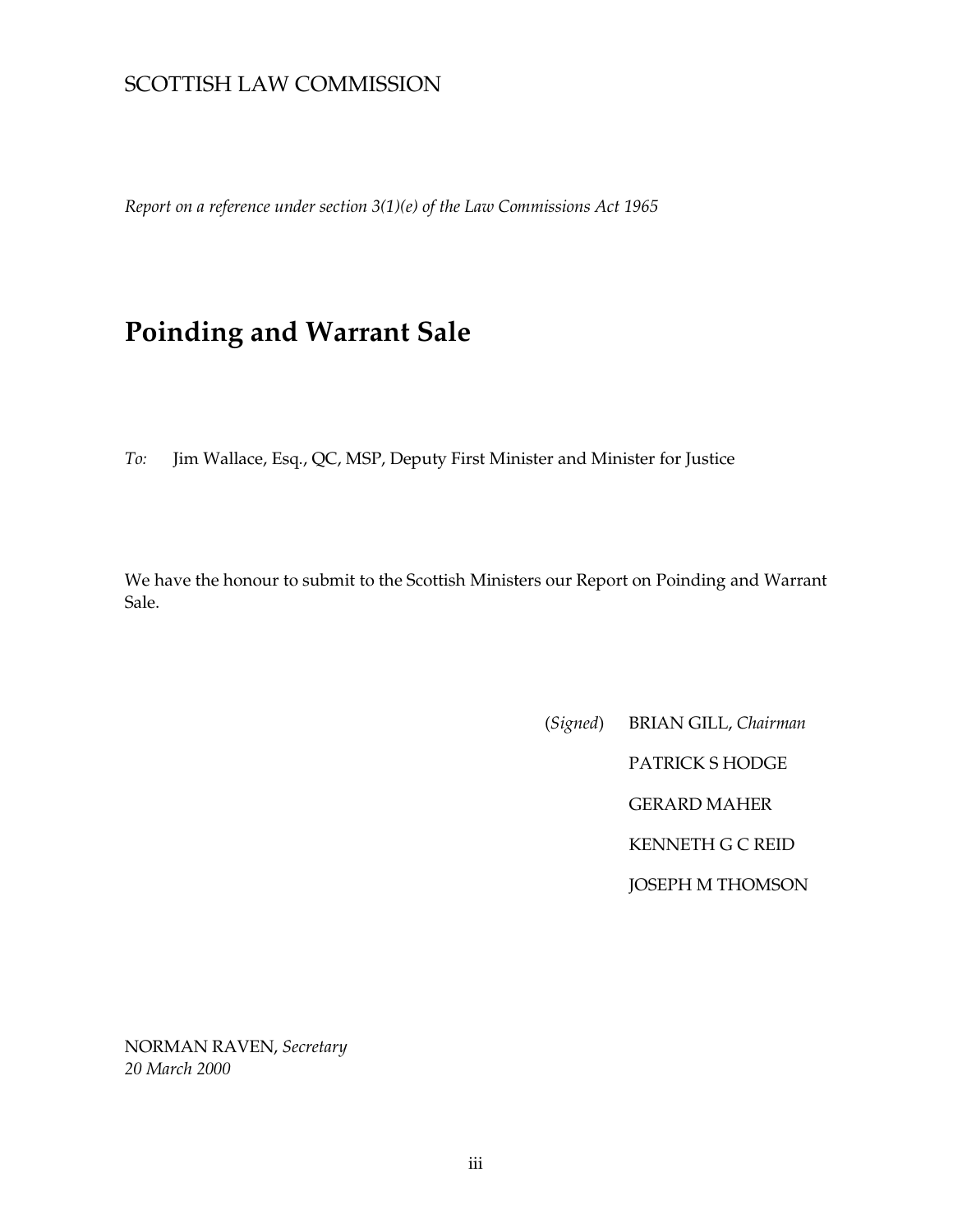SCOTTISH LAW COMMISSION

*Report on a reference under section 3(1)(e) of the Law Commissions Act 1965*

# Poinding and Warrant Sale

*To:* Jim Wallace, Esq., QC, MSP, Deputy First Minister and Minister for Justice

We have the honour to submit to the Scottish Ministers our Report on Poinding and Warrant Sale.

(*Signed*) BRIAN GILL, *Chairman*

PATRICK S HODGE

GERARD MAHER

KENNETH G C REID

JOSEPH M THOMSON

NORMAN RAVEN, *Secretary*
*20 March 2000*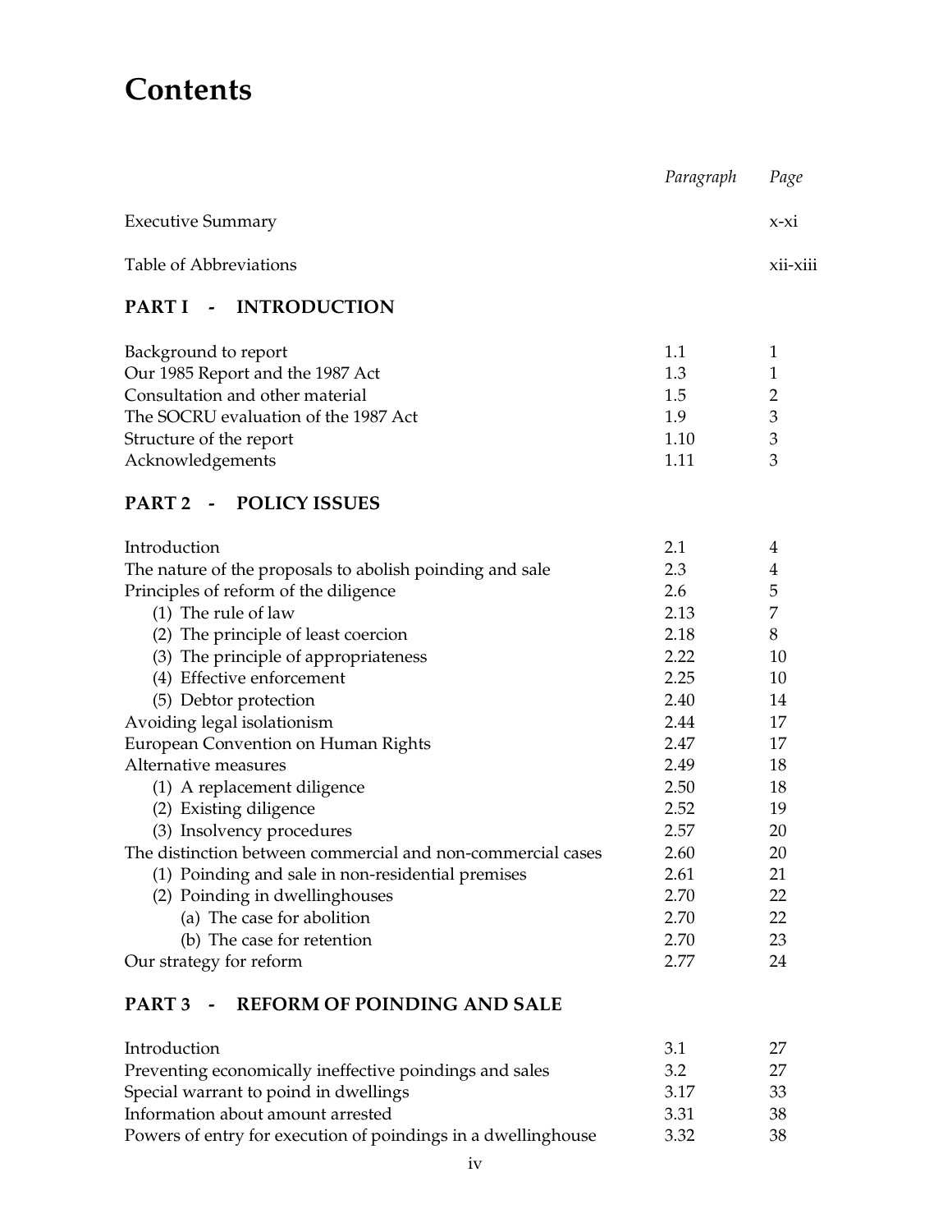# Contents

| | Paragraph | Page |
|---|---|---|
| Executive Summary | | x-xi |
| Table of Abbreviations | | xii-xiii |
| **PART I - INTRODUCTION** | | |
| Background to report | 1.1 | 1 |
| Our 1985 Report and the 1987 Act | 1.3 | 1 |
| Consultation and other material | 1.5 | 2 |
| The SOCRU evaluation of the 1987 Act | 1.9 | 3 |
| Structure of the report | 1.10 | 3 |
| Acknowledgements | 1.11 | 3 |
| **PART 2 - POLICY ISSUES** | | |
| Introduction | 2.1 | 4 |
| The nature of the proposals to abolish poinding and sale | 2.3 | 4 |
| Principles of reform of the diligence | 2.6 | 5 |
| (1) The rule of law | 2.13 | 7 |
| (2) The principle of least coercion | 2.18 | 8 |
| (3) The principle of appropriateness | 2.22 | 10 |
| (4) Effective enforcement | 2.25 | 10 |
| (5) Debtor protection | 2.40 | 14 |
| Avoiding legal isolationism | 2.44 | 17 |
| European Convention on Human Rights | 2.47 | 17 |
| Alternative measures | 2.49 | 18 |
| (1) A replacement diligence | 2.50 | 18 |
| (2) Existing diligence | 2.52 | 19 |
| (3) Insolvency procedures | 2.57 | 20 |
| The distinction between commercial and non-commercial cases | 2.60 | 20 |
| (1) Poinding and sale in non-residential premises | 2.61 | 21 |
| (2) Poinding in dwellinghouses | 2.70 | 22 |
| (a) The case for abolition | 2.70 | 22 |
| (b) The case for retention | 2.70 | 23 |
| Our strategy for reform | 2.77 | 24 |
| **PART 3 - REFORM OF POINDING AND SALE** | | |
| Introduction | 3.1 | 27 |
| Preventing economically ineffective poindings and sales | 3.2 | 27 |
| Special warrant to poind in dwellings | 3.17 | 33 |
| Information about amount arrested | 3.31 | 38 |
| Powers of entry for execution of poindings in a dwellinghouse | 3.32 | 38 |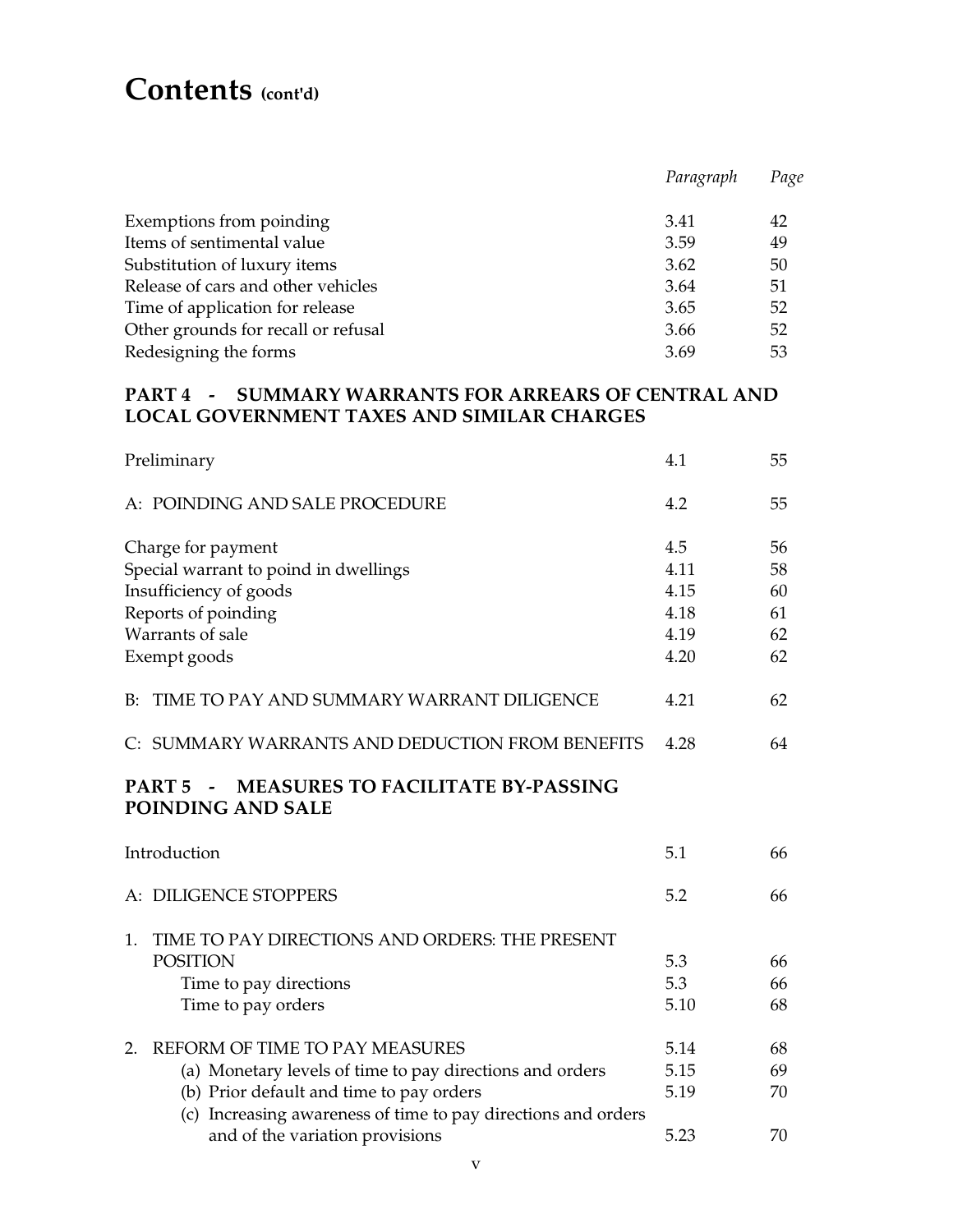# Contents (cont'd)

| | Paragraph | Page |
|---|---|---|
| Exemptions from poinding | 3.41 | 42 |
| Items of sentimental value | 3.59 | 49 |
| Substitution of luxury items | 3.62 | 50 |
| Release of cars and other vehicles | 3.64 | 51 |
| Time of application for release | 3.65 | 52 |
| Other grounds for recall or refusal | 3.66 | 52 |
| Redesigning the forms | 3.69 | 53 |
| **PART 4 - SUMMARY WARRANTS FOR ARREARS OF CENTRAL AND LOCAL GOVERNMENT TAXES AND SIMILAR CHARGES** | | |
| Preliminary | 4.1 | 55 |
| A: POINDING AND SALE PROCEDURE | 4.2 | 55 |
| Charge for payment | 4.5 | 56 |
| Special warrant to poind in dwellings | 4.11 | 58 |
| Insufficiency of goods | 4.15 | 60 |
| Reports of poinding | 4.18 | 61 |
| Warrants of sale | 4.19 | 62 |
| Exempt goods | 4.20 | 62 |
| B: TIME TO PAY AND SUMMARY WARRANT DILIGENCE | 4.21 | 62 |
| C: SUMMARY WARRANTS AND DEDUCTION FROM BENEFITS | 4.28 | 64 |
| **PART 5 - MEASURES TO FACILITATE BY-PASSING POINDING AND SALE** | | |
| Introduction | 5.1 | 66 |
| A: DILIGENCE STOPPERS | 5.2 | 66 |
| 1. TIME TO PAY DIRECTIONS AND ORDERS: THE PRESENT POSITION | 5.3 | 66 |
| Time to pay directions | 5.3 | 66 |
| Time to pay orders | 5.10 | 68 |
| 2. REFORM OF TIME TO PAY MEASURES | 5.14 | 68 |
| (a) Monetary levels of time to pay directions and orders | 5.15 | 69 |
| (b) Prior default and time to pay orders | 5.19 | 70 |
| (c) Increasing awareness of time to pay directions and orders and of the variation provisions | 5.23 | 70 |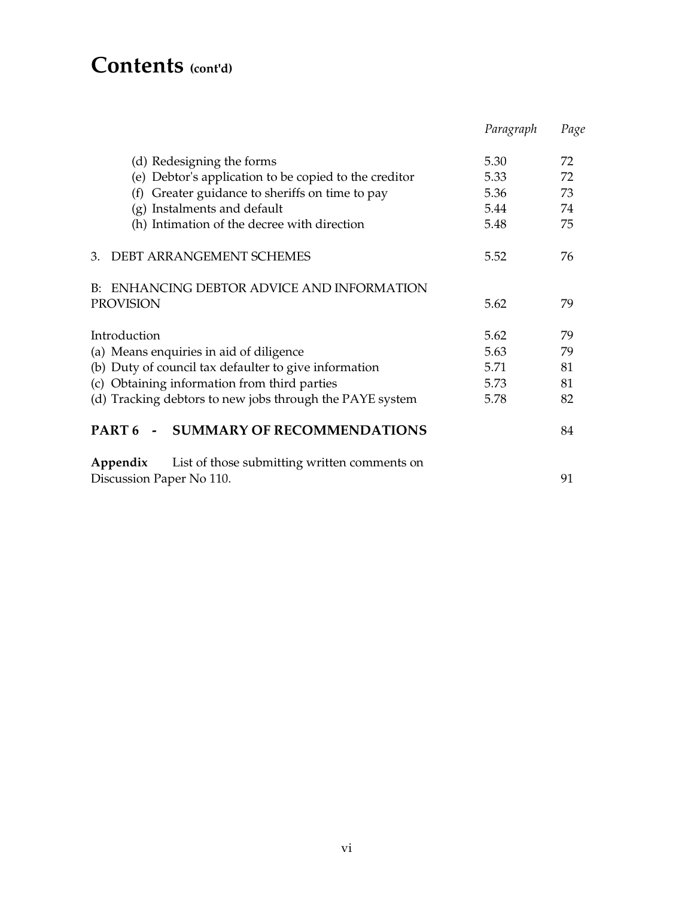# Contents (cont'd)

| | Paragraph | Page |
|---|---|---|
| (d) Redesigning the forms | 5.30 | 72 |
| (e) Debtor's application to be copied to the creditor | 5.33 | 72 |
| (f) Greater guidance to sheriffs on time to pay | 5.36 | 73 |
| (g) Instalments and default | 5.44 | 74 |
| (h) Intimation of the decree with direction | 5.48 | 75 |
| 3. DEBT ARRANGEMENT SCHEMES | 5.52 | 76 |
| B: ENHANCING DEBTOR ADVICE AND INFORMATION PROVISION | 5.62 | 79 |
| Introduction | 5.62 | 79 |
| (a) Means enquiries in aid of diligence | 5.63 | 79 |
| (b) Duty of council tax defaulter to give information | 5.71 | 81 |
| (c) Obtaining information from third parties | 5.73 | 81 |
| (d) Tracking debtors to new jobs through the PAYE system | 5.78 | 82 |
| **PART 6 - SUMMARY OF RECOMMENDATIONS** | | 84 |
| **Appendix** List of those submitting written comments on Discussion Paper No 110. | | 91 |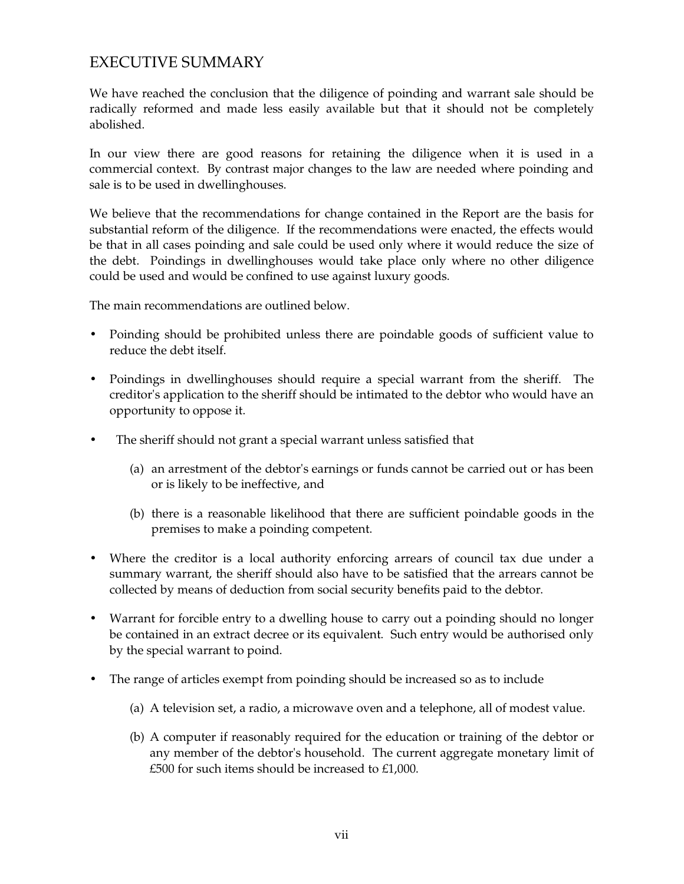## EXECUTIVE SUMMARY

We have reached the conclusion that the diligence of poinding and warrant sale should be radically reformed and made less easily available but that it should not be completely abolished.

In our view there are good reasons for retaining the diligence when it is used in a commercial context. By contrast major changes to the law are needed where poinding and sale is to be used in dwellinghouses.

We believe that the recommendations for change contained in the Report are the basis for substantial reform of the diligence. If the recommendations were enacted, the effects would be that in all cases poinding and sale could be used only where it would reduce the size of the debt. Poindings in dwellinghouses would take place only where no other diligence could be used and would be confined to use against luxury goods.

The main recommendations are outlined below.

- Poinding should be prohibited unless there are poindable goods of sufficient value to reduce the debt itself.
- Poindings in dwellinghouses should require a special warrant from the sheriff. The creditor's application to the sheriff should be intimated to the debtor who would have an opportunity to oppose it.
- The sheriff should not grant a special warrant unless satisfied that
  - (a) an arrestment of the debtor's earnings or funds cannot be carried out or has been or is likely to be ineffective, and
  - (b) there is a reasonable likelihood that there are sufficient poindable goods in the premises to make a poinding competent.
- Where the creditor is a local authority enforcing arrears of council tax due under a summary warrant, the sheriff should also have to be satisfied that the arrears cannot be collected by means of deduction from social security benefits paid to the debtor.
- Warrant for forcible entry to a dwelling house to carry out a poinding should no longer be contained in an extract decree or its equivalent. Such entry would be authorised only by the special warrant to poind.
- The range of articles exempt from poinding should be increased so as to include
  - (a) A television set, a radio, a microwave oven and a telephone, all of modest value.
  - (b) A computer if reasonably required for the education or training of the debtor or any member of the debtor's household. The current aggregate monetary limit of £500 for such items should be increased to £1,000.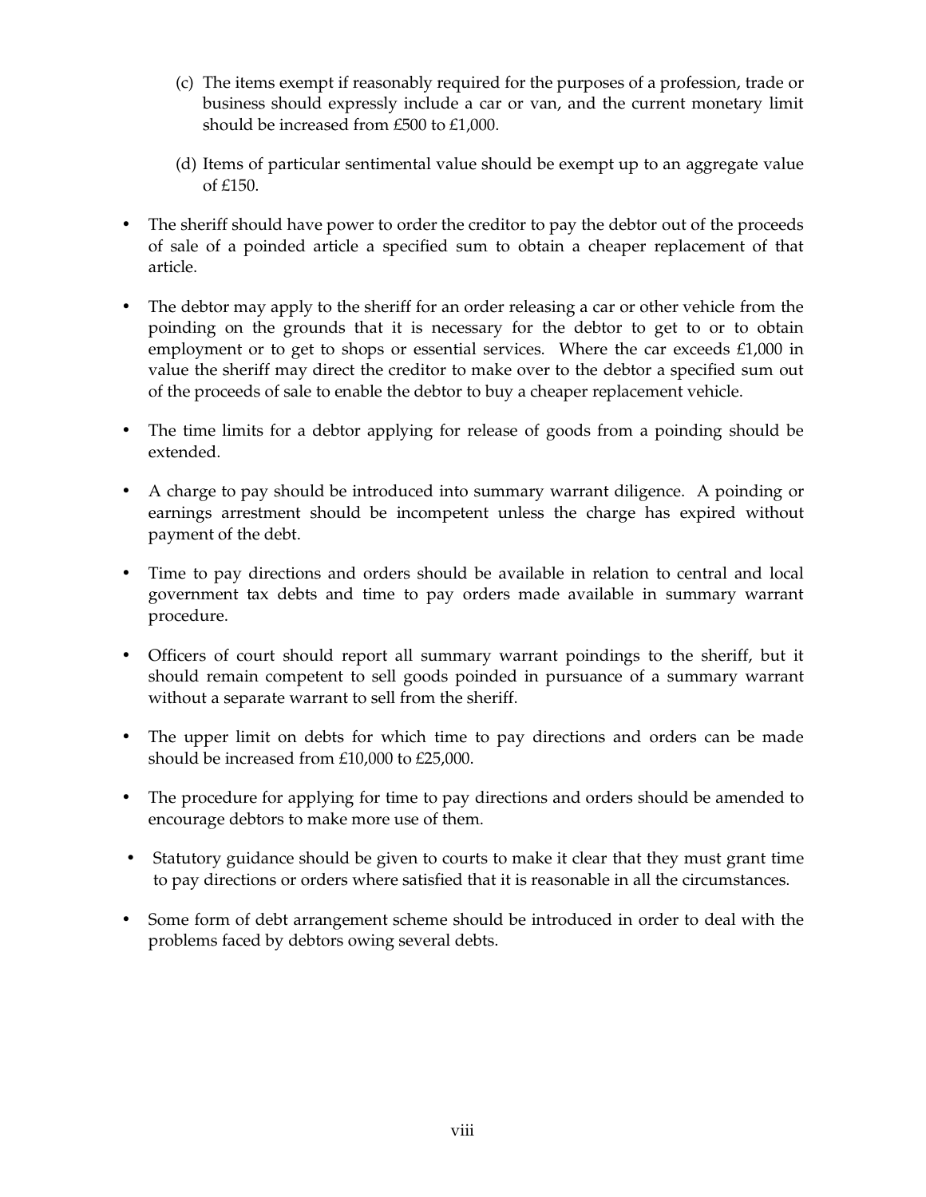(c) The items exempt if reasonably required for the purposes of a profession, trade or business should expressly include a car or van, and the current monetary limit should be increased from £500 to £1,000.

(d) Items of particular sentimental value should be exempt up to an aggregate value of £150.

- The sheriff should have power to order the creditor to pay the debtor out of the proceeds of sale of a poinded article a specified sum to obtain a cheaper replacement of that article.

- The debtor may apply to the sheriff for an order releasing a car or other vehicle from the poinding on the grounds that it is necessary for the debtor to get to or to obtain employment or to get to shops or essential services. Where the car exceeds £1,000 in value the sheriff may direct the creditor to make over to the debtor a specified sum out of the proceeds of sale to enable the debtor to buy a cheaper replacement vehicle.

- The time limits for a debtor applying for release of goods from a poinding should be extended.

- A charge to pay should be introduced into summary warrant diligence. A poinding or earnings arrestment should be incompetent unless the charge has expired without payment of the debt.

- Time to pay directions and orders should be available in relation to central and local government tax debts and time to pay orders made available in summary warrant procedure.

- Officers of court should report all summary warrant poindings to the sheriff, but it should remain competent to sell goods poinded in pursuance of a summary warrant without a separate warrant to sell from the sheriff.

- The upper limit on debts for which time to pay directions and orders can be made should be increased from £10,000 to £25,000.

- The procedure for applying for time to pay directions and orders should be amended to encourage debtors to make more use of them.

- Statutory guidance should be given to courts to make it clear that they must grant time to pay directions or orders where satisfied that it is reasonable in all the circumstances.

- Some form of debt arrangement scheme should be introduced in order to deal with the problems faced by debtors owing several debts.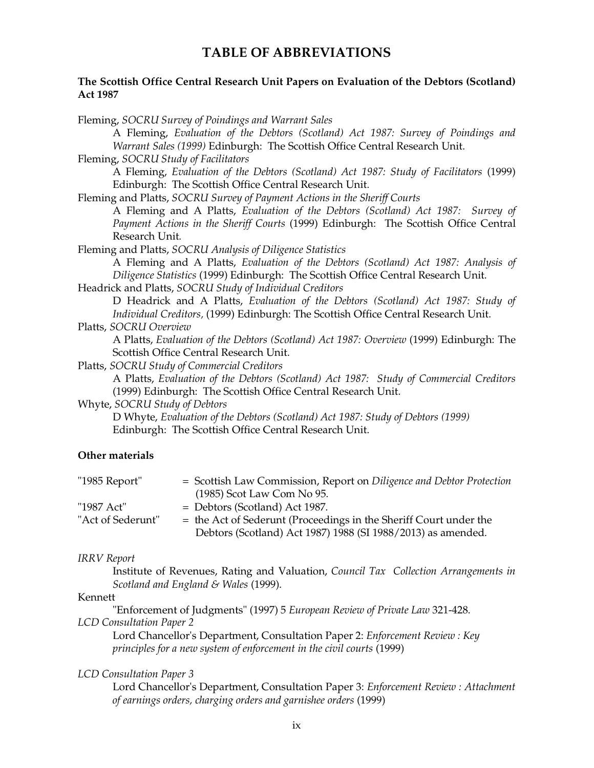# TABLE OF ABBREVIATIONS

**The Scottish Office Central Research Unit Papers on Evaluation of the Debtors (Scotland) Act 1987**

Fleming, *SOCRU Survey of Poindings and Warrant Sales*

A Fleming, *Evaluation of the Debtors (Scotland) Act 1987: Survey of Poindings and Warrant Sales (1999)* Edinburgh: The Scottish Office Central Research Unit.

Fleming, *SOCRU Study of Facilitators*

A Fleming, *Evaluation of the Debtors (Scotland) Act 1987: Study of Facilitators* (1999) Edinburgh: The Scottish Office Central Research Unit.

Fleming and Platts, *SOCRU Survey of Payment Actions in the Sheriff Courts*

A Fleming and A Platts, *Evaluation of the Debtors (Scotland) Act 1987: Survey of Payment Actions in the Sheriff Courts* (1999) Edinburgh: The Scottish Office Central Research Unit.

Fleming and Platts, *SOCRU Analysis of Diligence Statistics*

A Fleming and A Platts, *Evaluation of the Debtors (Scotland) Act 1987: Analysis of Diligence Statistics* (1999) Edinburgh: The Scottish Office Central Research Unit.

Headrick and Platts, *SOCRU Study of Individual Creditors*

D Headrick and A Platts, *Evaluation of the Debtors (Scotland) Act 1987: Study of Individual Creditors,* (1999) Edinburgh: The Scottish Office Central Research Unit.

Platts, *SOCRU Overview*

A Platts, *Evaluation of the Debtors (Scotland) Act 1987: Overview* (1999) Edinburgh: The Scottish Office Central Research Unit.

Platts, *SOCRU Study of Commercial Creditors*

A Platts, *Evaluation of the Debtors (Scotland) Act 1987: Study of Commercial Creditors* (1999) Edinburgh: The Scottish Office Central Research Unit.

Whyte, *SOCRU Study of Debtors*

D Whyte, *Evaluation of the Debtors (Scotland) Act 1987: Study of Debtors (1999)* Edinburgh: The Scottish Office Central Research Unit.

**Other materials**

| | |
|---|---|
| "1985 Report" | = Scottish Law Commission, Report on *Diligence and Debtor Protection* (1985) Scot Law Com No 95. |
| "1987 Act" | = Debtors (Scotland) Act 1987. |
| "Act of Sederunt" | = the Act of Sederunt (Proceedings in the Sheriff Court under the Debtors (Scotland) Act 1987) 1988 (SI 1988/2013) as amended. |

*IRRV Report*

Institute of Revenues, Rating and Valuation, *Council Tax Collection Arrangements in Scotland and England & Wales* (1999).

Kennett

"Enforcement of Judgments" (1997) 5 *European Review of Private Law* 321-428.

*LCD Consultation Paper 2*

Lord Chancellor's Department, Consultation Paper 2: *Enforcement Review : Key principles for a new system of enforcement in the civil courts* (1999)

*LCD Consultation Paper 3*

Lord Chancellor's Department, Consultation Paper 3: *Enforcement Review : Attachment of earnings orders, charging orders and garnishee orders* (1999)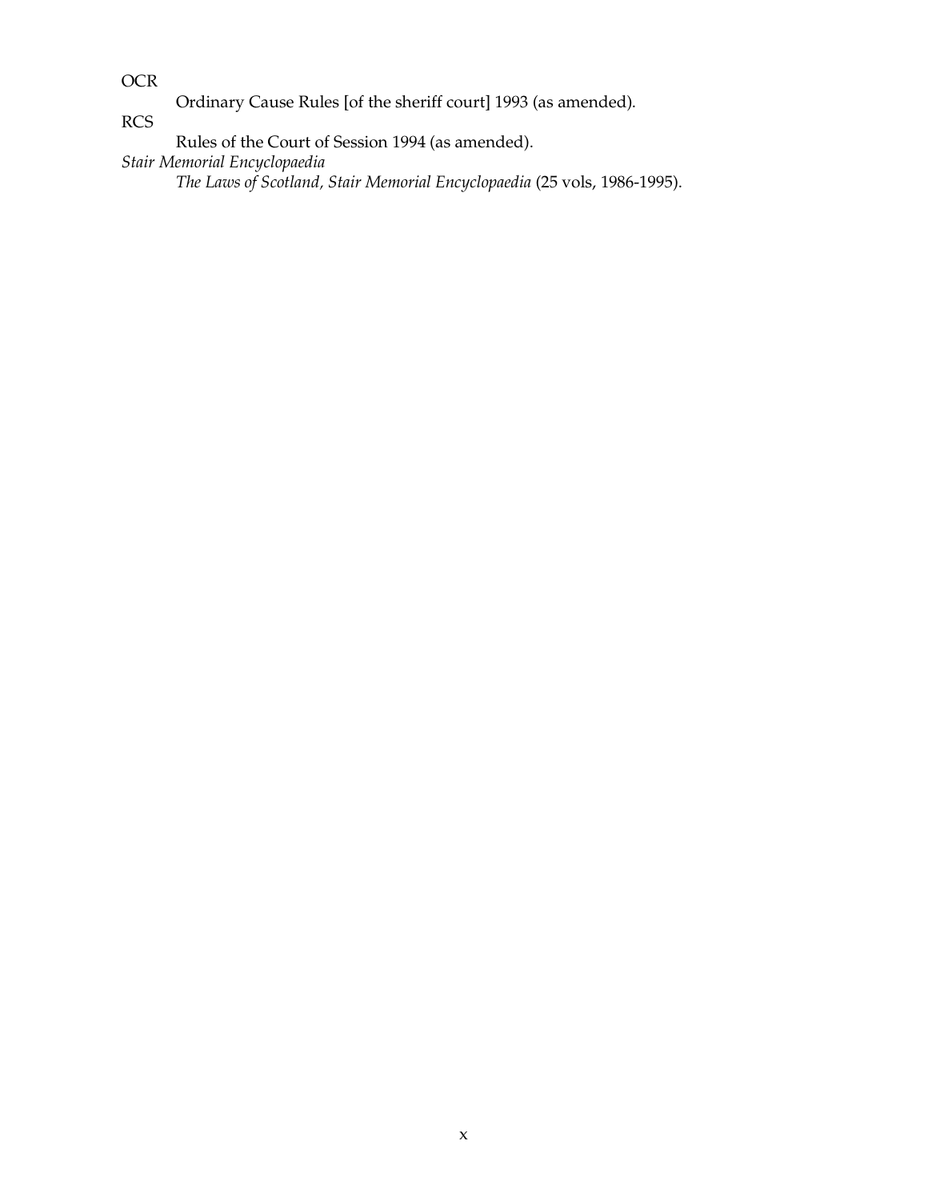OCR

Ordinary Cause Rules [of the sheriff court] 1993 (as amended).

RCS

Rules of the Court of Session 1994 (as amended).

*Stair Memorial Encyclopaedia*

*The Laws of Scotland, Stair Memorial Encyclopaedia* (25 vols, 1986-1995).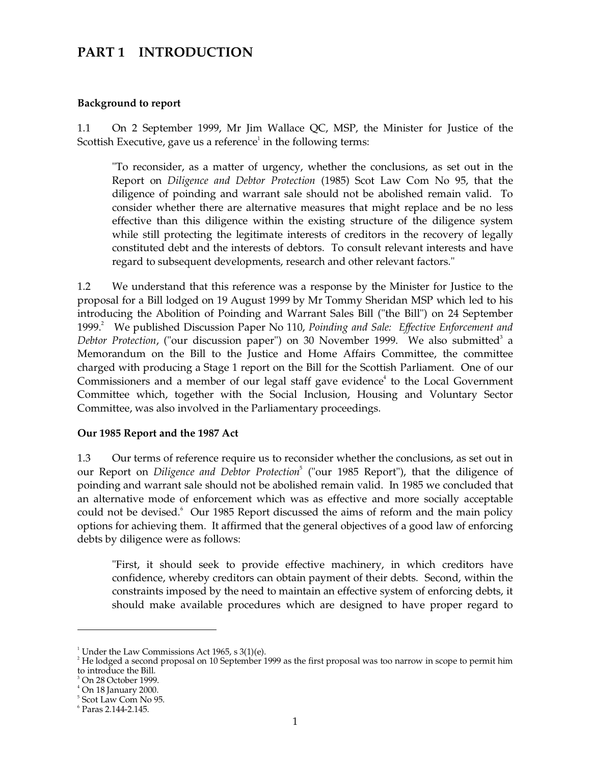# PART 1 INTRODUCTION

**Background to report**

1.1 On 2 September 1999, Mr Jim Wallace QC, MSP, the Minister for Justice of the Scottish Executive, gave us a reference[1] in the following terms:

> "To reconsider, as a matter of urgency, whether the conclusions, as set out in the Report on *Diligence and Debtor Protection* (1985) Scot Law Com No 95, that the diligence of poinding and warrant sale should not be abolished remain valid. To consider whether there are alternative measures that might replace and be no less effective than this diligence within the existing structure of the diligence system while still protecting the legitimate interests of creditors in the recovery of legally constituted debt and the interests of debtors. To consult relevant interests and have regard to subsequent developments, research and other relevant factors."

1.2 We understand that this reference was a response by the Minister for Justice to the proposal for a Bill lodged on 19 August 1999 by Mr Tommy Sheridan MSP which led to his introducing the Abolition of Poinding and Warrant Sales Bill ("the Bill") on 24 September 1999.[2] We published Discussion Paper No 110, *Poinding and Sale: Effective Enforcement and Debtor Protection*, ("our discussion paper") on 30 November 1999. We also submitted[3] a Memorandum on the Bill to the Justice and Home Affairs Committee, the committee charged with producing a Stage 1 report on the Bill for the Scottish Parliament. One of our Commissioners and a member of our legal staff gave evidence[4] to the Local Government Committee which, together with the Social Inclusion, Housing and Voluntary Sector Committee, was also involved in the Parliamentary proceedings.

**Our 1985 Report and the 1987 Act**

1.3 Our terms of reference require us to reconsider whether the conclusions, as set out in our Report on *Diligence and Debtor Protection*[5] ("our 1985 Report"), that the diligence of poinding and warrant sale should not be abolished remain valid. In 1985 we concluded that an alternative mode of enforcement which was as effective and more socially acceptable could not be devised.[6] Our 1985 Report discussed the aims of reform and the main policy options for achieving them. It affirmed that the general objectives of a good law of enforcing debts by diligence were as follows:

> "First, it should seek to provide effective machinery, in which creditors have confidence, whereby creditors can obtain payment of their debts. Second, within the constraints imposed by the need to maintain an effective system of enforcing debts, it should make available procedures which are designed to have proper regard to

---

[1] Under the Law Commissions Act 1965, s 3(1)(e).

[2] He lodged a second proposal on 10 September 1999 as the first proposal was too narrow in scope to permit him to introduce the Bill.

[3] On 28 October 1999.

[4] On 18 January 2000.

[5] Scot Law Com No 95.

[6] Paras 2.144-2.145.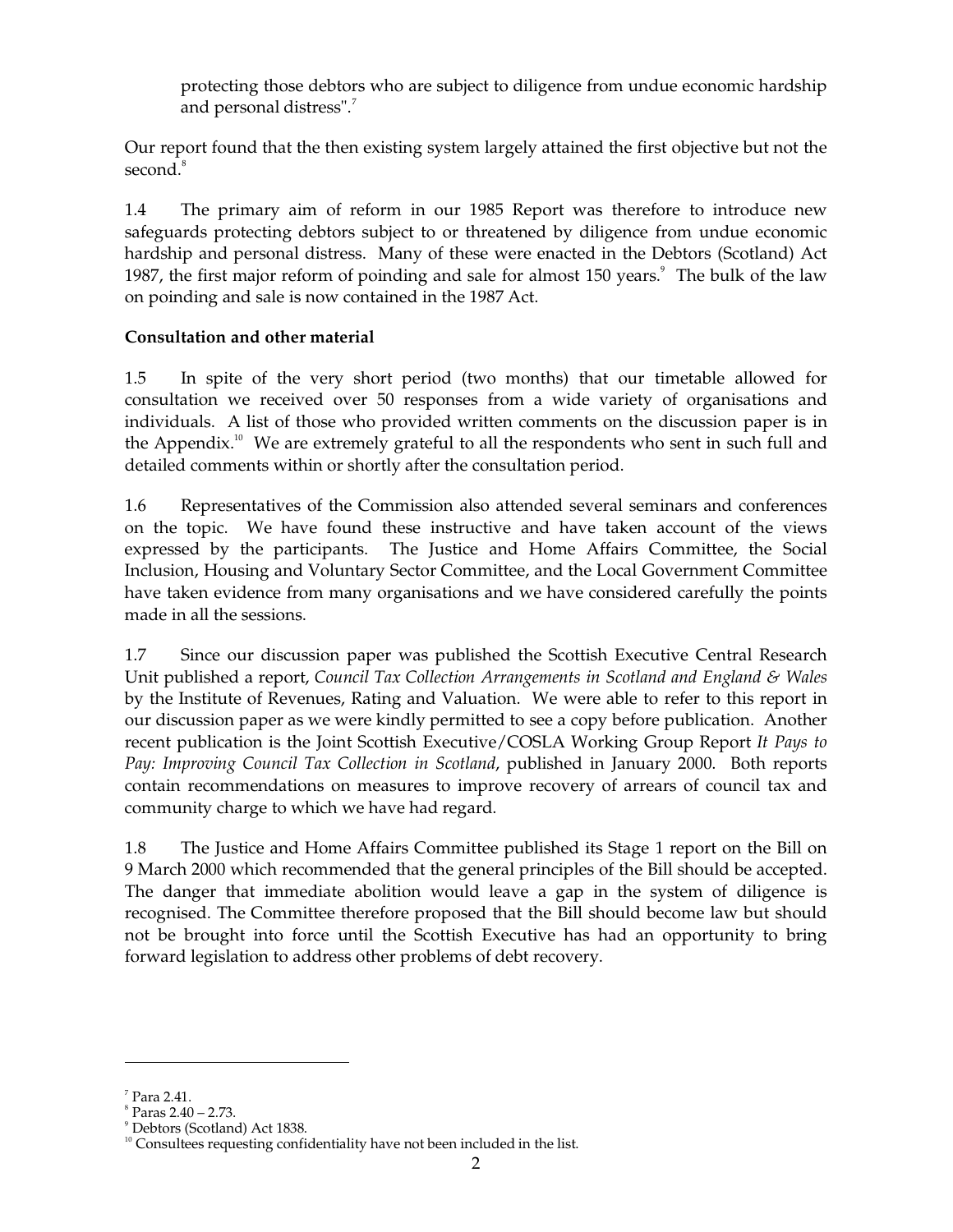protecting those debtors who are subject to diligence from undue economic hardship and personal distress".[7]

Our report found that the then existing system largely attained the first objective but not the second.[8]

1.4 The primary aim of reform in our 1985 Report was therefore to introduce new safeguards protecting debtors subject to or threatened by diligence from undue economic hardship and personal distress. Many of these were enacted in the Debtors (Scotland) Act 1987, the first major reform of poinding and sale for almost 150 years.[9] The bulk of the law on poinding and sale is now contained in the 1987 Act.

**Consultation and other material**

1.5 In spite of the very short period (two months) that our timetable allowed for consultation we received over 50 responses from a wide variety of organisations and individuals. A list of those who provided written comments on the discussion paper is in the Appendix.[10] We are extremely grateful to all the respondents who sent in such full and detailed comments within or shortly after the consultation period.

1.6 Representatives of the Commission also attended several seminars and conferences on the topic. We have found these instructive and have taken account of the views expressed by the participants. The Justice and Home Affairs Committee, the Social Inclusion, Housing and Voluntary Sector Committee, and the Local Government Committee have taken evidence from many organisations and we have considered carefully the points made in all the sessions.

1.7 Since our discussion paper was published the Scottish Executive Central Research Unit published a report, *Council Tax Collection Arrangements in Scotland and England & Wales* by the Institute of Revenues, Rating and Valuation. We were able to refer to this report in our discussion paper as we were kindly permitted to see a copy before publication. Another recent publication is the Joint Scottish Executive/COSLA Working Group Report *It Pays to Pay: Improving Council Tax Collection in Scotland*, published in January 2000. Both reports contain recommendations on measures to improve recovery of arrears of council tax and community charge to which we have had regard.

1.8 The Justice and Home Affairs Committee published its Stage 1 report on the Bill on 9 March 2000 which recommended that the general principles of the Bill should be accepted. The danger that immediate abolition would leave a gap in the system of diligence is recognised. The Committee therefore proposed that the Bill should become law but should not be brought into force until the Scottish Executive has had an opportunity to bring forward legislation to address other problems of debt recovery.

---

[7] Para 2.41.

[8] Paras 2.40 – 2.73.

[9] Debtors (Scotland) Act 1838.

[10] Consultees requesting confidentiality have not been included in the list.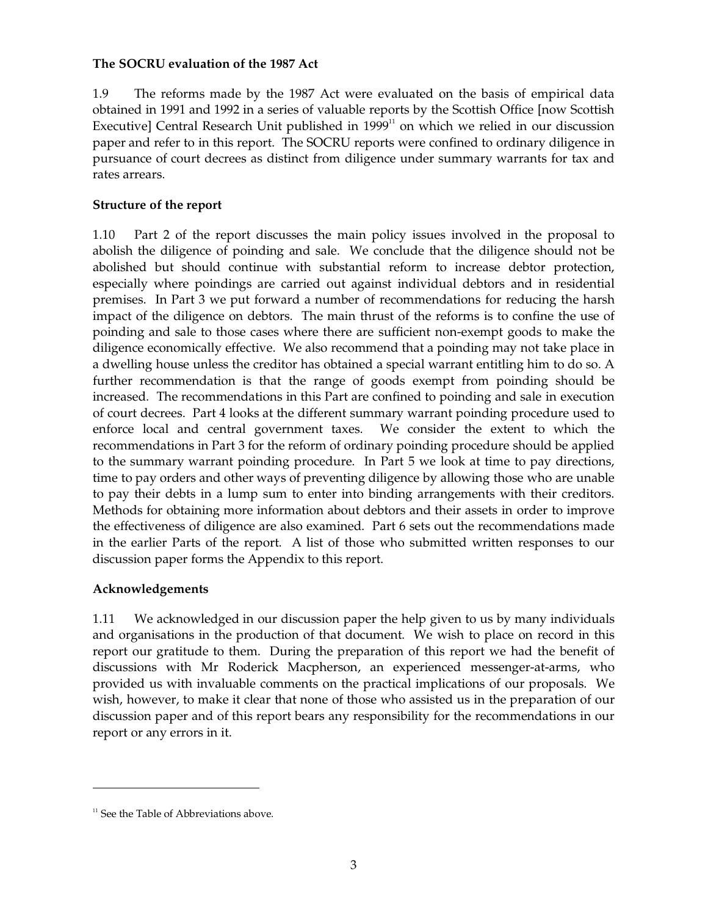**The SOCRU evaluation of the 1987 Act**

1.9 The reforms made by the 1987 Act were evaluated on the basis of empirical data obtained in 1991 and 1992 in a series of valuable reports by the Scottish Office [now Scottish Executive] Central Research Unit published in 1999[11] on which we relied in our discussion paper and refer to in this report. The SOCRU reports were confined to ordinary diligence in pursuance of court decrees as distinct from diligence under summary warrants for tax and rates arrears.

**Structure of the report**

1.10 Part 2 of the report discusses the main policy issues involved in the proposal to abolish the diligence of poinding and sale. We conclude that the diligence should not be abolished but should continue with substantial reform to increase debtor protection, especially where poindings are carried out against individual debtors and in residential premises. In Part 3 we put forward a number of recommendations for reducing the harsh impact of the diligence on debtors. The main thrust of the reforms is to confine the use of poinding and sale to those cases where there are sufficient non-exempt goods to make the diligence economically effective. We also recommend that a poinding may not take place in a dwelling house unless the creditor has obtained a special warrant entitling him to do so. A further recommendation is that the range of goods exempt from poinding should be increased. The recommendations in this Part are confined to poinding and sale in execution of court decrees. Part 4 looks at the different summary warrant poinding procedure used to enforce local and central government taxes. We consider the extent to which the recommendations in Part 3 for the reform of ordinary poinding procedure should be applied to the summary warrant poinding procedure. In Part 5 we look at time to pay directions, time to pay orders and other ways of preventing diligence by allowing those who are unable to pay their debts in a lump sum to enter into binding arrangements with their creditors. Methods for obtaining more information about debtors and their assets in order to improve the effectiveness of diligence are also examined. Part 6 sets out the recommendations made in the earlier Parts of the report. A list of those who submitted written responses to our discussion paper forms the Appendix to this report.

**Acknowledgements**

1.11 We acknowledged in our discussion paper the help given to us by many individuals and organisations in the production of that document. We wish to place on record in this report our gratitude to them. During the preparation of this report we had the benefit of discussions with Mr Roderick Macpherson, an experienced messenger-at-arms, who provided us with invaluable comments on the practical implications of our proposals. We wish, however, to make it clear that none of those who assisted us in the preparation of our discussion paper and of this report bears any responsibility for the recommendations in our report or any errors in it.

---

[11] See the Table of Abbreviations above.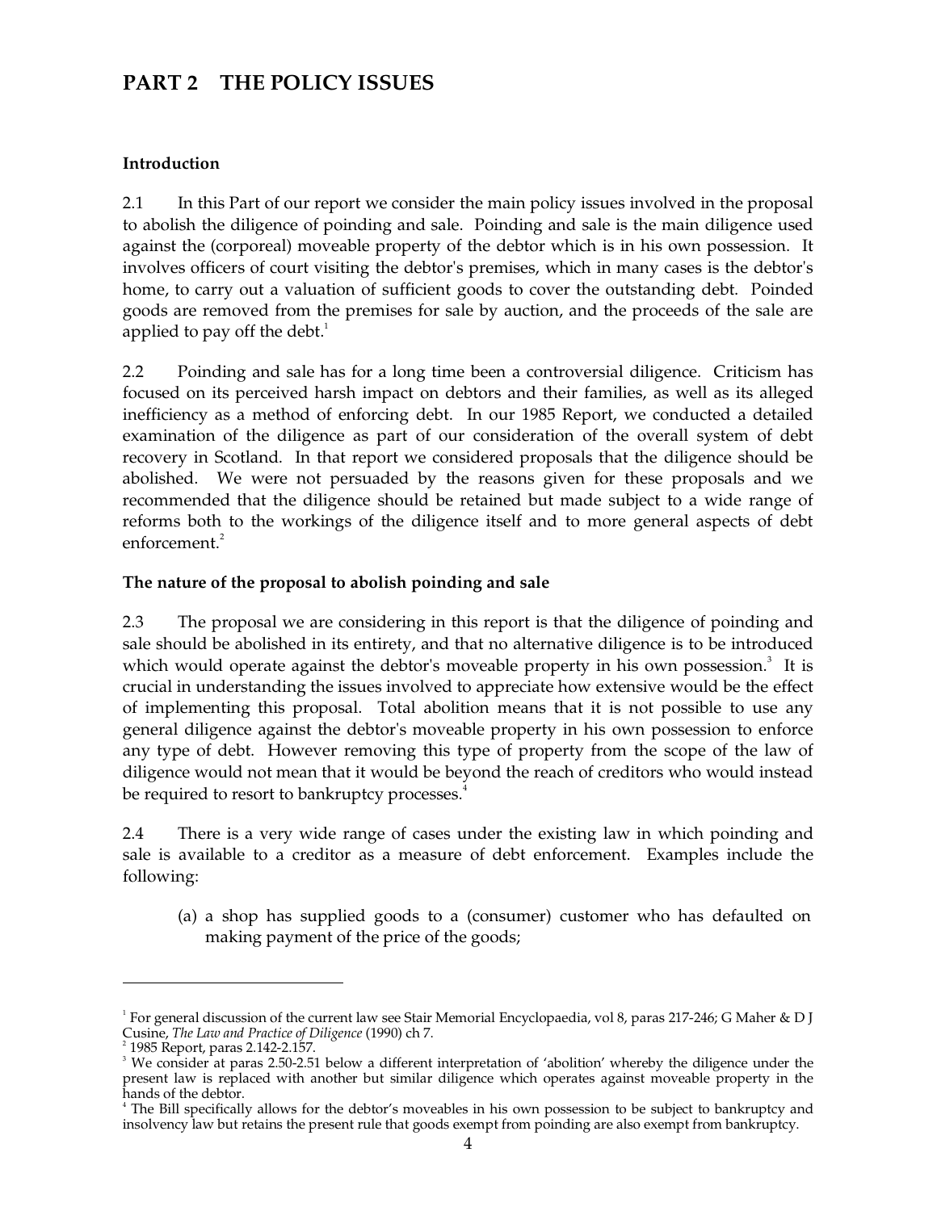# PART 2 THE POLICY ISSUES

### Introduction

2.1 In this Part of our report we consider the main policy issues involved in the proposal to abolish the diligence of poinding and sale. Poinding and sale is the main diligence used against the (corporeal) moveable property of the debtor which is in his own possession. It involves officers of court visiting the debtor's premises, which in many cases is the debtor's home, to carry out a valuation of sufficient goods to cover the outstanding debt. Poinded goods are removed from the premises for sale by auction, and the proceeds of the sale are applied to pay off the debt.[1]

2.2 Poinding and sale has for a long time been a controversial diligence. Criticism has focused on its perceived harsh impact on debtors and their families, as well as its alleged inefficiency as a method of enforcing debt. In our 1985 Report, we conducted a detailed examination of the diligence as part of our consideration of the overall system of debt recovery in Scotland. In that report we considered proposals that the diligence should be abolished. We were not persuaded by the reasons given for these proposals and we recommended that the diligence should be retained but made subject to a wide range of reforms both to the workings of the diligence itself and to more general aspects of debt enforcement.[2]

### The nature of the proposal to abolish poinding and sale

2.3 The proposal we are considering in this report is that the diligence of poinding and sale should be abolished in its entirety, and that no alternative diligence is to be introduced which would operate against the debtor's moveable property in his own possession.[3] It is crucial in understanding the issues involved to appreciate how extensive would be the effect of implementing this proposal. Total abolition means that it is not possible to use any general diligence against the debtor's moveable property in his own possession to enforce any type of debt. However removing this type of property from the scope of the law of diligence would not mean that it would be beyond the reach of creditors who would instead be required to resort to bankruptcy processes.[4]

2.4 There is a very wide range of cases under the existing law in which poinding and sale is available to a creditor as a measure of debt enforcement. Examples include the following:

(a) a shop has supplied goods to a (consumer) customer who has defaulted on making payment of the price of the goods;

---

[1] For general discussion of the current law see Stair Memorial Encyclopaedia, vol 8, paras 217-246; G Maher & D J Cusine, *The Law and Practice of Diligence* (1990) ch 7.

[2] 1985 Report, paras 2.142-2.157.

[3] We consider at paras 2.50-2.51 below a different interpretation of 'abolition' whereby the diligence under the present law is replaced with another but similar diligence which operates against moveable property in the hands of the debtor.

[4] The Bill specifically allows for the debtor's moveables in his own possession to be subject to bankruptcy and insolvency law but retains the present rule that goods exempt from poinding are also exempt from bankruptcy.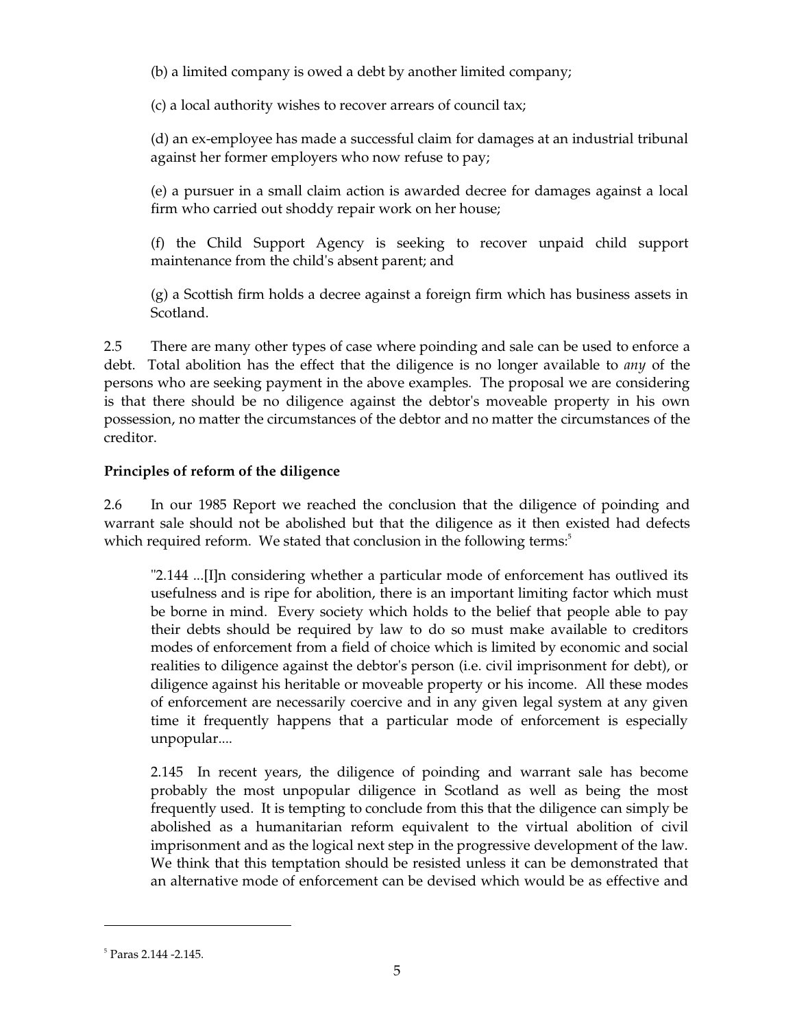(b) a limited company is owed a debt by another limited company;

(c) a local authority wishes to recover arrears of council tax;

(d) an ex-employee has made a successful claim for damages at an industrial tribunal against her former employers who now refuse to pay;

(e) a pursuer in a small claim action is awarded decree for damages against a local firm who carried out shoddy repair work on her house;

(f) the Child Support Agency is seeking to recover unpaid child support maintenance from the child's absent parent; and

(g) a Scottish firm holds a decree against a foreign firm which has business assets in Scotland.

2.5 There are many other types of case where poinding and sale can be used to enforce a debt. Total abolition has the effect that the diligence is no longer available to *any* of the persons who are seeking payment in the above examples. The proposal we are considering is that there should be no diligence against the debtor's moveable property in his own possession, no matter the circumstances of the debtor and no matter the circumstances of the creditor.

**Principles of reform of the diligence**

2.6 In our 1985 Report we reached the conclusion that the diligence of poinding and warrant sale should not be abolished but that the diligence as it then existed had defects which required reform. We stated that conclusion in the following terms:[5]

> "2.144 ...[I]n considering whether a particular mode of enforcement has outlived its usefulness and is ripe for abolition, there is an important limiting factor which must be borne in mind. Every society which holds to the belief that people able to pay their debts should be required by law to do so must make available to creditors modes of enforcement from a field of choice which is limited by economic and social realities to diligence against the debtor's person (i.e. civil imprisonment for debt), or diligence against his heritable or moveable property or his income. All these modes of enforcement are necessarily coercive and in any given legal system at any given time it frequently happens that a particular mode of enforcement is especially unpopular....
>
> 2.145 In recent years, the diligence of poinding and warrant sale has become probably the most unpopular diligence in Scotland as well as being the most frequently used. It is tempting to conclude from this that the diligence can simply be abolished as a humanitarian reform equivalent to the virtual abolition of civil imprisonment and as the logical next step in the progressive development of the law. We think that this temptation should be resisted unless it can be demonstrated that an alternative mode of enforcement can be devised which would be as effective and

[5] Paras 2.144 -2.145.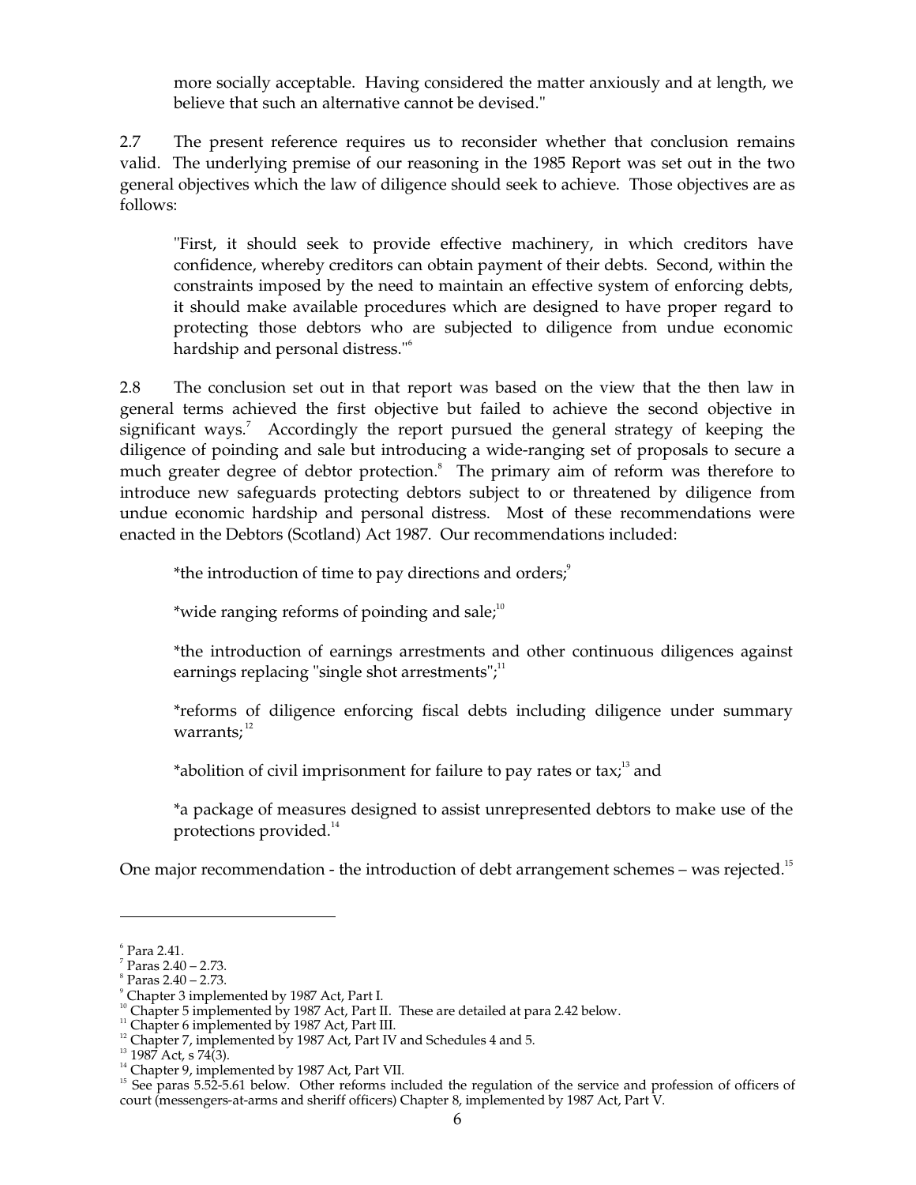more socially acceptable. Having considered the matter anxiously and at length, we believe that such an alternative cannot be devised."

2.7 The present reference requires us to reconsider whether that conclusion remains valid. The underlying premise of our reasoning in the 1985 Report was set out in the two general objectives which the law of diligence should seek to achieve. Those objectives are as follows:

> "First, it should seek to provide effective machinery, in which creditors have confidence, whereby creditors can obtain payment of their debts. Second, within the constraints imposed by the need to maintain an effective system of enforcing debts, it should make available procedures which are designed to have proper regard to protecting those debtors who are subjected to diligence from undue economic hardship and personal distress."[6]

2.8 The conclusion set out in that report was based on the view that the then law in general terms achieved the first objective but failed to achieve the second objective in significant ways.[7] Accordingly the report pursued the general strategy of keeping the diligence of poinding and sale but introducing a wide-ranging set of proposals to secure a much greater degree of debtor protection.[8] The primary aim of reform was therefore to introduce new safeguards protecting debtors subject to or threatened by diligence from undue economic hardship and personal distress. Most of these recommendations were enacted in the Debtors (Scotland) Act 1987. Our recommendations included:

> *the introduction of time to pay directions and orders;[9]
>
> *wide ranging reforms of poinding and sale;[10]
>
> *the introduction of earnings arrestments and other continuous diligences against earnings replacing "single shot arrestments";[11]
>
> *reforms of diligence enforcing fiscal debts including diligence under summary warrants;[12]
>
> *abolition of civil imprisonment for failure to pay rates or tax;[13] and
>
> *a package of measures designed to assist unrepresented debtors to make use of the protections provided.[14]

One major recommendation - the introduction of debt arrangement schemes – was rejected.[15]

---

[6] Para 2.41.
[7] Paras 2.40 – 2.73.
[8] Paras 2.40 – 2.73.
[9] Chapter 3 implemented by 1987 Act, Part I.
[10] Chapter 5 implemented by 1987 Act, Part II. These are detailed at para 2.42 below.
[11] Chapter 6 implemented by 1987 Act, Part III.
[12] Chapter 7, implemented by 1987 Act, Part IV and Schedules 4 and 5.
[13] 1987 Act, s 74(3).
[14] Chapter 9, implemented by 1987 Act, Part VII.
[15] See paras 5.52-5.61 below. Other reforms included the regulation of the service and profession of officers of court (messengers-at-arms and sheriff officers) Chapter 8, implemented by 1987 Act, Part V.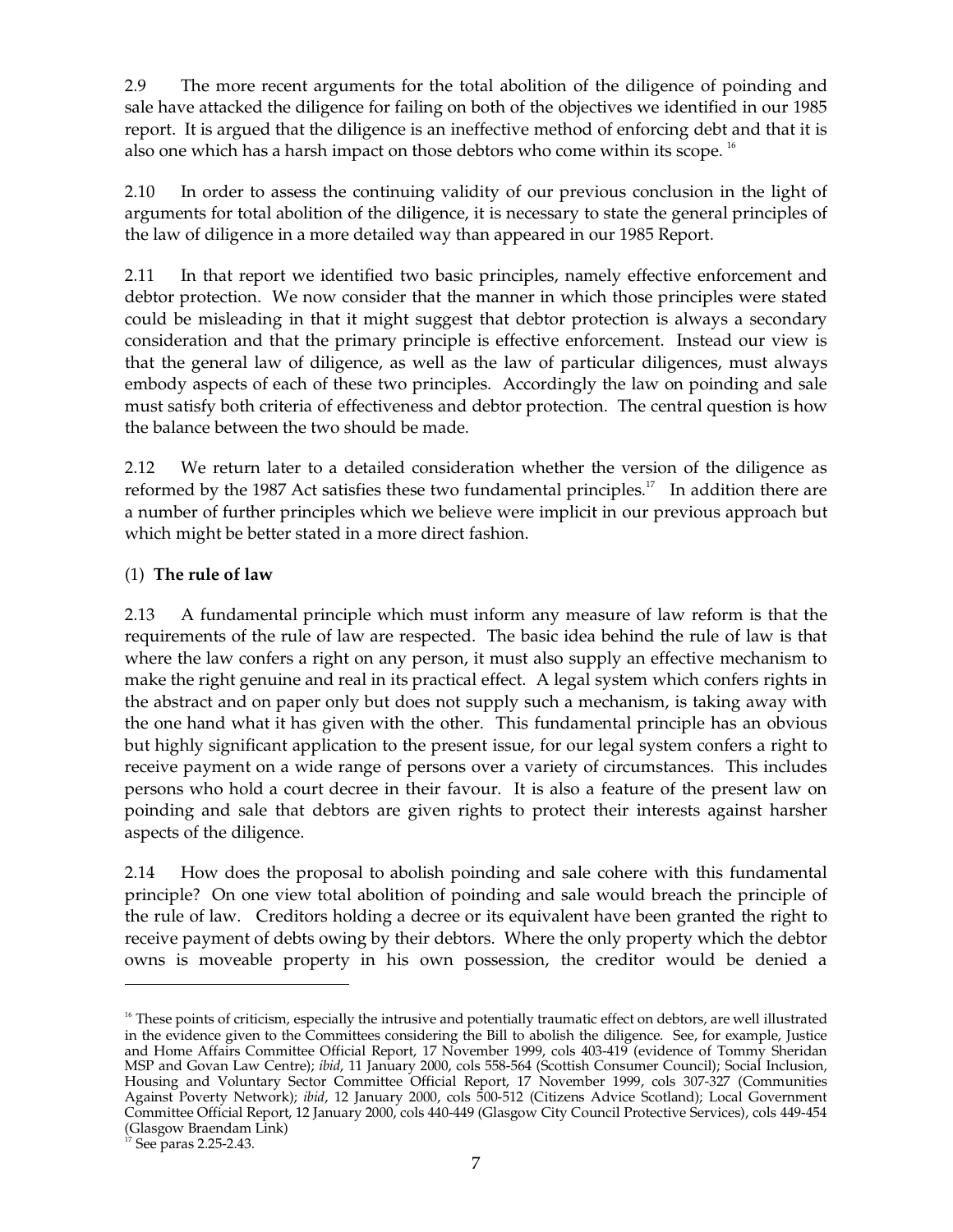2.9 The more recent arguments for the total abolition of the diligence of poinding and sale have attacked the diligence for failing on both of the objectives we identified in our 1985 report. It is argued that the diligence is an ineffective method of enforcing debt and that it is also one which has a harsh impact on those debtors who come within its scope. [16]

2.10 In order to assess the continuing validity of our previous conclusion in the light of arguments for total abolition of the diligence, it is necessary to state the general principles of the law of diligence in a more detailed way than appeared in our 1985 Report.

2.11 In that report we identified two basic principles, namely effective enforcement and debtor protection. We now consider that the manner in which those principles were stated could be misleading in that it might suggest that debtor protection is always a secondary consideration and that the primary principle is effective enforcement. Instead our view is that the general law of diligence, as well as the law of particular diligences, must always embody aspects of each of these two principles. Accordingly the law on poinding and sale must satisfy both criteria of effectiveness and debtor protection. The central question is how the balance between the two should be made.

2.12 We return later to a detailed consideration whether the version of the diligence as reformed by the 1987 Act satisfies these two fundamental principles.[17] In addition there are a number of further principles which we believe were implicit in our previous approach but which might be better stated in a more direct fashion.

(1) **The rule of law**

2.13 A fundamental principle which must inform any measure of law reform is that the requirements of the rule of law are respected. The basic idea behind the rule of law is that where the law confers a right on any person, it must also supply an effective mechanism to make the right genuine and real in its practical effect. A legal system which confers rights in the abstract and on paper only but does not supply such a mechanism, is taking away with the one hand what it has given with the other. This fundamental principle has an obvious but highly significant application to the present issue, for our legal system confers a right to receive payment on a wide range of persons over a variety of circumstances. This includes persons who hold a court decree in their favour. It is also a feature of the present law on poinding and sale that debtors are given rights to protect their interests against harsher aspects of the diligence.

2.14 How does the proposal to abolish poinding and sale cohere with this fundamental principle? On one view total abolition of poinding and sale would breach the principle of the rule of law. Creditors holding a decree or its equivalent have been granted the right to receive payment of debts owing by their debtors. Where the only property which the debtor owns is moveable property in his own possession, the creditor would be denied a

---

[16] These points of criticism, especially the intrusive and potentially traumatic effect on debtors, are well illustrated in the evidence given to the Committees considering the Bill to abolish the diligence. See, for example, Justice and Home Affairs Committee Official Report, 17 November 1999, cols 403-419 (evidence of Tommy Sheridan MSP and Govan Law Centre); *ibid*, 11 January 2000, cols 558-564 (Scottish Consumer Council); Social Inclusion, Housing and Voluntary Sector Committee Official Report, 17 November 1999, cols 307-327 (Communities Against Poverty Network); *ibid*, 12 January 2000, cols 500-512 (Citizens Advice Scotland); Local Government Committee Official Report, 12 January 2000, cols 440-449 (Glasgow City Council Protective Services), cols 449-454 (Glasgow Braendam Link)

[17] See paras 2.25-2.43.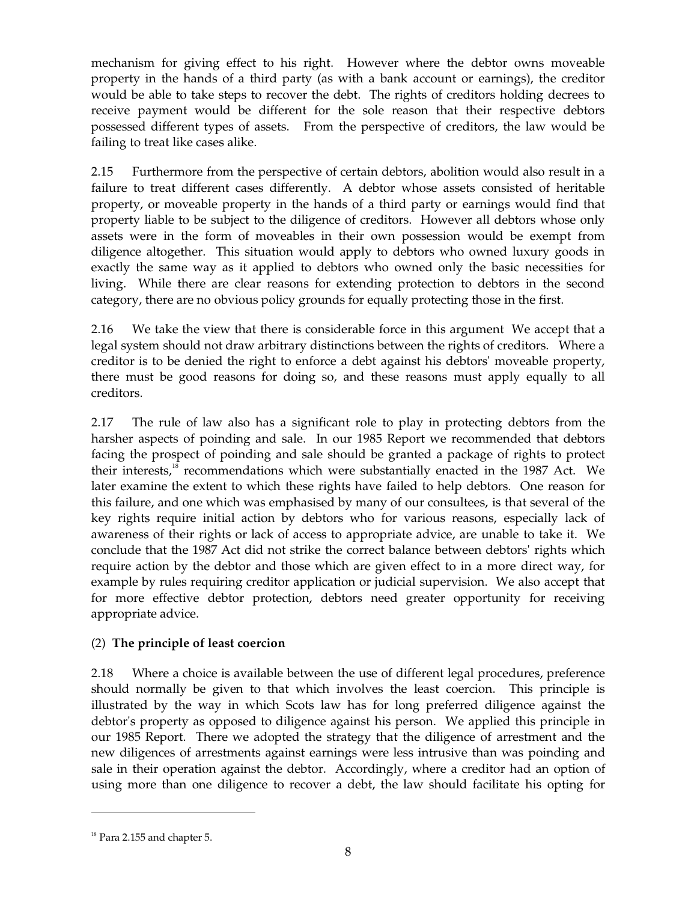mechanism for giving effect to his right. However where the debtor owns moveable property in the hands of a third party (as with a bank account or earnings), the creditor would be able to take steps to recover the debt. The rights of creditors holding decrees to receive payment would be different for the sole reason that their respective debtors possessed different types of assets. From the perspective of creditors, the law would be failing to treat like cases alike.

2.15 Furthermore from the perspective of certain debtors, abolition would also result in a failure to treat different cases differently. A debtor whose assets consisted of heritable property, or moveable property in the hands of a third party or earnings would find that property liable to be subject to the diligence of creditors. However all debtors whose only assets were in the form of moveables in their own possession would be exempt from diligence altogether. This situation would apply to debtors who owned luxury goods in exactly the same way as it applied to debtors who owned only the basic necessities for living. While there are clear reasons for extending protection to debtors in the second category, there are no obvious policy grounds for equally protecting those in the first.

2.16 We take the view that there is considerable force in this argument We accept that a legal system should not draw arbitrary distinctions between the rights of creditors. Where a creditor is to be denied the right to enforce a debt against his debtors' moveable property, there must be good reasons for doing so, and these reasons must apply equally to all creditors.

2.17 The rule of law also has a significant role to play in protecting debtors from the harsher aspects of poinding and sale. In our 1985 Report we recommended that debtors facing the prospect of poinding and sale should be granted a package of rights to protect their interests,[18] recommendations which were substantially enacted in the 1987 Act. We later examine the extent to which these rights have failed to help debtors. One reason for this failure, and one which was emphasised by many of our consultees, is that several of the key rights require initial action by debtors who for various reasons, especially lack of awareness of their rights or lack of access to appropriate advice, are unable to take it. We conclude that the 1987 Act did not strike the correct balance between debtors' rights which require action by the debtor and those which are given effect to in a more direct way, for example by rules requiring creditor application or judicial supervision. We also accept that for more effective debtor protection, debtors need greater opportunity for receiving appropriate advice.

(2) **The principle of least coercion**

2.18 Where a choice is available between the use of different legal procedures, preference should normally be given to that which involves the least coercion. This principle is illustrated by the way in which Scots law has for long preferred diligence against the debtor's property as opposed to diligence against his person. We applied this principle in our 1985 Report. There we adopted the strategy that the diligence of arrestment and the new diligences of arrestments against earnings were less intrusive than was poinding and sale in their operation against the debtor. Accordingly, where a creditor had an option of using more than one diligence to recover a debt, the law should facilitate his opting for

---

[18] Para 2.155 and chapter 5.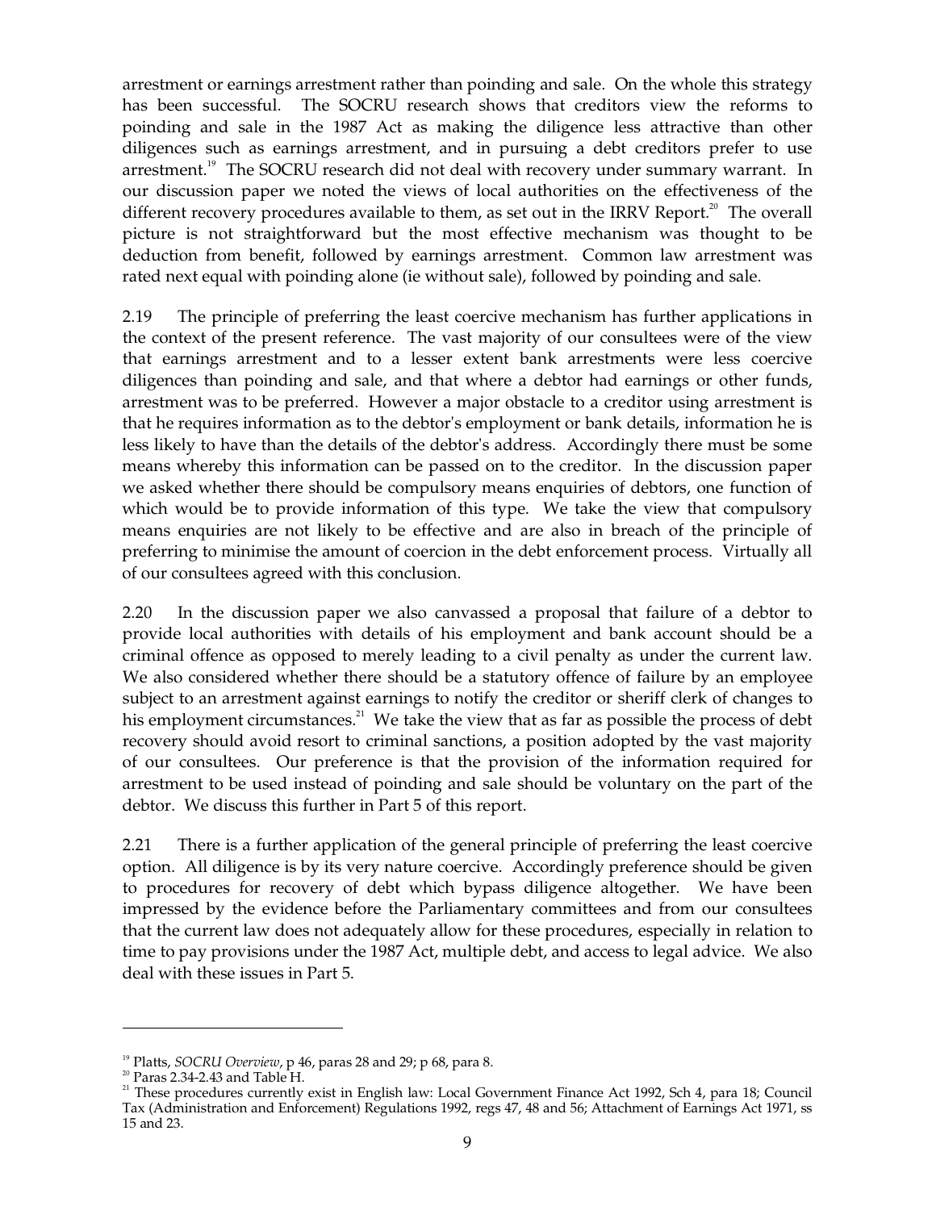arrestment or earnings arrestment rather than poinding and sale. On the whole this strategy has been successful. The SOCRU research shows that creditors view the reforms to poinding and sale in the 1987 Act as making the diligence less attractive than other diligences such as earnings arrestment, and in pursuing a debt creditors prefer to use arrestment.[19] The SOCRU research did not deal with recovery under summary warrant. In our discussion paper we noted the views of local authorities on the effectiveness of the different recovery procedures available to them, as set out in the IRRV Report.[20] The overall picture is not straightforward but the most effective mechanism was thought to be deduction from benefit, followed by earnings arrestment. Common law arrestment was rated next equal with poinding alone (ie without sale), followed by poinding and sale.

2.19 The principle of preferring the least coercive mechanism has further applications in the context of the present reference. The vast majority of our consultees were of the view that earnings arrestment and to a lesser extent bank arrestments were less coercive diligences than poinding and sale, and that where a debtor had earnings or other funds, arrestment was to be preferred. However a major obstacle to a creditor using arrestment is that he requires information as to the debtor's employment or bank details, information he is less likely to have than the details of the debtor's address. Accordingly there must be some means whereby this information can be passed on to the creditor. In the discussion paper we asked whether there should be compulsory means enquiries of debtors, one function of which would be to provide information of this type. We take the view that compulsory means enquiries are not likely to be effective and are also in breach of the principle of preferring to minimise the amount of coercion in the debt enforcement process. Virtually all of our consultees agreed with this conclusion.

2.20 In the discussion paper we also canvassed a proposal that failure of a debtor to provide local authorities with details of his employment and bank account should be a criminal offence as opposed to merely leading to a civil penalty as under the current law. We also considered whether there should be a statutory offence of failure by an employee subject to an arrestment against earnings to notify the creditor or sheriff clerk of changes to his employment circumstances.[21] We take the view that as far as possible the process of debt recovery should avoid resort to criminal sanctions, a position adopted by the vast majority of our consultees. Our preference is that the provision of the information required for arrestment to be used instead of poinding and sale should be voluntary on the part of the debtor. We discuss this further in Part 5 of this report.

2.21 There is a further application of the general principle of preferring the least coercive option. All diligence is by its very nature coercive. Accordingly preference should be given to procedures for recovery of debt which bypass diligence altogether. We have been impressed by the evidence before the Parliamentary committees and from our consultees that the current law does not adequately allow for these procedures, especially in relation to time to pay provisions under the 1987 Act, multiple debt, and access to legal advice. We also deal with these issues in Part 5.

---

[19] Platts, *SOCRU Overview*, p 46, paras 28 and 29; p 68, para 8.

[20] Paras 2.34-2.43 and Table H.

[21] These procedures currently exist in English law: Local Government Finance Act 1992, Sch 4, para 18; Council Tax (Administration and Enforcement) Regulations 1992, regs 47, 48 and 56; Attachment of Earnings Act 1971, ss 15 and 23.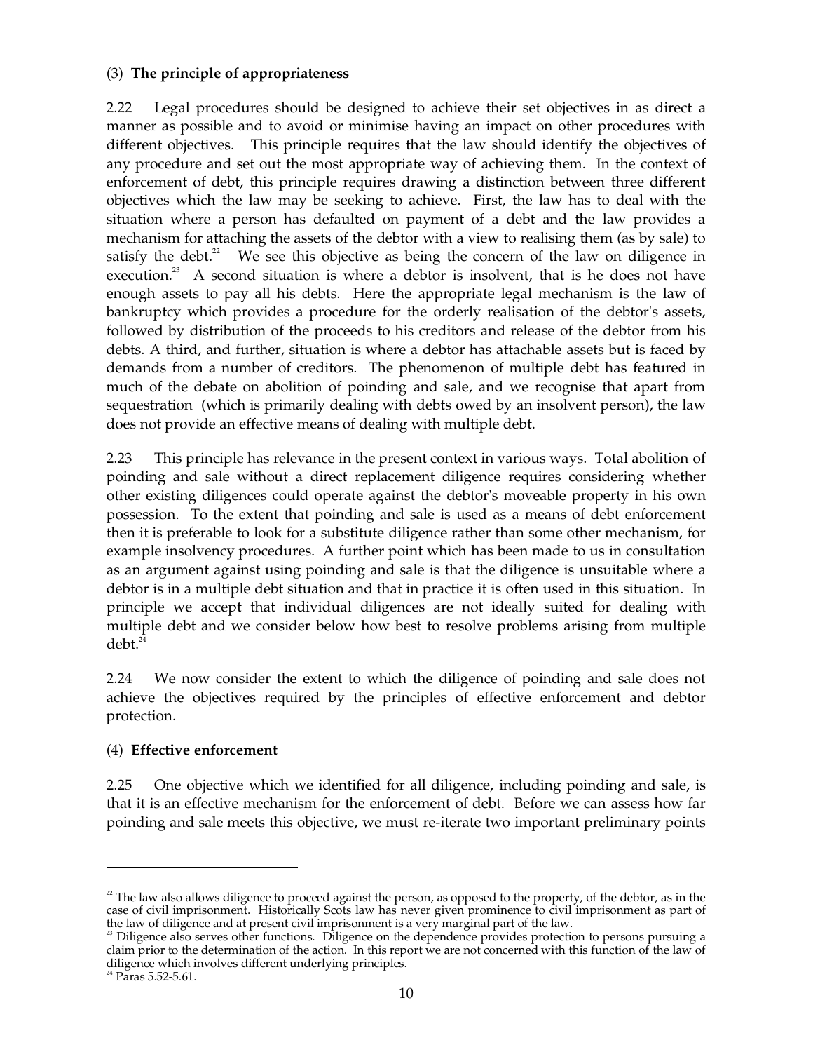(3) **The principle of appropriateness**

2.22 Legal procedures should be designed to achieve their set objectives in as direct a manner as possible and to avoid or minimise having an impact on other procedures with different objectives. This principle requires that the law should identify the objectives of any procedure and set out the most appropriate way of achieving them. In the context of enforcement of debt, this principle requires drawing a distinction between three different objectives which the law may be seeking to achieve. First, the law has to deal with the situation where a person has defaulted on payment of a debt and the law provides a mechanism for attaching the assets of the debtor with a view to realising them (as by sale) to satisfy the debt.[22] We see this objective as being the concern of the law on diligence in execution.[23] A second situation is where a debtor is insolvent, that is he does not have enough assets to pay all his debts. Here the appropriate legal mechanism is the law of bankruptcy which provides a procedure for the orderly realisation of the debtor's assets, followed by distribution of the proceeds to his creditors and release of the debtor from his debts. A third, and further, situation is where a debtor has attachable assets but is faced by demands from a number of creditors. The phenomenon of multiple debt has featured in much of the debate on abolition of poinding and sale, and we recognise that apart from sequestration (which is primarily dealing with debts owed by an insolvent person), the law does not provide an effective means of dealing with multiple debt.

2.23 This principle has relevance in the present context in various ways. Total abolition of poinding and sale without a direct replacement diligence requires considering whether other existing diligences could operate against the debtor's moveable property in his own possession. To the extent that poinding and sale is used as a means of debt enforcement then it is preferable to look for a substitute diligence rather than some other mechanism, for example insolvency procedures. A further point which has been made to us in consultation as an argument against using poinding and sale is that the diligence is unsuitable where a debtor is in a multiple debt situation and that in practice it is often used in this situation. In principle we accept that individual diligences are not ideally suited for dealing with multiple debt and we consider below how best to resolve problems arising from multiple debt.[24]

2.24 We now consider the extent to which the diligence of poinding and sale does not achieve the objectives required by the principles of effective enforcement and debtor protection.

(4) **Effective enforcement**

2.25 One objective which we identified for all diligence, including poinding and sale, is that it is an effective mechanism for the enforcement of debt. Before we can assess how far poinding and sale meets this objective, we must re-iterate two important preliminary points

---

[22] The law also allows diligence to proceed against the person, as opposed to the property, of the debtor, as in the case of civil imprisonment. Historically Scots law has never given prominence to civil imprisonment as part of the law of diligence and at present civil imprisonment is a very marginal part of the law.

[23] Diligence also serves other functions. Diligence on the dependence provides protection to persons pursuing a claim prior to the determination of the action. In this report we are not concerned with this function of the law of diligence which involves different underlying principles.

[24] Paras 5.52-5.61.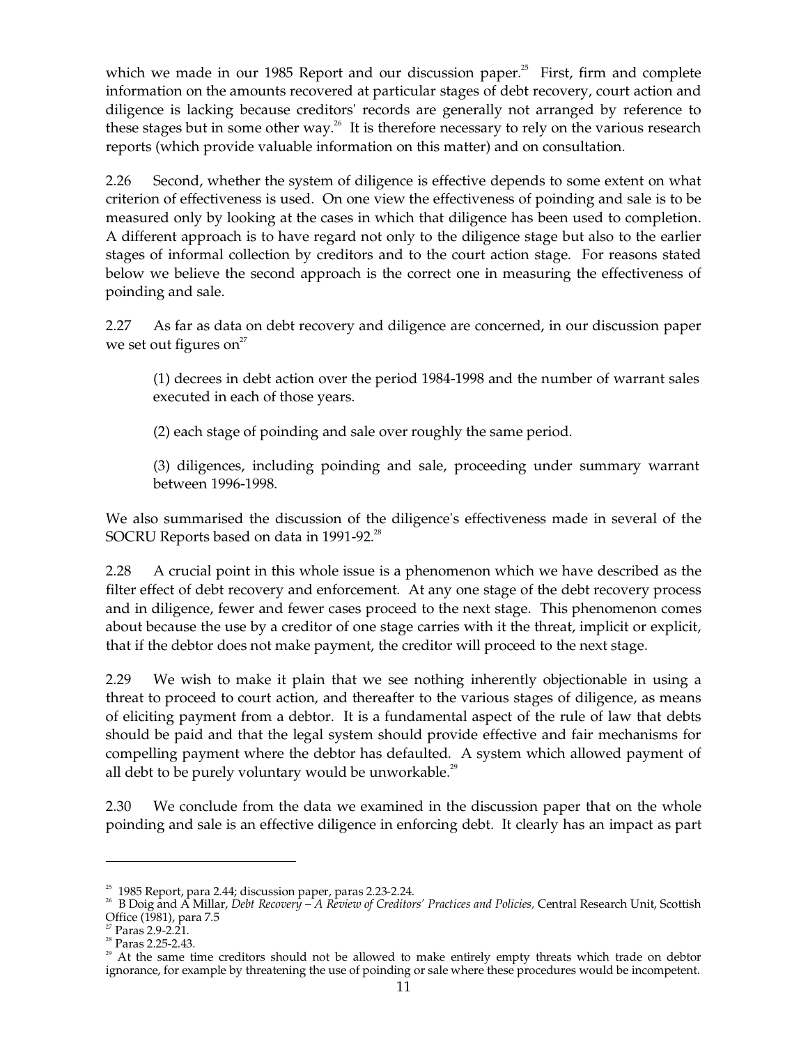which we made in our 1985 Report and our discussion paper.[25] First, firm and complete information on the amounts recovered at particular stages of debt recovery, court action and diligence is lacking because creditors' records are generally not arranged by reference to these stages but in some other way.[26] It is therefore necessary to rely on the various research reports (which provide valuable information on this matter) and on consultation.

2.26 Second, whether the system of diligence is effective depends to some extent on what criterion of effectiveness is used. On one view the effectiveness of poinding and sale is to be measured only by looking at the cases in which that diligence has been used to completion. A different approach is to have regard not only to the diligence stage but also to the earlier stages of informal collection by creditors and to the court action stage. For reasons stated below we believe the second approach is the correct one in measuring the effectiveness of poinding and sale.

2.27 As far as data on debt recovery and diligence are concerned, in our discussion paper we set out figures on[27]

> (1) decrees in debt action over the period 1984-1998 and the number of warrant sales executed in each of those years.
>
> (2) each stage of poinding and sale over roughly the same period.
>
> (3) diligences, including poinding and sale, proceeding under summary warrant between 1996-1998.

We also summarised the discussion of the diligence's effectiveness made in several of the SOCRU Reports based on data in 1991-92.[28]

2.28 A crucial point in this whole issue is a phenomenon which we have described as the filter effect of debt recovery and enforcement. At any one stage of the debt recovery process and in diligence, fewer and fewer cases proceed to the next stage. This phenomenon comes about because the use by a creditor of one stage carries with it the threat, implicit or explicit, that if the debtor does not make payment, the creditor will proceed to the next stage.

2.29 We wish to make it plain that we see nothing inherently objectionable in using a threat to proceed to court action, and thereafter to the various stages of diligence, as means of eliciting payment from a debtor. It is a fundamental aspect of the rule of law that debts should be paid and that the legal system should provide effective and fair mechanisms for compelling payment where the debtor has defaulted. A system which allowed payment of all debt to be purely voluntary would be unworkable.[29]

2.30 We conclude from the data we examined in the discussion paper that on the whole poinding and sale is an effective diligence in enforcing debt. It clearly has an impact as part

---

[25] 1985 Report, para 2.44; discussion paper, paras 2.23-2.24.

[26] B Doig and A Millar, *Debt Recovery – A Review of Creditors' Practices and Policies*, Central Research Unit, Scottish Office (1981), para 7.5

[27] Paras 2.9-2.21.

[28] Paras 2.25-2.43.

[29] At the same time creditors should not be allowed to make entirely empty threats which trade on debtor ignorance, for example by threatening the use of poinding or sale where these procedures would be incompetent.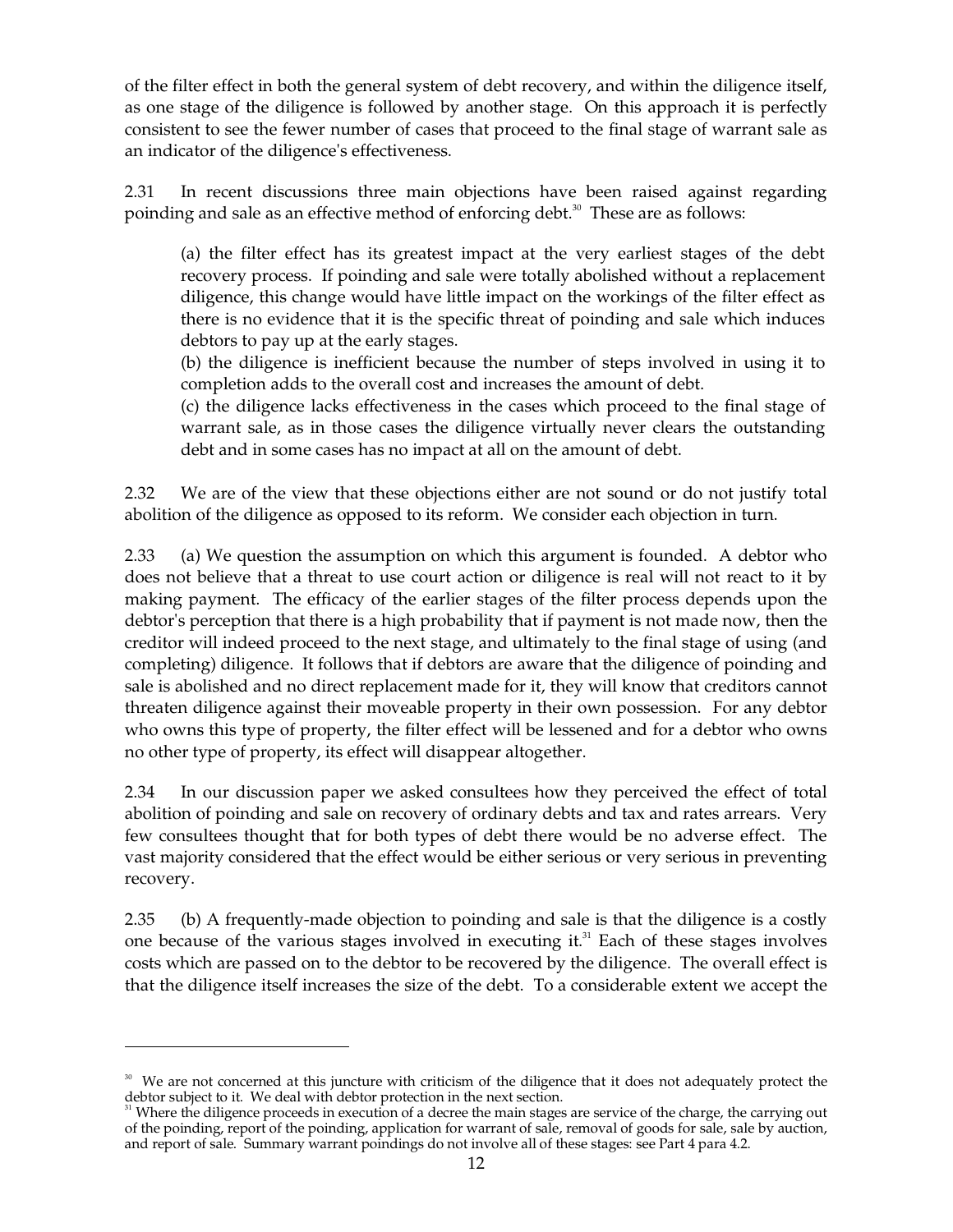of the filter effect in both the general system of debt recovery, and within the diligence itself, as one stage of the diligence is followed by another stage. On this approach it is perfectly consistent to see the fewer number of cases that proceed to the final stage of warrant sale as an indicator of the diligence's effectiveness.

2.31 In recent discussions three main objections have been raised against regarding poinding and sale as an effective method of enforcing debt.[30] These are as follows:

> (a) the filter effect has its greatest impact at the very earliest stages of the debt recovery process. If poinding and sale were totally abolished without a replacement diligence, this change would have little impact on the workings of the filter effect as there is no evidence that it is the specific threat of poinding and sale which induces debtors to pay up at the early stages.
>
> (b) the diligence is inefficient because the number of steps involved in using it to completion adds to the overall cost and increases the amount of debt.
>
> (c) the diligence lacks effectiveness in the cases which proceed to the final stage of warrant sale, as in those cases the diligence virtually never clears the outstanding debt and in some cases has no impact at all on the amount of debt.

2.32 We are of the view that these objections either are not sound or do not justify total abolition of the diligence as opposed to its reform. We consider each objection in turn.

2.33 (a) We question the assumption on which this argument is founded. A debtor who does not believe that a threat to use court action or diligence is real will not react to it by making payment. The efficacy of the earlier stages of the filter process depends upon the debtor's perception that there is a high probability that if payment is not made now, then the creditor will indeed proceed to the next stage, and ultimately to the final stage of using (and completing) diligence. It follows that if debtors are aware that the diligence of poinding and sale is abolished and no direct replacement made for it, they will know that creditors cannot threaten diligence against their moveable property in their own possession. For any debtor who owns this type of property, the filter effect will be lessened and for a debtor who owns no other type of property, its effect will disappear altogether.

2.34 In our discussion paper we asked consultees how they perceived the effect of total abolition of poinding and sale on recovery of ordinary debts and tax and rates arrears. Very few consultees thought that for both types of debt there would be no adverse effect. The vast majority considered that the effect would be either serious or very serious in preventing recovery.

2.35 (b) A frequently-made objection to poinding and sale is that the diligence is a costly one because of the various stages involved in executing it.[31] Each of these stages involves costs which are passed on to the debtor to be recovered by the diligence. The overall effect is that the diligence itself increases the size of the debt. To a considerable extent we accept the

---

[30] We are not concerned at this juncture with criticism of the diligence that it does not adequately protect the debtor subject to it. We deal with debtor protection in the next section.

[31] Where the diligence proceeds in execution of a decree the main stages are service of the charge, the carrying out of the poinding, report of the poinding, application for warrant of sale, removal of goods for sale, sale by auction, and report of sale. Summary warrant poindings do not involve all of these stages: see Part 4 para 4.2.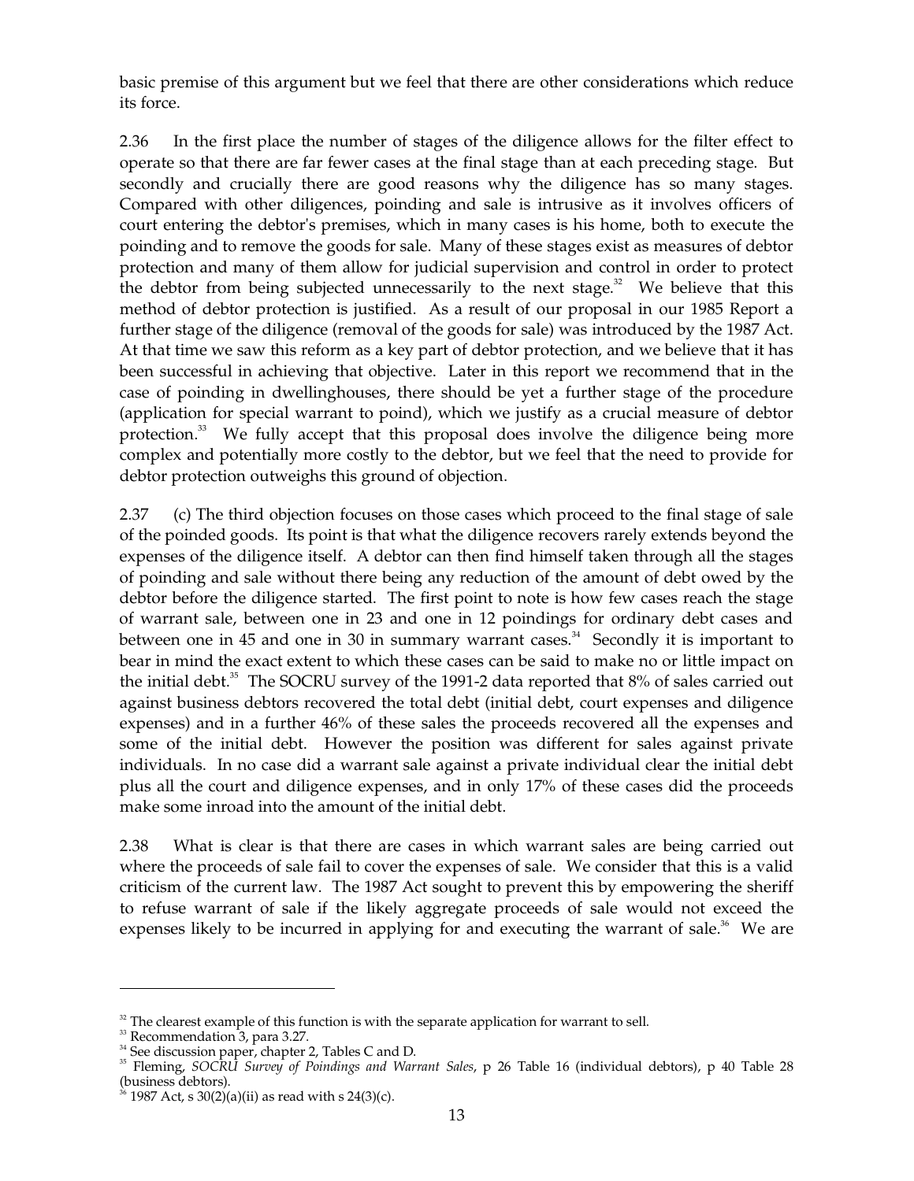basic premise of this argument but we feel that there are other considerations which reduce its force.

2.36 In the first place the number of stages of the diligence allows for the filter effect to operate so that there are far fewer cases at the final stage than at each preceding stage. But secondly and crucially there are good reasons why the diligence has so many stages. Compared with other diligences, poinding and sale is intrusive as it involves officers of court entering the debtor's premises, which in many cases is his home, both to execute the poinding and to remove the goods for sale. Many of these stages exist as measures of debtor protection and many of them allow for judicial supervision and control in order to protect the debtor from being subjected unnecessarily to the next stage.[32] We believe that this method of debtor protection is justified. As a result of our proposal in our 1985 Report a further stage of the diligence (removal of the goods for sale) was introduced by the 1987 Act. At that time we saw this reform as a key part of debtor protection, and we believe that it has been successful in achieving that objective. Later in this report we recommend that in the case of poinding in dwellinghouses, there should be yet a further stage of the procedure (application for special warrant to poind), which we justify as a crucial measure of debtor protection.[33] We fully accept that this proposal does involve the diligence being more complex and potentially more costly to the debtor, but we feel that the need to provide for debtor protection outweighs this ground of objection.

2.37 (c) The third objection focuses on those cases which proceed to the final stage of sale of the poinded goods. Its point is that what the diligence recovers rarely extends beyond the expenses of the diligence itself. A debtor can then find himself taken through all the stages of poinding and sale without there being any reduction of the amount of debt owed by the debtor before the diligence started. The first point to note is how few cases reach the stage of warrant sale, between one in 23 and one in 12 poindings for ordinary debt cases and between one in 45 and one in 30 in summary warrant cases.[34] Secondly it is important to bear in mind the exact extent to which these cases can be said to make no or little impact on the initial debt.[35] The SOCRU survey of the 1991-2 data reported that 8% of sales carried out against business debtors recovered the total debt (initial debt, court expenses and diligence expenses) and in a further 46% of these sales the proceeds recovered all the expenses and some of the initial debt. However the position was different for sales against private individuals. In no case did a warrant sale against a private individual clear the initial debt plus all the court and diligence expenses, and in only 17% of these cases did the proceeds make some inroad into the amount of the initial debt.

2.38 What is clear is that there are cases in which warrant sales are being carried out where the proceeds of sale fail to cover the expenses of sale. We consider that this is a valid criticism of the current law. The 1987 Act sought to prevent this by empowering the sheriff to refuse warrant of sale if the likely aggregate proceeds of sale would not exceed the expenses likely to be incurred in applying for and executing the warrant of sale.[36] We are

---

[32] The clearest example of this function is with the separate application for warrant to sell.

[33] Recommendation 3, para 3.27.

[34] See discussion paper, chapter 2, Tables C and D.

[35] Fleming, *SOCRU Survey of Poindings and Warrant Sales*, p 26 Table 16 (individual debtors), p 40 Table 28 (business debtors).

[36] 1987 Act, s 30(2)(a)(ii) as read with s 24(3)(c).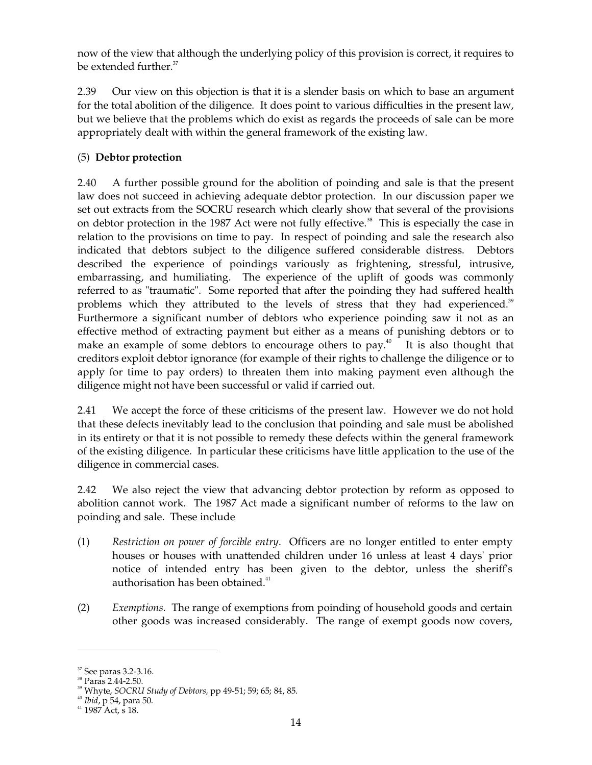now of the view that although the underlying policy of this provision is correct, it requires to be extended further.[37]

2.39 Our view on this objection is that it is a slender basis on which to base an argument for the total abolition of the diligence. It does point to various difficulties in the present law, but we believe that the problems which do exist as regards the proceeds of sale can be more appropriately dealt with within the general framework of the existing law.

(5) **Debtor protection**

2.40 A further possible ground for the abolition of poinding and sale is that the present law does not succeed in achieving adequate debtor protection. In our discussion paper we set out extracts from the SOCRU research which clearly show that several of the provisions on debtor protection in the 1987 Act were not fully effective.[38] This is especially the case in relation to the provisions on time to pay. In respect of poinding and sale the research also indicated that debtors subject to the diligence suffered considerable distress. Debtors described the experience of poindings variously as frightening, stressful, intrusive, embarrassing, and humiliating. The experience of the uplift of goods was commonly referred to as "traumatic". Some reported that after the poinding they had suffered health problems which they attributed to the levels of stress that they had experienced.[39] Furthermore a significant number of debtors who experience poinding saw it not as an effective method of extracting payment but either as a means of punishing debtors or to make an example of some debtors to encourage others to pay.[40] It is also thought that creditors exploit debtor ignorance (for example of their rights to challenge the diligence or to apply for time to pay orders) to threaten them into making payment even although the diligence might not have been successful or valid if carried out.

2.41 We accept the force of these criticisms of the present law. However we do not hold that these defects inevitably lead to the conclusion that poinding and sale must be abolished in its entirety or that it is not possible to remedy these defects within the general framework of the existing diligence. In particular these criticisms have little application to the use of the diligence in commercial cases.

2.42 We also reject the view that advancing debtor protection by reform as opposed to abolition cannot work. The 1987 Act made a significant number of reforms to the law on poinding and sale. These include

(1) *Restriction on power of forcible entry*. Officers are no longer entitled to enter empty houses or houses with unattended children under 16 unless at least 4 days' prior notice of intended entry has been given to the debtor, unless the sheriff's authorisation has been obtained.[41]

(2) *Exemptions*. The range of exemptions from poinding of household goods and certain other goods was increased considerably. The range of exempt goods now covers,

---

[37] See paras 3.2-3.16.
[38] Paras 2.44-2.50.
[39] Whyte, *SOCRU Study of Debtors*, pp 49-51; 59; 65; 84, 85.
[40] *Ibid*, p 54, para 50.
[41] 1987 Act, s 18.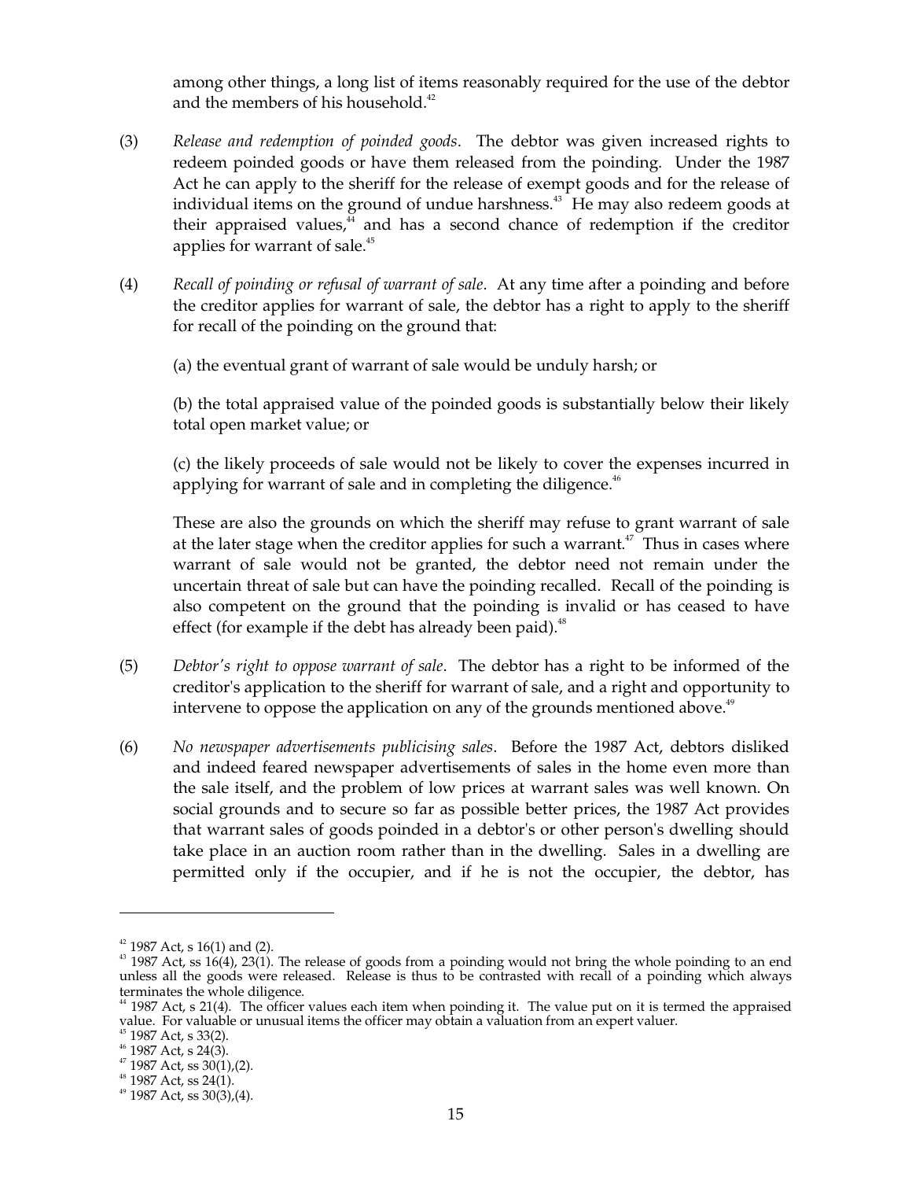among other things, a long list of items reasonably required for the use of the debtor and the members of his household.[42]

(3) *Release and redemption of pointed goods*. The debtor was given increased rights to redeem poinded goods or have them released from the poinding. Under the 1987 Act he can apply to the sheriff for the release of exempt goods and for the release of individual items on the ground of undue harshness.[43] He may also redeem goods at their appraised values,[44] and has a second chance of redemption if the creditor applies for warrant of sale.[45]

(4) *Recall of poinding or refusal of warrant of sale*. At any time after a poinding and before the creditor applies for warrant of sale, the debtor has a right to apply to the sheriff for recall of the poinding on the ground that:

(a) the eventual grant of warrant of sale would be unduly harsh; or

(b) the total appraised value of the poinded goods is substantially below their likely total open market value; or

(c) the likely proceeds of sale would not be likely to cover the expenses incurred in applying for warrant of sale and in completing the diligence.[46]

These are also the grounds on which the sheriff may refuse to grant warrant of sale at the later stage when the creditor applies for such a warrant.[47] Thus in cases where warrant of sale would not be granted, the debtor need not remain under the uncertain threat of sale but can have the poinding recalled. Recall of the poinding is also competent on the ground that the poinding is invalid or has ceased to have effect (for example if the debt has already been paid).[48]

(5) *Debtor's right to oppose warrant of sale*. The debtor has a right to be informed of the creditor's application to the sheriff for warrant of sale, and a right and opportunity to intervene to oppose the application on any of the grounds mentioned above.[49]

(6) *No newspaper advertisements publicising sales*. Before the 1987 Act, debtors disliked and indeed feared newspaper advertisements of sales in the home even more than the sale itself, and the problem of low prices at warrant sales was well known. On social grounds and to secure so far as possible better prices, the 1987 Act provides that warrant sales of goods poinded in a debtor's or other person's dwelling should take place in an auction room rather than in the dwelling. Sales in a dwelling are permitted only if the occupier, and if he is not the occupier, the debtor, has

---

[42] 1987 Act, s 16(1) and (2).

[43] 1987 Act, ss 16(4), 23(1). The release of goods from a poinding would not bring the whole poinding to an end unless all the goods were released. Release is thus to be contrasted with recall of a poinding which always terminates the whole diligence.

[44] 1987 Act, s 21(4). The officer values each item when poinding it. The value put on it is termed the appraised value. For valuable or unusual items the officer may obtain a valuation from an expert valuer.

[45] 1987 Act, s 33(2).

[46] 1987 Act, s 24(3).

[47] 1987 Act, ss 30(1),(2).

[48] 1987 Act, ss 24(1).

[49] 1987 Act, ss 30(3),(4).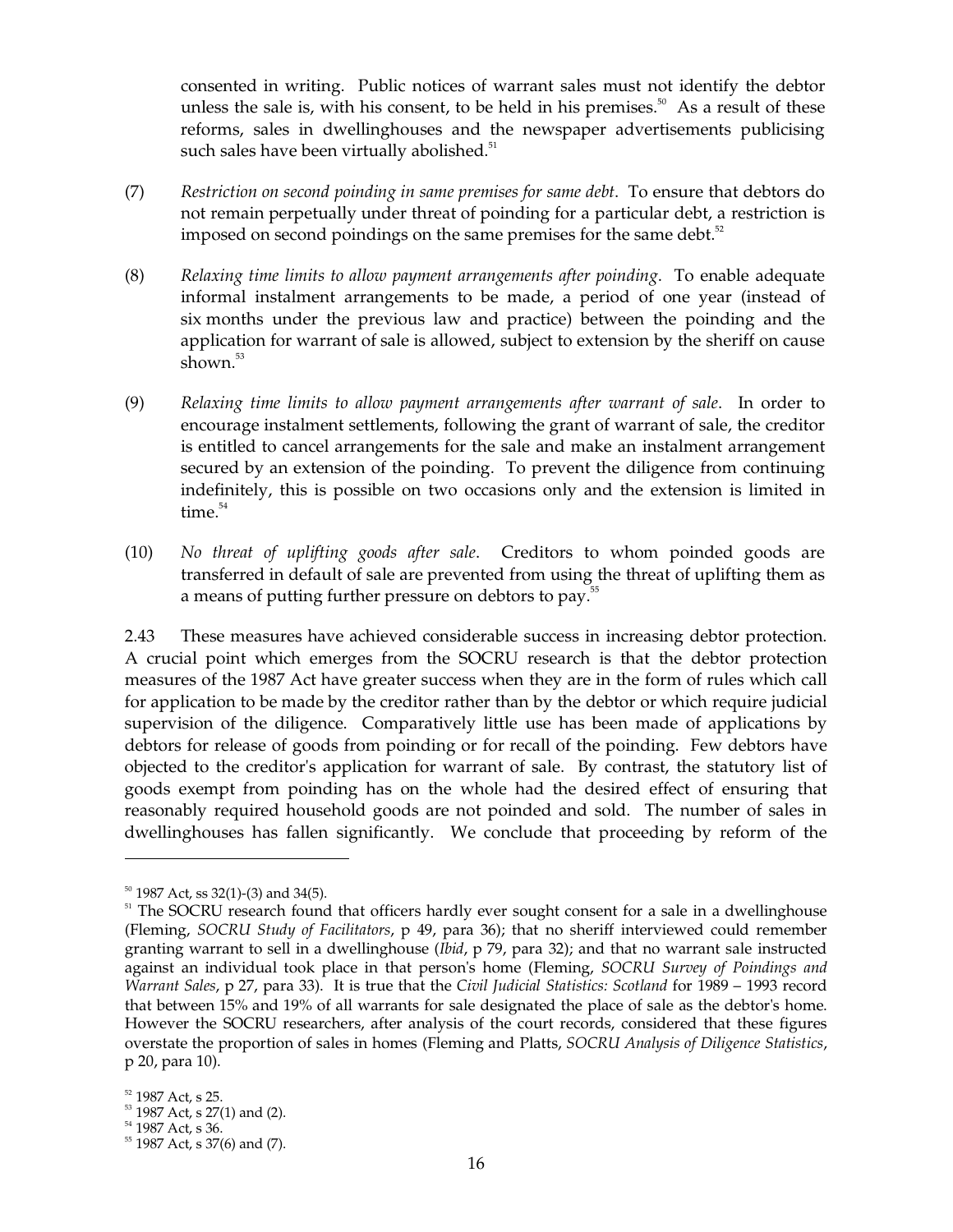consented in writing. Public notices of warrant sales must not identify the debtor unless the sale is, with his consent, to be held in his premises.[50] As a result of these reforms, sales in dwellinghouses and the newspaper advertisements publicising such sales have been virtually abolished.[51]

(7) *Restriction on second poinding in same premises for same debt*. To ensure that debtors do not remain perpetually under threat of poinding for a particular debt, a restriction is imposed on second poindings on the same premises for the same debt.[52]

(8) *Relaxing time limits to allow payment arrangements after poinding*. To enable adequate informal instalment arrangements to be made, a period of one year (instead of six months under the previous law and practice) between the poinding and the application for warrant of sale is allowed, subject to extension by the sheriff on cause shown.[53]

(9) *Relaxing time limits to allow payment arrangements after warrant of sale*. In order to encourage instalment settlements, following the grant of warrant of sale, the creditor is entitled to cancel arrangements for the sale and make an instalment arrangement secured by an extension of the poinding. To prevent the diligence from continuing indefinitely, this is possible on two occasions only and the extension is limited in time.[54]

(10) *No threat of uplifting goods after sale*. Creditors to whom poinded goods are transferred in default of sale are prevented from using the threat of uplifting them as a means of putting further pressure on debtors to pay.[55]

2.43 These measures have achieved considerable success in increasing debtor protection. A crucial point which emerges from the SOCRU research is that the debtor protection measures of the 1987 Act have greater success when they are in the form of rules which call for application to be made by the creditor rather than by the debtor or which require judicial supervision of the diligence. Comparatively little use has been made of applications by debtors for release of goods from poinding or for recall of the poinding. Few debtors have objected to the creditor's application for warrant of sale. By contrast, the statutory list of goods exempt from poinding has on the whole had the desired effect of ensuring that reasonably required household goods are not poinded and sold. The number of sales in dwellinghouses has fallen significantly. We conclude that proceeding by reform of the

---

[50] 1987 Act, ss 32(1)-(3) and 34(5).

[51] The SOCRU research found that officers hardly ever sought consent for a sale in a dwellinghouse (Fleming, *SOCRU Study of Facilitators*, p 49, para 36); that no sheriff interviewed could remember granting warrant to sell in a dwellinghouse (*Ibid*, p 79, para 32); and that no warrant sale instructed against an individual took place in that person's home (Fleming, *SOCRU Survey of Poindings and Warrant Sales*, p 27, para 33). It is true that the *Civil Judicial Statistics: Scotland* for 1989 – 1993 record that between 15% and 19% of all warrants for sale designated the place of sale as the debtor's home. However the SOCRU researchers, after analysis of the court records, considered that these figures overstate the proportion of sales in homes (Fleming and Platts, *SOCRU Analysis of Diligence Statistics*, p 20, para 10).

[52] 1987 Act, s 25.

[53] 1987 Act, s 27(1) and (2).

[54] 1987 Act, s 36.

[55] 1987 Act, s 37(6) and (7).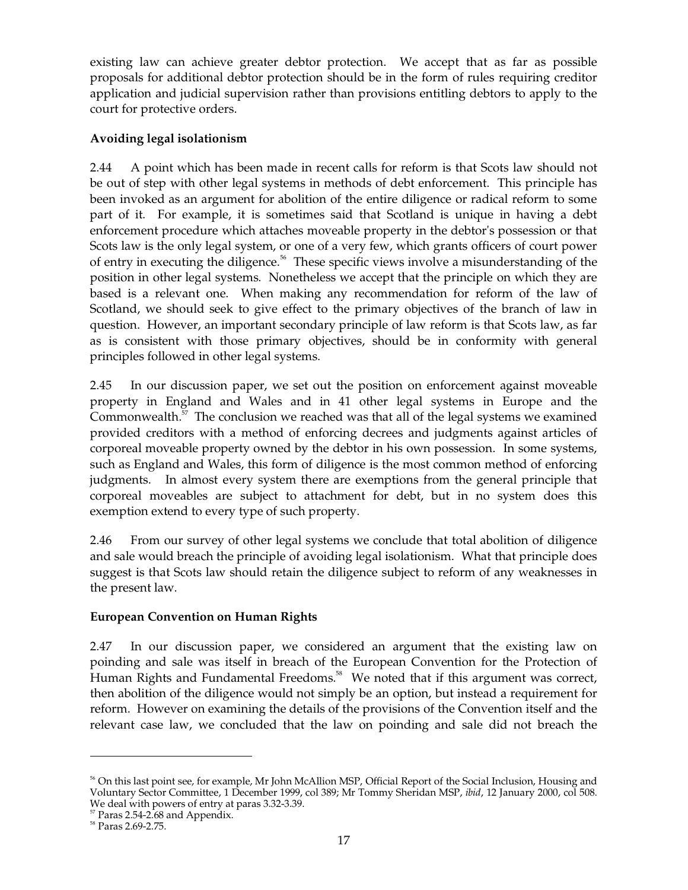existing law can achieve greater debtor protection. We accept that as far as possible proposals for additional debtor protection should be in the form of rules requiring creditor application and judicial supervision rather than provisions entitling debtors to apply to the court for protective orders.

**Avoiding legal isolationism**

2.44 A point which has been made in recent calls for reform is that Scots law should not be out of step with other legal systems in methods of debt enforcement. This principle has been invoked as an argument for abolition of the entire diligence or radical reform to some part of it. For example, it is sometimes said that Scotland is unique in having a debt enforcement procedure which attaches moveable property in the debtor's possession or that Scots law is the only legal system, or one of a very few, which grants officers of court power of entry in executing the diligence.[56] These specific views involve a misunderstanding of the position in other legal systems. Nonetheless we accept that the principle on which they are based is a relevant one. When making any recommendation for reform of the law of Scotland, we should seek to give effect to the primary objectives of the branch of law in question. However, an important secondary principle of law reform is that Scots law, as far as is consistent with those primary objectives, should be in conformity with general principles followed in other legal systems.

2.45 In our discussion paper, we set out the position on enforcement against moveable property in England and Wales and in 41 other legal systems in Europe and the Commonwealth.[57] The conclusion we reached was that all of the legal systems we examined provided creditors with a method of enforcing decrees and judgments against articles of corporeal moveable property owned by the debtor in his own possession. In some systems, such as England and Wales, this form of diligence is the most common method of enforcing judgments. In almost every system there are exemptions from the general principle that corporeal moveables are subject to attachment for debt, but in no system does this exemption extend to every type of such property.

2.46 From our survey of other legal systems we conclude that total abolition of diligence and sale would breach the principle of avoiding legal isolationism. What that principle does suggest is that Scots law should retain the diligence subject to reform of any weaknesses in the present law.

**European Convention on Human Rights**

2.47 In our discussion paper, we considered an argument that the existing law on poinding and sale was itself in breach of the European Convention for the Protection of Human Rights and Fundamental Freedoms.[58] We noted that if this argument was correct, then abolition of the diligence would not simply be an option, but instead a requirement for reform. However on examining the details of the provisions of the Convention itself and the relevant case law, we concluded that the law on poinding and sale did not breach the

---

[56] On this last point see, for example, Mr John McAllion MSP, Official Report of the Social Inclusion, Housing and Voluntary Sector Committee, 1 December 1999, col 389; Mr Tommy Sheridan MSP, *ibid*, 12 January 2000, col 508. We deal with powers of entry at paras 3.32-3.39.

[57] Paras 2.54-2.68 and Appendix.

[58] Paras 2.69-2.75.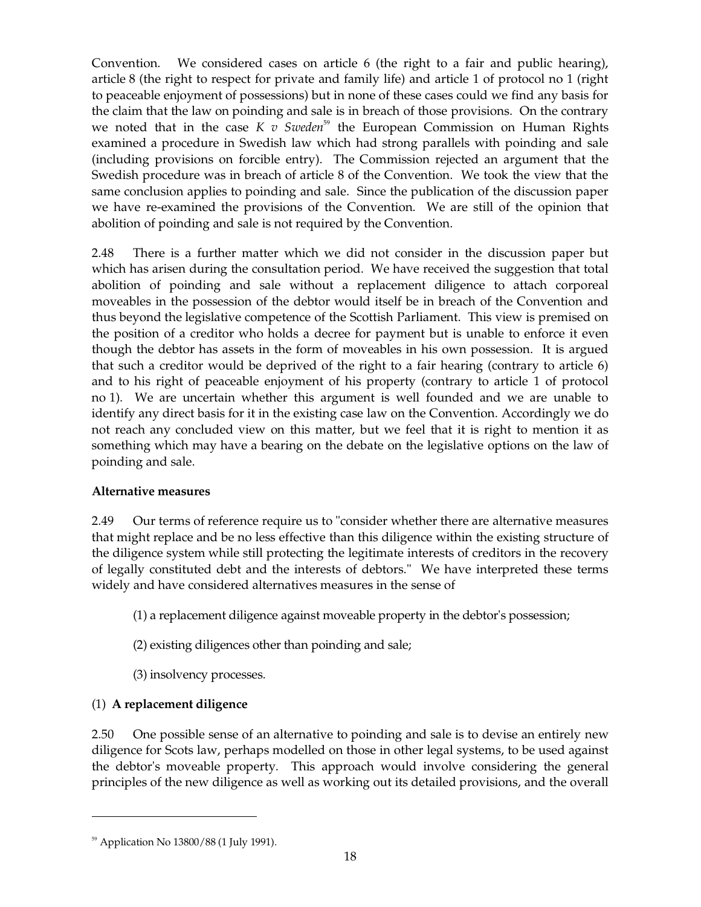Convention. We considered cases on article 6 (the right to a fair and public hearing), article 8 (the right to respect for private and family life) and article 1 of protocol no 1 (right to peaceable enjoyment of possessions) but in none of these cases could we find any basis for the claim that the law on poinding and sale is in breach of those provisions. On the contrary we noted that in the case *K v Sweden*[59] the European Commission on Human Rights examined a procedure in Swedish law which had strong parallels with poinding and sale (including provisions on forcible entry). The Commission rejected an argument that the Swedish procedure was in breach of article 8 of the Convention. We took the view that the same conclusion applies to poinding and sale. Since the publication of the discussion paper we have re-examined the provisions of the Convention. We are still of the opinion that abolition of poinding and sale is not required by the Convention.

2.48 There is a further matter which we did not consider in the discussion paper but which has arisen during the consultation period. We have received the suggestion that total abolition of poinding and sale without a replacement diligence to attach corporeal moveables in the possession of the debtor would itself be in breach of the Convention and thus beyond the legislative competence of the Scottish Parliament. This view is premised on the position of a creditor who holds a decree for payment but is unable to enforce it even though the debtor has assets in the form of moveables in his own possession. It is argued that such a creditor would be deprived of the right to a fair hearing (contrary to article 6) and to his right of peaceable enjoyment of his property (contrary to article 1 of protocol no 1). We are uncertain whether this argument is well founded and we are unable to identify any direct basis for it in the existing case law on the Convention. Accordingly we do not reach any concluded view on this matter, but we feel that it is right to mention it as something which may have a bearing on the debate on the legislative options on the law of poinding and sale.

**Alternative measures**

2.49 Our terms of reference require us to "consider whether there are alternative measures that might replace and be no less effective than this diligence within the existing structure of the diligence system while still protecting the legitimate interests of creditors in the recovery of legally constituted debt and the interests of debtors." We have interpreted these terms widely and have considered alternatives measures in the sense of

(1) a replacement diligence against moveable property in the debtor's possession;

(2) existing diligences other than poinding and sale;

(3) insolvency processes.

(1) **A replacement diligence**

2.50 One possible sense of an alternative to poinding and sale is to devise an entirely new diligence for Scots law, perhaps modelled on those in other legal systems, to be used against the debtor's moveable property. This approach would involve considering the general principles of the new diligence as well as working out its detailed provisions, and the overall

---

[59] Application No 13800/88 (1 July 1991).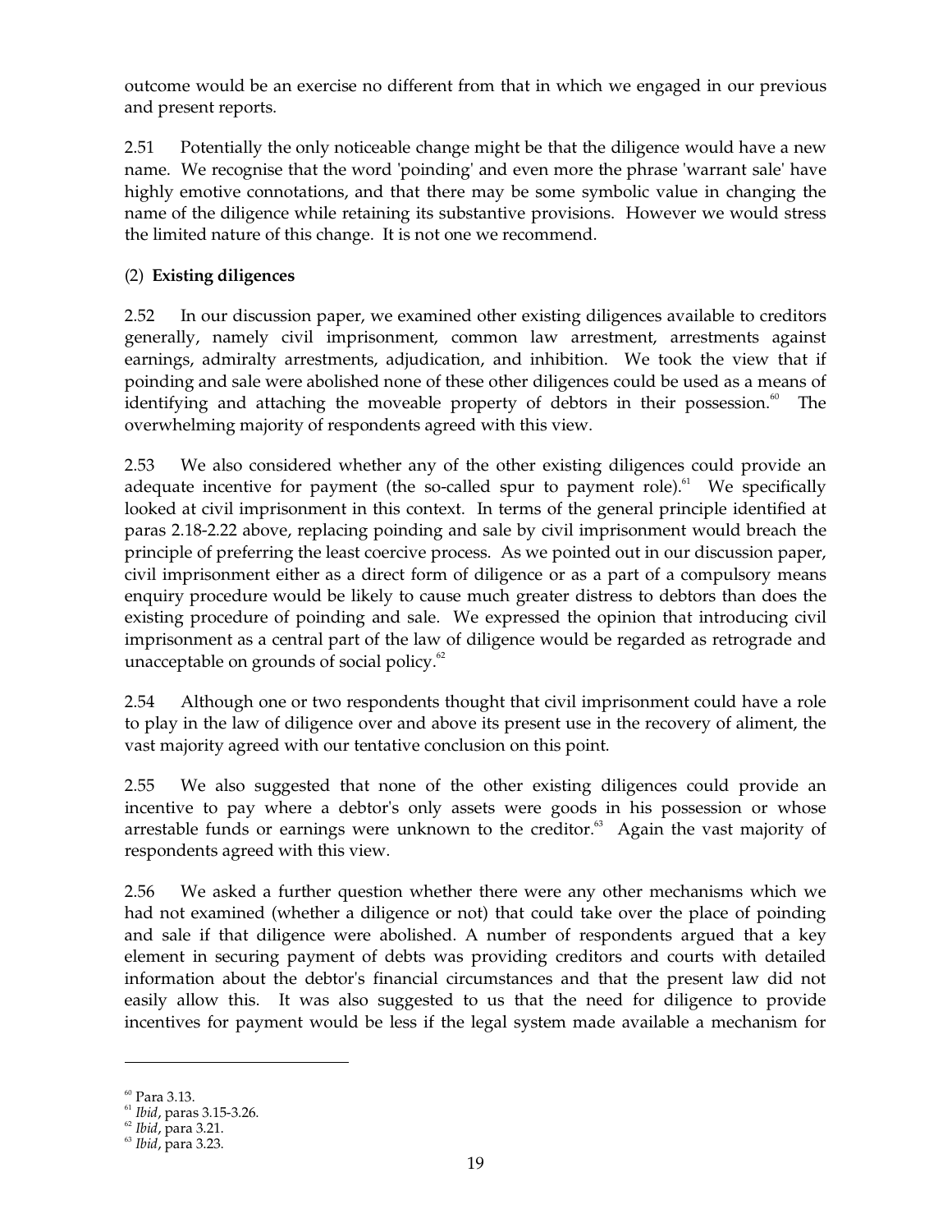outcome would be an exercise no different from that in which we engaged in our previous and present reports.

2.51 Potentially the only noticeable change might be that the diligence would have a new name. We recognise that the word 'poinding' and even more the phrase 'warrant sale' have highly emotive connotations, and that there may be some symbolic value in changing the name of the diligence while retaining its substantive provisions. However we would stress the limited nature of this change. It is not one we recommend.

(2) **Existing diligences**

2.52 In our discussion paper, we examined other existing diligences available to creditors generally, namely civil imprisonment, common law arrestment, arrestments against earnings, admiralty arrestments, adjudication, and inhibition. We took the view that if poinding and sale were abolished none of these other diligences could be used as a means of identifying and attaching the moveable property of debtors in their possession.[60] The overwhelming majority of respondents agreed with this view.

2.53 We also considered whether any of the other existing diligences could provide an adequate incentive for payment (the so-called spur to payment role).[61] We specifically looked at civil imprisonment in this context. In terms of the general principle identified at paras 2.18-2.22 above, replacing poinding and sale by civil imprisonment would breach the principle of preferring the least coercive process. As we pointed out in our discussion paper, civil imprisonment either as a direct form of diligence or as a part of a compulsory means enquiry procedure would be likely to cause much greater distress to debtors than does the existing procedure of poinding and sale. We expressed the opinion that introducing civil imprisonment as a central part of the law of diligence would be regarded as retrograde and unacceptable on grounds of social policy.[62]

2.54 Although one or two respondents thought that civil imprisonment could have a role to play in the law of diligence over and above its present use in the recovery of aliment, the vast majority agreed with our tentative conclusion on this point.

2.55 We also suggested that none of the other existing diligences could provide an incentive to pay where a debtor's only assets were goods in his possession or whose arrestable funds or earnings were unknown to the creditor.[63] Again the vast majority of respondents agreed with this view.

2.56 We asked a further question whether there were any other mechanisms which we had not examined (whether a diligence or not) that could take over the place of poinding and sale if that diligence were abolished. A number of respondents argued that a key element in securing payment of debts was providing creditors and courts with detailed information about the debtor's financial circumstances and that the present law did not easily allow this. It was also suggested to us that the need for diligence to provide incentives for payment would be less if the legal system made available a mechanism for

---

[60] Para 3.13.

[61] *Ibid*, paras 3.15-3.26.

[62] *Ibid*, para 3.21.

[63] *Ibid*, para 3.23.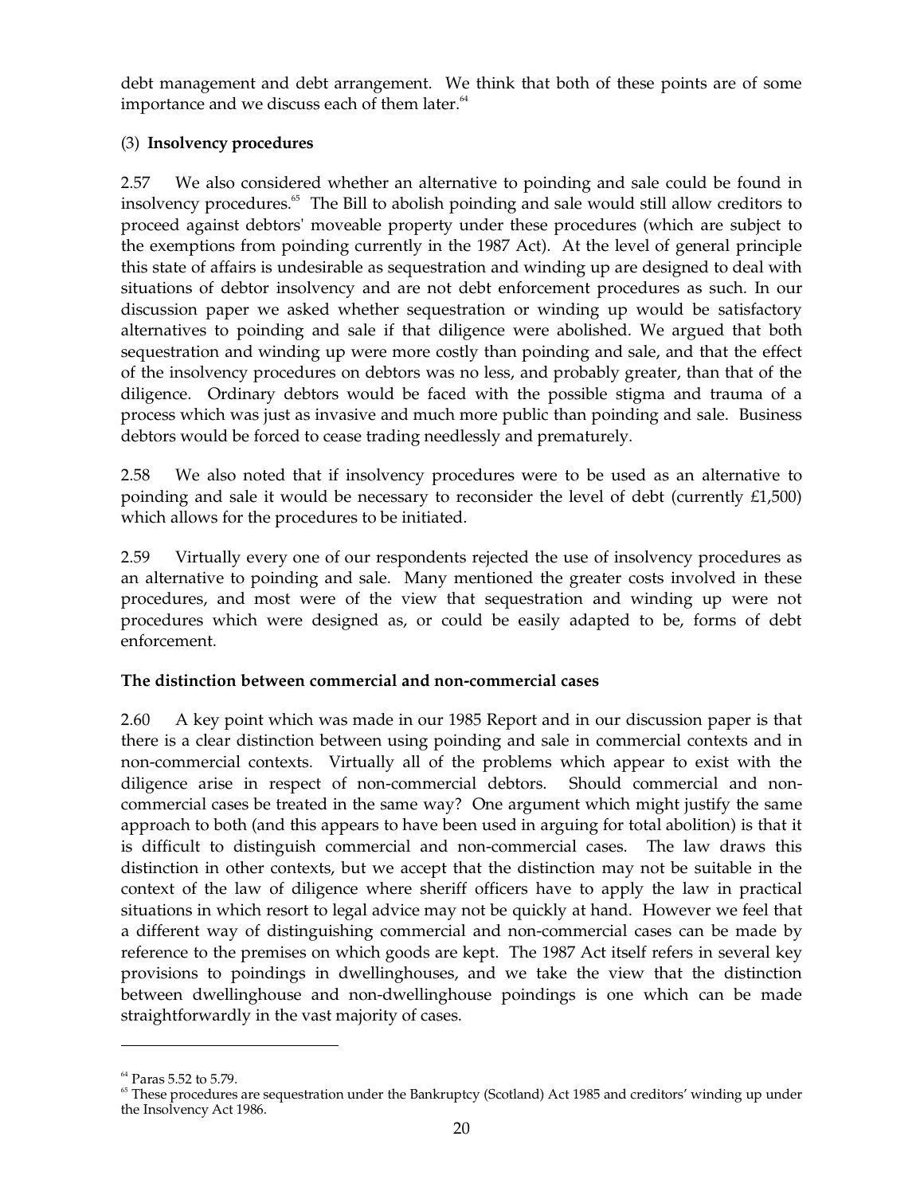debt management and debt arrangement. We think that both of these points are of some importance and we discuss each of them later.[64]

### (3) **Insolvency procedures**

2.57 We also considered whether an alternative to poinding and sale could be found in insolvency procedures.[65] The Bill to abolish poinding and sale would still allow creditors to proceed against debtors' moveable property under these procedures (which are subject to the exemptions from poinding currently in the 1987 Act). At the level of general principle this state of affairs is undesirable as sequestration and winding up are designed to deal with situations of debtor insolvency and are not debt enforcement procedures as such. In our discussion paper we asked whether sequestration or winding up would be satisfactory alternatives to poinding and sale if that diligence were abolished. We argued that both sequestration and winding up were more costly than poinding and sale, and that the effect of the insolvency procedures on debtors was no less, and probably greater, than that of the diligence. Ordinary debtors would be faced with the possible stigma and trauma of a process which was just as invasive and much more public than poinding and sale. Business debtors would be forced to cease trading needlessly and prematurely.

2.58 We also noted that if insolvency procedures were to be used as an alternative to poinding and sale it would be necessary to reconsider the level of debt (currently £1,500) which allows for the procedures to be initiated.

2.59 Virtually every one of our respondents rejected the use of insolvency procedures as an alternative to poinding and sale. Many mentioned the greater costs involved in these procedures, and most were of the view that sequestration and winding up were not procedures which were designed as, or could be easily adapted to be, forms of debt enforcement.

### **The distinction between commercial and non-commercial cases**

2.60 A key point which was made in our 1985 Report and in our discussion paper is that there is a clear distinction between using poinding and sale in commercial contexts and in non-commercial contexts. Virtually all of the problems which appear to exist with the diligence arise in respect of non-commercial debtors. Should commercial and non-commercial cases be treated in the same way? One argument which might justify the same approach to both (and this appears to have been used in arguing for total abolition) is that it is difficult to distinguish commercial and non-commercial cases. The law draws this distinction in other contexts, but we accept that the distinction may not be suitable in the context of the law of diligence where sheriff officers have to apply the law in practical situations in which resort to legal advice may not be quickly at hand. However we feel that a different way of distinguishing commercial and non-commercial cases can be made by reference to the premises on which goods are kept. The 1987 Act itself refers in several key provisions to poindings in dwellinghouses, and we take the view that the distinction between dwellinghouse and non-dwellinghouse poindings is one which can be made straightforwardly in the vast majority of cases.

---

[64] Paras 5.52 to 5.79.

[65] These procedures are sequestration under the Bankruptcy (Scotland) Act 1985 and creditors' winding up under the Insolvency Act 1986.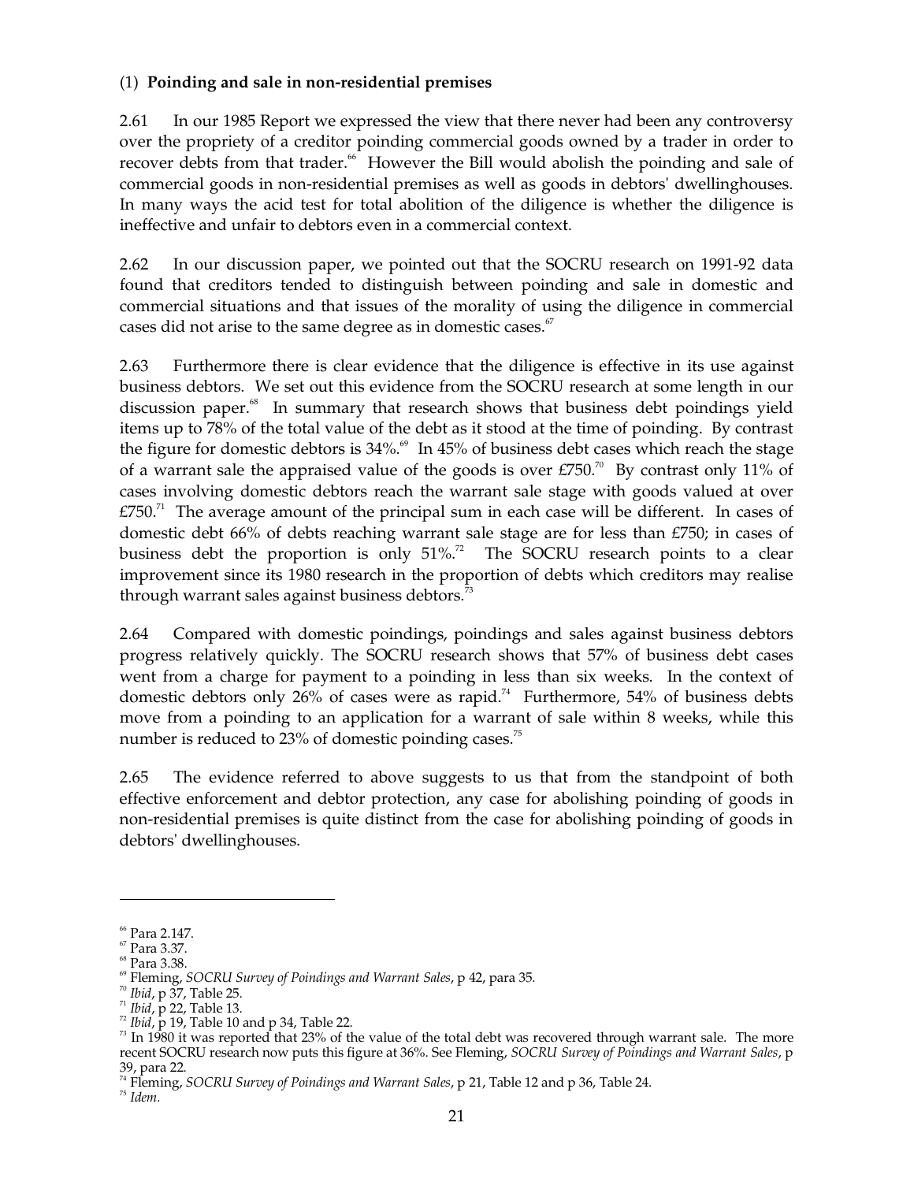(1) **Poinding and sale in non-residential premises**

2.61 In our 1985 Report we expressed the view that there never had been any controversy over the propriety of a creditor poinding commercial goods owned by a trader in order to recover debts from that trader.[66] However the Bill would abolish the poinding and sale of commercial goods in non-residential premises as well as goods in debtors' dwellinghouses. In many ways the acid test for total abolition of the diligence is whether the diligence is ineffective and unfair to debtors even in a commercial context.

2.62 In our discussion paper, we pointed out that the SOCRU research on 1991-92 data found that creditors tended to distinguish between poinding and sale in domestic and commercial situations and that issues of the morality of using the diligence in commercial cases did not arise to the same degree as in domestic cases.[67]

2.63 Furthermore there is clear evidence that the diligence is effective in its use against business debtors. We set out this evidence from the SOCRU research at some length in our discussion paper.[68] In summary that research shows that business debt poindings yield items up to 78% of the total value of the debt as it stood at the time of poinding. By contrast the figure for domestic debtors is 34%.[69] In 45% of business debt cases which reach the stage of a warrant sale the appraised value of the goods is over £750.[70] By contrast only 11% of cases involving domestic debtors reach the warrant sale stage with goods valued at over £750.[71] The average amount of the principal sum in each case will be different. In cases of domestic debt 66% of debts reaching warrant sale stage are for less than £750; in cases of business debt the proportion is only 51%.[72] The SOCRU research points to a clear improvement since its 1980 research in the proportion of debts which creditors may realise through warrant sales against business debtors.[73]

2.64 Compared with domestic poindings, poindings and sales against business debtors progress relatively quickly. The SOCRU research shows that 57% of business debt cases went from a charge for payment to a poinding in less than six weeks. In the context of domestic debtors only 26% of cases were as rapid.[74] Furthermore, 54% of business debts move from a poinding to an application for a warrant of sale within 8 weeks, while this number is reduced to 23% of domestic poinding cases.[75]

2.65 The evidence referred to above suggests to us that from the standpoint of both effective enforcement and debtor protection, any case for abolishing poinding of goods in non-residential premises is quite distinct from the case for abolishing poinding of goods in debtors' dwellinghouses.

---

[66] Para 2.147.

[67] Para 3.37.

[68] Para 3.38.

[69] Fleming, *SOCRU Survey of Poindings and Warrant Sales*, p 42, para 35.

[70] *Ibid*, p 37, Table 25.

[71] *Ibid*, p 22, Table 13.

[72] *Ibid*, p 19, Table 10 and p 34, Table 22.

[73] In 1980 it was reported that 23% of the value of the total debt was recovered through warrant sale. The more recent SOCRU research now puts this figure at 36%. See Fleming, *SOCRU Survey of Poindings and Warrant Sales*, p 39, para 22.

[74] Fleming, *SOCRU Survey of Poindings and Warrant Sales*, p 21, Table 12 and p 36, Table 24.

[75] *Idem.*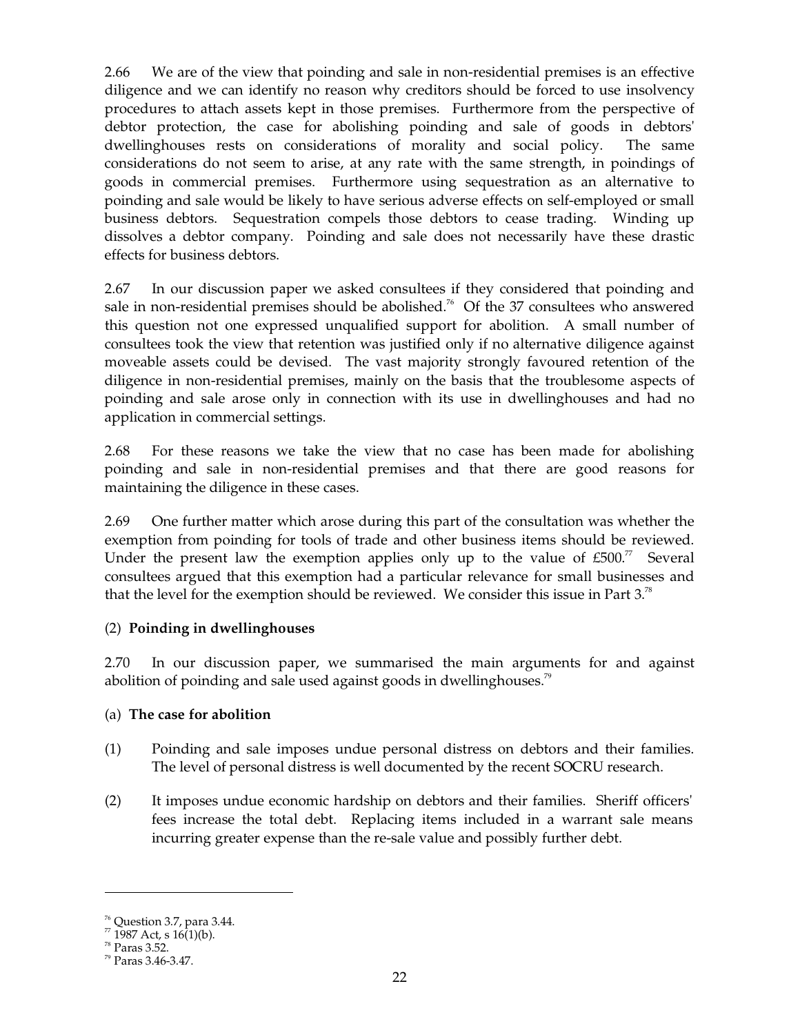2.66 We are of the view that poinding and sale in non-residential premises is an effective diligence and we can identify no reason why creditors should be forced to use insolvency procedures to attach assets kept in those premises. Furthermore from the perspective of debtor protection, the case for abolishing poinding and sale of goods in debtors' dwellinghouses rests on considerations of morality and social policy. The same considerations do not seem to arise, at any rate with the same strength, in poindings of goods in commercial premises. Furthermore using sequestration as an alternative to poinding and sale would be likely to have serious adverse effects on self-employed or small business debtors. Sequestration compels those debtors to cease trading. Winding up dissolves a debtor company. Poinding and sale does not necessarily have these drastic effects for business debtors.

2.67 In our discussion paper we asked consultees if they considered that poinding and sale in non-residential premises should be abolished.[76] Of the 37 consultees who answered this question not one expressed unqualified support for abolition. A small number of consultees took the view that retention was justified only if no alternative diligence against moveable assets could be devised. The vast majority strongly favoured retention of the diligence in non-residential premises, mainly on the basis that the troublesome aspects of poinding and sale arose only in connection with its use in dwellinghouses and had no application in commercial settings.

2.68 For these reasons we take the view that no case has been made for abolishing poinding and sale in non-residential premises and that there are good reasons for maintaining the diligence in these cases.

2.69 One further matter which arose during this part of the consultation was whether the exemption from poinding for tools of trade and other business items should be reviewed. Under the present law the exemption applies only up to the value of £500.[77] Several consultees argued that this exemption had a particular relevance for small businesses and that the level for the exemption should be reviewed. We consider this issue in Part 3.[78]

### (2) **Poinding in dwellinghouses**

2.70 In our discussion paper, we summarised the main arguments for and against abolition of poinding and sale used against goods in dwellinghouses.[79]

#### (a) **The case for abolition**

(1) Poinding and sale imposes undue personal distress on debtors and their families. The level of personal distress is well documented by the recent SOCRU research.

(2) It imposes undue economic hardship on debtors and their families. Sheriff officers' fees increase the total debt. Replacing items included in a warrant sale means incurring greater expense than the re-sale value and possibly further debt.

---

[76] Question 3.7, para 3.44.
[77] 1987 Act, s 16(1)(b).
[78] Paras 3.52.
[79] Paras 3.46-3.47.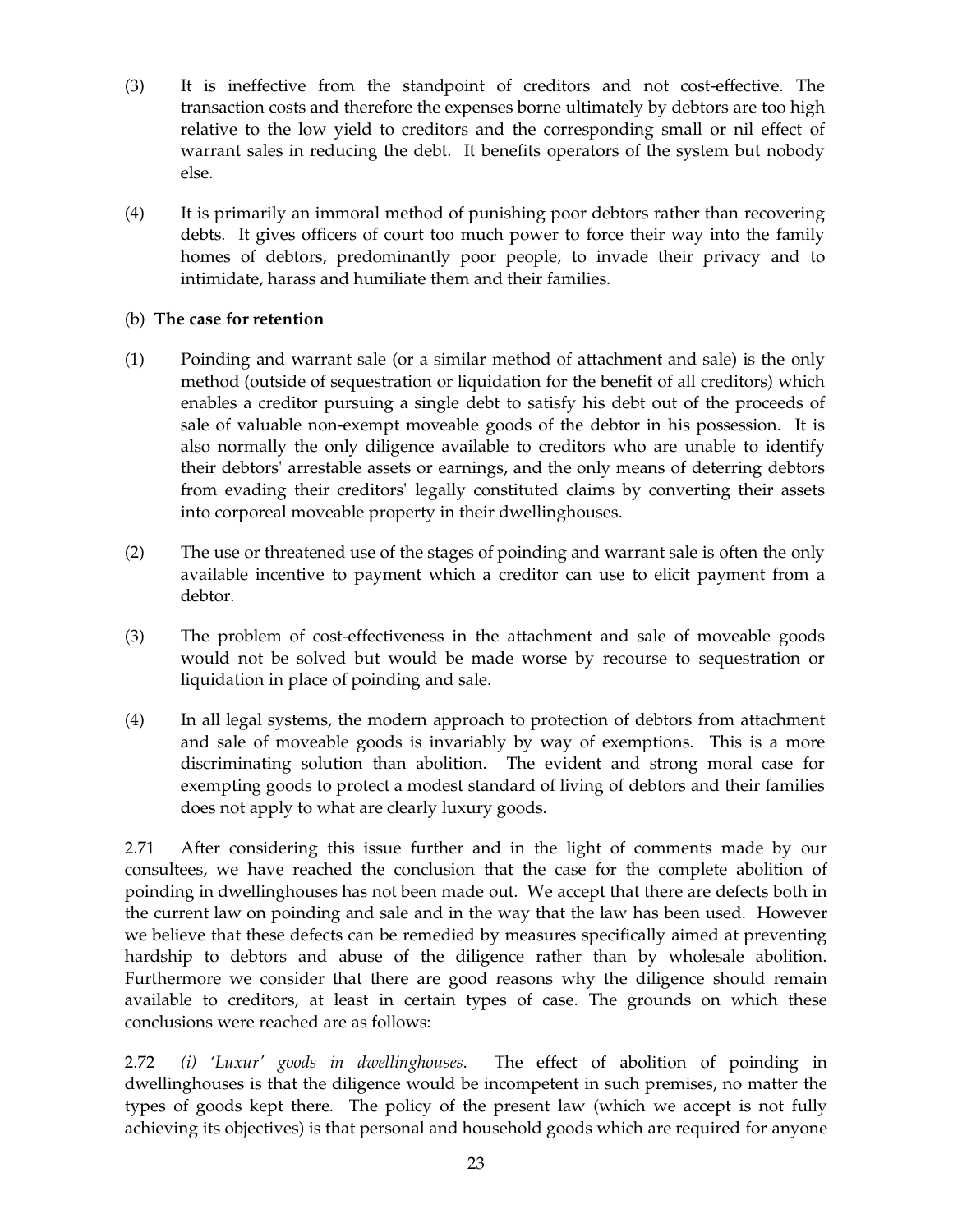(3) It is ineffective from the standpoint of creditors and not cost-effective. The transaction costs and therefore the expenses borne ultimately by debtors are too high relative to the low yield to creditors and the corresponding small or nil effect of warrant sales in reducing the debt. It benefits operators of the system but nobody else.

(4) It is primarily an immoral method of punishing poor debtors rather than recovering debts. It gives officers of court too much power to force their way into the family homes of debtors, predominantly poor people, to invade their privacy and to intimidate, harass and humiliate them and their families.

(b) **The case for retention**

(1) Poinding and warrant sale (or a similar method of attachment and sale) is the only method (outside of sequestration or liquidation for the benefit of all creditors) which enables a creditor pursuing a single debt to satisfy his debt out of the proceeds of sale of valuable non-exempt moveable goods of the debtor in his possession. It is also normally the only diligence available to creditors who are unable to identify their debtors' arrestable assets or earnings, and the only means of deterring debtors from evading their creditors' legally constituted claims by converting their assets into corporeal moveable property in their dwellinghouses.

(2) The use or threatened use of the stages of poinding and warrant sale is often the only available incentive to payment which a creditor can use to elicit payment from a debtor.

(3) The problem of cost-effectiveness in the attachment and sale of moveable goods would not be solved but would be made worse by recourse to sequestration or liquidation in place of poinding and sale.

(4) In all legal systems, the modern approach to protection of debtors from attachment and sale of moveable goods is invariably by way of exemptions. This is a more discriminating solution than abolition. The evident and strong moral case for exempting goods to protect a modest standard of living of debtors and their families does not apply to what are clearly luxury goods.

2.71 After considering this issue further and in the light of comments made by our consultees, we have reached the conclusion that the case for the complete abolition of poinding in dwellinghouses has not been made out. We accept that there are defects both in the current law on poinding and sale and in the way that the law has been used. However we believe that these defects can be remedied by measures specifically aimed at preventing hardship to debtors and abuse of the diligence rather than by wholesale abolition. Furthermore we consider that there are good reasons why the diligence should remain available to creditors, at least in certain types of case. The grounds on which these conclusions were reached are as follows:

2.72 *(i) 'Luxur' goods in dwellinghouses.* The effect of abolition of poinding in dwellinghouses is that the diligence would be incompetent in such premises, no matter the types of goods kept there. The policy of the present law (which we accept is not fully achieving its objectives) is that personal and household goods which are required for anyone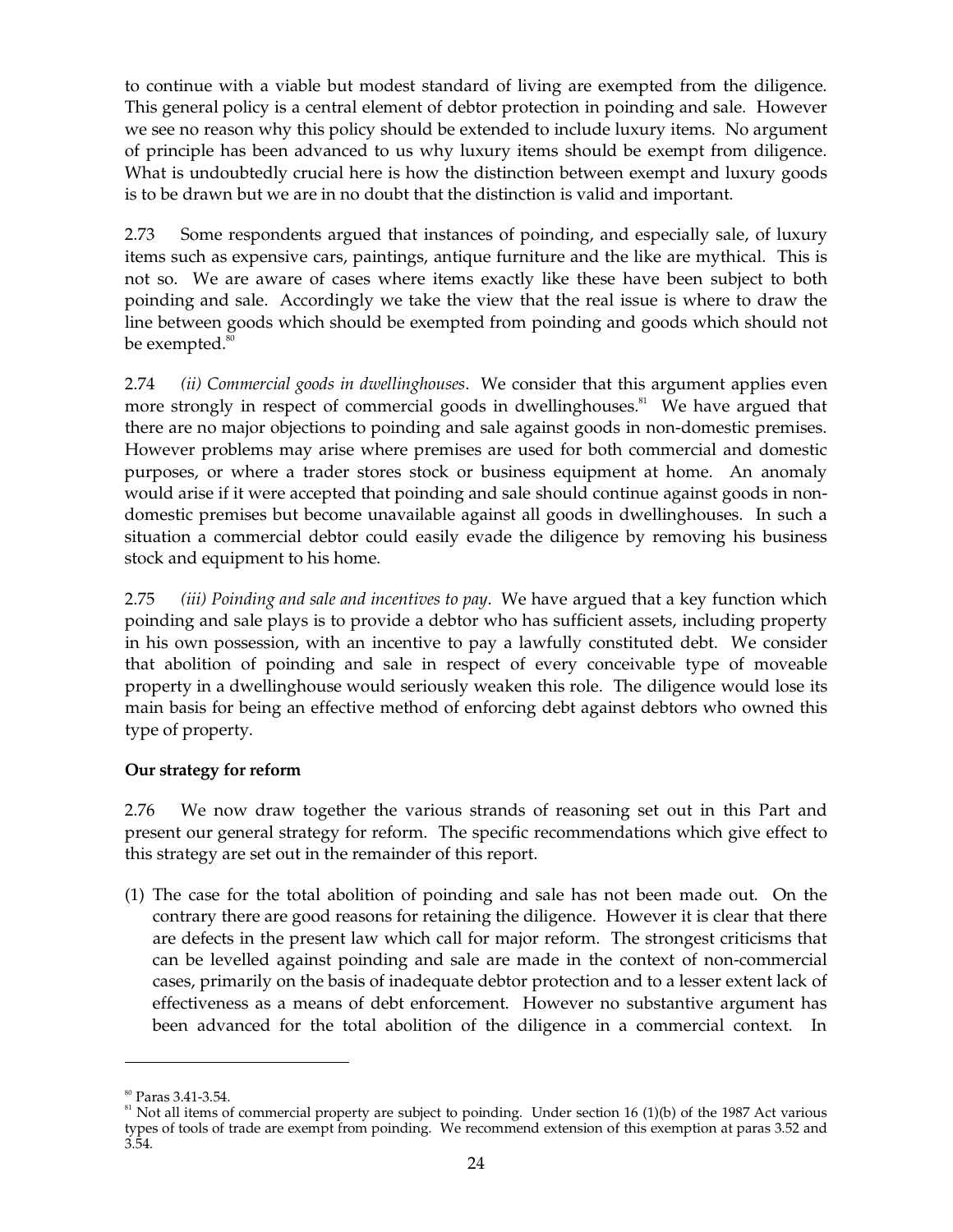to continue with a viable but modest standard of living are exempted from the diligence. This general policy is a central element of debtor protection in poinding and sale. However we see no reason why this policy should be extended to include luxury items. No argument of principle has been advanced to us why luxury items should be exempt from diligence. What is undoubtedly crucial here is how the distinction between exempt and luxury goods is to be drawn but we are in no doubt that the distinction is valid and important.

2.73 Some respondents argued that instances of poinding, and especially sale, of luxury items such as expensive cars, paintings, antique furniture and the like are mythical. This is not so. We are aware of cases where items exactly like these have been subject to both poinding and sale. Accordingly we take the view that the real issue is where to draw the line between goods which should be exempted from poinding and goods which should not be exempted.[80]

2.74 *(ii) Commercial goods in dwellinghouses*. We consider that this argument applies even more strongly in respect of commercial goods in dwellinghouses.[81] We have argued that there are no major objections to poinding and sale against goods in non-domestic premises. However problems may arise where premises are used for both commercial and domestic purposes, or where a trader stores stock or business equipment at home. An anomaly would arise if it were accepted that poinding and sale should continue against goods in non-domestic premises but become unavailable against all goods in dwellinghouses. In such a situation a commercial debtor could easily evade the diligence by removing his business stock and equipment to his home.

2.75 *(iii) Poinding and sale and incentives to pay*. We have argued that a key function which poinding and sale plays is to provide a debtor who has sufficient assets, including property in his own possession, with an incentive to pay a lawfully constituted debt. We consider that abolition of poinding and sale in respect of every conceivable type of moveable property in a dwellinghouse would seriously weaken this role. The diligence would lose its main basis for being an effective method of enforcing debt against debtors who owned this type of property.

**Our strategy for reform**

2.76 We now draw together the various strands of reasoning set out in this Part and present our general strategy for reform. The specific recommendations which give effect to this strategy are set out in the remainder of this report.

(1) The case for the total abolition of poinding and sale has not been made out. On the contrary there are good reasons for retaining the diligence. However it is clear that there are defects in the present law which call for major reform. The strongest criticisms that can be levelled against poinding and sale are made in the context of non-commercial cases, primarily on the basis of inadequate debtor protection and to a lesser extent lack of effectiveness as a means of debt enforcement. However no substantive argument has been advanced for the total abolition of the diligence in a commercial context. In

---

[80] Paras 3.41-3.54.

[81] Not all items of commercial property are subject to poinding. Under section 16 (1)(b) of the 1987 Act various types of tools of trade are exempt from poinding. We recommend extension of this exemption at paras 3.52 and 3.54.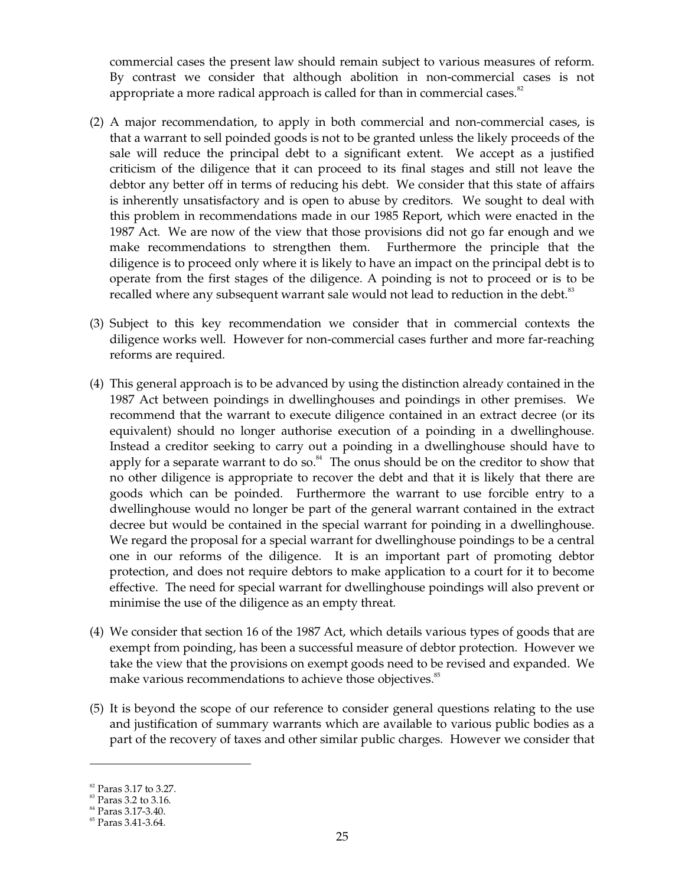commercial cases the present law should remain subject to various measures of reform. By contrast we consider that although abolition in non-commercial cases is not appropriate a more radical approach is called for than in commercial cases.[82]

(2) A major recommendation, to apply in both commercial and non-commercial cases, is that a warrant to sell poinded goods is not to be granted unless the likely proceeds of the sale will reduce the principal debt to a significant extent. We accept as a justified criticism of the diligence that it can proceed to its final stages and still not leave the debtor any better off in terms of reducing his debt. We consider that this state of affairs is inherently unsatisfactory and is open to abuse by creditors. We sought to deal with this problem in recommendations made in our 1985 Report, which were enacted in the 1987 Act. We are now of the view that those provisions did not go far enough and we make recommendations to strengthen them. Furthermore the principle that the diligence is to proceed only where it is likely to have an impact on the principal debt is to operate from the first stages of the diligence. A poinding is not to proceed or is to be recalled where any subsequent warrant sale would not lead to reduction in the debt.[83]

(3) Subject to this key recommendation we consider that in commercial contexts the diligence works well. However for non-commercial cases further and more far-reaching reforms are required.

(4) This general approach is to be advanced by using the distinction already contained in the 1987 Act between poindings in dwellinghouses and poindings in other premises. We recommend that the warrant to execute diligence contained in an extract decree (or its equivalent) should no longer authorise execution of a poinding in a dwellinghouse. Instead a creditor seeking to carry out a poinding in a dwellinghouse should have to apply for a separate warrant to do so.[84] The onus should be on the creditor to show that no other diligence is appropriate to recover the debt and that it is likely that there are goods which can be poinded. Furthermore the warrant to use forcible entry to a dwellinghouse would no longer be part of the general warrant contained in the extract decree but would be contained in the special warrant for poinding in a dwellinghouse. We regard the proposal for a special warrant for dwellinghouse poindings to be a central one in our reforms of the diligence. It is an important part of promoting debtor protection, and does not require debtors to make application to a court for it to become effective. The need for special warrant for dwellinghouse poindings will also prevent or minimise the use of the diligence as an empty threat.

(4) We consider that section 16 of the 1987 Act, which details various types of goods that are exempt from poinding, has been a successful measure of debtor protection. However we take the view that the provisions on exempt goods need to be revised and expanded. We make various recommendations to achieve those objectives.[85]

(5) It is beyond the scope of our reference to consider general questions relating to the use and justification of summary warrants which are available to various public bodies as a part of the recovery of taxes and other similar public charges. However we consider that

---

[82] Paras 3.17 to 3.27.

[83] Paras 3.2 to 3.16.

[84] Paras 3.17-3.40.

[85] Paras 3.41-3.64.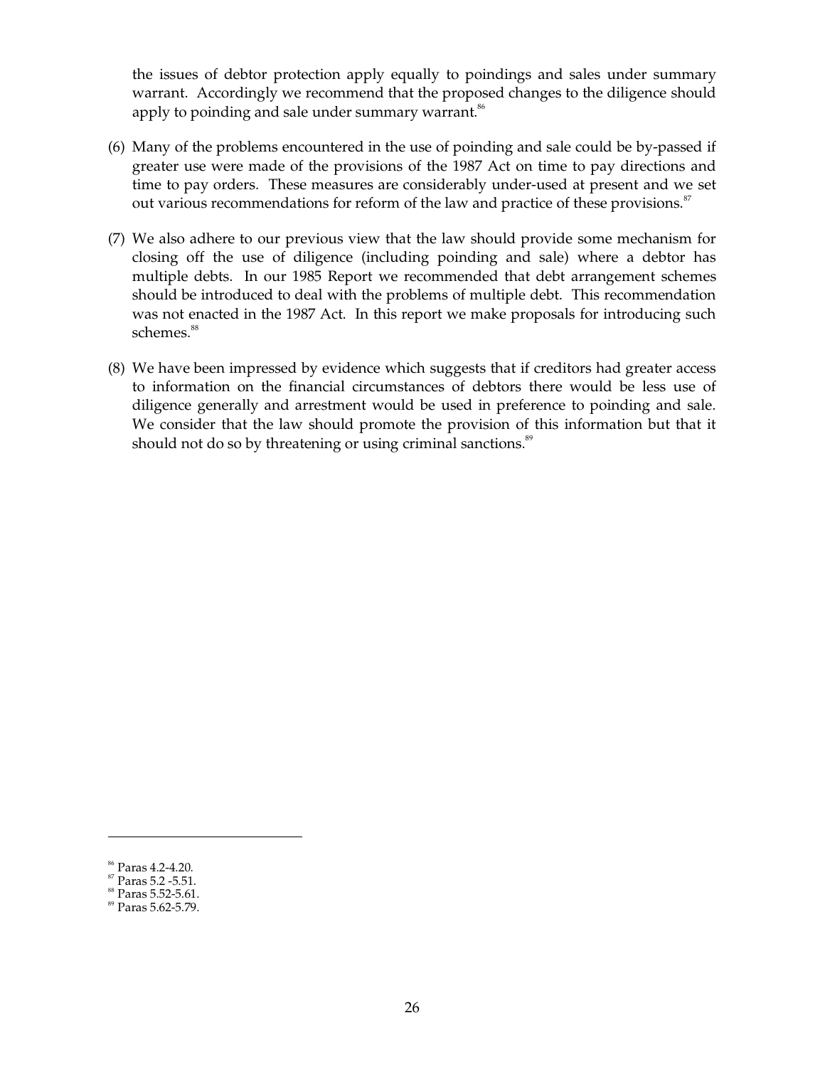the issues of debtor protection apply equally to poindings and sales under summary warrant. Accordingly we recommend that the proposed changes to the diligence should apply to poinding and sale under summary warrant.[86]

(6) Many of the problems encountered in the use of poinding and sale could be by-passed if greater use were made of the provisions of the 1987 Act on time to pay directions and time to pay orders. These measures are considerably under-used at present and we set out various recommendations for reform of the law and practice of these provisions.[87]

(7) We also adhere to our previous view that the law should provide some mechanism for closing off the use of diligence (including poinding and sale) where a debtor has multiple debts. In our 1985 Report we recommended that debt arrangement schemes should be introduced to deal with the problems of multiple debt. This recommendation was not enacted in the 1987 Act. In this report we make proposals for introducing such schemes.[88]

(8) We have been impressed by evidence which suggests that if creditors had greater access to information on the financial circumstances of debtors there would be less use of diligence generally and arrestment would be used in preference to poinding and sale. We consider that the law should promote the provision of this information but that it should not do so by threatening or using criminal sanctions.[89]

---

[86] Paras 4.2-4.20.
[87] Paras 5.2 -5.51.
[88] Paras 5.52-5.61.
[89] Paras 5.62-5.79.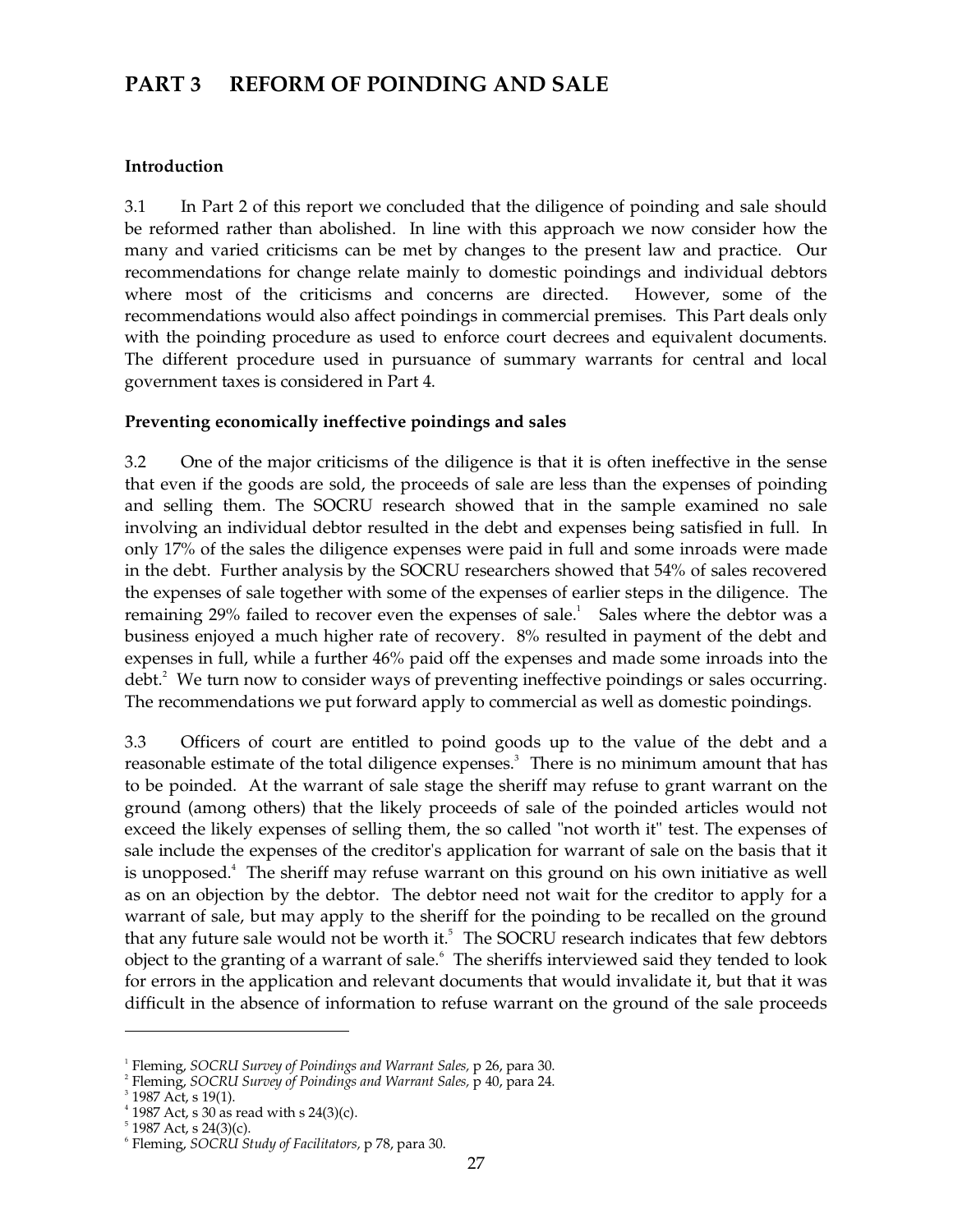# PART 3 REFORM OF POINDING AND SALE

### Introduction

3.1 In Part 2 of this report we concluded that the diligence of poinding and sale should be reformed rather than abolished. In line with this approach we now consider how the many and varied criticisms can be met by changes to the present law and practice. Our recommendations for change relate mainly to domestic poindings and individual debtors where most of the criticisms and concerns are directed. However, some of the recommendations would also affect poindings in commercial premises. This Part deals only with the poinding procedure as used to enforce court decrees and equivalent documents. The different procedure used in pursuance of summary warrants for central and local government taxes is considered in Part 4.

### Preventing economically ineffective poindings and sales

3.2 One of the major criticisms of the diligence is that it is often ineffective in the sense that even if the goods are sold, the proceeds of sale are less than the expenses of poinding and selling them. The SOCRU research showed that in the sample examined no sale involving an individual debtor resulted in the debt and expenses being satisfied in full. In only 17% of the sales the diligence expenses were paid in full and some inroads were made in the debt. Further analysis by the SOCRU researchers showed that 54% of sales recovered the expenses of sale together with some of the expenses of earlier steps in the diligence. The remaining 29% failed to recover even the expenses of sale.[1] Sales where the debtor was a business enjoyed a much higher rate of recovery. 8% resulted in payment of the debt and expenses in full, while a further 46% paid off the expenses and made some inroads into the debt.[2] We turn now to consider ways of preventing ineffective poindings or sales occurring. The recommendations we put forward apply to commercial as well as domestic poindings.

3.3 Officers of court are entitled to poind goods up to the value of the debt and a reasonable estimate of the total diligence expenses.[3] There is no minimum amount that has to be poinded. At the warrant of sale stage the sheriff may refuse to grant warrant on the ground (among others) that the likely proceeds of sale of the poinded articles would not exceed the likely expenses of selling them, the so called "not worth it" test. The expenses of sale include the expenses of the creditor's application for warrant of sale on the basis that it is unopposed.[4] The sheriff may refuse warrant on this ground on his own initiative as well as on an objection by the debtor. The debtor need not wait for the creditor to apply for a warrant of sale, but may apply to the sheriff for the poinding to be recalled on the ground that any future sale would not be worth it.[5] The SOCRU research indicates that few debtors object to the granting of a warrant of sale.[6] The sheriffs interviewed said they tended to look for errors in the application and relevant documents that would invalidate it, but that it was difficult in the absence of information to refuse warrant on the ground of the sale proceeds

---

[1] Fleming, *SOCRU Survey of Poindings and Warrant Sales,* p 26, para 30.

[2] Fleming, *SOCRU Survey of Poindings and Warrant Sales,* p 40, para 24.

[3] 1987 Act, s 19(1).

[4] 1987 Act, s 30 as read with s 24(3)(c).

[5] 1987 Act, s 24(3)(c).

[6] Fleming, *SOCRU Study of Facilitators,* p 78, para 30.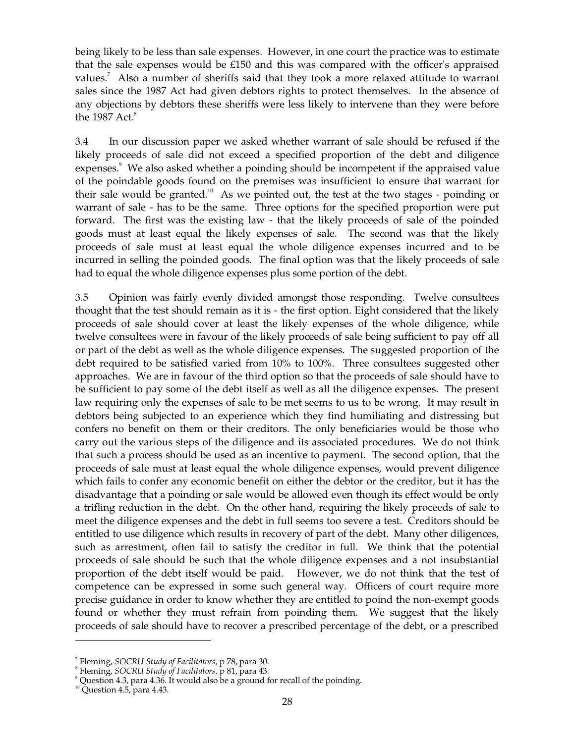being likely to be less than sale expenses. However, in one court the practice was to estimate that the sale expenses would be £150 and this was compared with the officer's appraised values.[7] Also a number of sheriffs said that they took a more relaxed attitude to warrant sales since the 1987 Act had given debtors rights to protect themselves. In the absence of any objections by debtors these sheriffs were less likely to intervene than they were before the 1987 Act.[8]

3.4 In our discussion paper we asked whether warrant of sale should be refused if the likely proceeds of sale did not exceed a specified proportion of the debt and diligence expenses.[9] We also asked whether a poinding should be incompetent if the appraised value of the poindable goods found on the premises was insufficient to ensure that warrant for their sale would be granted.[10] As we pointed out, the test at the two stages - poinding or warrant of sale - has to be the same. Three options for the specified proportion were put forward. The first was the existing law - that the likely proceeds of sale of the poinded goods must at least equal the likely expenses of sale. The second was that the likely proceeds of sale must at least equal the whole diligence expenses incurred and to be incurred in selling the poinded goods. The final option was that the likely proceeds of sale had to equal the whole diligence expenses plus some portion of the debt.

3.5 Opinion was fairly evenly divided amongst those responding. Twelve consultees thought that the test should remain as it is - the first option. Eight considered that the likely proceeds of sale should cover at least the likely expenses of the whole diligence, while twelve consultees were in favour of the likely proceeds of sale being sufficient to pay off all or part of the debt as well as the whole diligence expenses. The suggested proportion of the debt required to be satisfied varied from 10% to 100%. Three consultees suggested other approaches. We are in favour of the third option so that the proceeds of sale should have to be sufficient to pay some of the debt itself as well as all the diligence expenses. The present law requiring only the expenses of sale to be met seems to us to be wrong. It may result in debtors being subjected to an experience which they find humiliating and distressing but confers no benefit on them or their creditors. The only beneficiaries would be those who carry out the various steps of the diligence and its associated procedures. We do not think that such a process should be used as an incentive to payment. The second option, that the proceeds of sale must at least equal the whole diligence expenses, would prevent diligence which fails to confer any economic benefit on either the debtor or the creditor, but it has the disadvantage that a poinding or sale would be allowed even though its effect would be only a trifling reduction in the debt. On the other hand, requiring the likely proceeds of sale to meet the diligence expenses and the debt in full seems too severe a test. Creditors should be entitled to use diligence which results in recovery of part of the debt. Many other diligences, such as arrestment, often fail to satisfy the creditor in full. We think that the potential proceeds of sale should be such that the whole diligence expenses and a not insubstantial proportion of the debt itself would be paid. However, we do not think that the test of competence can be expressed in some such general way. Officers of court require more precise guidance in order to know whether they are entitled to poind the non-exempt goods found or whether they must refrain from poinding them. We suggest that the likely proceeds of sale should have to recover a prescribed percentage of the debt, or a prescribed

---

[7] Fleming, *SOCRU Study of Facilitators,* p 78, para 30.

[8] Fleming, *SOCRU Study of Facilitators,* p 81, para 43.

[9] Question 4.3, para 4.36. It would also be a ground for recall of the poinding.

[10] Question 4.5, para 4.43.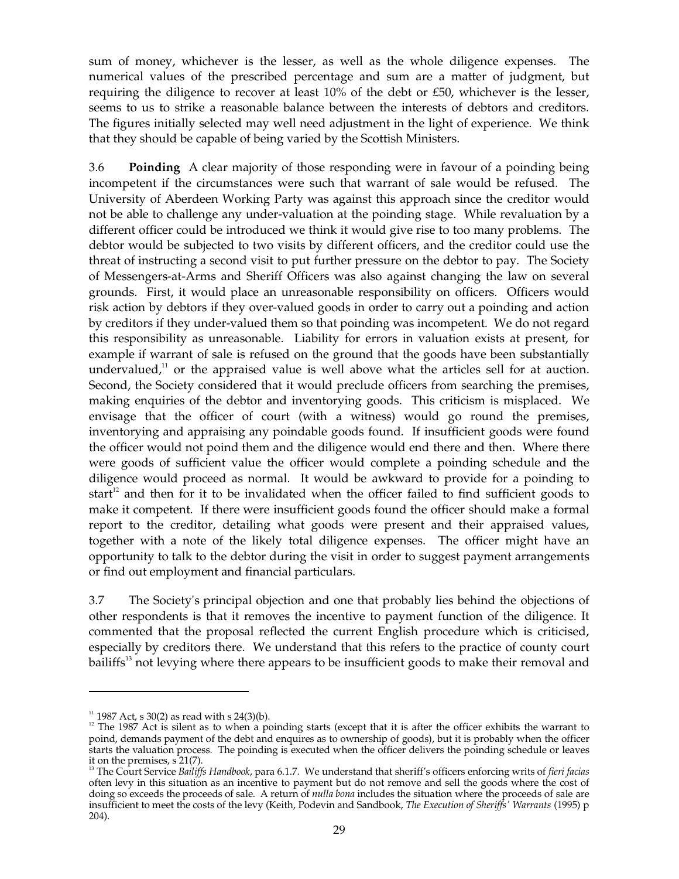sum of money, whichever is the lesser, as well as the whole diligence expenses. The numerical values of the prescribed percentage and sum are a matter of judgment, but requiring the diligence to recover at least 10% of the debt or £50, whichever is the lesser, seems to us to strike a reasonable balance between the interests of debtors and creditors. The figures initially selected may well need adjustment in the light of experience. We think that they should be capable of being varied by the Scottish Ministers.

3.6 **Poinding** A clear majority of those responding were in favour of a poinding being incompetent if the circumstances were such that warrant of sale would be refused. The University of Aberdeen Working Party was against this approach since the creditor would not be able to challenge any under-valuation at the poinding stage. While revaluation by a different officer could be introduced we think it would give rise to too many problems. The debtor would be subjected to two visits by different officers, and the creditor could use the threat of instructing a second visit to put further pressure on the debtor to pay. The Society of Messengers-at-Arms and Sheriff Officers was also against changing the law on several grounds. First, it would place an unreasonable responsibility on officers. Officers would risk action by debtors if they over-valued goods in order to carry out a poinding and action by creditors if they under-valued them so that poinding was incompetent. We do not regard this responsibility as unreasonable. Liability for errors in valuation exists at present, for example if warrant of sale is refused on the ground that the goods have been substantially undervalued,[11] or the appraised value is well above what the articles sell for at auction. Second, the Society considered that it would preclude officers from searching the premises, making enquiries of the debtor and inventorying goods. This criticism is misplaced. We envisage that the officer of court (with a witness) would go round the premises, inventorying and appraising any poindable goods found. If insufficient goods were found the officer would not poind them and the diligence would end there and then. Where there were goods of sufficient value the officer would complete a poinding schedule and the diligence would proceed as normal. It would be awkward to provide for a poinding to start[12] and then for it to be invalidated when the officer failed to find sufficient goods to make it competent. If there were insufficient goods found the officer should make a formal report to the creditor, detailing what goods were present and their appraised values, together with a note of the likely total diligence expenses. The officer might have an opportunity to talk to the debtor during the visit in order to suggest payment arrangements or find out employment and financial particulars.

3.7 The Society's principal objection and one that probably lies behind the objections of other respondents is that it removes the incentive to payment function of the diligence. It commented that the proposal reflected the current English procedure which is criticised, especially by creditors there. We understand that this refers to the practice of county court bailiffs[13] not levying where there appears to be insufficient goods to make their removal and

---

[11] 1987 Act, s 30(2) as read with s 24(3)(b).

[12] The 1987 Act is silent as to when a poinding starts (except that it is after the officer exhibits the warrant to poind, demands payment of the debt and enquires as to ownership of goods), but it is probably when the officer starts the valuation process. The poinding is executed when the officer delivers the poinding schedule or leaves it on the premises, s 21(7).

[13] The Court Service *Bailiffs Handbook*, para 6.1.7. We understand that sheriff's officers enforcing writs of *fieri facias* often levy in this situation as an incentive to payment but do not remove and sell the goods where the cost of doing so exceeds the proceeds of sale. A return of *nulla bona* includes the situation where the proceeds of sale are insufficient to meet the costs of the levy (Keith, Podevin and Sandbook, *The Execution of Sheriffs' Warrants* (1995) p 204).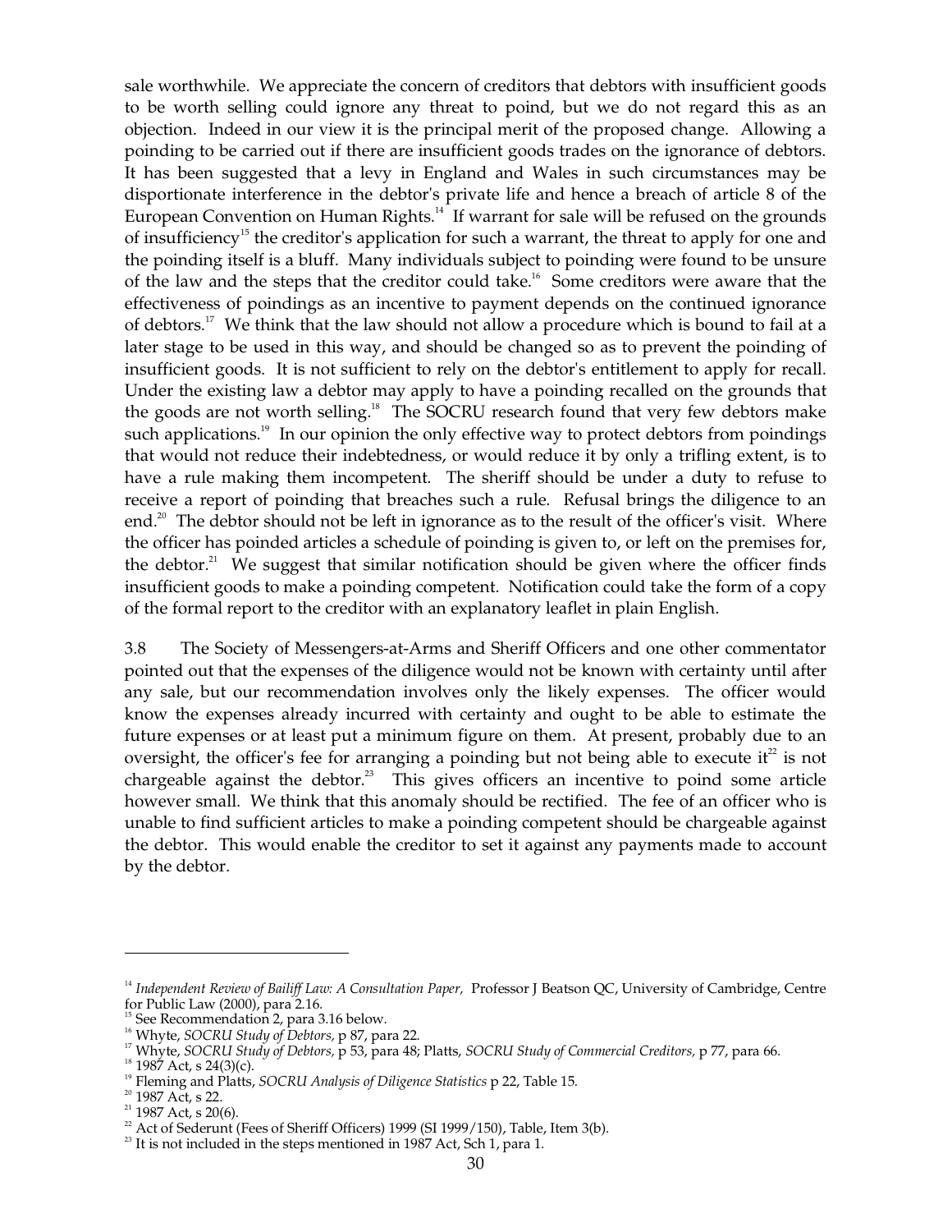sale worthwhile. We appreciate the concern of creditors that debtors with insufficient goods to be worth selling could ignore any threat to poind, but we do not regard this as an objection. Indeed in our view it is the principal merit of the proposed change. Allowing a poinding to be carried out if there are insufficient goods trades on the ignorance of debtors. It has been suggested that a levy in England and Wales in such circumstances may be disportionate interference in the debtor's private life and hence a breach of article 8 of the European Convention on Human Rights.[14] If warrant for sale will be refused on the grounds of insufficiency[15] the creditor's application for such a warrant, the threat to apply for one and the poinding itself is a bluff. Many individuals subject to poinding were found to be unsure of the law and the steps that the creditor could take.[16] Some creditors were aware that the effectiveness of poindings as an incentive to payment depends on the continued ignorance of debtors.[17] We think that the law should not allow a procedure which is bound to fail at a later stage to be used in this way, and should be changed so as to prevent the poinding of insufficient goods. It is not sufficient to rely on the debtor's entitlement to apply for recall. Under the existing law a debtor may apply to have a poinding recalled on the grounds that the goods are not worth selling.[18] The SOCRU research found that very few debtors make such applications.[19] In our opinion the only effective way to protect debtors from poindings that would not reduce their indebtedness, or would reduce it by only a trifling extent, is to have a rule making them incompetent. The sheriff should be under a duty to refuse to receive a report of poinding that breaches such a rule. Refusal brings the diligence to an end.[20] The debtor should not be left in ignorance as to the result of the officer's visit. Where the officer has poinded articles a schedule of poinding is given to, or left on the premises for, the debtor.[21] We suggest that similar notification should be given where the officer finds insufficient goods to make a poinding competent. Notification could take the form of a copy of the formal report to the creditor with an explanatory leaflet in plain English.

3.8 The Society of Messengers-at-Arms and Sheriff Officers and one other commentator pointed out that the expenses of the diligence would not be known with certainty until after any sale, but our recommendation involves only the likely expenses. The officer would know the expenses already incurred with certainty and ought to be able to estimate the future expenses or at least put a minimum figure on them. At present, probably due to an oversight, the officer's fee for arranging a poinding but not being able to execute it[22] is not chargeable against the debtor.[23] This gives officers an incentive to poind some article however small. We think that this anomaly should be rectified. The fee of an officer who is unable to find sufficient articles to make a poinding competent should be chargeable against the debtor. This would enable the creditor to set it against any payments made to account by the debtor.

---

[14] *Independent Review of Bailiff Law: A Consultation Paper,* Professor J Beatson QC, University of Cambridge, Centre for Public Law (2000), para 2.16.

[15] See Recommendation 2, para 3.16 below.

[16] Whyte, *SOCRU Study of Debtors,* p 87, para 22.

[17] Whyte, *SOCRU Study of Debtors,* p 53, para 48; Platts, *SOCRU Study of Commercial Creditors,* p 77, para 66.

[18] 1987 Act, s 24(3)(c).

[19] Fleming and Platts, *SOCRU Analysis of Diligence Statistics* p 22, Table 15.

[20] 1987 Act, s 22.

[21] 1987 Act, s 20(6).

[22] Act of Sederunt (Fees of Sheriff Officers) 1999 (SI 1999/150), Table, Item 3(b).

[23] It is not included in the steps mentioned in 1987 Act, Sch 1, para 1.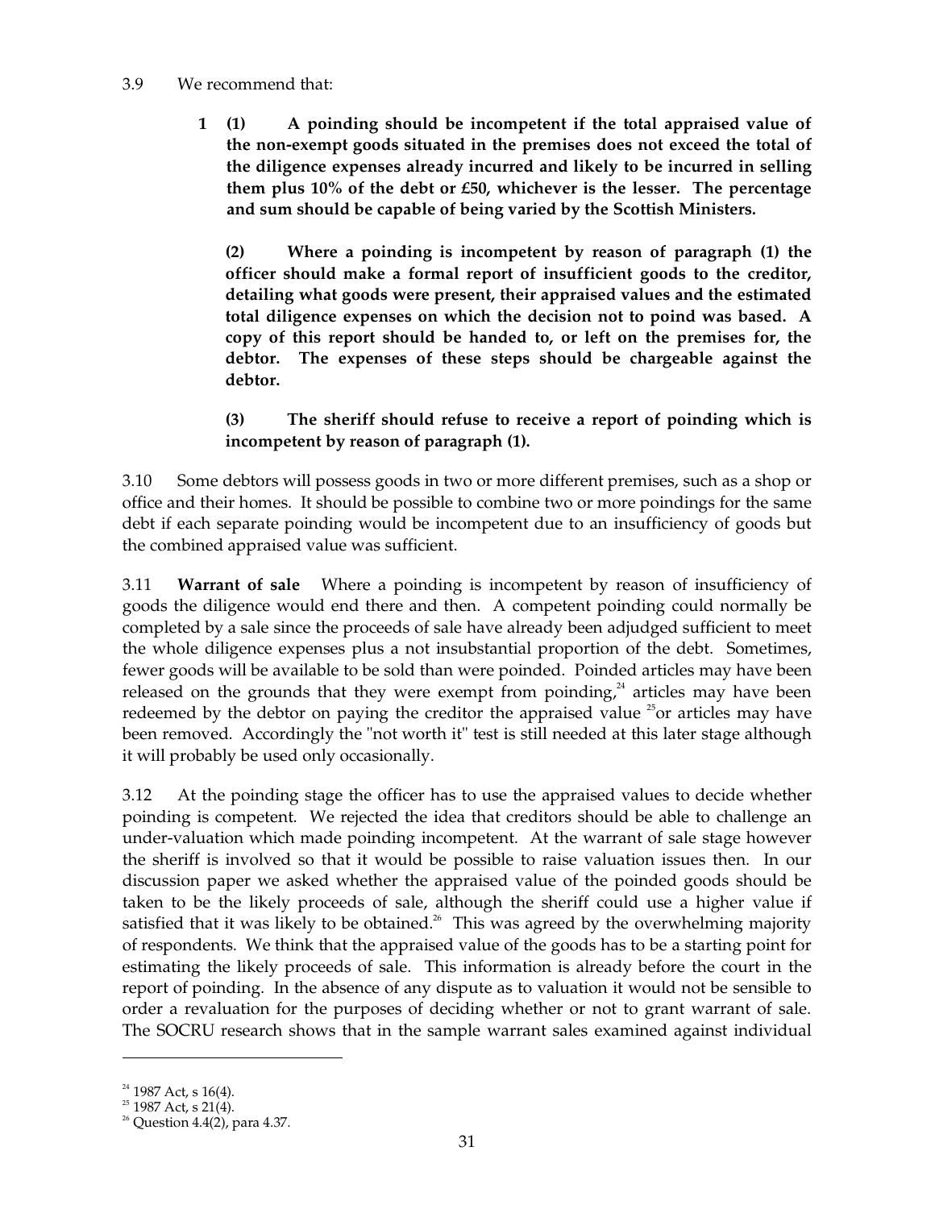3.9 We recommend that:

> **1 (1) A poinding should be incompetent if the total appraised value of the non-exempt goods situated in the premises does not exceed the total of the diligence expenses already incurred and likely to be incurred in selling them plus 10% of the debt or £50, whichever is the lesser. The percentage and sum should be capable of being varied by the Scottish Ministers.**
>
> **(2) Where a poinding is incompetent by reason of paragraph (1) the officer should make a formal report of insufficient goods to the creditor, detailing what goods were present, their appraised values and the estimated total diligence expenses on which the decision not to poind was based. A copy of this report should be handed to, or left on the premises for, the debtor. The expenses of these steps should be chargeable against the debtor.**
>
> **(3) The sheriff should refuse to receive a report of poinding which is incompetent by reason of paragraph (1).**

3.10 Some debtors will possess goods in two or more different premises, such as a shop or office and their homes. It should be possible to combine two or more poindings for the same debt if each separate poinding would be incompetent due to an insufficiency of goods but the combined appraised value was sufficient.

3.11 **Warrant of sale** Where a poinding is incompetent by reason of insufficiency of goods the diligence would end there and then. A competent poinding could normally be completed by a sale since the proceeds of sale have already been adjudged sufficient to meet the whole diligence expenses plus a not insubstantial proportion of the debt. Sometimes, fewer goods will be available to be sold than were poinded. Poinded articles may have been released on the grounds that they were exempt from poinding,[24] articles may have been redeemed by the debtor on paying the creditor the appraised value [25]or articles may have been removed. Accordingly the "not worth it" test is still needed at this later stage although it will probably be used only occasionally.

3.12 At the poinding stage the officer has to use the appraised values to decide whether poinding is competent. We rejected the idea that creditors should be able to challenge an under-valuation which made poinding incompetent. At the warrant of sale stage however the sheriff is involved so that it would be possible to raise valuation issues then. In our discussion paper we asked whether the appraised value of the poinded goods should be taken to be the likely proceeds of sale, although the sheriff could use a higher value if satisfied that it was likely to be obtained.[26] This was agreed by the overwhelming majority of respondents. We think that the appraised value of the goods has to be a starting point for estimating the likely proceeds of sale. This information is already before the court in the report of poinding. In the absence of any dispute as to valuation it would not be sensible to order a revaluation for the purposes of deciding whether or not to grant warrant of sale. The SOCRU research shows that in the sample warrant sales examined against individual

---

[24] 1987 Act, s 16(4).
[25] 1987 Act, s 21(4).
[26] Question 4.4(2), para 4.37.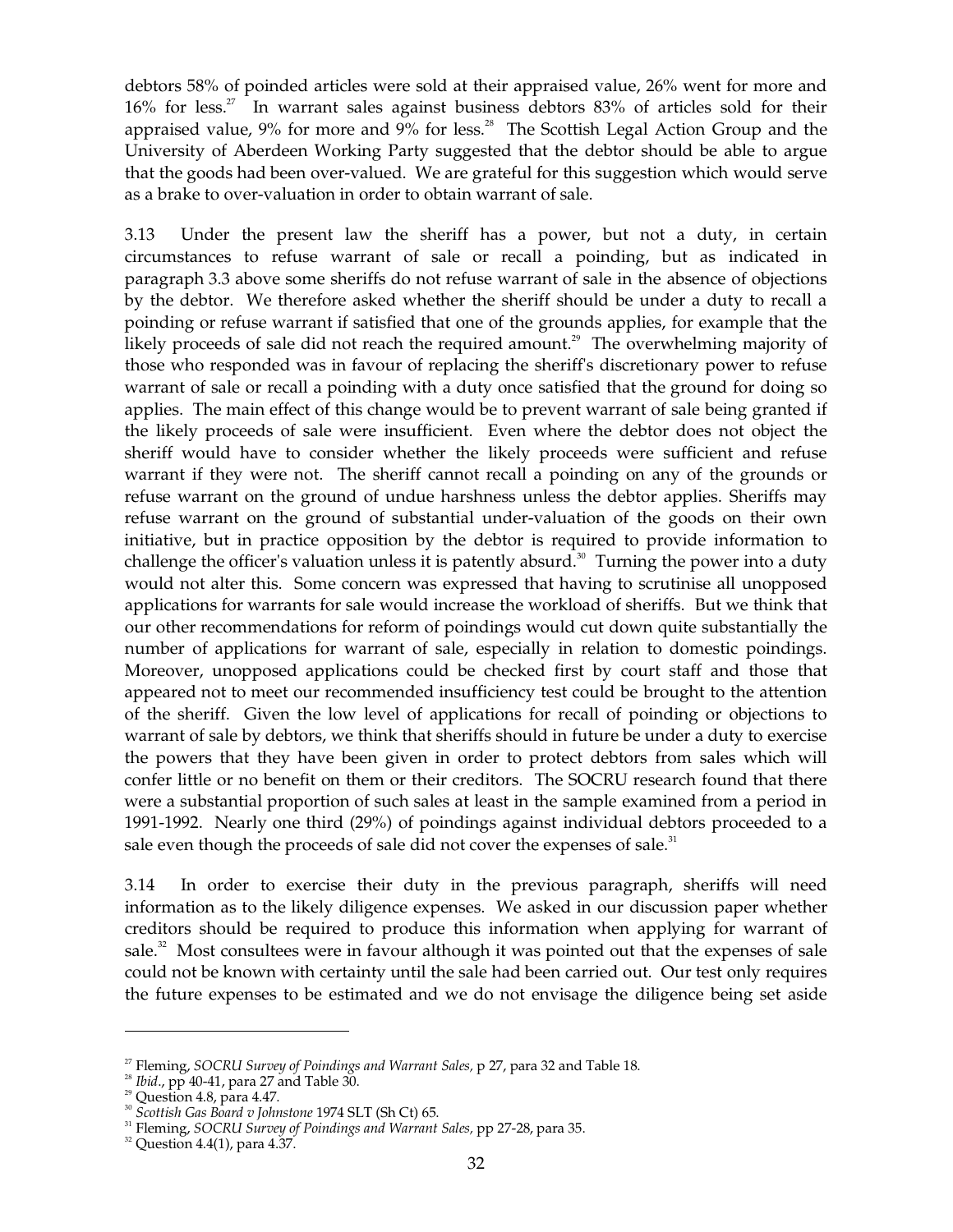debtors 58% of poinded articles were sold at their appraised value, 26% went for more and 16% for less.[27] In warrant sales against business debtors 83% of articles sold for their appraised value, 9% for more and 9% for less.[28] The Scottish Legal Action Group and the University of Aberdeen Working Party suggested that the debtor should be able to argue that the goods had been over-valued. We are grateful for this suggestion which would serve as a brake to over-valuation in order to obtain warrant of sale.

3.13 Under the present law the sheriff has a power, but not a duty, in certain circumstances to refuse warrant of sale or recall a poinding, but as indicated in paragraph 3.3 above some sheriffs do not refuse warrant of sale in the absence of objections by the debtor. We therefore asked whether the sheriff should be under a duty to recall a poinding or refuse warrant if satisfied that one of the grounds applies, for example that the likely proceeds of sale did not reach the required amount.[29] The overwhelming majority of those who responded was in favour of replacing the sheriff's discretionary power to refuse warrant of sale or recall a poinding with a duty once satisfied that the ground for doing so applies. The main effect of this change would be to prevent warrant of sale being granted if the likely proceeds of sale were insufficient. Even where the debtor does not object the sheriff would have to consider whether the likely proceeds were sufficient and refuse warrant if they were not. The sheriff cannot recall a poinding on any of the grounds or refuse warrant on the ground of undue harshness unless the debtor applies. Sheriffs may refuse warrant on the ground of substantial under-valuation of the goods on their own initiative, but in practice opposition by the debtor is required to provide information to challenge the officer's valuation unless it is patently absurd.[30] Turning the power into a duty would not alter this. Some concern was expressed that having to scrutinise all unopposed applications for warrants for sale would increase the workload of sheriffs. But we think that our other recommendations for reform of poindings would cut down quite substantially the number of applications for warrant of sale, especially in relation to domestic poindings. Moreover, unopposed applications could be checked first by court staff and those that appeared not to meet our recommended insufficiency test could be brought to the attention of the sheriff. Given the low level of applications for recall of poinding or objections to warrant of sale by debtors, we think that sheriffs should in future be under a duty to exercise the powers that they have been given in order to protect debtors from sales which will confer little or no benefit on them or their creditors. The SOCRU research found that there were a substantial proportion of such sales at least in the sample examined from a period in 1991-1992. Nearly one third (29%) of poindings against individual debtors proceeded to a sale even though the proceeds of sale did not cover the expenses of sale.[31]

3.14 In order to exercise their duty in the previous paragraph, sheriffs will need information as to the likely diligence expenses. We asked in our discussion paper whether creditors should be required to produce this information when applying for warrant of sale.[32] Most consultees were in favour although it was pointed out that the expenses of sale could not be known with certainty until the sale had been carried out. Our test only requires the future expenses to be estimated and we do not envisage the diligence being set aside

---

[27] Fleming, *SOCRU Survey of Poindings and Warrant Sales,* p 27, para 32 and Table 18.

[28] *Ibid*., pp 40-41, para 27 and Table 30.

[29] Question 4.8, para 4.47.

[30] *Scottish Gas Board v Johnstone* 1974 SLT (Sh Ct) 65.

[31] Fleming, *SOCRU Survey of Poindings and Warrant Sales,* pp 27-28, para 35.

[32] Question 4.4(1), para 4.37.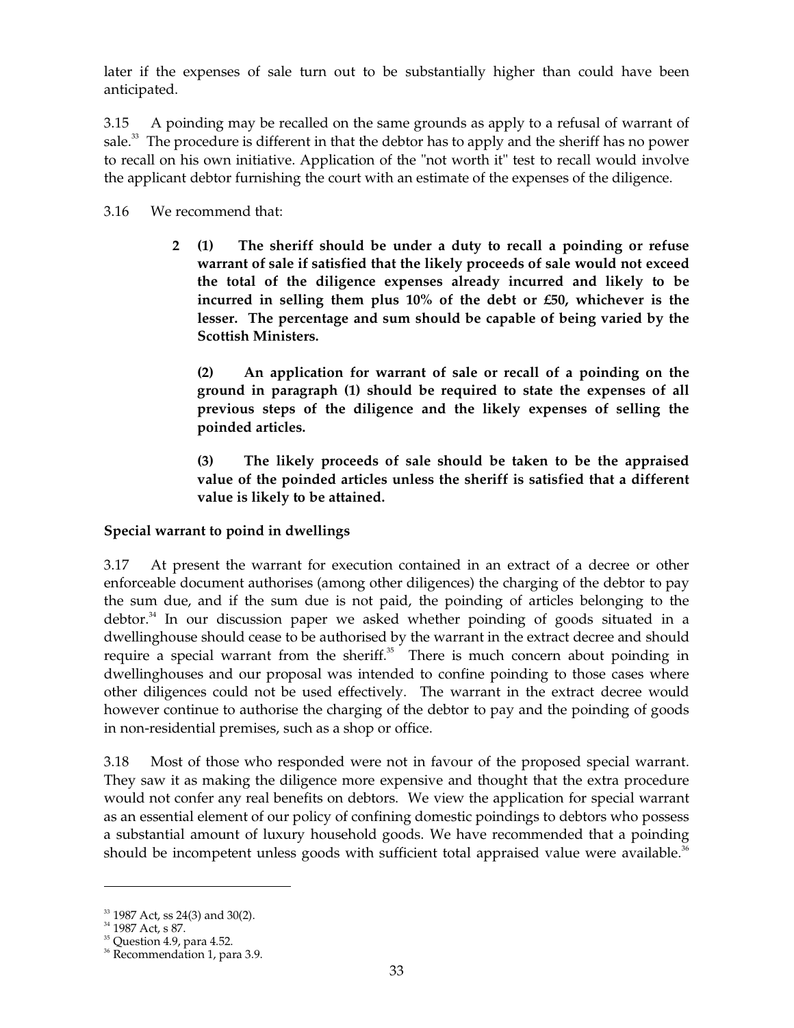later if the expenses of sale turn out to be substantially higher than could have been anticipated.

3.15 A poinding may be recalled on the same grounds as apply to a refusal of warrant of sale.[33] The procedure is different in that the debtor has to apply and the sheriff has no power to recall on his own initiative. Application of the "not worth it" test to recall would involve the applicant debtor furnishing the court with an estimate of the expenses of the diligence.

3.16 We recommend that:

> **2 (1) The sheriff should be under a duty to recall a poinding or refuse warrant of sale if satisfied that the likely proceeds of sale would not exceed the total of the diligence expenses already incurred and likely to be incurred in selling them plus 10% of the debt or £50, whichever is the lesser. The percentage and sum should be capable of being varied by the Scottish Ministers.**
>
> **(2) An application for warrant of sale or recall of a poinding on the ground in paragraph (1) should be required to state the expenses of all previous steps of the diligence and the likely expenses of selling the poinded articles.**
>
> **(3) The likely proceeds of sale should be taken to be the appraised value of the poinded articles unless the sheriff is satisfied that a different value is likely to be attained.**

**Special warrant to poind in dwellings**

3.17 At present the warrant for execution contained in an extract of a decree or other enforceable document authorises (among other diligences) the charging of the debtor to pay the sum due, and if the sum due is not paid, the poinding of articles belonging to the debtor.[34] In our discussion paper we asked whether poinding of goods situated in a dwellinghouse should cease to be authorised by the warrant in the extract decree and should require a special warrant from the sheriff.[35] There is much concern about poinding in dwellinghouses and our proposal was intended to confine poinding to those cases where other diligences could not be used effectively. The warrant in the extract decree would however continue to authorise the charging of the debtor to pay and the poinding of goods in non-residential premises, such as a shop or office.

3.18 Most of those who responded were not in favour of the proposed special warrant. They saw it as making the diligence more expensive and thought that the extra procedure would not confer any real benefits on debtors. We view the application for special warrant as an essential element of our policy of confining domestic poindings to debtors who possess a substantial amount of luxury household goods. We have recommended that a poinding should be incompetent unless goods with sufficient total appraised value were available.[36]

---

[33] 1987 Act, ss 24(3) and 30(2).
[34] 1987 Act, s 87.
[35] Question 4.9, para 4.52.
[36] Recommendation 1, para 3.9.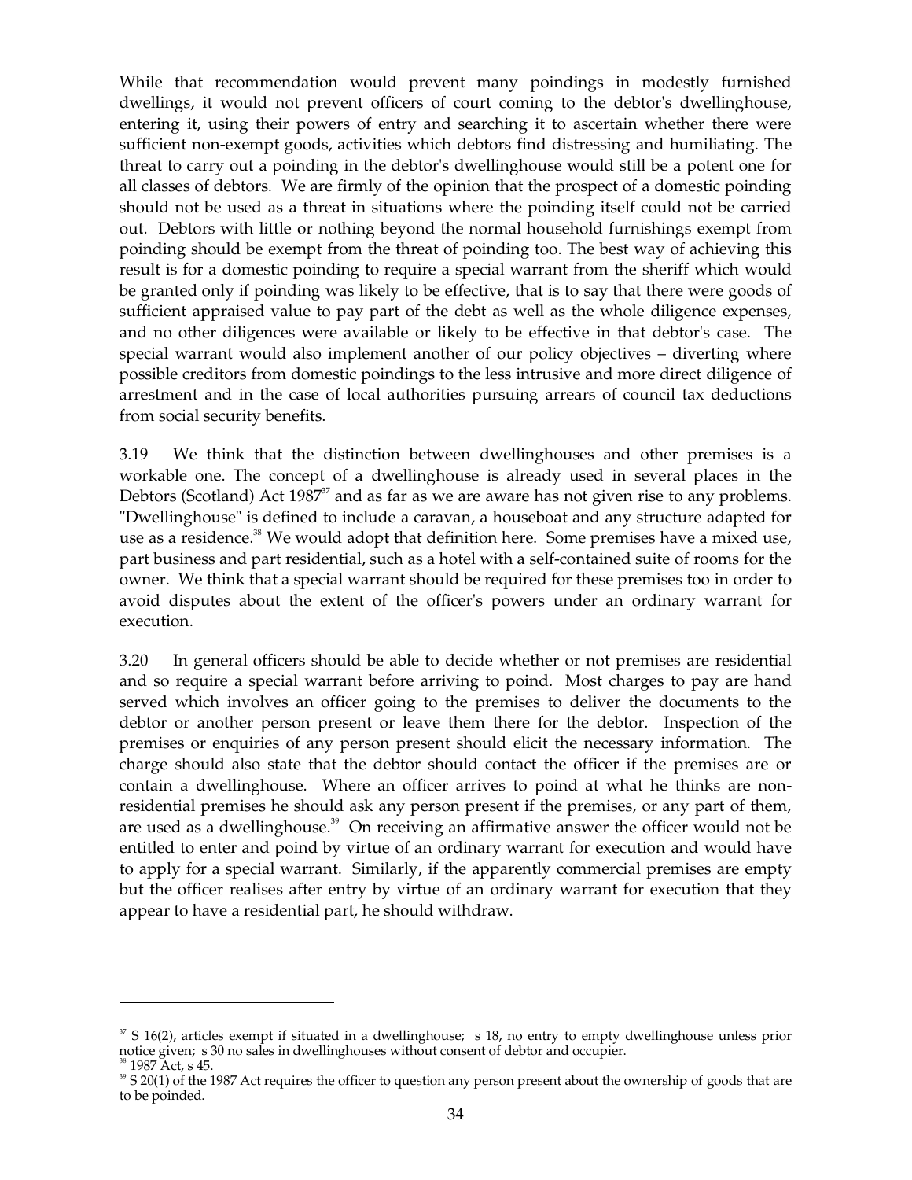While that recommendation would prevent many poindings in modestly furnished dwellings, it would not prevent officers of court coming to the debtor's dwellinghouse, entering it, using their powers of entry and searching it to ascertain whether there were sufficient non-exempt goods, activities which debtors find distressing and humiliating. The threat to carry out a poinding in the debtor's dwellinghouse would still be a potent one for all classes of debtors. We are firmly of the opinion that the prospect of a domestic poinding should not be used as a threat in situations where the poinding itself could not be carried out. Debtors with little or nothing beyond the normal household furnishings exempt from poinding should be exempt from the threat of poinding too. The best way of achieving this result is for a domestic poinding to require a special warrant from the sheriff which would be granted only if poinding was likely to be effective, that is to say that there were goods of sufficient appraised value to pay part of the debt as well as the whole diligence expenses, and no other diligences were available or likely to be effective in that debtor's case. The special warrant would also implement another of our policy objectives – diverting where possible creditors from domestic poindings to the less intrusive and more direct diligence of arrestment and in the case of local authorities pursuing arrears of council tax deductions from social security benefits.

3.19 We think that the distinction between dwellinghouses and other premises is a workable one. The concept of a dwellinghouse is already used in several places in the Debtors (Scotland) Act 1987[37] and as far as we are aware has not given rise to any problems. "Dwellinghouse" is defined to include a caravan, a houseboat and any structure adapted for use as a residence.[38] We would adopt that definition here. Some premises have a mixed use, part business and part residential, such as a hotel with a self-contained suite of rooms for the owner. We think that a special warrant should be required for these premises too in order to avoid disputes about the extent of the officer's powers under an ordinary warrant for execution.

3.20 In general officers should be able to decide whether or not premises are residential and so require a special warrant before arriving to poind. Most charges to pay are hand served which involves an officer going to the premises to deliver the documents to the debtor or another person present or leave them there for the debtor. Inspection of the premises or enquiries of any person present should elicit the necessary information. The charge should also state that the debtor should contact the officer if the premises are or contain a dwellinghouse. Where an officer arrives to poind at what he thinks are non-residential premises he should ask any person present if the premises, or any part of them, are used as a dwellinghouse.[39] On receiving an affirmative answer the officer would not be entitled to enter and poind by virtue of an ordinary warrant for execution and would have to apply for a special warrant. Similarly, if the apparently commercial premises are empty but the officer realises after entry by virtue of an ordinary warrant for execution that they appear to have a residential part, he should withdraw.

---

[37] S 16(2), articles exempt if situated in a dwellinghouse; s 18, no entry to empty dwellinghouse unless prior notice given; s 30 no sales in dwellinghouses without consent of debtor and occupier.

[38] 1987 Act, s 45.

[39] S 20(1) of the 1987 Act requires the officer to question any person present about the ownership of goods that are to be poinded.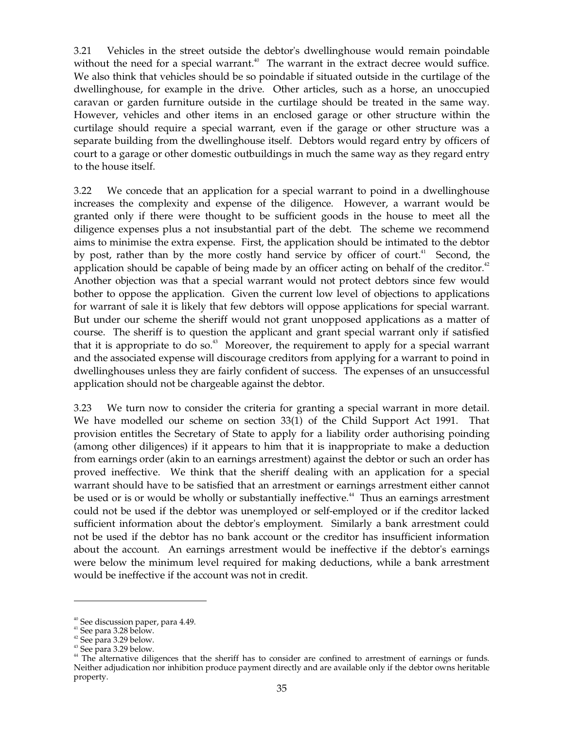3.21 Vehicles in the street outside the debtor's dwellinghouse would remain poindable without the need for a special warrant.[40] The warrant in the extract decree would suffice. We also think that vehicles should be so poindable if situated outside in the curtilage of the dwellinghouse, for example in the drive. Other articles, such as a horse, an unoccupied caravan or garden furniture outside in the curtilage should be treated in the same way. However, vehicles and other items in an enclosed garage or other structure within the curtilage should require a special warrant, even if the garage or other structure was a separate building from the dwellinghouse itself. Debtors would regard entry by officers of court to a garage or other domestic outbuildings in much the same way as they regard entry to the house itself.

3.22 We concede that an application for a special warrant to poind in a dwellinghouse increases the complexity and expense of the diligence. However, a warrant would be granted only if there were thought to be sufficient goods in the house to meet all the diligence expenses plus a not insubstantial part of the debt. The scheme we recommend aims to minimise the extra expense. First, the application should be intimated to the debtor by post, rather than by the more costly hand service by officer of court.[41] Second, the application should be capable of being made by an officer acting on behalf of the creditor.[42] Another objection was that a special warrant would not protect debtors since few would bother to oppose the application. Given the current low level of objections to applications for warrant of sale it is likely that few debtors will oppose applications for special warrant. But under our scheme the sheriff would not grant unopposed applications as a matter of course. The sheriff is to question the applicant and grant special warrant only if satisfied that it is appropriate to do so.[43] Moreover, the requirement to apply for a special warrant and the associated expense will discourage creditors from applying for a warrant to poind in dwellinghouses unless they are fairly confident of success. The expenses of an unsuccessful application should not be chargeable against the debtor.

3.23 We turn now to consider the criteria for granting a special warrant in more detail. We have modelled our scheme on section 33(1) of the Child Support Act 1991. That provision entitles the Secretary of State to apply for a liability order authorising poinding (among other diligences) if it appears to him that it is inappropriate to make a deduction from earnings order (akin to an earnings arrestment) against the debtor or such an order has proved ineffective. We think that the sheriff dealing with an application for a special warrant should have to be satisfied that an arrestment or earnings arrestment either cannot be used or is or would be wholly or substantially ineffective.[44] Thus an earnings arrestment could not be used if the debtor was unemployed or self-employed or if the creditor lacked sufficient information about the debtor's employment. Similarly a bank arrestment could not be used if the debtor has no bank account or the creditor has insufficient information about the account. An earnings arrestment would be ineffective if the debtor's earnings were below the minimum level required for making deductions, while a bank arrestment would be ineffective if the account was not in credit.

---

[40] See discussion paper, para 4.49.

[41] See para 3.28 below.

[42] See para 3.29 below.

[43] See para 3.29 below.

[44] The alternative diligences that the sheriff has to consider are confined to arrestment of earnings or funds. Neither adjudication nor inhibition produce payment directly and are available only if the debtor owns heritable property.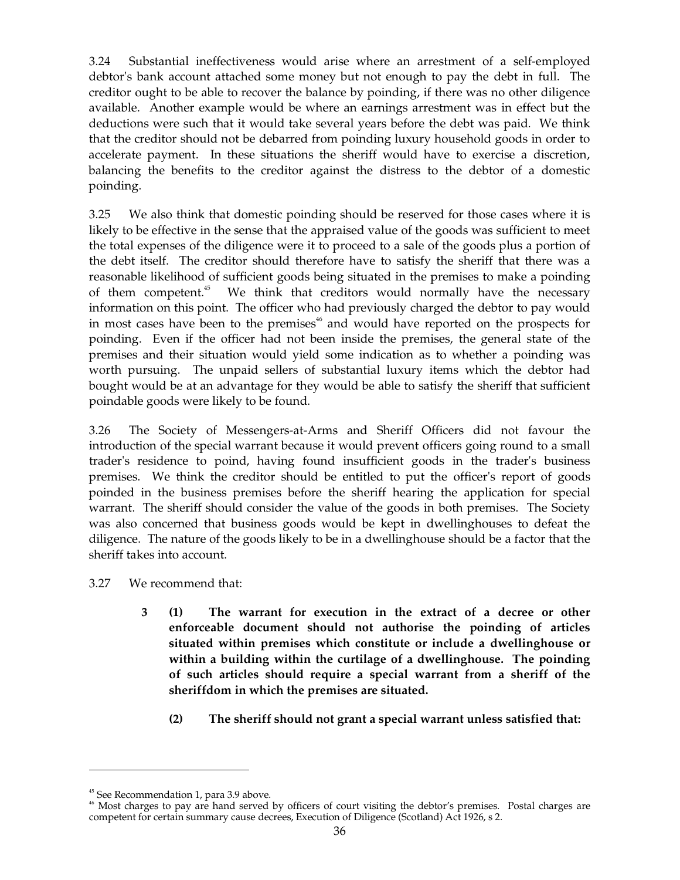3.24 Substantial ineffectiveness would arise where an arrestment of a self-employed debtor's bank account attached some money but not enough to pay the debt in full. The creditor ought to be able to recover the balance by poinding, if there was no other diligence available. Another example would be where an earnings arrestment was in effect but the deductions were such that it would take several years before the debt was paid. We think that the creditor should not be debarred from poinding luxury household goods in order to accelerate payment. In these situations the sheriff would have to exercise a discretion, balancing the benefits to the creditor against the distress to the debtor of a domestic poinding.

3.25 We also think that domestic poinding should be reserved for those cases where it is likely to be effective in the sense that the appraised value of the goods was sufficient to meet the total expenses of the diligence were it to proceed to a sale of the goods plus a portion of the debt itself. The creditor should therefore have to satisfy the sheriff that there was a reasonable likelihood of sufficient goods being situated in the premises to make a poinding of them competent.[45] We think that creditors would normally have the necessary information on this point. The officer who had previously charged the debtor to pay would in most cases have been to the premises[46] and would have reported on the prospects for poinding. Even if the officer had not been inside the premises, the general state of the premises and their situation would yield some indication as to whether a poinding was worth pursuing. The unpaid sellers of substantial luxury items which the debtor had bought would be at an advantage for they would be able to satisfy the sheriff that sufficient poindable goods were likely to be found.

3.26 The Society of Messengers-at-Arms and Sheriff Officers did not favour the introduction of the special warrant because it would prevent officers going round to a small trader's residence to poind, having found insufficient goods in the trader's business premises. We think the creditor should be entitled to put the officer's report of goods poinded in the business premises before the sheriff hearing the application for special warrant. The sheriff should consider the value of the goods in both premises. The Society was also concerned that business goods would be kept in dwellinghouses to defeat the diligence. The nature of the goods likely to be in a dwellinghouse should be a factor that the sheriff takes into account.

3.27 We recommend that:

> **3 (1) The warrant for execution in the extract of a decree or other enforceable document should not authorise the poinding of articles situated within premises which constitute or include a dwellinghouse or within a building within the curtilage of a dwellinghouse. The poinding of such articles should require a special warrant from a sheriff of the sheriffdom in which the premises are situated.**
>
> **(2) The sheriff should not grant a special warrant unless satisfied that:**

---

[45] See Recommendation 1, para 3.9 above.

[46] Most charges to pay are hand served by officers of court visiting the debtor's premises. Postal charges are competent for certain summary cause decrees, Execution of Diligence (Scotland) Act 1926, s 2.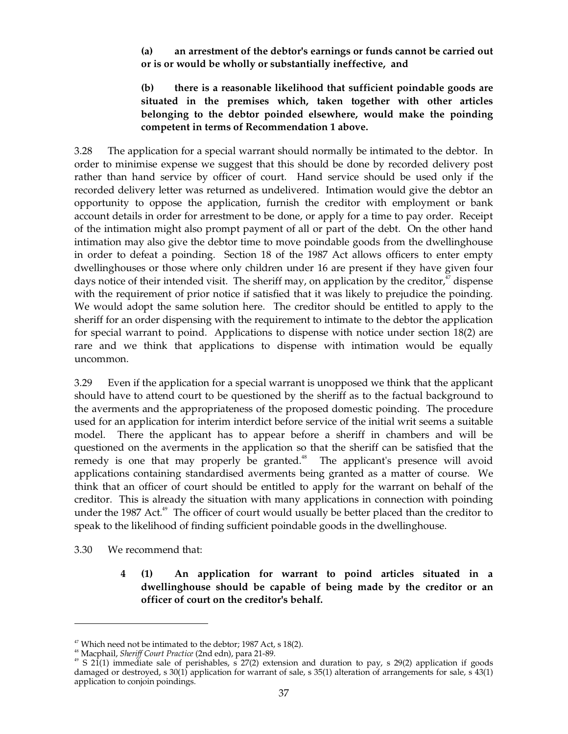**(a) an arrestment of the debtor's earnings or funds cannot be carried out or is or would be wholly or substantially ineffective, and**

**(b) there is a reasonable likelihood that sufficient poindable goods are situated in the premises which, taken together with other articles belonging to the debtor poinded elsewhere, would make the poinding competent in terms of Recommendation 1 above.**

3.28 The application for a special warrant should normally be intimated to the debtor. In order to minimise expense we suggest that this should be done by recorded delivery post rather than hand service by officer of court. Hand service should be used only if the recorded delivery letter was returned as undelivered. Intimation would give the debtor an opportunity to oppose the application, furnish the creditor with employment or bank account details in order for arrestment to be done, or apply for a time to pay order. Receipt of the intimation might also prompt payment of all or part of the debt. On the other hand intimation may also give the debtor time to move poindable goods from the dwellinghouse in order to defeat a poinding. Section 18 of the 1987 Act allows officers to enter empty dwellinghouses or those where only children under 16 are present if they have given four days notice of their intended visit. The sheriff may, on application by the creditor,[47] dispense with the requirement of prior notice if satisfied that it was likely to prejudice the poinding. We would adopt the same solution here. The creditor should be entitled to apply to the sheriff for an order dispensing with the requirement to intimate to the debtor the application for special warrant to poind. Applications to dispense with notice under section 18(2) are rare and we think that applications to dispense with intimation would be equally uncommon.

3.29 Even if the application for a special warrant is unopposed we think that the applicant should have to attend court to be questioned by the sheriff as to the factual background to the averments and the appropriateness of the proposed domestic poinding. The procedure used for an application for interim interdict before service of the initial writ seems a suitable model. There the applicant has to appear before a sheriff in chambers and will be questioned on the averments in the application so that the sheriff can be satisfied that the remedy is one that may properly be granted.[48] The applicant's presence will avoid applications containing standardised averments being granted as a matter of course. We think that an officer of court should be entitled to apply for the warrant on behalf of the creditor. This is already the situation with many applications in connection with poinding under the 1987 Act.[49] The officer of court would usually be better placed than the creditor to speak to the likelihood of finding sufficient poindable goods in the dwellinghouse.

3.30 We recommend that:

**4 (1) An application for warrant to poind articles situated in a dwellinghouse should be capable of being made by the creditor or an officer of court on the creditor's behalf.**

---

[47] Which need not be intimated to the debtor; 1987 Act, s 18(2).

[48] Macphail, *Sheriff Court Practice* (2nd edn), para 21-89.

[49] S 21(1) immediate sale of perishables, s 27(2) extension and duration to pay, s 29(2) application if goods damaged or destroyed, s 30(1) application for warrant of sale, s 35(1) alteration of arrangements for sale, s 43(1) application to conjoin poindings.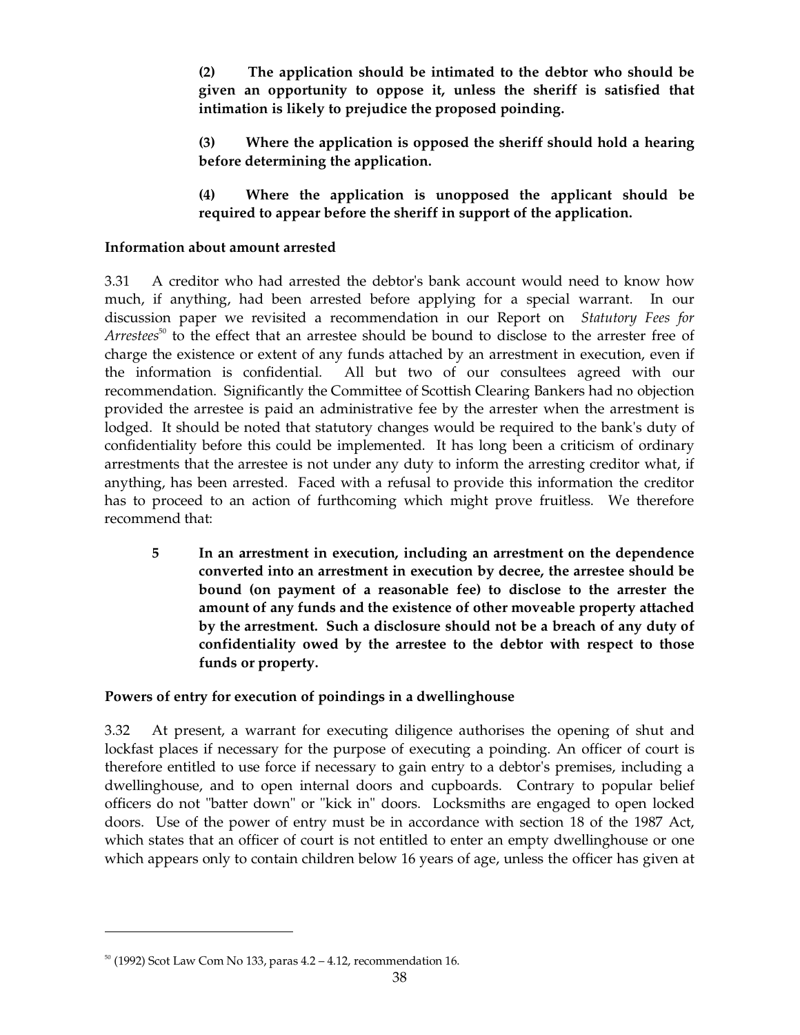**(2) The application should be intimated to the debtor who should be given an opportunity to oppose it, unless the sheriff is satisfied that intimation is likely to prejudice the proposed poinding.**

**(3) Where the application is opposed the sheriff should hold a hearing before determining the application.**

**(4) Where the application is unopposed the applicant should be required to appear before the sheriff in support of the application.**

**Information about amount arrested**

3.31 A creditor who had arrested the debtor's bank account would need to know how much, if anything, had been arrested before applying for a special warrant. In our discussion paper we revisited a recommendation in our Report on *Statutory Fees for Arrestees*[50] to the effect that an arrestee should be bound to disclose to the arrester free of charge the existence or extent of any funds attached by an arrestment in execution, even if the information is confidential. All but two of our consultees agreed with our recommendation. Significantly the Committee of Scottish Clearing Bankers had no objection provided the arrestee is paid an administrative fee by the arrester when the arrestment is lodged. It should be noted that statutory changes would be required to the bank's duty of confidentiality before this could be implemented. It has long been a criticism of ordinary arrestments that the arrestee is not under any duty to inform the arresting creditor what, if anything, has been arrested. Faced with a refusal to provide this information the creditor has to proceed to an action of furthcoming which might prove fruitless. We therefore recommend that:

**5 In an arrestment in execution, including an arrestment on the dependence converted into an arrestment in execution by decree, the arrestee should be bound (on payment of a reasonable fee) to disclose to the arrester the amount of any funds and the existence of other moveable property attached by the arrestment. Such a disclosure should not be a breach of any duty of confidentiality owed by the arrestee to the debtor with respect to those funds or property.**

**Powers of entry for execution of poindings in a dwellinghouse**

3.32 At present, a warrant for executing diligence authorises the opening of shut and lockfast places if necessary for the purpose of executing a poinding. An officer of court is therefore entitled to use force if necessary to gain entry to a debtor's premises, including a dwellinghouse, and to open internal doors and cupboards. Contrary to popular belief officers do not "batter down" or "kick in" doors. Locksmiths are engaged to open locked doors. Use of the power of entry must be in accordance with section 18 of the 1987 Act, which states that an officer of court is not entitled to enter an empty dwellinghouse or one which appears only to contain children below 16 years of age, unless the officer has given at

[50] (1992) Scot Law Com No 133, paras 4.2 – 4.12, recommendation 16.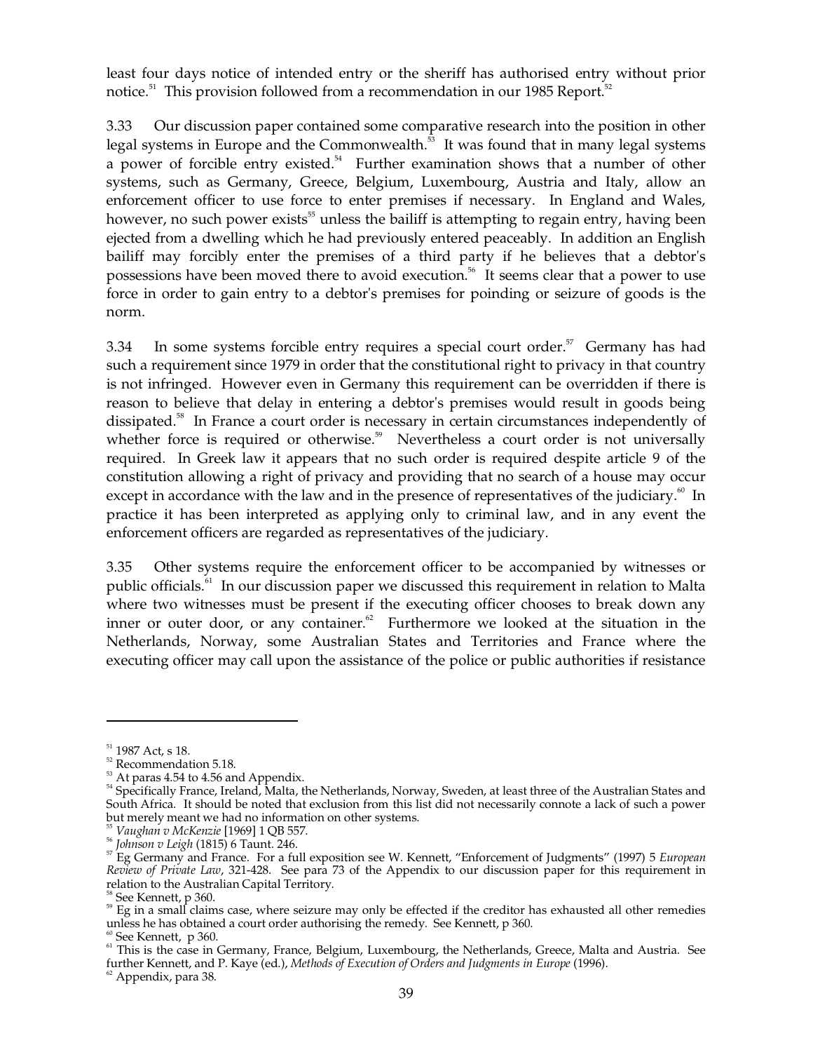least four days notice of intended entry or the sheriff has authorised entry without prior notice.[51] This provision followed from a recommendation in our 1985 Report.[52]

3.33 Our discussion paper contained some comparative research into the position in other legal systems in Europe and the Commonwealth.[53] It was found that in many legal systems a power of forcible entry existed.[54] Further examination shows that a number of other systems, such as Germany, Greece, Belgium, Luxembourg, Austria and Italy, allow an enforcement officer to use force to enter premises if necessary. In England and Wales, however, no such power exists[55] unless the bailiff is attempting to regain entry, having been ejected from a dwelling which he had previously entered peaceably. In addition an English bailiff may forcibly enter the premises of a third party if he believes that a debtor's possessions have been moved there to avoid execution.[56] It seems clear that a power to use force in order to gain entry to a debtor's premises for poinding or seizure of goods is the norm.

3.34 In some systems forcible entry requires a special court order.[57] Germany has had such a requirement since 1979 in order that the constitutional right to privacy in that country is not infringed. However even in Germany this requirement can be overridden if there is reason to believe that delay in entering a debtor's premises would result in goods being dissipated.[58] In France a court order is necessary in certain circumstances independently of whether force is required or otherwise.[59] Nevertheless a court order is not universally required. In Greek law it appears that no such order is required despite article 9 of the constitution allowing a right of privacy and providing that no search of a house may occur except in accordance with the law and in the presence of representatives of the judiciary.[60] In practice it has been interpreted as applying only to criminal law, and in any event the enforcement officers are regarded as representatives of the judiciary.

3.35 Other systems require the enforcement officer to be accompanied by witnesses or public officials.[61] In our discussion paper we discussed this requirement in relation to Malta where two witnesses must be present if the executing officer chooses to break down any inner or outer door, or any container.[62] Furthermore we looked at the situation in the Netherlands, Norway, some Australian States and Territories and France where the executing officer may call upon the assistance of the police or public authorities if resistance

---

[51] 1987 Act, s 18.

[52] Recommendation 5.18.

[53] At paras 4.54 to 4.56 and Appendix.

[54] Specifically France, Ireland, Malta, the Netherlands, Norway, Sweden, at least three of the Australian States and South Africa. It should be noted that exclusion from this list did not necessarily connote a lack of such a power but merely meant we had no information on other systems.

[55] *Vaughan v McKenzie* [1969] 1 QB 557.

[56] *Johnson v Leigh* (1815) 6 Taunt. 246.

[57] Eg Germany and France. For a full exposition see W. Kennett, "Enforcement of Judgments" (1997) 5 *European Review of Private Law*, 321-428. See para 73 of the Appendix to our discussion paper for this requirement in relation to the Australian Capital Territory.

[58] See Kennett, p 360.

[59] Eg in a small claims case, where seizure may only be effected if the creditor has exhausted all other remedies unless he has obtained a court order authorising the remedy. See Kennett, p 360.

[60] See Kennett, p 360.

[61] This is the case in Germany, France, Belgium, Luxembourg, the Netherlands, Greece, Malta and Austria. See further Kennett, and P. Kaye (ed.), *Methods of Execution of Orders and Judgments in Europe* (1996).

[62] Appendix, para 38.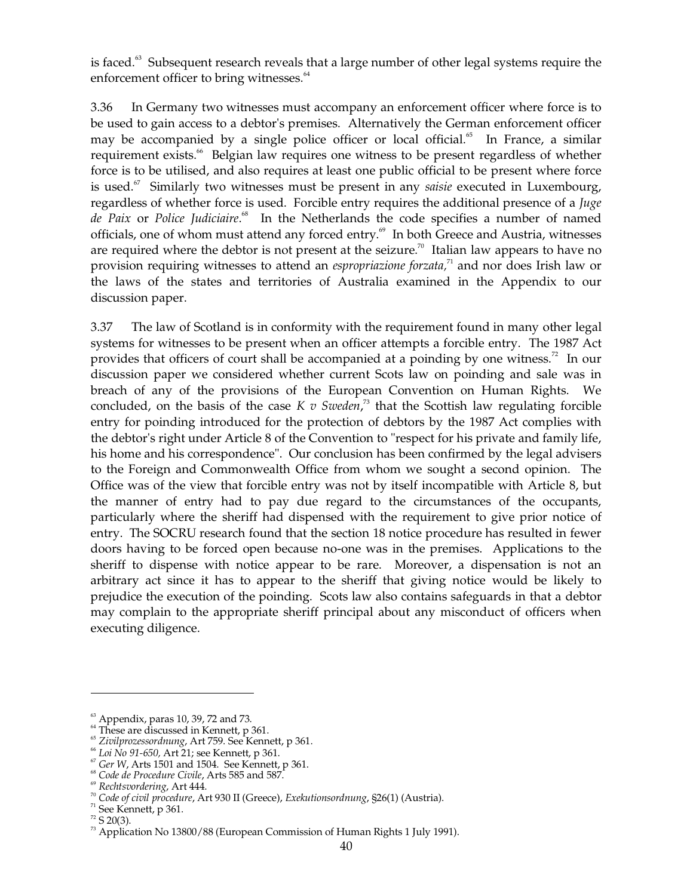is faced.[63] Subsequent research reveals that a large number of other legal systems require the enforcement officer to bring witnesses.[64]

3.36 In Germany two witnesses must accompany an enforcement officer where force is to be used to gain access to a debtor's premises. Alternatively the German enforcement officer may be accompanied by a single police officer or local official.[65] In France, a similar requirement exists.[66] Belgian law requires one witness to be present regardless of whether force is to be utilised, and also requires at least one public official to be present where force is used.[67] Similarly two witnesses must be present in any *saisie* executed in Luxembourg, regardless of whether force is used. Forcible entry requires the additional presence of a *Juge de Paix* or *Police Judiciaire*.[68] In the Netherlands the code specifies a number of named officials, one of whom must attend any forced entry.[69] In both Greece and Austria, witnesses are required where the debtor is not present at the seizure.[70] Italian law appears to have no provision requiring witnesses to attend an *espropriazione forzata*,[71] and nor does Irish law or the laws of the states and territories of Australia examined in the Appendix to our discussion paper.

3.37 The law of Scotland is in conformity with the requirement found in many other legal systems for witnesses to be present when an officer attempts a forcible entry. The 1987 Act provides that officers of court shall be accompanied at a poinding by one witness.[72] In our discussion paper we considered whether current Scots law on poinding and sale was in breach of any of the provisions of the European Convention on Human Rights. We concluded, on the basis of the case *K v Sweden*,[73] that the Scottish law regulating forcible entry for poinding introduced for the protection of debtors by the 1987 Act complies with the debtor's right under Article 8 of the Convention to "respect for his private and family life, his home and his correspondence". Our conclusion has been confirmed by the legal advisers to the Foreign and Commonwealth Office from whom we sought a second opinion. The Office was of the view that forcible entry was not by itself incompatible with Article 8, but the manner of entry had to pay due regard to the circumstances of the occupants, particularly where the sheriff had dispensed with the requirement to give prior notice of entry. The SOCRU research found that the section 18 notice procedure has resulted in fewer doors having to be forced open because no-one was in the premises. Applications to the sheriff to dispense with notice appear to be rare. Moreover, a dispensation is not an arbitrary act since it has to appear to the sheriff that giving notice would be likely to prejudice the execution of the poinding. Scots law also contains safeguards in that a debtor may complain to the appropriate sheriff principal about any misconduct of officers when executing diligence.

---

[63] Appendix, paras 10, 39, 72 and 73.

[64] These are discussed in Kennett, p 361.

[65] *Zivilprozessordnung*, Art 759. See Kennett, p 361.

[66] *Loi No 91-650*, Art 21; see Kennett, p 361.

[67] *Ger W*, Arts 1501 and 1504. See Kennett, p 361.

[68] *Code de Procedure Civile*, Arts 585 and 587.

[69] *Rechtsvordering*, Art 444.

[70] *Code of civil procedure*, Art 930 II (Greece), *Exekutionsordnung*, §26(1) (Austria).

[71] See Kennett, p 361.

[72] S 20(3).

[73] Application No 13800/88 (European Commission of Human Rights 1 July 1991).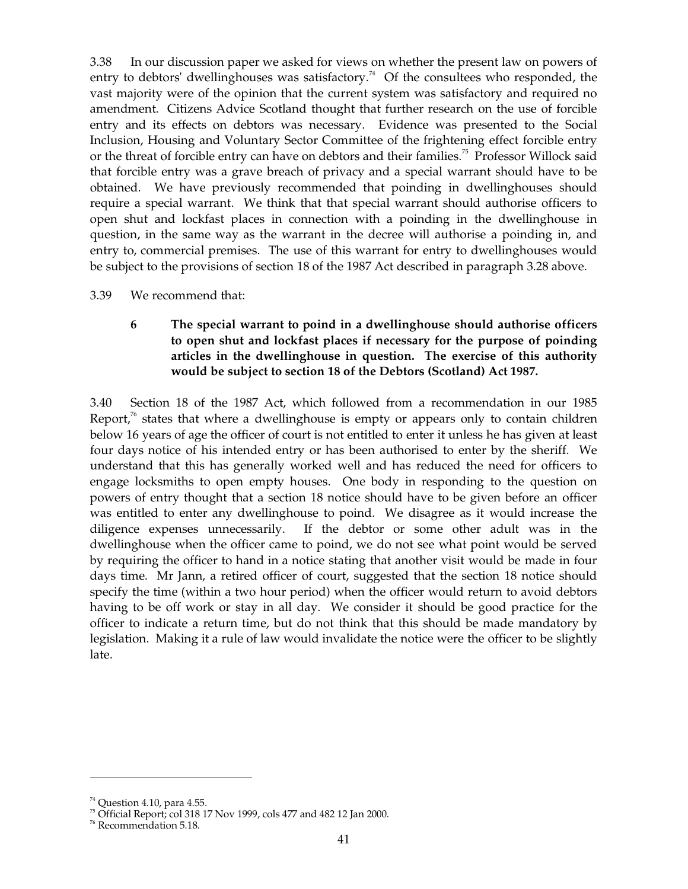3.38 In our discussion paper we asked for views on whether the present law on powers of entry to debtors' dwellinghouses was satisfactory.[74] Of the consultees who responded, the vast majority were of the opinion that the current system was satisfactory and required no amendment. Citizens Advice Scotland thought that further research on the use of forcible entry and its effects on debtors was necessary. Evidence was presented to the Social Inclusion, Housing and Voluntary Sector Committee of the frightening effect forcible entry or the threat of forcible entry can have on debtors and their families.[75] Professor Willock said that forcible entry was a grave breach of privacy and a special warrant should have to be obtained. We have previously recommended that poinding in dwellinghouses should require a special warrant. We think that that special warrant should authorise officers to open shut and lockfast places in connection with a poinding in the dwellinghouse in question, in the same way as the warrant in the decree will authorise a poinding in, and entry to, commercial premises. The use of this warrant for entry to dwellinghouses would be subject to the provisions of section 18 of the 1987 Act described in paragraph 3.28 above.

3.39 We recommend that:

> **6 The special warrant to poind in a dwellinghouse should authorise officers to open shut and lockfast places if necessary for the purpose of poinding articles in the dwellinghouse in question. The exercise of this authority would be subject to section 18 of the Debtors (Scotland) Act 1987.**

3.40 Section 18 of the 1987 Act, which followed from a recommendation in our 1985 Report,[76] states that where a dwellinghouse is empty or appears only to contain children below 16 years of age the officer of court is not entitled to enter it unless he has given at least four days notice of his intended entry or has been authorised to enter by the sheriff. We understand that this has generally worked well and has reduced the need for officers to engage locksmiths to open empty houses. One body in responding to the question on powers of entry thought that a section 18 notice should have to be given before an officer was entitled to enter any dwellinghouse to poind. We disagree as it would increase the diligence expenses unnecessarily. If the debtor or some other adult was in the dwellinghouse when the officer came to poind, we do not see what point would be served by requiring the officer to hand in a notice stating that another visit would be made in four days time. Mr Jann, a retired officer of court, suggested that the section 18 notice should specify the time (within a two hour period) when the officer would return to avoid debtors having to be off work or stay in all day. We consider it should be good practice for the officer to indicate a return time, but do not think that this should be made mandatory by legislation. Making it a rule of law would invalidate the notice were the officer to be slightly late.

---

[74] Question 4.10, para 4.55.

[75] Official Report; col 318 17 Nov 1999, cols 477 and 482 12 Jan 2000.

[76] Recommendation 5.18.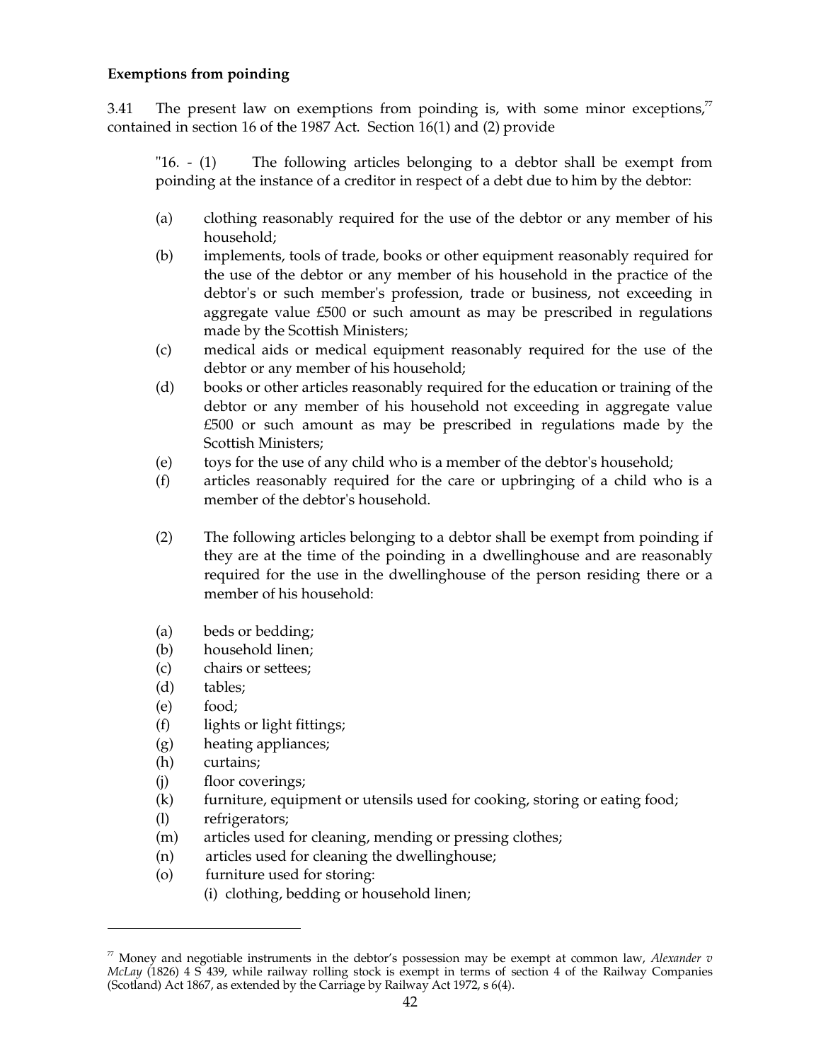**Exemptions from poinding**

3.41 The present law on exemptions from poinding is, with some minor exceptions,[77] contained in section 16 of the 1987 Act. Section 16(1) and (2) provide

> "16. - (1) The following articles belonging to a debtor shall be exempt from poinding at the instance of a creditor in respect of a debt due to him by the debtor:
>
> (a) clothing reasonably required for the use of the debtor or any member of his household;
>
> (b) implements, tools of trade, books or other equipment reasonably required for the use of the debtor or any member of his household in the practice of the debtor's or such member's profession, trade or business, not exceeding in aggregate value £500 or such amount as may be prescribed in regulations made by the Scottish Ministers;
>
> (c) medical aids or medical equipment reasonably required for the use of the debtor or any member of his household;
>
> (d) books or other articles reasonably required for the education or training of the debtor or any member of his household not exceeding in aggregate value £500 or such amount as may be prescribed in regulations made by the Scottish Ministers;
>
> (e) toys for the use of any child who is a member of the debtor's household;
>
> (f) articles reasonably required for the care or upbringing of a child who is a member of the debtor's household.
>
> (2) The following articles belonging to a debtor shall be exempt from poinding if they are at the time of the poinding in a dwellinghouse and are reasonably required for the use in the dwellinghouse of the person residing there or a member of his household:
>
> (a) beds or bedding;
>
> (b) household linen;
>
> (c) chairs or settees;
>
> (d) tables;
>
> (e) food;
>
> (f) lights or light fittings;
>
> (g) heating appliances;
>
> (h) curtains;
>
> (j) floor coverings;
>
> (k) furniture, equipment or utensils used for cooking, storing or eating food;
>
> (l) refrigerators;
>
> (m) articles used for cleaning, mending or pressing clothes;
>
> (n) articles used for cleaning the dwellinghouse;
>
> (o) furniture used for storing:
>
> (i) clothing, bedding or household linen;

---

[77] Money and negotiable instruments in the debtor's possession may be exempt at common law, *Alexander v McLay* (1826) 4 S 439, while railway rolling stock is exempt in terms of section 4 of the Railway Companies (Scotland) Act 1867, as extended by the Carriage by Railway Act 1972, s 6(4).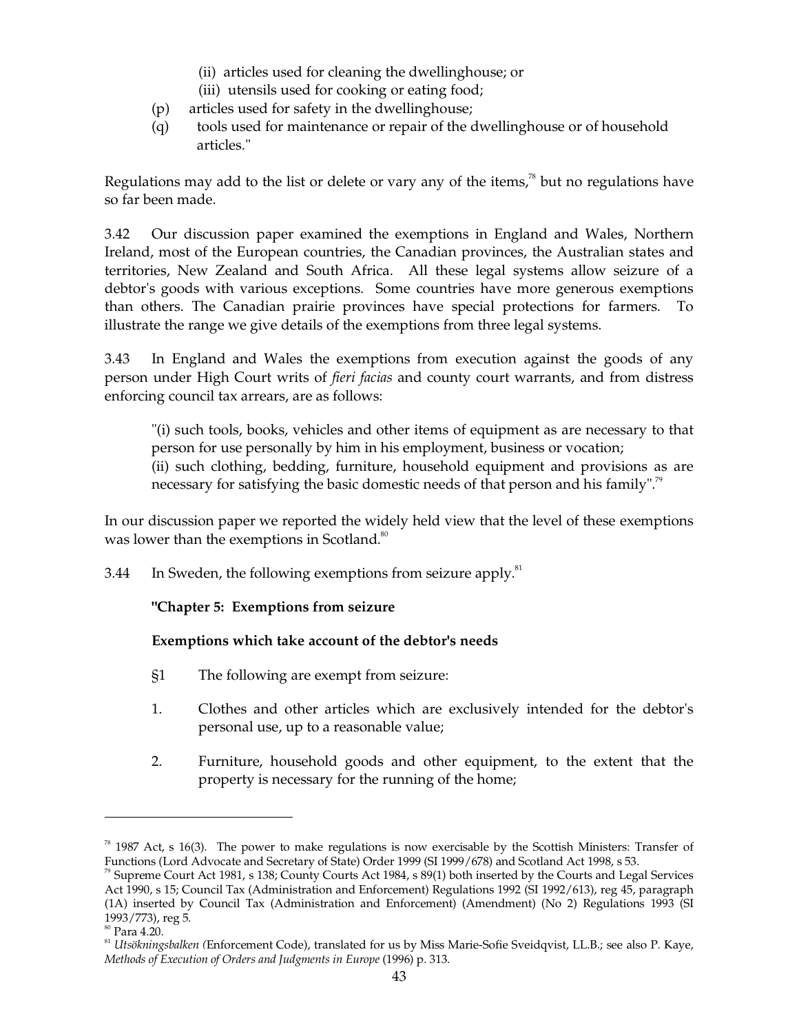(ii) articles used for cleaning the dwellinghouse; or
(iii) utensils used for cooking or eating food;

(p) articles used for safety in the dwellinghouse;

(q) tools used for maintenance or repair of the dwellinghouse or of household articles."

Regulations may add to the list or delete or vary any of the items,[78] but no regulations have so far been made.

3.42 Our discussion paper examined the exemptions in England and Wales, Northern Ireland, most of the European countries, the Canadian provinces, the Australian states and territories, New Zealand and South Africa. All these legal systems allow seizure of a debtor's goods with various exceptions. Some countries have more generous exemptions than others. The Canadian prairie provinces have special protections for farmers. To illustrate the range we give details of the exemptions from three legal systems.

3.43 In England and Wales the exemptions from execution against the goods of any person under High Court writs of *fieri facias* and county court warrants, and from distress enforcing council tax arrears, are as follows:

> "(i) such tools, books, vehicles and other items of equipment as are necessary to that person for use personally by him in his employment, business or vocation;
> (ii) such clothing, bedding, furniture, household equipment and provisions as are necessary for satisfying the basic domestic needs of that person and his family".[79]

In our discussion paper we reported the widely held view that the level of these exemptions was lower than the exemptions in Scotland.[80]

3.44 In Sweden, the following exemptions from seizure apply.[81]

> **"Chapter 5: Exemptions from seizure**
>
> **Exemptions which take account of the debtor's needs**
>
> §1 The following are exempt from seizure:
>
> 1. Clothes and other articles which are exclusively intended for the debtor's personal use, up to a reasonable value;
>
> 2. Furniture, household goods and other equipment, to the extent that the property is necessary for the running of the home;

---

[78] 1987 Act, s 16(3). The power to make regulations is now exercisable by the Scottish Ministers: Transfer of Functions (Lord Advocate and Secretary of State) Order 1999 (SI 1999/678) and Scotland Act 1998, s 53.

[79] Supreme Court Act 1981, s 138; County Courts Act 1984, s 89(1) both inserted by the Courts and Legal Services Act 1990, s 15; Council Tax (Administration and Enforcement) Regulations 1992 (SI 1992/613), reg 45, paragraph (1A) inserted by Council Tax (Administration and Enforcement) (Amendment) (No 2) Regulations 1993 (SI 1993/773), reg 5.

[80] Para 4.20.

[81] *Utsökningsbalken (*Enforcement Code), translated for us by Miss Marie-Sofie Sveidqvist, LL.B.; see also P. Kaye, *Methods of Execution of Orders and Judgments in Europe* (1996) p. 313.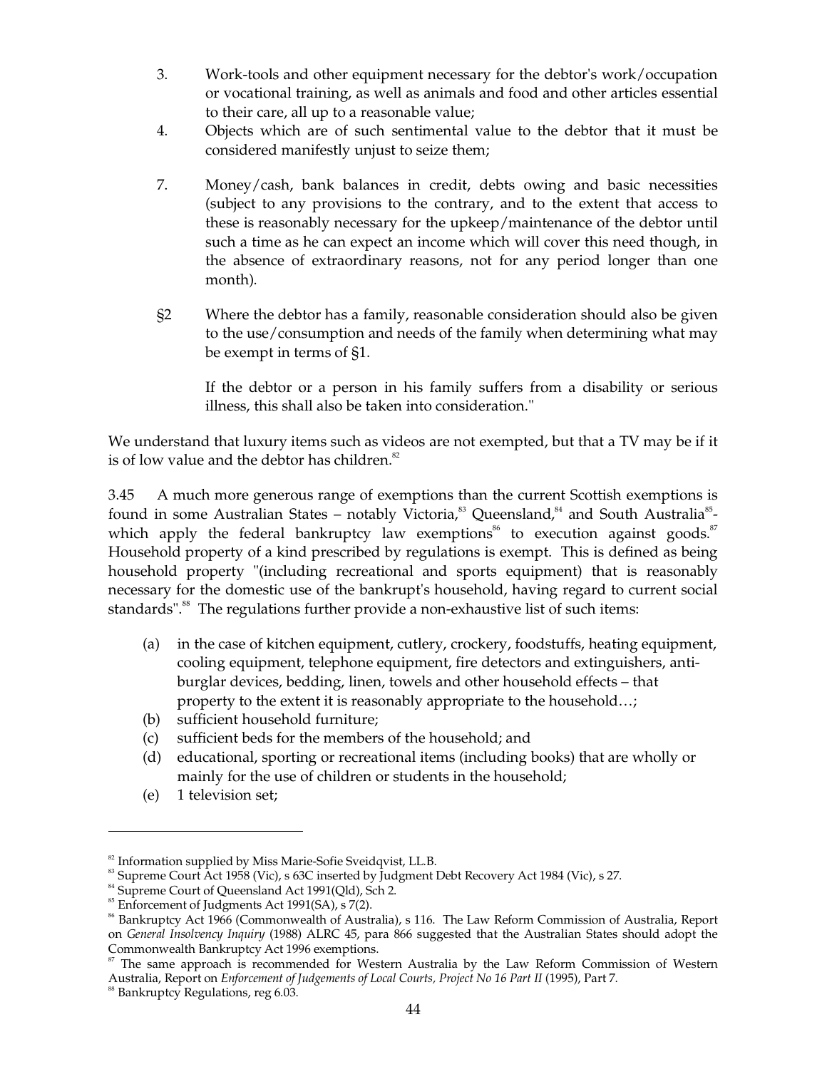3. Work-tools and other equipment necessary for the debtor's work/occupation or vocational training, as well as animals and food and other articles essential to their care, all up to a reasonable value;

4. Objects which are of such sentimental value to the debtor that it must be considered manifestly unjust to seize them;

7. Money/cash, bank balances in credit, debts owing and basic necessities (subject to any provisions to the contrary, and to the extent that access to these is reasonably necessary for the upkeep/maintenance of the debtor until such a time as he can expect an income which will cover this need though, in the absence of extraordinary reasons, not for any period longer than one month).

§2 Where the debtor has a family, reasonable consideration should also be given to the use/consumption and needs of the family when determining what may be exempt in terms of §1.

If the debtor or a person in his family suffers from a disability or serious illness, this shall also be taken into consideration."

We understand that luxury items such as videos are not exempted, but that a TV may be if it is of low value and the debtor has children.[82]

3.45 A much more generous range of exemptions than the current Scottish exemptions is found in some Australian States – notably Victoria,[83] Queensland,[84] and South Australia[85]- which apply the federal bankruptcy law exemptions[86] to execution against goods.[87] Household property of a kind prescribed by regulations is exempt. This is defined as being household property "(including recreational and sports equipment) that is reasonably necessary for the domestic use of the bankrupt's household, having regard to current social standards".[88] The regulations further provide a non-exhaustive list of such items:

(a) in the case of kitchen equipment, cutlery, crockery, foodstuffs, heating equipment, cooling equipment, telephone equipment, fire detectors and extinguishers, anti-burglar devices, bedding, linen, towels and other household effects – that property to the extent it is reasonably appropriate to the household…;
(b) sufficient household furniture;
(c) sufficient beds for the members of the household; and
(d) educational, sporting or recreational items (including books) that are wholly or mainly for the use of children or students in the household;
(e) 1 television set;

---

[82] Information supplied by Miss Marie-Sofie Sveidqvist, LL.B.

[83] Supreme Court Act 1958 (Vic), s 63C inserted by Judgment Debt Recovery Act 1984 (Vic), s 27.

[84] Supreme Court of Queensland Act 1991(Qld), Sch 2.

[85] Enforcement of Judgments Act 1991(SA), s 7(2).

[86] Bankruptcy Act 1966 (Commonwealth of Australia), s 116. The Law Reform Commission of Australia, Report on *General Insolvency Inquiry* (1988) ALRC 45, para 866 suggested that the Australian States should adopt the Commonwealth Bankruptcy Act 1996 exemptions.

[87] The same approach is recommended for Western Australia by the Law Reform Commission of Western Australia, Report on *Enforcement of Judgements of Local Courts, Project No 16 Part II* (1995), Part 7.

[88] Bankruptcy Regulations, reg 6.03.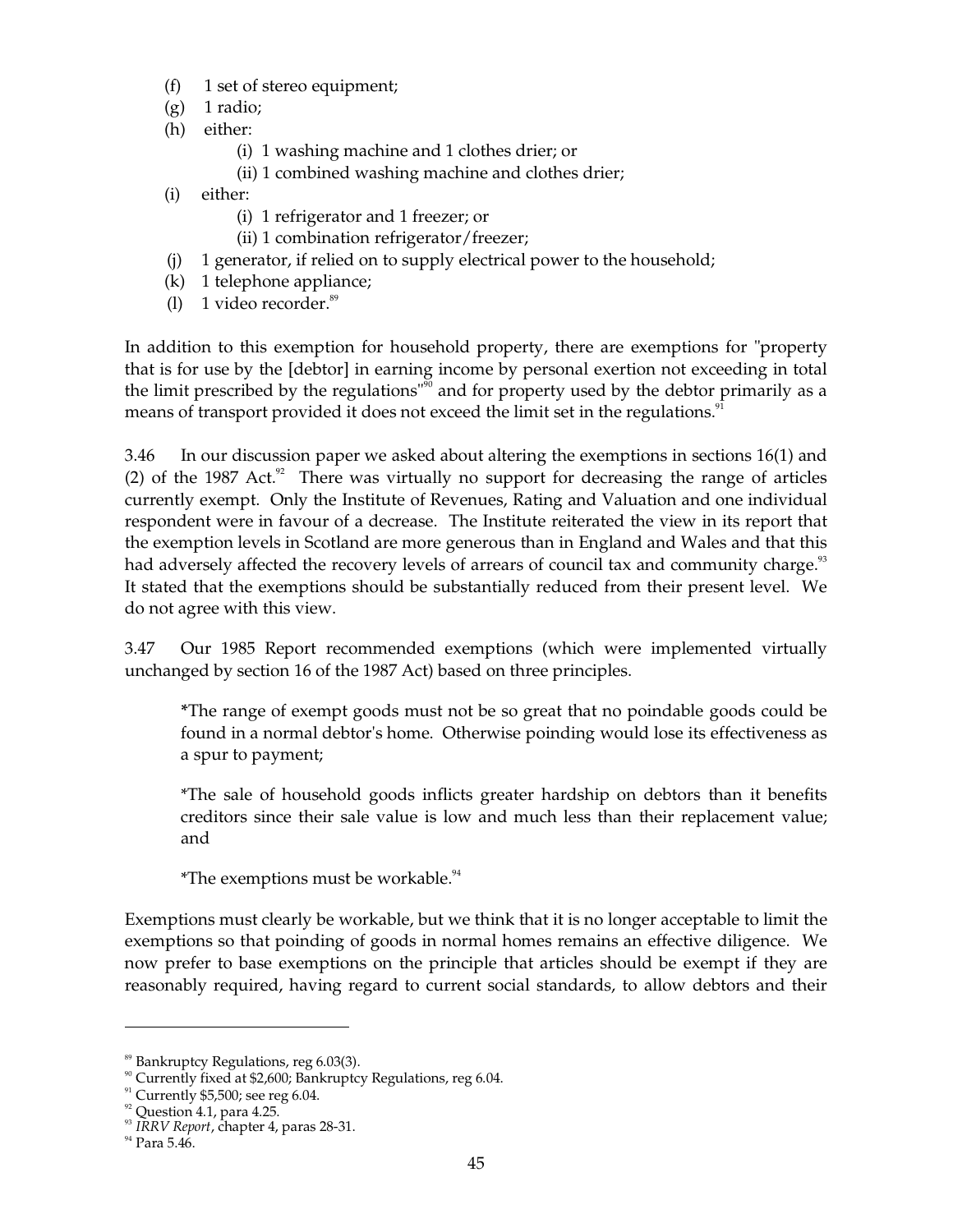(f) 1 set of stereo equipment;

(g) 1 radio;

(h) either:

 (i) 1 washing machine and 1 clothes drier; or

 (ii) 1 combined washing machine and clothes drier;

(i) either:

 (i) 1 refrigerator and 1 freezer; or

 (ii) 1 combination refrigerator/freezer;

(j) 1 generator, if relied on to supply electrical power to the household;

(k) 1 telephone appliance;

(l) 1 video recorder.[89]

In addition to this exemption for household property, there are exemptions for "property that is for use by the [debtor] in earning income by personal exertion not exceeding in total the limit prescribed by the regulations"[90] and for property used by the debtor primarily as a means of transport provided it does not exceed the limit set in the regulations.[91]

3.46 In our discussion paper we asked about altering the exemptions in sections 16(1) and (2) of the 1987 Act.[92] There was virtually no support for decreasing the range of articles currently exempt. Only the Institute of Revenues, Rating and Valuation and one individual respondent were in favour of a decrease. The Institute reiterated the view in its report that the exemption levels in Scotland are more generous than in England and Wales and that this had adversely affected the recovery levels of arrears of council tax and community charge.[93] It stated that the exemptions should be substantially reduced from their present level. We do not agree with this view.

3.47 Our 1985 Report recommended exemptions (which were implemented virtually unchanged by section 16 of the 1987 Act) based on three principles.

> *The range of exempt goods must not be so great that no poindable goods could be found in a normal debtor's home. Otherwise poinding would lose its effectiveness as a spur to payment;
>
> *The sale of household goods inflicts greater hardship on debtors than it benefits creditors since their sale value is low and much less than their replacement value; and
>
> *The exemptions must be workable.[94]

Exemptions must clearly be workable, but we think that it is no longer acceptable to limit the exemptions so that poinding of goods in normal homes remains an effective diligence. We now prefer to base exemptions on the principle that articles should be exempt if they are reasonably required, having regard to current social standards, to allow debtors and their

---

[89] Bankruptcy Regulations, reg 6.03(3).

[90] Currently fixed at $2,600; Bankruptcy Regulations, reg 6.04.

[91] Currently $5,500; see reg 6.04.

[92] Question 4.1, para 4.25.

[93] *IRRV Report*, chapter 4, paras 28-31.

[94] Para 5.46.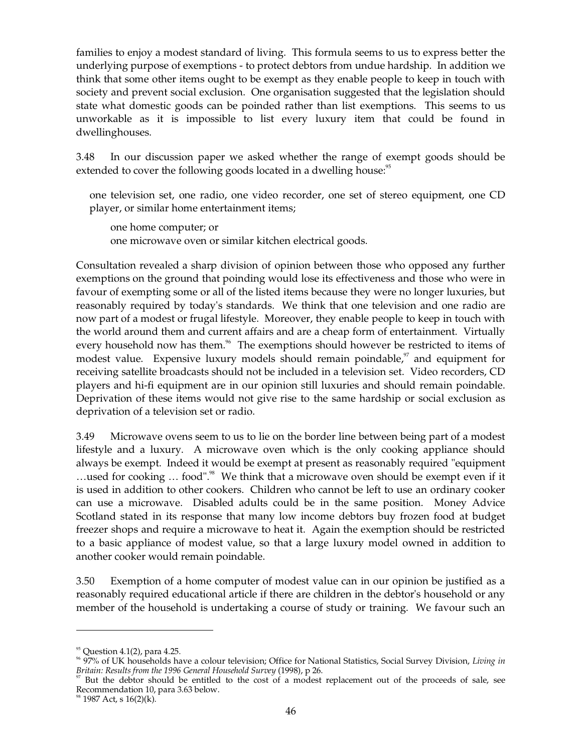families to enjoy a modest standard of living. This formula seems to us to express better the underlying purpose of exemptions - to protect debtors from undue hardship. In addition we think that some other items ought to be exempt as they enable people to keep in touch with society and prevent social exclusion. One organisation suggested that the legislation should state what domestic goods can be poinded rather than list exemptions. This seems to us unworkable as it is impossible to list every luxury item that could be found in dwellinghouses.

3.48 In our discussion paper we asked whether the range of exempt goods should be extended to cover the following goods located in a dwelling house:[95]

> one television set, one radio, one video recorder, one set of stereo equipment, one CD player, or similar home entertainment items;
>
> one home computer; or
>
> one microwave oven or similar kitchen electrical goods.

Consultation revealed a sharp division of opinion between those who opposed any further exemptions on the ground that poinding would lose its effectiveness and those who were in favour of exempting some or all of the listed items because they were no longer luxuries, but reasonably required by today's standards. We think that one television and one radio are now part of a modest or frugal lifestyle. Moreover, they enable people to keep in touch with the world around them and current affairs and are a cheap form of entertainment. Virtually every household now has them.[96] The exemptions should however be restricted to items of modest value. Expensive luxury models should remain poindable,[97] and equipment for receiving satellite broadcasts should not be included in a television set. Video recorders, CD players and hi-fi equipment are in our opinion still luxuries and should remain poindable. Deprivation of these items would not give rise to the same hardship or social exclusion as deprivation of a television set or radio.

3.49 Microwave ovens seem to us to lie on the border line between being part of a modest lifestyle and a luxury. A microwave oven which is the only cooking appliance should always be exempt. Indeed it would be exempt at present as reasonably required "equipment …used for cooking … food".[98] We think that a microwave oven should be exempt even if it is used in addition to other cookers. Children who cannot be left to use an ordinary cooker can use a microwave. Disabled adults could be in the same position. Money Advice Scotland stated in its response that many low income debtors buy frozen food at budget freezer shops and require a microwave to heat it. Again the exemption should be restricted to a basic appliance of modest value, so that a large luxury model owned in addition to another cooker would remain poindable.

3.50 Exemption of a home computer of modest value can in our opinion be justified as a reasonably required educational article if there are children in the debtor's household or any member of the household is undertaking a course of study or training. We favour such an

---

[95] Question 4.1(2), para 4.25.

[96] 97% of UK households have a colour television; Office for National Statistics, Social Survey Division, *Living in Britain: Results from the 1996 General Household Survey* (1998), p 26.

[97] But the debtor should be entitled to the cost of a modest replacement out of the proceeds of sale, see Recommendation 10, para 3.63 below.

[98] 1987 Act, s 16(2)(k).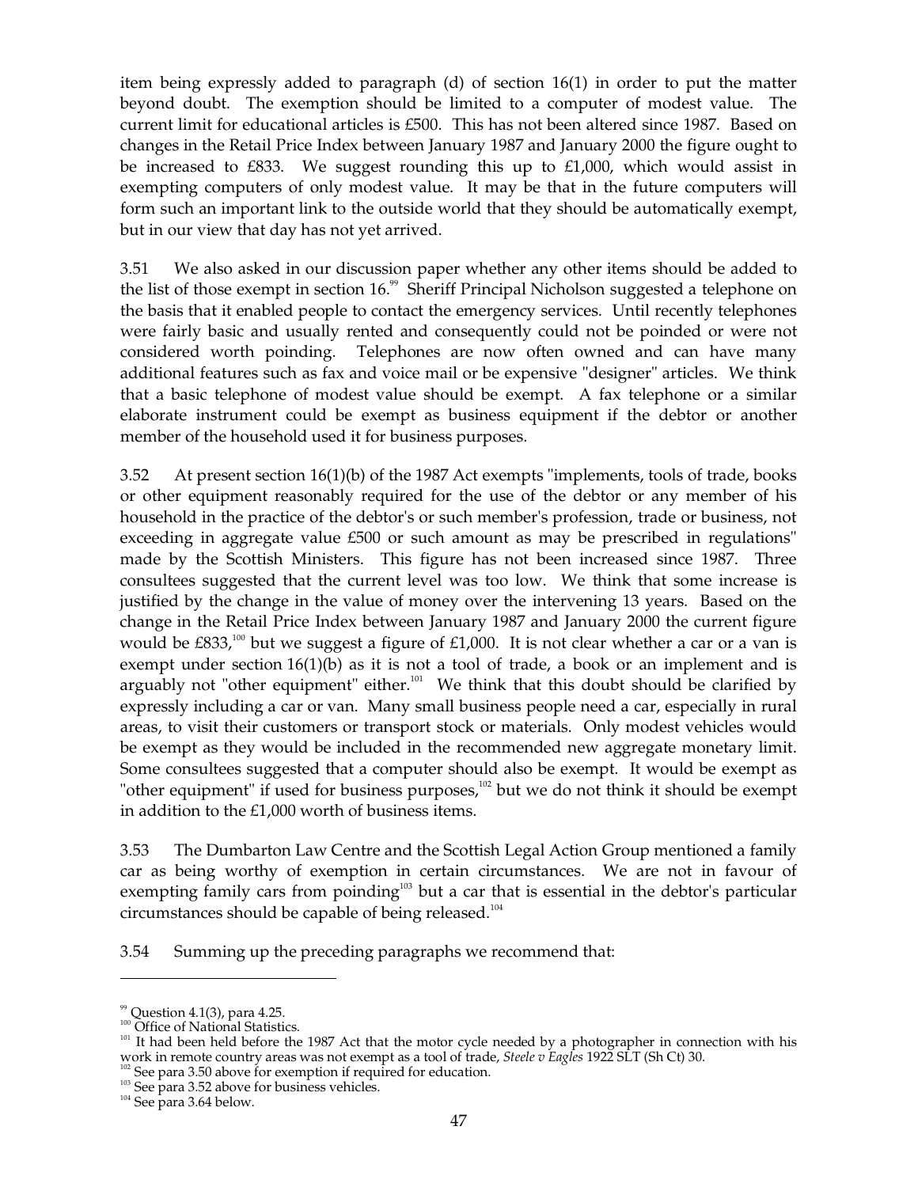item being expressly added to paragraph (d) of section 16(1) in order to put the matter beyond doubt. The exemption should be limited to a computer of modest value. The current limit for educational articles is £500. This has not been altered since 1987. Based on changes in the Retail Price Index between January 1987 and January 2000 the figure ought to be increased to £833. We suggest rounding this up to £1,000, which would assist in exempting computers of only modest value. It may be that in the future computers will form such an important link to the outside world that they should be automatically exempt, but in our view that day has not yet arrived.

3.51 We also asked in our discussion paper whether any other items should be added to the list of those exempt in section 16.[99] Sheriff Principal Nicholson suggested a telephone on the basis that it enabled people to contact the emergency services. Until recently telephones were fairly basic and usually rented and consequently could not be poinded or were not considered worth poinding. Telephones are now often owned and can have many additional features such as fax and voice mail or be expensive "designer" articles. We think that a basic telephone of modest value should be exempt. A fax telephone or a similar elaborate instrument could be exempt as business equipment if the debtor or another member of the household used it for business purposes.

3.52 At present section 16(1)(b) of the 1987 Act exempts "implements, tools of trade, books or other equipment reasonably required for the use of the debtor or any member of his household in the practice of the debtor's or such member's profession, trade or business, not exceeding in aggregate value £500 or such amount as may be prescribed in regulations" made by the Scottish Ministers. This figure has not been increased since 1987. Three consultees suggested that the current level was too low. We think that some increase is justified by the change in the value of money over the intervening 13 years. Based on the change in the Retail Price Index between January 1987 and January 2000 the current figure would be £833,[100] but we suggest a figure of £1,000. It is not clear whether a car or a van is exempt under section 16(1)(b) as it is not a tool of trade, a book or an implement and is arguably not "other equipment" either.[101] We think that this doubt should be clarified by expressly including a car or van. Many small business people need a car, especially in rural areas, to visit their customers or transport stock or materials. Only modest vehicles would be exempt as they would be included in the recommended new aggregate monetary limit. Some consultees suggested that a computer should also be exempt. It would be exempt as "other equipment" if used for business purposes,[102] but we do not think it should be exempt in addition to the £1,000 worth of business items.

3.53 The Dumbarton Law Centre and the Scottish Legal Action Group mentioned a family car as being worthy of exemption in certain circumstances. We are not in favour of exempting family cars from poinding[103] but a car that is essential in the debtor's particular circumstances should be capable of being released.[104]

3.54 Summing up the preceding paragraphs we recommend that:

---

[99] Question 4.1(3), para 4.25.

[100] Office of National Statistics.

[101] It had been held before the 1987 Act that the motor cycle needed by a photographer in connection with his work in remote country areas was not exempt as a tool of trade, *Steele v Eagles* 1922 SLT (Sh Ct) 30.

[102] See para 3.50 above for exemption if required for education.

[103] See para 3.52 above for business vehicles.

[104] See para 3.64 below.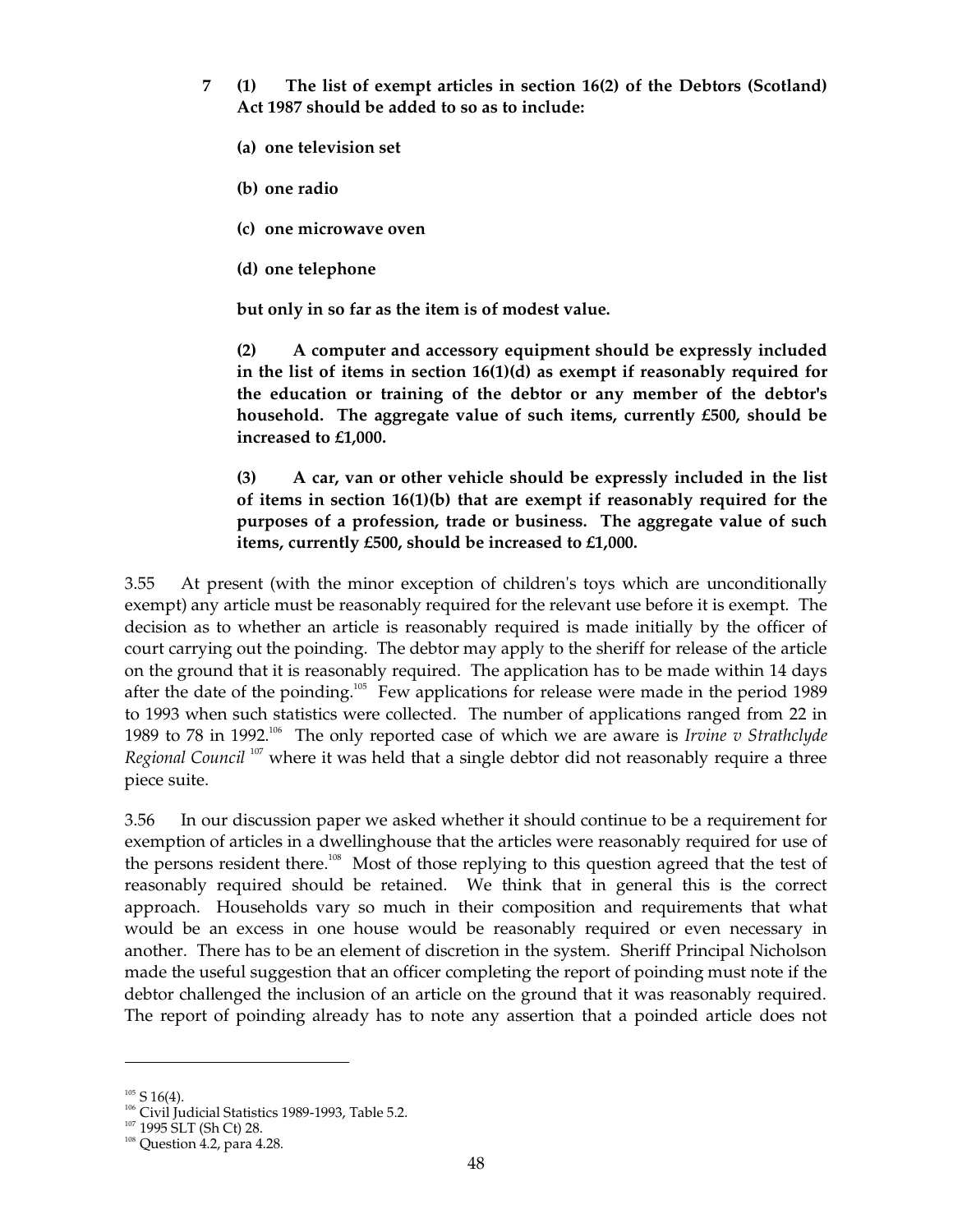**7 (1) The list of exempt articles in section 16(2) of the Debtors (Scotland) Act 1987 should be added to so as to include:**

**(a) one television set**

**(b) one radio**

**(c) one microwave oven**

**(d) one telephone**

**but only in so far as the item is of modest value.**

**(2) A computer and accessory equipment should be expressly included in the list of items in section 16(1)(d) as exempt if reasonably required for the education or training of the debtor or any member of the debtor's household. The aggregate value of such items, currently £500, should be increased to £1,000.**

**(3) A car, van or other vehicle should be expressly included in the list of items in section 16(1)(b) that are exempt if reasonably required for the purposes of a profession, trade or business. The aggregate value of such items, currently £500, should be increased to £1,000.**

3.55 At present (with the minor exception of children's toys which are unconditionally exempt) any article must be reasonably required for the relevant use before it is exempt. The decision as to whether an article is reasonably required is made initially by the officer of court carrying out the poinding. The debtor may apply to the sheriff for release of the article on the ground that it is reasonably required. The application has to be made within 14 days after the date of the poinding.[105] Few applications for release were made in the period 1989 to 1993 when such statistics were collected. The number of applications ranged from 22 in 1989 to 78 in 1992.[106] The only reported case of which we are aware is *Irvine v Strathclyde Regional Council* [107] where it was held that a single debtor did not reasonably require a three piece suite.

3.56 In our discussion paper we asked whether it should continue to be a requirement for exemption of articles in a dwellinghouse that the articles were reasonably required for use of the persons resident there.[108] Most of those replying to this question agreed that the test of reasonably required should be retained. We think that in general this is the correct approach. Households vary so much in their composition and requirements that what would be an excess in one house would be reasonably required or even necessary in another. There has to be an element of discretion in the system. Sheriff Principal Nicholson made the useful suggestion that an officer completing the report of poinding must note if the debtor challenged the inclusion of an article on the ground that it was reasonably required. The report of poinding already has to note any assertion that a poinded article does not

---

[105] S 16(4).

[106] Civil Judicial Statistics 1989-1993, Table 5.2.

[107] 1995 SLT (Sh Ct) 28.

[108] Question 4.2, para 4.28.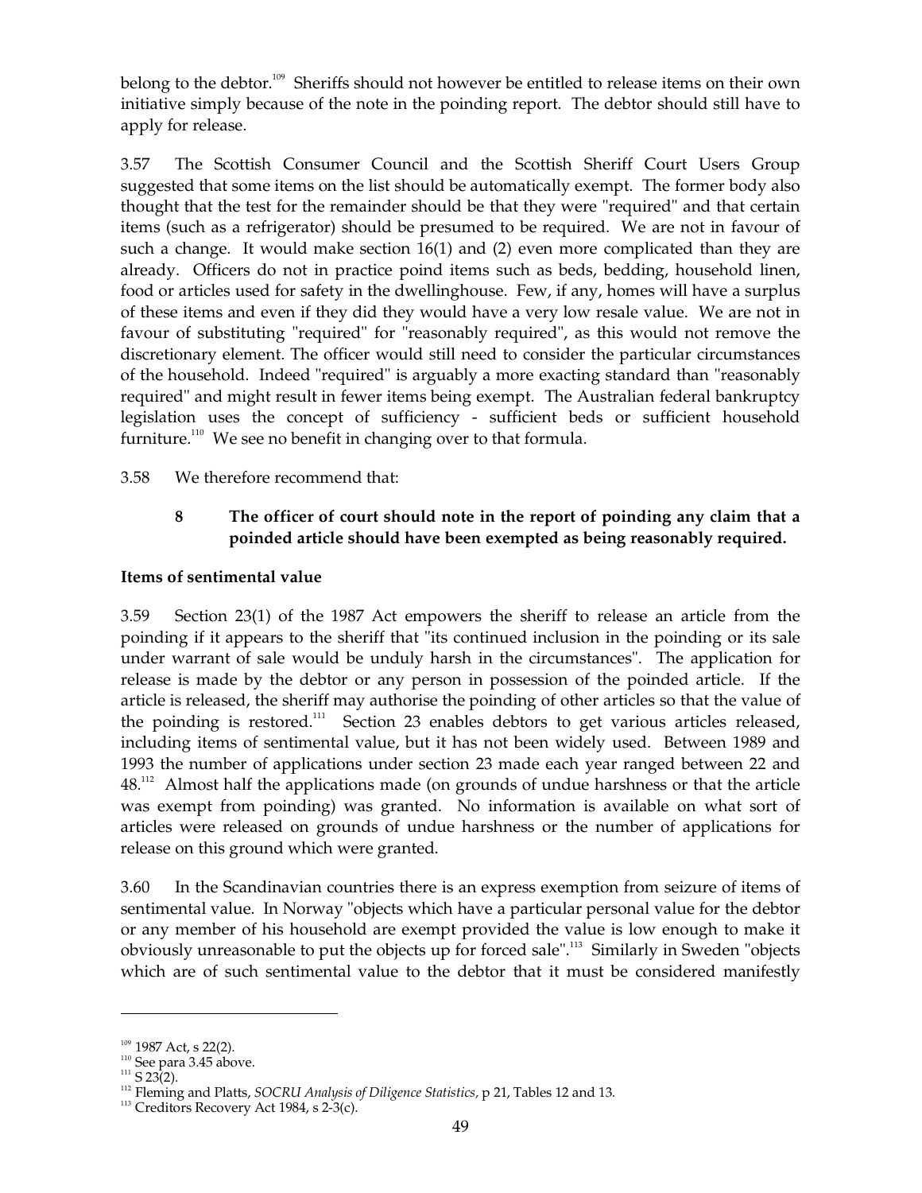belong to the debtor.[109] Sheriffs should not however be entitled to release items on their own initiative simply because of the note in the poinding report. The debtor should still have to apply for release.

3.57 The Scottish Consumer Council and the Scottish Sheriff Court Users Group suggested that some items on the list should be automatically exempt. The former body also thought that the test for the remainder should be that they were "required" and that certain items (such as a refrigerator) should be presumed to be required. We are not in favour of such a change. It would make section 16(1) and (2) even more complicated than they are already. Officers do not in practice poind items such as beds, bedding, household linen, food or articles used for safety in the dwellinghouse. Few, if any, homes will have a surplus of these items and even if they did they would have a very low resale value. We are not in favour of substituting "required" for "reasonably required", as this would not remove the discretionary element. The officer would still need to consider the particular circumstances of the household. Indeed "required" is arguably a more exacting standard than "reasonably required" and might result in fewer items being exempt. The Australian federal bankruptcy legislation uses the concept of sufficiency - sufficient beds or sufficient household furniture.[110] We see no benefit in changing over to that formula.

3.58 We therefore recommend that:

> **8 The officer of court should note in the report of poinding any claim that a poinded article should have been exempted as being reasonably required.**

**Items of sentimental value**

3.59 Section 23(1) of the 1987 Act empowers the sheriff to release an article from the poinding if it appears to the sheriff that "its continued inclusion in the poinding or its sale under warrant of sale would be unduly harsh in the circumstances". The application for release is made by the debtor or any person in possession of the poinded article. If the article is released, the sheriff may authorise the poinding of other articles so that the value of the poinding is restored.[111] Section 23 enables debtors to get various articles released, including items of sentimental value, but it has not been widely used. Between 1989 and 1993 the number of applications under section 23 made each year ranged between 22 and 48.[112] Almost half the applications made (on grounds of undue harshness or that the article was exempt from poinding) was granted. No information is available on what sort of articles were released on grounds of undue harshness or the number of applications for release on this ground which were granted.

3.60 In the Scandinavian countries there is an express exemption from seizure of items of sentimental value. In Norway "objects which have a particular personal value for the debtor or any member of his household are exempt provided the value is low enough to make it obviously unreasonable to put the objects up for forced sale".[113] Similarly in Sweden "objects which are of such sentimental value to the debtor that it must be considered manifestly

---

[109] 1987 Act, s 22(2).

[110] See para 3.45 above.

[111] S 23(2).

[112] Fleming and Platts, *SOCRU Analysis of Diligence Statistics*, p 21, Tables 12 and 13.

[113] Creditors Recovery Act 1984, s 2-3(c).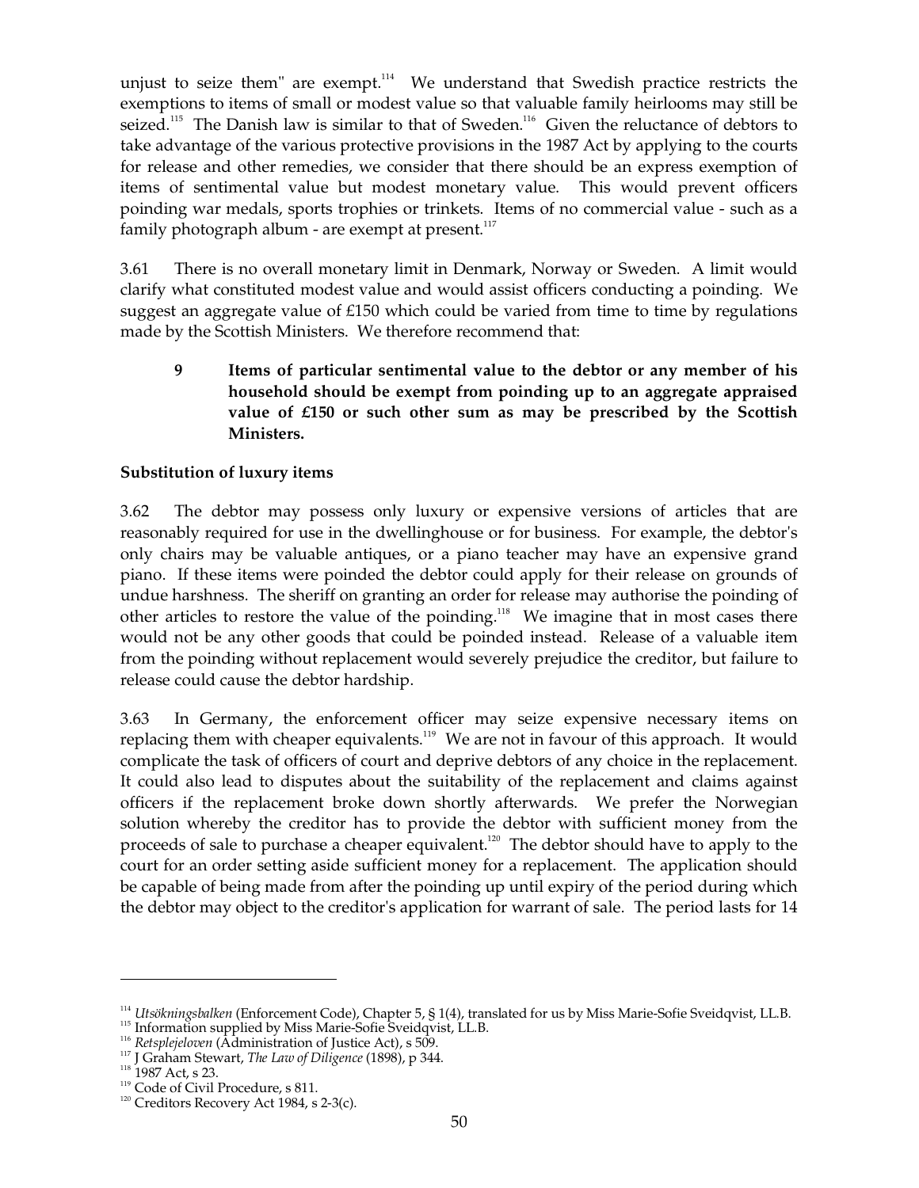unjust to seize them" are exempt.[114] We understand that Swedish practice restricts the exemptions to items of small or modest value so that valuable family heirlooms may still be seized.[115] The Danish law is similar to that of Sweden.[116] Given the reluctance of debtors to take advantage of the various protective provisions in the 1987 Act by applying to the courts for release and other remedies, we consider that there should be an express exemption of items of sentimental value but modest monetary value. This would prevent officers poinding war medals, sports trophies or trinkets. Items of no commercial value - such as a family photograph album - are exempt at present.[117]

3.61 There is no overall monetary limit in Denmark, Norway or Sweden. A limit would clarify what constituted modest value and would assist officers conducting a poinding. We suggest an aggregate value of £150 which could be varied from time to time by regulations made by the Scottish Ministers. We therefore recommend that:

> **9 Items of particular sentimental value to the debtor or any member of his household should be exempt from poinding up to an aggregate appraised value of £150 or such other sum as may be prescribed by the Scottish Ministers.**

**Substitution of luxury items**

3.62 The debtor may possess only luxury or expensive versions of articles that are reasonably required for use in the dwellinghouse or for business. For example, the debtor's only chairs may be valuable antiques, or a piano teacher may have an expensive grand piano. If these items were poinded the debtor could apply for their release on grounds of undue harshness. The sheriff on granting an order for release may authorise the poinding of other articles to restore the value of the poinding.[118] We imagine that in most cases there would not be any other goods that could be poinded instead. Release of a valuable item from the poinding without replacement would severely prejudice the creditor, but failure to release could cause the debtor hardship.

3.63 In Germany, the enforcement officer may seize expensive necessary items on replacing them with cheaper equivalents.[119] We are not in favour of this approach. It would complicate the task of officers of court and deprive debtors of any choice in the replacement. It could also lead to disputes about the suitability of the replacement and claims against officers if the replacement broke down shortly afterwards. We prefer the Norwegian solution whereby the creditor has to provide the debtor with sufficient money from the proceeds of sale to purchase a cheaper equivalent.[120] The debtor should have to apply to the court for an order setting aside sufficient money for a replacement. The application should be capable of being made from after the poinding up until expiry of the period during which the debtor may object to the creditor's application for warrant of sale. The period lasts for 14

---

[114] *Utsökningsbalken* (Enforcement Code), Chapter 5, § 1(4), translated for us by Miss Marie-Sofie Sveidqvist, LL.B.

[115] Information supplied by Miss Marie-Sofie Sveidqvist, LL.B.

[116] *Retsplejeloven* (Administration of Justice Act), s 509.

[117] J Graham Stewart, *The Law of Diligence* (1898), p 344.

[118] 1987 Act, s 23.

[119] Code of Civil Procedure, s 811.

[120] Creditors Recovery Act 1984, s 2-3(c).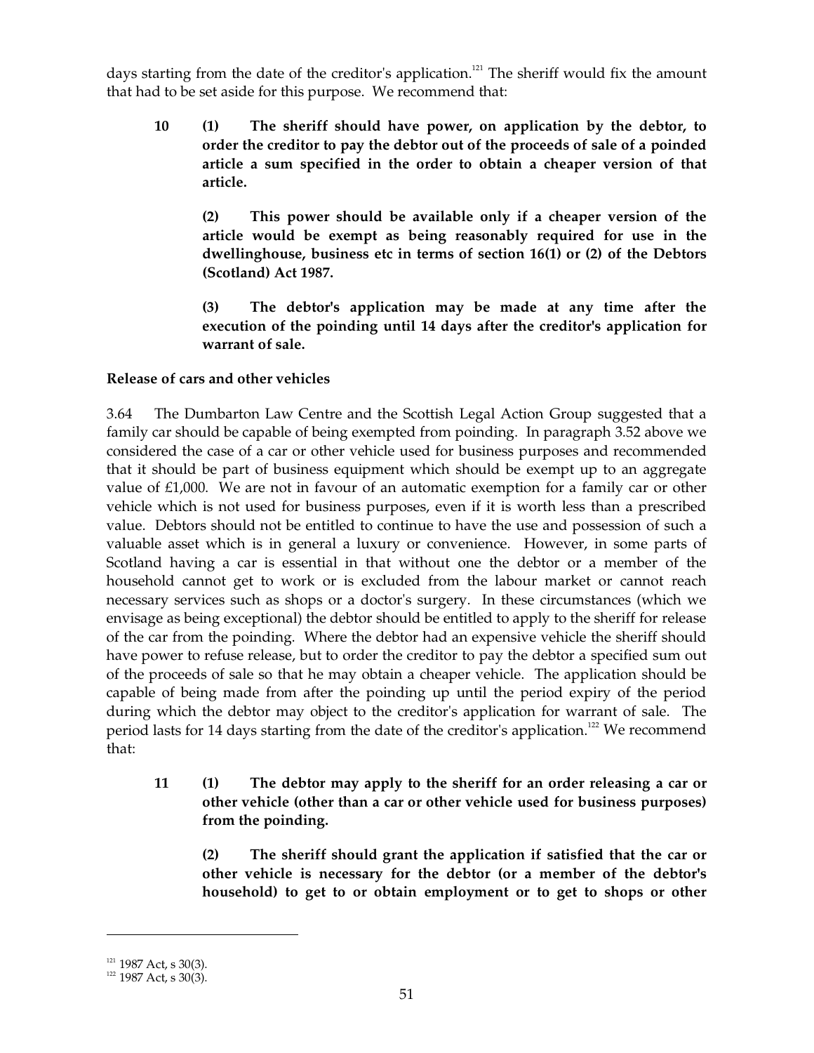days starting from the date of the creditor's application.[121] The sheriff would fix the amount that had to be set aside for this purpose. We recommend that:

**10 (1) The sheriff should have power, on application by the debtor, to order the creditor to pay the debtor out of the proceeds of sale of a poinded article a sum specified in the order to obtain a cheaper version of that article.**

**(2) This power should be available only if a cheaper version of the article would be exempt as being reasonably required for use in the dwellinghouse, business etc in terms of section 16(1) or (2) of the Debtors (Scotland) Act 1987.**

**(3) The debtor's application may be made at any time after the execution of the poinding until 14 days after the creditor's application for warrant of sale.**

**Release of cars and other vehicles**

3.64 The Dumbarton Law Centre and the Scottish Legal Action Group suggested that a family car should be capable of being exempted from poinding. In paragraph 3.52 above we considered the case of a car or other vehicle used for business purposes and recommended that it should be part of business equipment which should be exempt up to an aggregate value of £1,000. We are not in favour of an automatic exemption for a family car or other vehicle which is not used for business purposes, even if it is worth less than a prescribed value. Debtors should not be entitled to continue to have the use and possession of such a valuable asset which is in general a luxury or convenience. However, in some parts of Scotland having a car is essential in that without one the debtor or a member of the household cannot get to work or is excluded from the labour market or cannot reach necessary services such as shops or a doctor's surgery. In these circumstances (which we envisage as being exceptional) the debtor should be entitled to apply to the sheriff for release of the car from the poinding. Where the debtor had an expensive vehicle the sheriff should have power to refuse release, but to order the creditor to pay the debtor a specified sum out of the proceeds of sale so that he may obtain a cheaper vehicle. The application should be capable of being made from after the poinding up until the period expiry of the period during which the debtor may object to the creditor's application for warrant of sale. The period lasts for 14 days starting from the date of the creditor's application.[122] We recommend that:

**11 (1) The debtor may apply to the sheriff for an order releasing a car or other vehicle (other than a car or other vehicle used for business purposes) from the poinding.**

**(2) The sheriff should grant the application if satisfied that the car or other vehicle is necessary for the debtor (or a member of the debtor's household) to get to or obtain employment or to get to shops or other**

---

[121] 1987 Act, s 30(3).

[122] 1987 Act, s 30(3).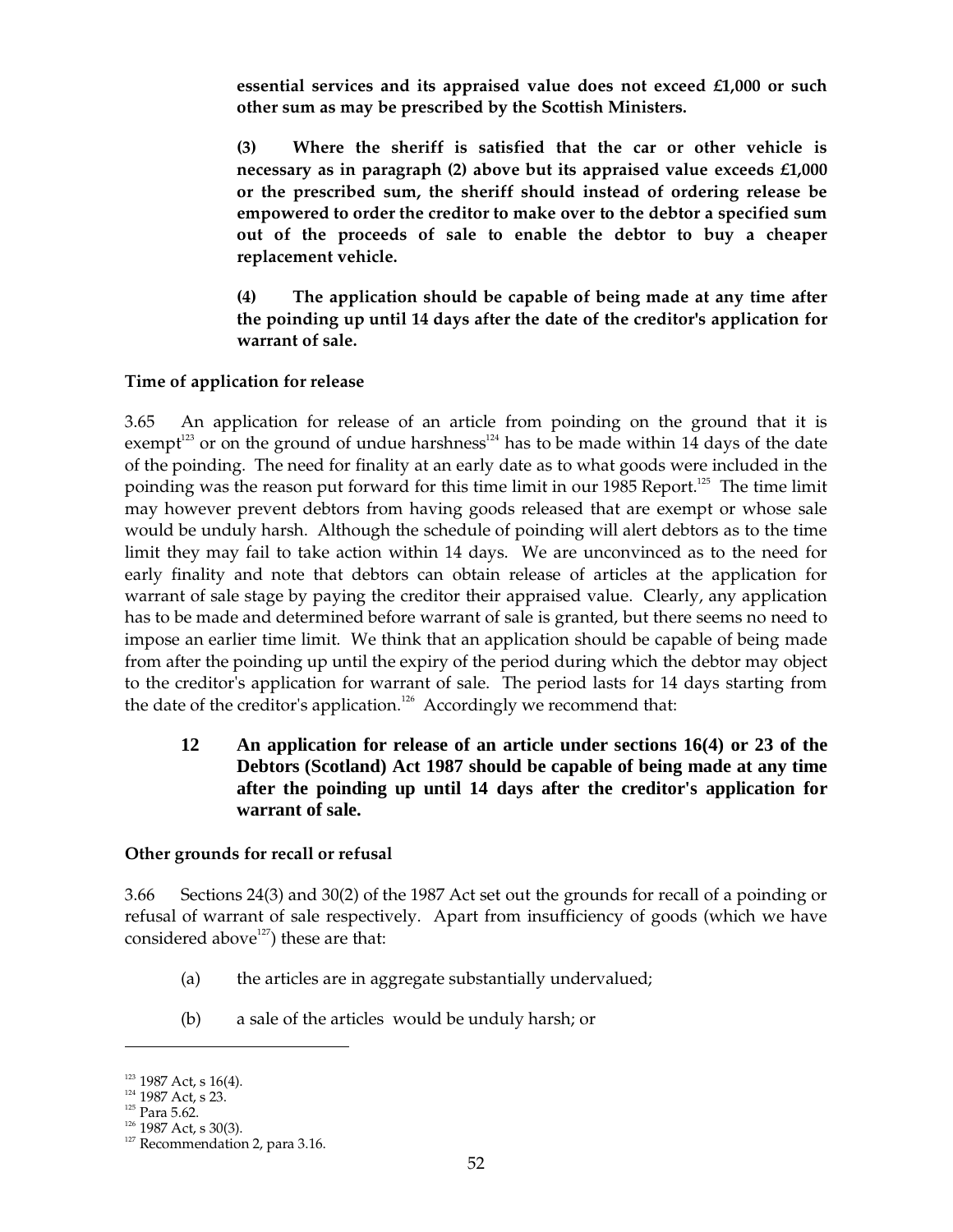**essential services and its appraised value does not exceed £1,000 or such other sum as may be prescribed by the Scottish Ministers.**

**(3) Where the sheriff is satisfied that the car or other vehicle is necessary as in paragraph (2) above but its appraised value exceeds £1,000 or the prescribed sum, the sheriff should instead of ordering release be empowered to order the creditor to make over to the debtor a specified sum out of the proceeds of sale to enable the debtor to buy a cheaper replacement vehicle.**

**(4) The application should be capable of being made at any time after the poinding up until 14 days after the date of the creditor's application for warrant of sale.**

**Time of application for release**

3.65 An application for release of an article from poinding on the ground that it is exempt[123] or on the ground of undue harshness[124] has to be made within 14 days of the date of the poinding. The need for finality at an early date as to what goods were included in the poinding was the reason put forward for this time limit in our 1985 Report.[125] The time limit may however prevent debtors from having goods released that are exempt or whose sale would be unduly harsh. Although the schedule of poinding will alert debtors as to the time limit they may fail to take action within 14 days. We are unconvinced as to the need for early finality and note that debtors can obtain release of articles at the application for warrant of sale stage by paying the creditor their appraised value. Clearly, any application has to be made and determined before warrant of sale is granted, but there seems no need to impose an earlier time limit. We think that an application should be capable of being made from after the poinding up until the expiry of the period during which the debtor may object to the creditor's application for warrant of sale. The period lasts for 14 days starting from the date of the creditor's application.[126] Accordingly we recommend that:

**12 An application for release of an article under sections 16(4) or 23 of the Debtors (Scotland) Act 1987 should be capable of being made at any time after the poinding up until 14 days after the creditor's application for warrant of sale.**

**Other grounds for recall or refusal**

3.66 Sections 24(3) and 30(2) of the 1987 Act set out the grounds for recall of a poinding or refusal of warrant of sale respectively. Apart from insufficiency of goods (which we have considered above[127]) these are that:

(a) the articles are in aggregate substantially undervalued;

(b) a sale of the articles would be unduly harsh; or

---

[123] 1987 Act, s 16(4).
[124] 1987 Act, s 23.
[125] Para 5.62.
[126] 1987 Act, s 30(3).
[127] Recommendation 2, para 3.16.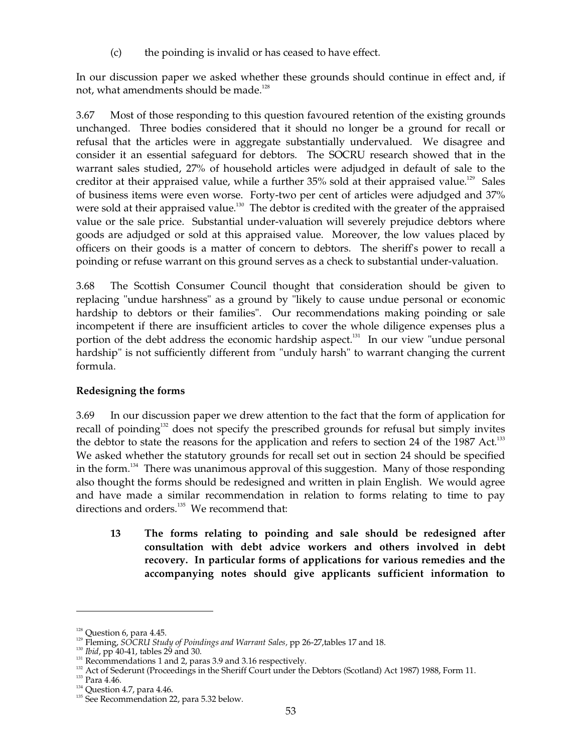(c) the poinding is invalid or has ceased to have effect.

In our discussion paper we asked whether these grounds should continue in effect and, if not, what amendments should be made.[128]

3.67 Most of those responding to this question favoured retention of the existing grounds unchanged. Three bodies considered that it should no longer be a ground for recall or refusal that the articles were in aggregate substantially undervalued. We disagree and consider it an essential safeguard for debtors. The SOCRU research showed that in the warrant sales studied, 27% of household articles were adjudged in default of sale to the creditor at their appraised value, while a further 35% sold at their appraised value.[129] Sales of business items were even worse. Forty-two per cent of articles were adjudged and 37% were sold at their appraised value.[130] The debtor is credited with the greater of the appraised value or the sale price. Substantial under-valuation will severely prejudice debtors where goods are adjudged or sold at this appraised value. Moreover, the low values placed by officers on their goods is a matter of concern to debtors. The sheriff's power to recall a poinding or refuse warrant on this ground serves as a check to substantial under-valuation.

3.68 The Scottish Consumer Council thought that consideration should be given to replacing "undue harshness" as a ground by "likely to cause undue personal or economic hardship to debtors or their families". Our recommendations making poinding or sale incompetent if there are insufficient articles to cover the whole diligence expenses plus a portion of the debt address the economic hardship aspect.[131] In our view "undue personal hardship" is not sufficiently different from "unduly harsh" to warrant changing the current formula.

**Redesigning the forms**

3.69 In our discussion paper we drew attention to the fact that the form of application for recall of poinding[132] does not specify the prescribed grounds for refusal but simply invites the debtor to state the reasons for the application and refers to section 24 of the 1987 Act.[133] We asked whether the statutory grounds for recall set out in section 24 should be specified in the form.[134] There was unanimous approval of this suggestion. Many of those responding also thought the forms should be redesigned and written in plain English. We would agree and have made a similar recommendation in relation to forms relating to time to pay directions and orders.[135] We recommend that:

> **13 The forms relating to poinding and sale should be redesigned after consultation with debt advice workers and others involved in debt recovery. In particular forms of applications for various remedies and the accompanying notes should give applicants sufficient information to**

---

[128] Question 6, para 4.45.

[129] Fleming, *SOCRU Study of Poindings and Warrant Sales*, pp 26-27,tables 17 and 18.

[130] *Ibid*, pp 40-41, tables 29 and 30.

[131] Recommendations 1 and 2, paras 3.9 and 3.16 respectively.

[132] Act of Sederunt (Proceedings in the Sheriff Court under the Debtors (Scotland) Act 1987) 1988, Form 11.

[133] Para 4.46.

[134] Question 4.7, para 4.46.

[135] See Recommendation 22, para 5.32 below.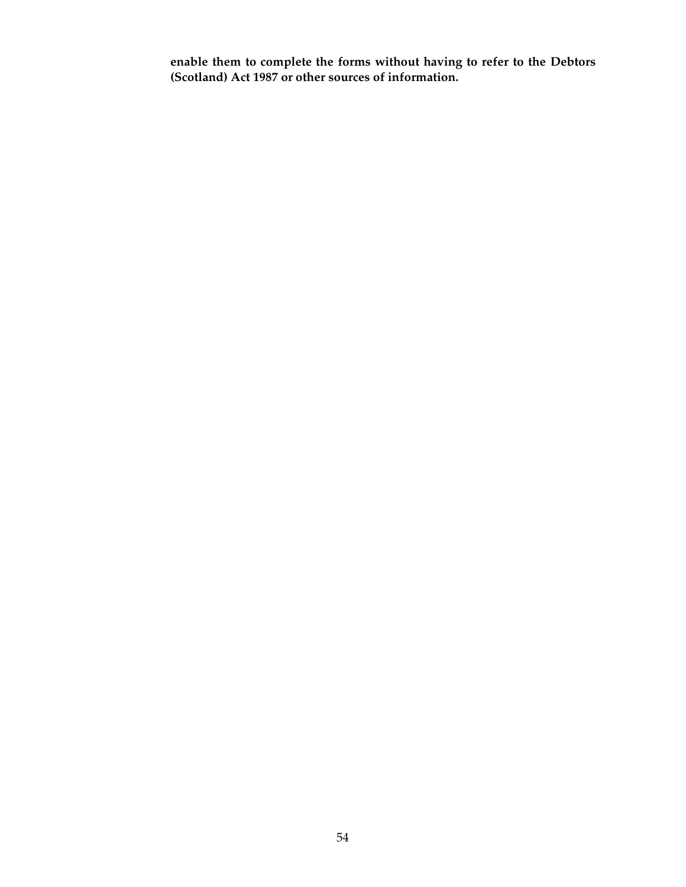**enable them to complete the forms without having to refer to the Debtors (Scotland) Act 1987 or other sources of information.**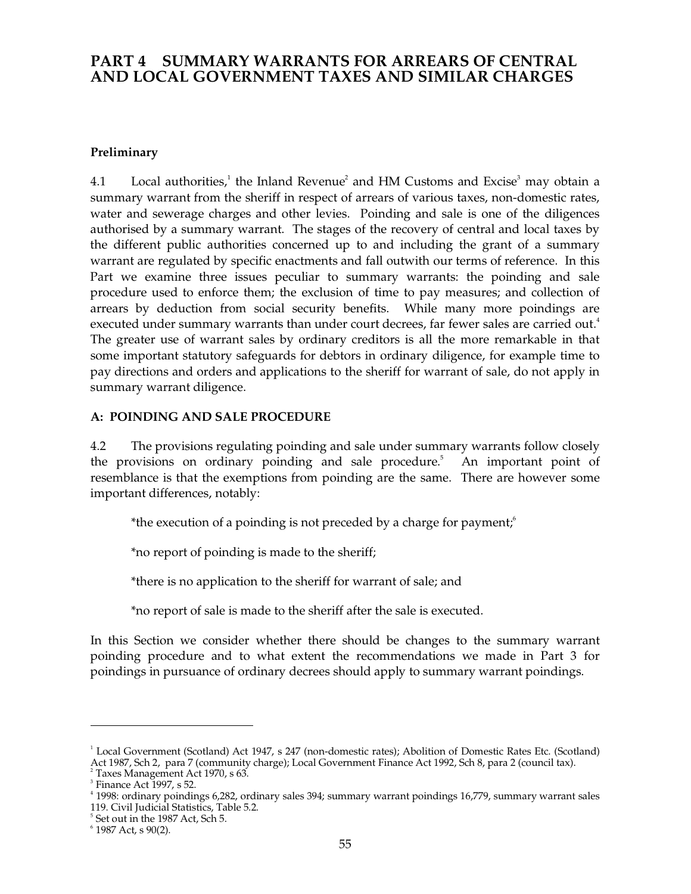# PART 4 SUMMARY WARRANTS FOR ARREARS OF CENTRAL AND LOCAL GOVERNMENT TAXES AND SIMILAR CHARGES

### Preliminary

4.1 Local authorities,[1] the Inland Revenue[2] and HM Customs and Excise[3] may obtain a summary warrant from the sheriff in respect of arrears of various taxes, non-domestic rates, water and sewerage charges and other levies. Poinding and sale is one of the diligences authorised by a summary warrant. The stages of the recovery of central and local taxes by the different public authorities concerned up to and including the grant of a summary warrant are regulated by specific enactments and fall outwith our terms of reference. In this Part we examine three issues peculiar to summary warrants: the poinding and sale procedure used to enforce them; the exclusion of time to pay measures; and collection of arrears by deduction from social security benefits. While many more poindings are executed under summary warrants than under court decrees, far fewer sales are carried out.[4] The greater use of warrant sales by ordinary creditors is all the more remarkable in that some important statutory safeguards for debtors in ordinary diligence, for example time to pay directions and orders and applications to the sheriff for warrant of sale, do not apply in summary warrant diligence.

### A: POINDING AND SALE PROCEDURE

4.2 The provisions regulating poinding and sale under summary warrants follow closely the provisions on ordinary poinding and sale procedure.[5] An important point of resemblance is that the exemptions from poinding are the same. There are however some important differences, notably:

*the execution of a poinding is not preceded by a charge for payment;[6]

*no report of poinding is made to the sheriff;

*there is no application to the sheriff for warrant of sale; and

*no report of sale is made to the sheriff after the sale is executed.

In this Section we consider whether there should be changes to the summary warrant poinding procedure and to what extent the recommendations we made in Part 3 for poindings in pursuance of ordinary decrees should apply to summary warrant poindings.

---

[1] Local Government (Scotland) Act 1947, s 247 (non-domestic rates); Abolition of Domestic Rates Etc. (Scotland) Act 1987, Sch 2, para 7 (community charge); Local Government Finance Act 1992, Sch 8, para 2 (council tax).

[2] Taxes Management Act 1970, s 63.

[3] Finance Act 1997, s 52.

[4] 1998: ordinary poindings 6,282, ordinary sales 394; summary warrant poindings 16,779, summary warrant sales 119. Civil Judicial Statistics, Table 5.2.

[5] Set out in the 1987 Act, Sch 5.

[6] 1987 Act, s 90(2).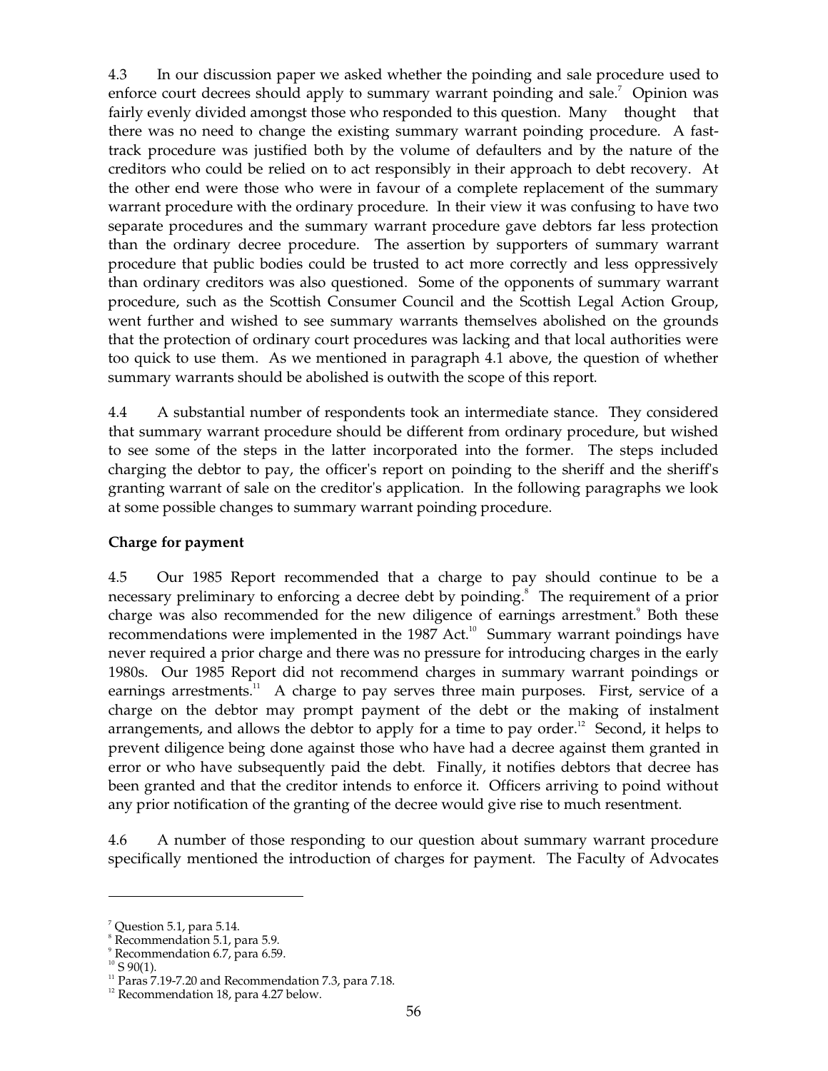4.3 In our discussion paper we asked whether the poinding and sale procedure used to enforce court decrees should apply to summary warrant poinding and sale.[7] Opinion was fairly evenly divided amongst those who responded to this question. Many thought that there was no need to change the existing summary warrant poinding procedure. A fast-track procedure was justified both by the volume of defaulters and by the nature of the creditors who could be relied on to act responsibly in their approach to debt recovery. At the other end were those who were in favour of a complete replacement of the summary warrant procedure with the ordinary procedure. In their view it was confusing to have two separate procedures and the summary warrant procedure gave debtors far less protection than the ordinary decree procedure. The assertion by supporters of summary warrant procedure that public bodies could be trusted to act more correctly and less oppressively than ordinary creditors was also questioned. Some of the opponents of summary warrant procedure, such as the Scottish Consumer Council and the Scottish Legal Action Group, went further and wished to see summary warrants themselves abolished on the grounds that the protection of ordinary court procedures was lacking and that local authorities were too quick to use them. As we mentioned in paragraph 4.1 above, the question of whether summary warrants should be abolished is outwith the scope of this report.

4.4 A substantial number of respondents took an intermediate stance. They considered that summary warrant procedure should be different from ordinary procedure, but wished to see some of the steps in the latter incorporated into the former. The steps included charging the debtor to pay, the officer's report on poinding to the sheriff and the sheriff's granting warrant of sale on the creditor's application. In the following paragraphs we look at some possible changes to summary warrant poinding procedure.

**Charge for payment**

4.5 Our 1985 Report recommended that a charge to pay should continue to be a necessary preliminary to enforcing a decree debt by poinding.[8] The requirement of a prior charge was also recommended for the new diligence of earnings arrestment.[9] Both these recommendations were implemented in the 1987 Act.[10] Summary warrant poindings have never required a prior charge and there was no pressure for introducing charges in the early 1980s. Our 1985 Report did not recommend charges in summary warrant poindings or earnings arrestments.[11] A charge to pay serves three main purposes. First, service of a charge on the debtor may prompt payment of the debt or the making of instalment arrangements, and allows the debtor to apply for a time to pay order.[12] Second, it helps to prevent diligence being done against those who have had a decree against them granted in error or who have subsequently paid the debt. Finally, it notifies debtors that decree has been granted and that the creditor intends to enforce it. Officers arriving to poind without any prior notification of the granting of the decree would give rise to much resentment.

4.6 A number of those responding to our question about summary warrant procedure specifically mentioned the introduction of charges for payment. The Faculty of Advocates

---

[7] Question 5.1, para 5.14.

[8] Recommendation 5.1, para 5.9.

[9] Recommendation 6.7, para 6.59.

[10] S 90(1).

[11] Paras 7.19-7.20 and Recommendation 7.3, para 7.18.

[12] Recommendation 18, para 4.27 below.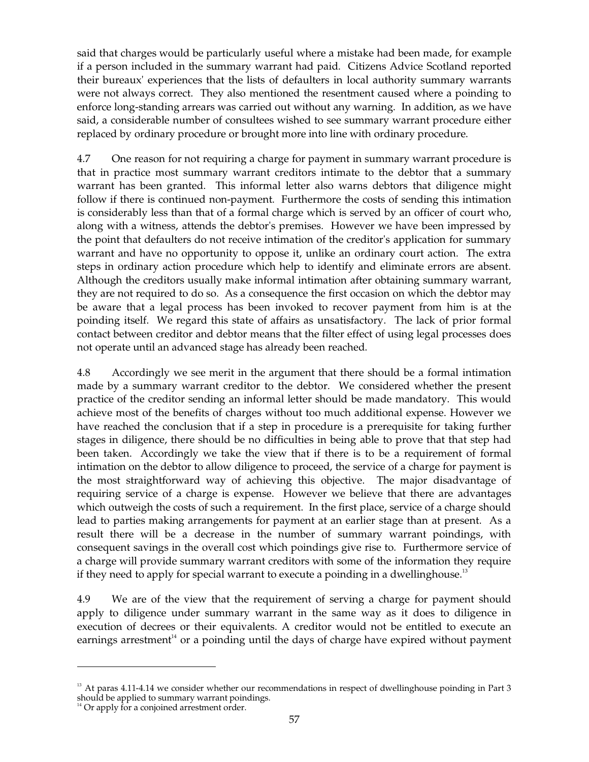said that charges would be particularly useful where a mistake had been made, for example if a person included in the summary warrant had paid. Citizens Advice Scotland reported their bureaux' experiences that the lists of defaulters in local authority summary warrants were not always correct. They also mentioned the resentment caused where a poinding to enforce long-standing arrears was carried out without any warning. In addition, as we have said, a considerable number of consultees wished to see summary warrant procedure either replaced by ordinary procedure or brought more into line with ordinary procedure.

4.7 One reason for not requiring a charge for payment in summary warrant procedure is that in practice most summary warrant creditors intimate to the debtor that a summary warrant has been granted. This informal letter also warns debtors that diligence might follow if there is continued non-payment. Furthermore the costs of sending this intimation is considerably less than that of a formal charge which is served by an officer of court who, along with a witness, attends the debtor's premises. However we have been impressed by the point that defaulters do not receive intimation of the creditor's application for summary warrant and have no opportunity to oppose it, unlike an ordinary court action. The extra steps in ordinary action procedure which help to identify and eliminate errors are absent. Although the creditors usually make informal intimation after obtaining summary warrant, they are not required to do so. As a consequence the first occasion on which the debtor may be aware that a legal process has been invoked to recover payment from him is at the poinding itself. We regard this state of affairs as unsatisfactory. The lack of prior formal contact between creditor and debtor means that the filter effect of using legal processes does not operate until an advanced stage has already been reached.

4.8 Accordingly we see merit in the argument that there should be a formal intimation made by a summary warrant creditor to the debtor. We considered whether the present practice of the creditor sending an informal letter should be made mandatory. This would achieve most of the benefits of charges without too much additional expense. However we have reached the conclusion that if a step in procedure is a prerequisite for taking further stages in diligence, there should be no difficulties in being able to prove that that step had been taken. Accordingly we take the view that if there is to be a requirement of formal intimation on the debtor to allow diligence to proceed, the service of a charge for payment is the most straightforward way of achieving this objective. The major disadvantage of requiring service of a charge is expense. However we believe that there are advantages which outweigh the costs of such a requirement. In the first place, service of a charge should lead to parties making arrangements for payment at an earlier stage than at present. As a result there will be a decrease in the number of summary warrant poindings, with consequent savings in the overall cost which poindings give rise to. Furthermore service of a charge will provide summary warrant creditors with some of the information they require if they need to apply for special warrant to execute a poinding in a dwellinghouse.[13]

4.9 We are of the view that the requirement of serving a charge for payment should apply to diligence under summary warrant in the same way as it does to diligence in execution of decrees or their equivalents. A creditor would not be entitled to execute an earnings arrestment[14] or a poinding until the days of charge have expired without payment

---

[13] At paras 4.11-4.14 we consider whether our recommendations in respect of dwellinghouse poinding in Part 3 should be applied to summary warrant poindings.

[14] Or apply for a conjoined arrestment order.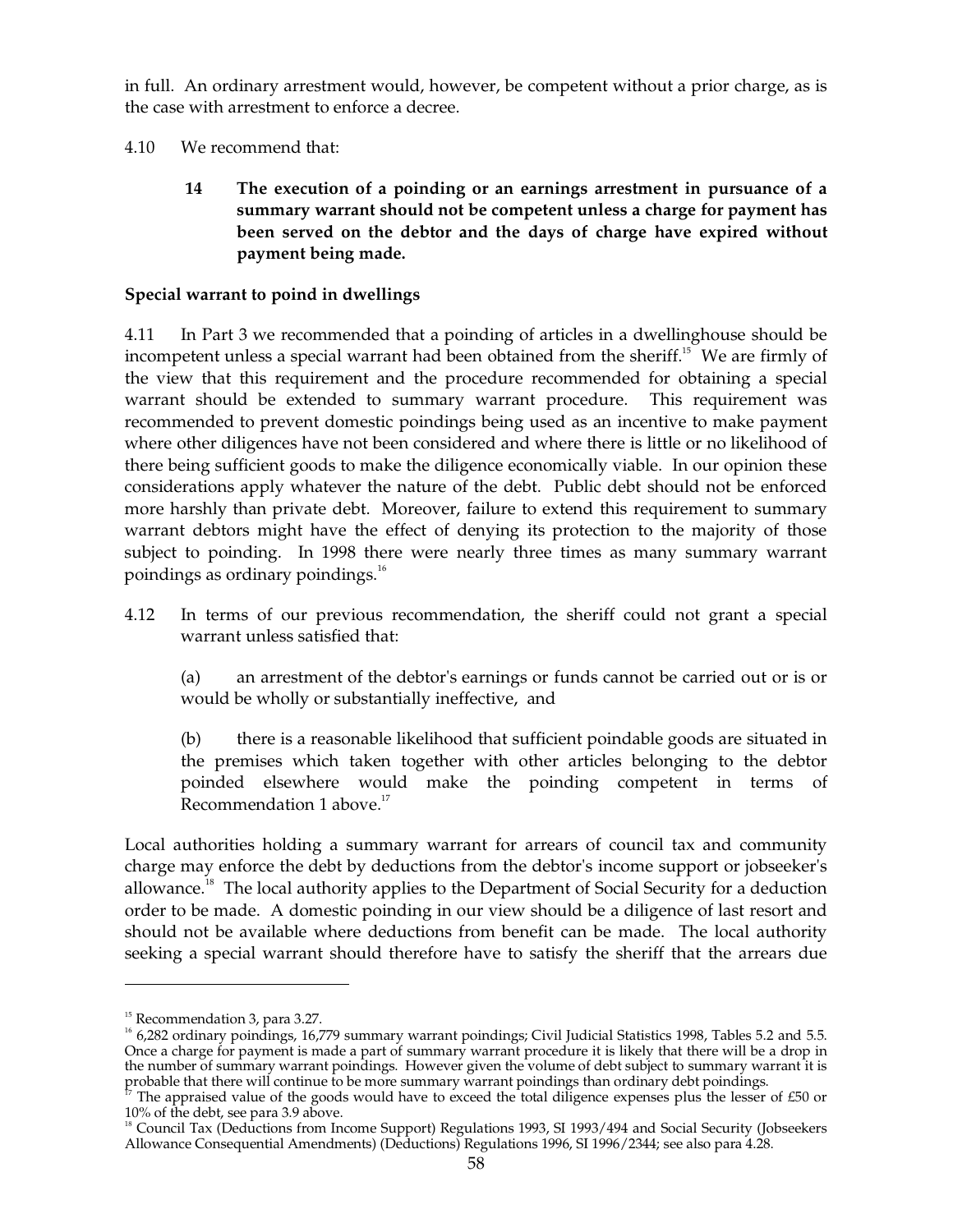in full. An ordinary arrestment would, however, be competent without a prior charge, as is the case with arrestment to enforce a decree.

4.10 We recommend that:

> **14 The execution of a poinding or an earnings arrestment in pursuance of a summary warrant should not be competent unless a charge for payment has been served on the debtor and the days of charge have expired without payment being made.**

**Special warrant to poind in dwellings**

4.11 In Part 3 we recommended that a poinding of articles in a dwellinghouse should be incompetent unless a special warrant had been obtained from the sheriff.[15] We are firmly of the view that this requirement and the procedure recommended for obtaining a special warrant should be extended to summary warrant procedure. This requirement was recommended to prevent domestic poindings being used as an incentive to make payment where other diligences have not been considered and where there is little or no likelihood of there being sufficient goods to make the diligence economically viable. In our opinion these considerations apply whatever the nature of the debt. Public debt should not be enforced more harshly than private debt. Moreover, failure to extend this requirement to summary warrant debtors might have the effect of denying its protection to the majority of those subject to poinding. In 1998 there were nearly three times as many summary warrant poindings as ordinary poindings.[16]

4.12 In terms of our previous recommendation, the sheriff could not grant a special warrant unless satisfied that:

> (a) an arrestment of the debtor's earnings or funds cannot be carried out or is or would be wholly or substantially ineffective, and
>
> (b) there is a reasonable likelihood that sufficient poindable goods are situated in the premises which taken together with other articles belonging to the debtor poinded elsewhere would make the poinding competent in terms of Recommendation 1 above.[17]

Local authorities holding a summary warrant for arrears of council tax and community charge may enforce the debt by deductions from the debtor's income support or jobseeker's allowance.[18] The local authority applies to the Department of Social Security for a deduction order to be made. A domestic poinding in our view should be a diligence of last resort and should not be available where deductions from benefit can be made. The local authority seeking a special warrant should therefore have to satisfy the sheriff that the arrears due

---

[15] Recommendation 3, para 3.27.

[16] 6,282 ordinary poindings, 16,779 summary warrant poindings; Civil Judicial Statistics 1998, Tables 5.2 and 5.5. Once a charge for payment is made a part of summary warrant procedure it is likely that there will be a drop in the number of summary warrant poindings. However given the volume of debt subject to summary warrant it is probable that there will continue to be more summary warrant poindings than ordinary debt poindings.

[17] The appraised value of the goods would have to exceed the total diligence expenses plus the lesser of £50 or 10% of the debt, see para 3.9 above.

[18] Council Tax (Deductions from Income Support) Regulations 1993, SI 1993/494 and Social Security (Jobseekers Allowance Consequential Amendments) (Deductions) Regulations 1996, SI 1996/2344; see also para 4.28.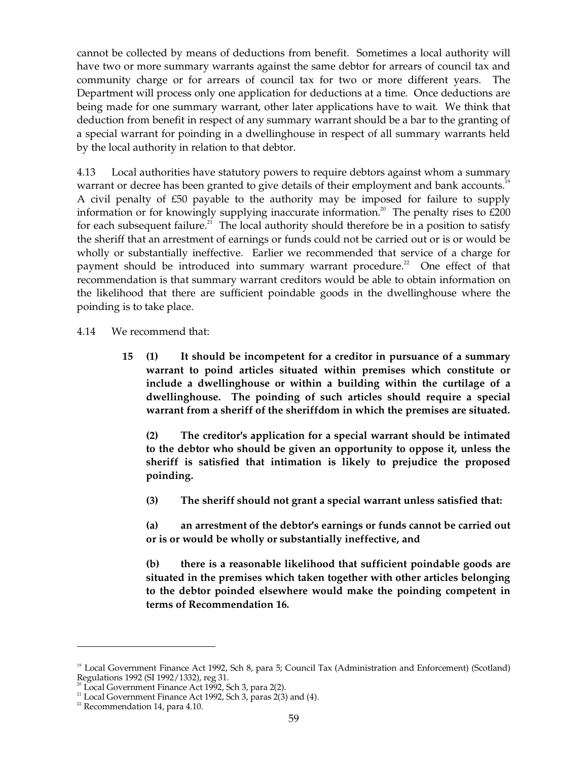cannot be collected by means of deductions from benefit. Sometimes a local authority will have two or more summary warrants against the same debtor for arrears of council tax and community charge or for arrears of council tax for two or more different years. The Department will process only one application for deductions at a time. Once deductions are being made for one summary warrant, other later applications have to wait. We think that deduction from benefit in respect of any summary warrant should be a bar to the granting of a special warrant for poinding in a dwellinghouse in respect of all summary warrants held by the local authority in relation to that debtor.

4.13 Local authorities have statutory powers to require debtors against whom a summary warrant or decree has been granted to give details of their employment and bank accounts.[19] A civil penalty of £50 payable to the authority may be imposed for failure to supply information or for knowingly supplying inaccurate information.[20] The penalty rises to £200 for each subsequent failure.[21] The local authority should therefore be in a position to satisfy the sheriff that an arrestment of earnings or funds could not be carried out or is or would be wholly or substantially ineffective. Earlier we recommended that service of a charge for payment should be introduced into summary warrant procedure.[22] One effect of that recommendation is that summary warrant creditors would be able to obtain information on the likelihood that there are sufficient poindable goods in the dwellinghouse where the poinding is to take place.

4.14 We recommend that:

> **15 (1) It should be incompetent for a creditor in pursuance of a summary warrant to poind articles situated within premises which constitute or include a dwellinghouse or within a building within the curtilage of a dwellinghouse. The poinding of such articles should require a special warrant from a sheriff of the sheriffdom in which the premises are situated.**
>
> **(2) The creditor's application for a special warrant should be intimated to the debtor who should be given an opportunity to oppose it, unless the sheriff is satisfied that intimation is likely to prejudice the proposed poinding.**
>
> **(3) The sheriff should not grant a special warrant unless satisfied that:**
>
> **(a) an arrestment of the debtor's earnings or funds cannot be carried out or is or would be wholly or substantially ineffective, and**
>
> **(b) there is a reasonable likelihood that sufficient poindable goods are situated in the premises which taken together with other articles belonging to the debtor poinded elsewhere would make the poinding competent in terms of Recommendation 16.**

---

[19] Local Government Finance Act 1992, Sch 8, para 5; Council Tax (Administration and Enforcement) (Scotland) Regulations 1992 (SI 1992/1332), reg 31.

[20] Local Government Finance Act 1992, Sch 3, para 2(2).

[21] Local Government Finance Act 1992, Sch 3, paras 2(3) and (4).

[22] Recommendation 14, para 4.10.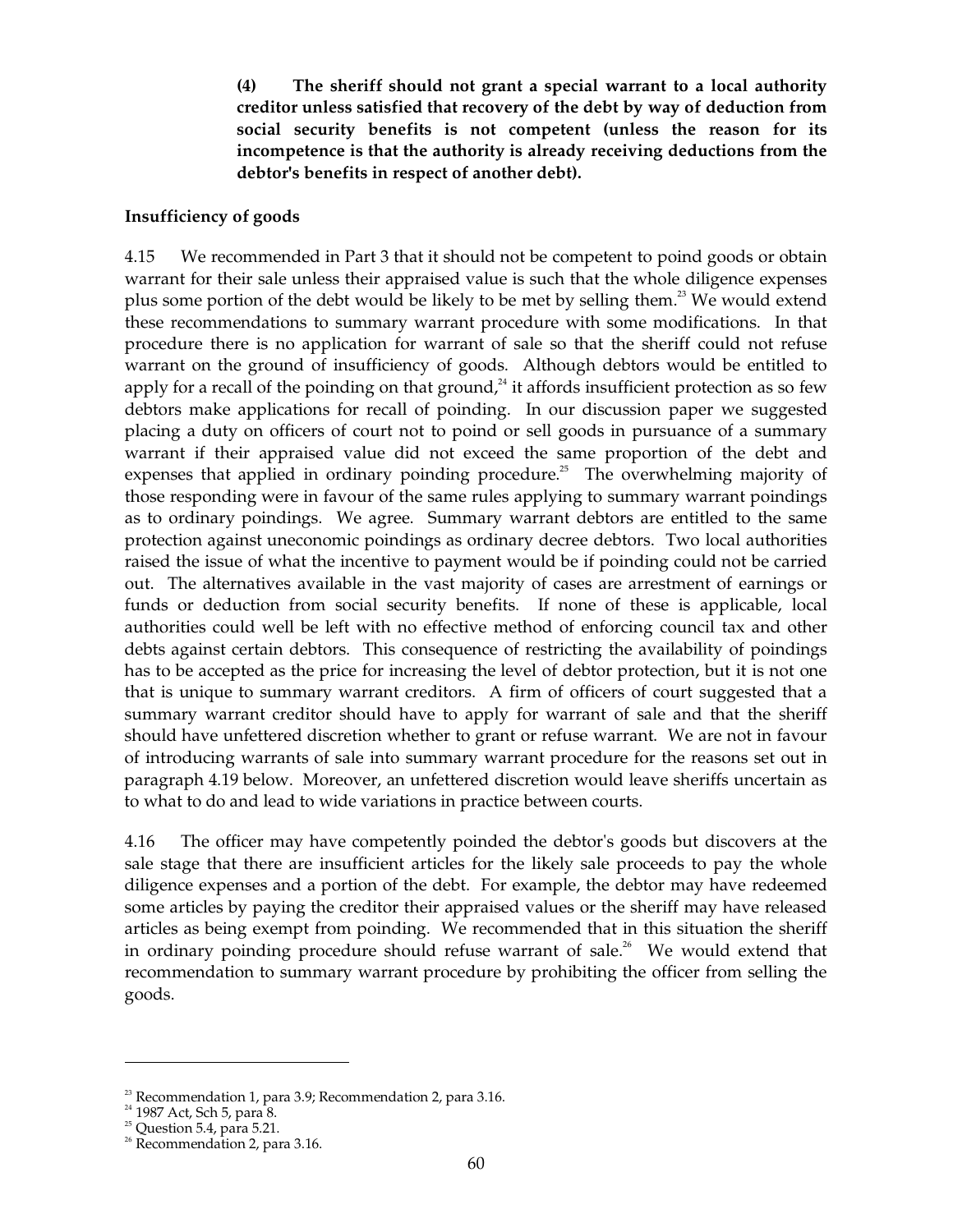**(4) The sheriff should not grant a special warrant to a local authority creditor unless satisfied that recovery of the debt by way of deduction from social security benefits is not competent (unless the reason for its incompetence is that the authority is already receiving deductions from the debtor's benefits in respect of another debt).**

### Insufficiency of goods

4.15 We recommended in Part 3 that it should not be competent to poind goods or obtain warrant for their sale unless their appraised value is such that the whole diligence expenses plus some portion of the debt would be likely to be met by selling them.[23] We would extend these recommendations to summary warrant procedure with some modifications. In that procedure there is no application for warrant of sale so that the sheriff could not refuse warrant on the ground of insufficiency of goods. Although debtors would be entitled to apply for a recall of the poinding on that ground,[24] it affords insufficient protection as so few debtors make applications for recall of poinding. In our discussion paper we suggested placing a duty on officers of court not to poind or sell goods in pursuance of a summary warrant if their appraised value did not exceed the same proportion of the debt and expenses that applied in ordinary poinding procedure.[25] The overwhelming majority of those responding were in favour of the same rules applying to summary warrant poindings as to ordinary poindings. We agree. Summary warrant debtors are entitled to the same protection against uneconomic poindings as ordinary decree debtors. Two local authorities raised the issue of what the incentive to payment would be if poinding could not be carried out. The alternatives available in the vast majority of cases are arrestment of earnings or funds or deduction from social security benefits. If none of these is applicable, local authorities could well be left with no effective method of enforcing council tax and other debts against certain debtors. This consequence of restricting the availability of poindings has to be accepted as the price for increasing the level of debtor protection, but it is not one that is unique to summary warrant creditors. A firm of officers of court suggested that a summary warrant creditor should have to apply for warrant of sale and that the sheriff should have unfettered discretion whether to grant or refuse warrant. We are not in favour of introducing warrants of sale into summary warrant procedure for the reasons set out in paragraph 4.19 below. Moreover, an unfettered discretion would leave sheriffs uncertain as to what to do and lead to wide variations in practice between courts.

4.16 The officer may have competently poinded the debtor's goods but discovers at the sale stage that there are insufficient articles for the likely sale proceeds to pay the whole diligence expenses and a portion of the debt. For example, the debtor may have redeemed some articles by paying the creditor their appraised values or the sheriff may have released articles as being exempt from poinding. We recommended that in this situation the sheriff in ordinary poinding procedure should refuse warrant of sale.[26] We would extend that recommendation to summary warrant procedure by prohibiting the officer from selling the goods.

---

[23] Recommendation 1, para 3.9; Recommendation 2, para 3.16.

[24] 1987 Act, Sch 5, para 8.

[25] Question 5.4, para 5.21.

[26] Recommendation 2, para 3.16.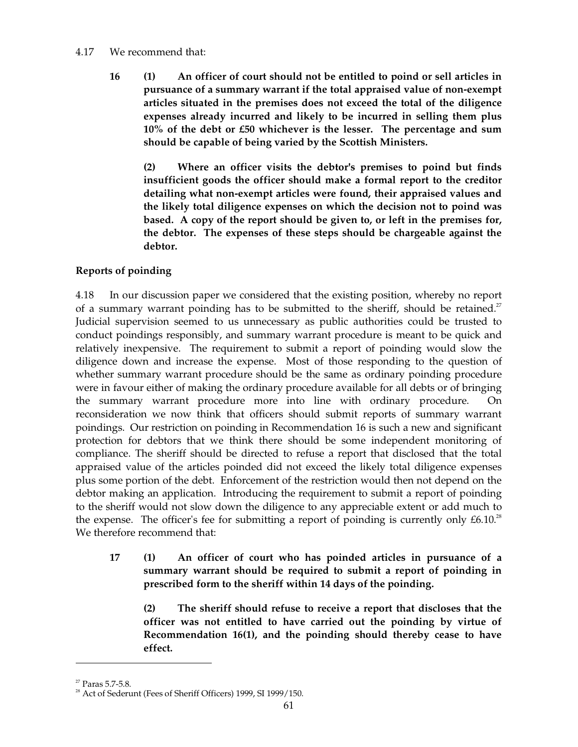4.17 We recommend that:

**16 (1) An officer of court should not be entitled to poind or sell articles in pursuance of a summary warrant if the total appraised value of non-exempt articles situated in the premises does not exceed the total of the diligence expenses already incurred and likely to be incurred in selling them plus 10% of the debt or £50 whichever is the lesser. The percentage and sum should be capable of being varied by the Scottish Ministers.**

**(2) Where an officer visits the debtor's premises to poind but finds insufficient goods the officer should make a formal report to the creditor detailing what non-exempt articles were found, their appraised values and the likely total diligence expenses on which the decision not to poind was based. A copy of the report should be given to, or left in the premises for, the debtor. The expenses of these steps should be chargeable against the debtor.**

**Reports of poinding**

4.18 In our discussion paper we considered that the existing position, whereby no report of a summary warrant poinding has to be submitted to the sheriff, should be retained.[27] Judicial supervision seemed to us unnecessary as public authorities could be trusted to conduct poindings responsibly, and summary warrant procedure is meant to be quick and relatively inexpensive. The requirement to submit a report of poinding would slow the diligence down and increase the expense. Most of those responding to the question of whether summary warrant procedure should be the same as ordinary poinding procedure were in favour either of making the ordinary procedure available for all debts or of bringing the summary warrant procedure more into line with ordinary procedure. On reconsideration we now think that officers should submit reports of summary warrant poindings. Our restriction on poinding in Recommendation 16 is such a new and significant protection for debtors that we think there should be some independent monitoring of compliance. The sheriff should be directed to refuse a report that disclosed that the total appraised value of the articles poinded did not exceed the likely total diligence expenses plus some portion of the debt. Enforcement of the restriction would then not depend on the debtor making an application. Introducing the requirement to submit a report of poinding to the sheriff would not slow down the diligence to any appreciable extent or add much to the expense. The officer's fee for submitting a report of poinding is currently only £6.10.[28] We therefore recommend that:

**17 (1) An officer of court who has poinded articles in pursuance of a summary warrant should be required to submit a report of poinding in prescribed form to the sheriff within 14 days of the poinding.**

**(2) The sheriff should refuse to receive a report that discloses that the officer was not entitled to have carried out the poinding by virtue of Recommendation 16(1), and the poinding should thereby cease to have effect.**

---

[27] Paras 5.7-5.8.

[28] Act of Sederunt (Fees of Sheriff Officers) 1999, SI 1999/150.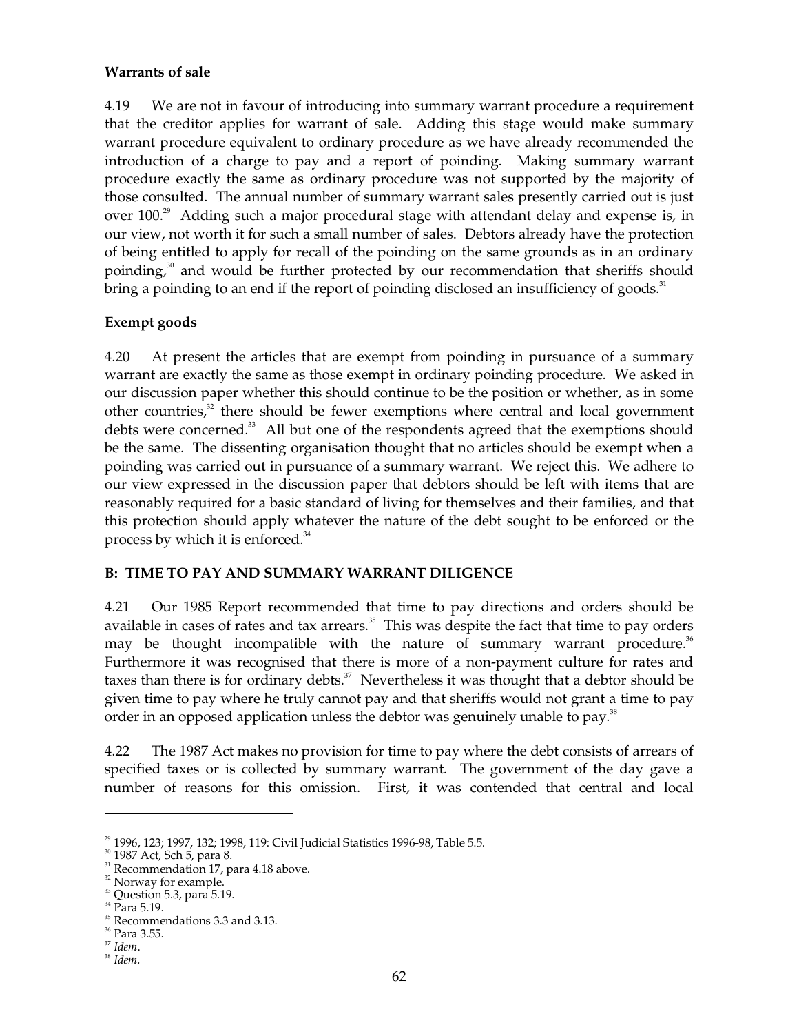**Warrants of sale**

4.19 We are not in favour of introducing into summary warrant procedure a requirement that the creditor applies for warrant of sale. Adding this stage would make summary warrant procedure equivalent to ordinary procedure as we have already recommended the introduction of a charge to pay and a report of poinding. Making summary warrant procedure exactly the same as ordinary procedure was not supported by the majority of those consulted. The annual number of summary warrant sales presently carried out is just over 100.[29] Adding such a major procedural stage with attendant delay and expense is, in our view, not worth it for such a small number of sales. Debtors already have the protection of being entitled to apply for recall of the poinding on the same grounds as in an ordinary poinding,[30] and would be further protected by our recommendation that sheriffs should bring a poinding to an end if the report of poinding disclosed an insufficiency of goods.[31]

**Exempt goods**

4.20 At present the articles that are exempt from poinding in pursuance of a summary warrant are exactly the same as those exempt in ordinary poinding procedure. We asked in our discussion paper whether this should continue to be the position or whether, as in some other countries,[32] there should be fewer exemptions where central and local government debts were concerned.[33] All but one of the respondents agreed that the exemptions should be the same. The dissenting organisation thought that no articles should be exempt when a poinding was carried out in pursuance of a summary warrant. We reject this. We adhere to our view expressed in the discussion paper that debtors should be left with items that are reasonably required for a basic standard of living for themselves and their families, and that this protection should apply whatever the nature of the debt sought to be enforced or the process by which it is enforced.[34]

## B: TIME TO PAY AND SUMMARY WARRANT DILIGENCE

4.21 Our 1985 Report recommended that time to pay directions and orders should be available in cases of rates and tax arrears.[35] This was despite the fact that time to pay orders may be thought incompatible with the nature of summary warrant procedure.[36] Furthermore it was recognised that there is more of a non-payment culture for rates and taxes than there is for ordinary debts.[37] Nevertheless it was thought that a debtor should be given time to pay where he truly cannot pay and that sheriffs would not grant a time to pay order in an opposed application unless the debtor was genuinely unable to pay.[38]

4.22 The 1987 Act makes no provision for time to pay where the debt consists of arrears of specified taxes or is collected by summary warrant. The government of the day gave a number of reasons for this omission. First, it was contended that central and local

---

[29] 1996, 123; 1997, 132; 1998, 119: Civil Judicial Statistics 1996-98, Table 5.5.
[30] 1987 Act, Sch 5, para 8.
[31] Recommendation 17, para 4.18 above.
[32] Norway for example.
[33] Question 5.3, para 5.19.
[34] Para 5.19.
[35] Recommendations 3.3 and 3.13.
[36] Para 3.55.
[37] *Idem*.
[38] *Idem*.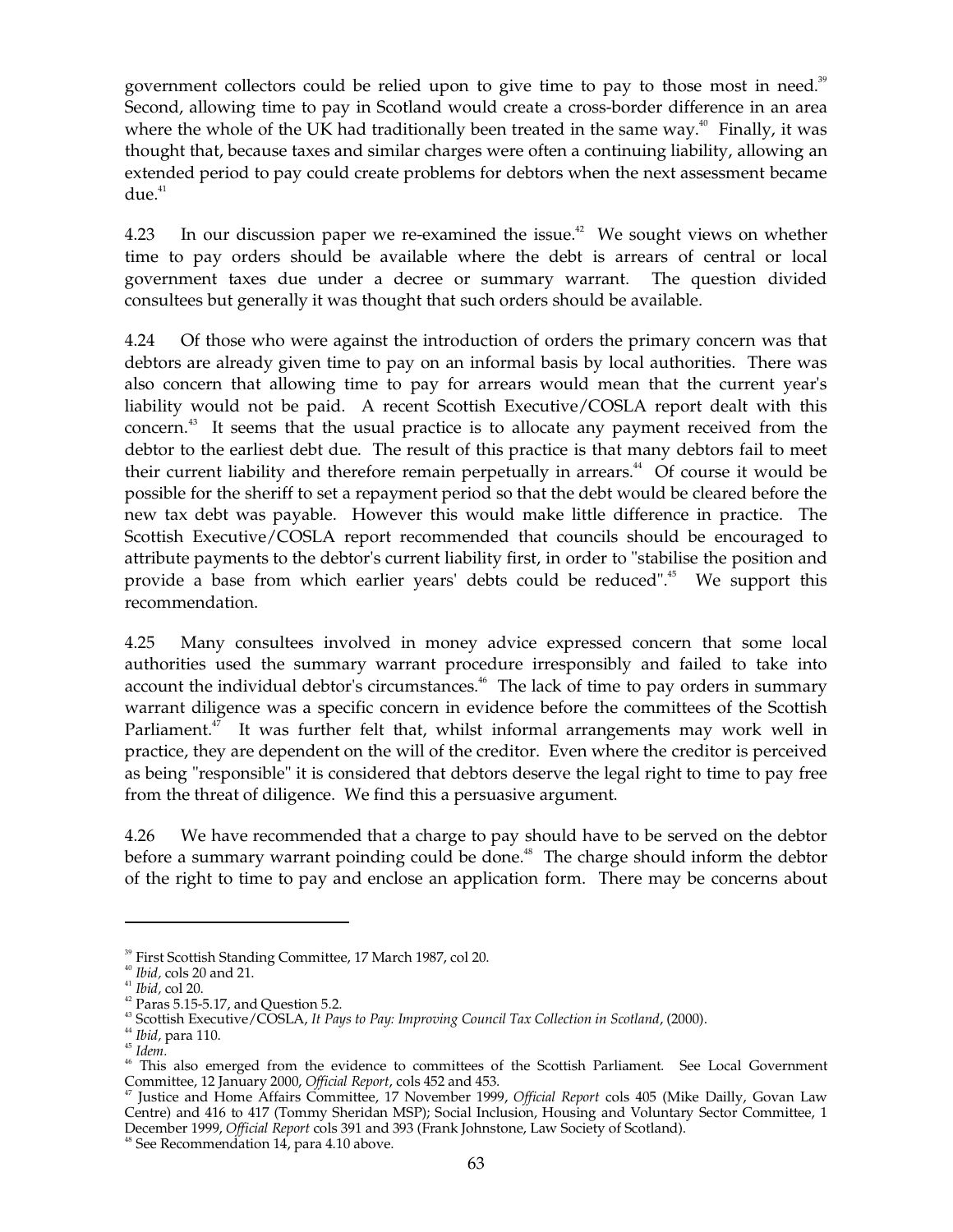government collectors could be relied upon to give time to pay to those most in need.[39] Second, allowing time to pay in Scotland would create a cross-border difference in an area where the whole of the UK had traditionally been treated in the same way.[40] Finally, it was thought that, because taxes and similar charges were often a continuing liability, allowing an extended period to pay could create problems for debtors when the next assessment became due.[41]

4.23 In our discussion paper we re-examined the issue.[42] We sought views on whether time to pay orders should be available where the debt is arrears of central or local government taxes due under a decree or summary warrant. The question divided consultees but generally it was thought that such orders should be available.

4.24 Of those who were against the introduction of orders the primary concern was that debtors are already given time to pay on an informal basis by local authorities. There was also concern that allowing time to pay for arrears would mean that the current year's liability would not be paid. A recent Scottish Executive/COSLA report dealt with this concern.[43] It seems that the usual practice is to allocate any payment received from the debtor to the earliest debt due. The result of this practice is that many debtors fail to meet their current liability and therefore remain perpetually in arrears.[44] Of course it would be possible for the sheriff to set a repayment period so that the debt would be cleared before the new tax debt was payable. However this would make little difference in practice. The Scottish Executive/COSLA report recommended that councils should be encouraged to attribute payments to the debtor's current liability first, in order to "stabilise the position and provide a base from which earlier years' debts could be reduced".[45] We support this recommendation.

4.25 Many consultees involved in money advice expressed concern that some local authorities used the summary warrant procedure irresponsibly and failed to take into account the individual debtor's circumstances.[46] The lack of time to pay orders in summary warrant diligence was a specific concern in evidence before the committees of the Scottish Parliament.[47] It was further felt that, whilst informal arrangements may work well in practice, they are dependent on the will of the creditor. Even where the creditor is perceived as being "responsible" it is considered that debtors deserve the legal right to time to pay free from the threat of diligence. We find this a persuasive argument.

4.26 We have recommended that a charge to pay should have to be served on the debtor before a summary warrant poinding could be done.[48] The charge should inform the debtor of the right to time to pay and enclose an application form. There may be concerns about

---

[39] First Scottish Standing Committee, 17 March 1987, col 20.

[40] *Ibid,* cols 20 and 21.

[41] *Ibid,* col 20.

[42] Paras 5.15-5.17, and Question 5.2.

[43] Scottish Executive/COSLA, *It Pays to Pay: Improving Council Tax Collection in Scotland*, (2000).

[44] *Ibid,* para 110.

[45] *Idem*.

[46] This also emerged from the evidence to committees of the Scottish Parliament. See Local Government Committee, 12 January 2000, *Official Report*, cols 452 and 453.

[47] Justice and Home Affairs Committee, 17 November 1999, *Official Report* cols 405 (Mike Dailly, Govan Law Centre) and 416 to 417 (Tommy Sheridan MSP); Social Inclusion, Housing and Voluntary Sector Committee, 1 December 1999, *Official Report* cols 391 and 393 (Frank Johnstone, Law Society of Scotland).

[48] See Recommendation 14, para 4.10 above.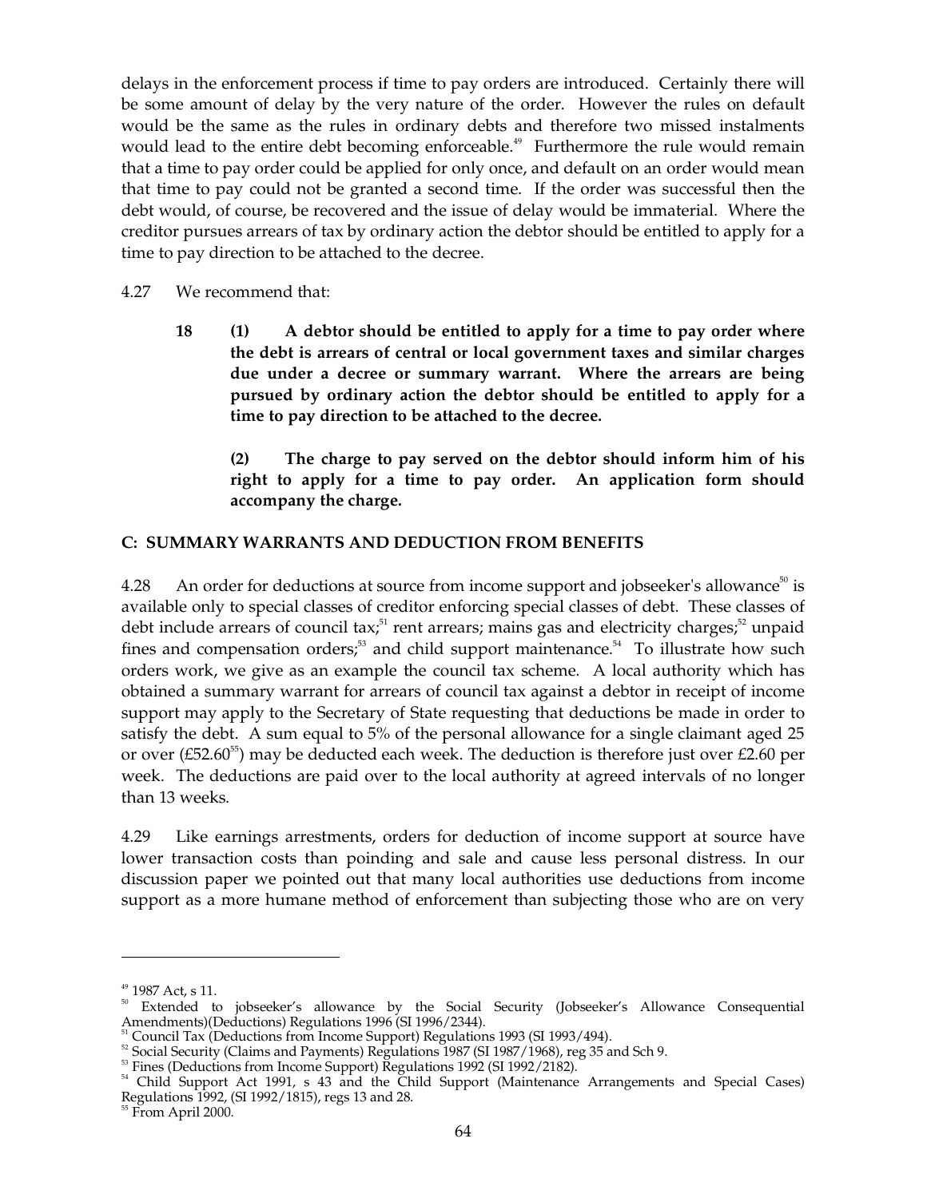delays in the enforcement process if time to pay orders are introduced. Certainly there will be some amount of delay by the very nature of the order. However the rules on default would be the same as the rules in ordinary debts and therefore two missed instalments would lead to the entire debt becoming enforceable.[49] Furthermore the rule would remain that a time to pay order could be applied for only once, and default on an order would mean that time to pay could not be granted a second time. If the order was successful then the debt would, of course, be recovered and the issue of delay would be immaterial. Where the creditor pursues arrears of tax by ordinary action the debtor should be entitled to apply for a time to pay direction to be attached to the decree.

4.27 We recommend that:

**18 (1) A debtor should be entitled to apply for a time to pay order where the debt is arrears of central or local government taxes and similar charges due under a decree or summary warrant. Where the arrears are being pursued by ordinary action the debtor should be entitled to apply for a time to pay direction to be attached to the decree.**

**(2) The charge to pay served on the debtor should inform him of his right to apply for a time to pay order. An application form should accompany the charge.**

### C: SUMMARY WARRANTS AND DEDUCTION FROM BENEFITS

4.28 An order for deductions at source from income support and jobseeker's allowance[50] is available only to special classes of creditor enforcing special classes of debt. These classes of debt include arrears of council tax;[51] rent arrears; mains gas and electricity charges;[52] unpaid fines and compensation orders;[53] and child support maintenance.[54] To illustrate how such orders work, we give as an example the council tax scheme. A local authority which has obtained a summary warrant for arrears of council tax against a debtor in receipt of income support may apply to the Secretary of State requesting that deductions be made in order to satisfy the debt. A sum equal to 5% of the personal allowance for a single claimant aged 25 or over (£52.60[55]) may be deducted each week. The deduction is therefore just over £2.60 per week. The deductions are paid over to the local authority at agreed intervals of no longer than 13 weeks.

4.29 Like earnings arrestments, orders for deduction of income support at source have lower transaction costs than poinding and sale and cause less personal distress. In our discussion paper we pointed out that many local authorities use deductions from income support as a more humane method of enforcement than subjecting those who are on very

---

[49] 1987 Act, s 11.

[50] Extended to jobseeker's allowance by the Social Security (Jobseeker's Allowance Consequential Amendments)(Deductions) Regulations 1996 (SI 1996/2344).

[51] Council Tax (Deductions from Income Support) Regulations 1993 (SI 1993/494).

[52] Social Security (Claims and Payments) Regulations 1987 (SI 1987/1968), reg 35 and Sch 9.

[53] Fines (Deductions from Income Support) Regulations 1992 (SI 1992/2182).

[54] Child Support Act 1991, s 43 and the Child Support (Maintenance Arrangements and Special Cases) Regulations 1992, (SI 1992/1815), regs 13 and 28.

[55] From April 2000.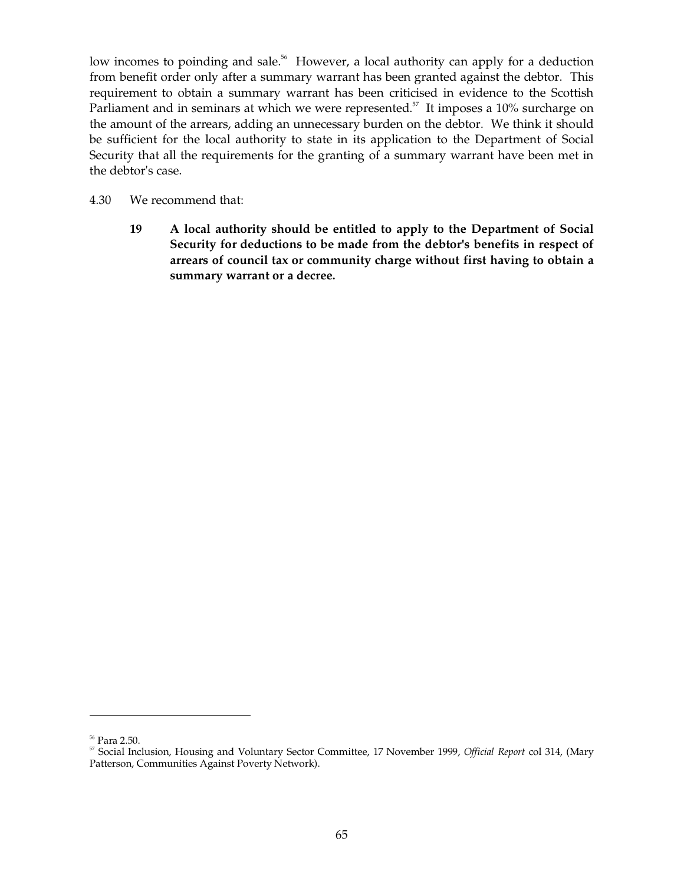low incomes to poinding and sale.[56] However, a local authority can apply for a deduction from benefit order only after a summary warrant has been granted against the debtor. This requirement to obtain a summary warrant has been criticised in evidence to the Scottish Parliament and in seminars at which we were represented.[57] It imposes a 10% surcharge on the amount of the arrears, adding an unnecessary burden on the debtor. We think it should be sufficient for the local authority to state in its application to the Department of Social Security that all the requirements for the granting of a summary warrant have been met in the debtor's case.

4.30 We recommend that:

> **19 A local authority should be entitled to apply to the Department of Social Security for deductions to be made from the debtor's benefits in respect of arrears of council tax or community charge without first having to obtain a summary warrant or a decree.**

---

[56] Para 2.50.

[57] Social Inclusion, Housing and Voluntary Sector Committee, 17 November 1999, *Official Report* col 314, (Mary Patterson, Communities Against Poverty Network).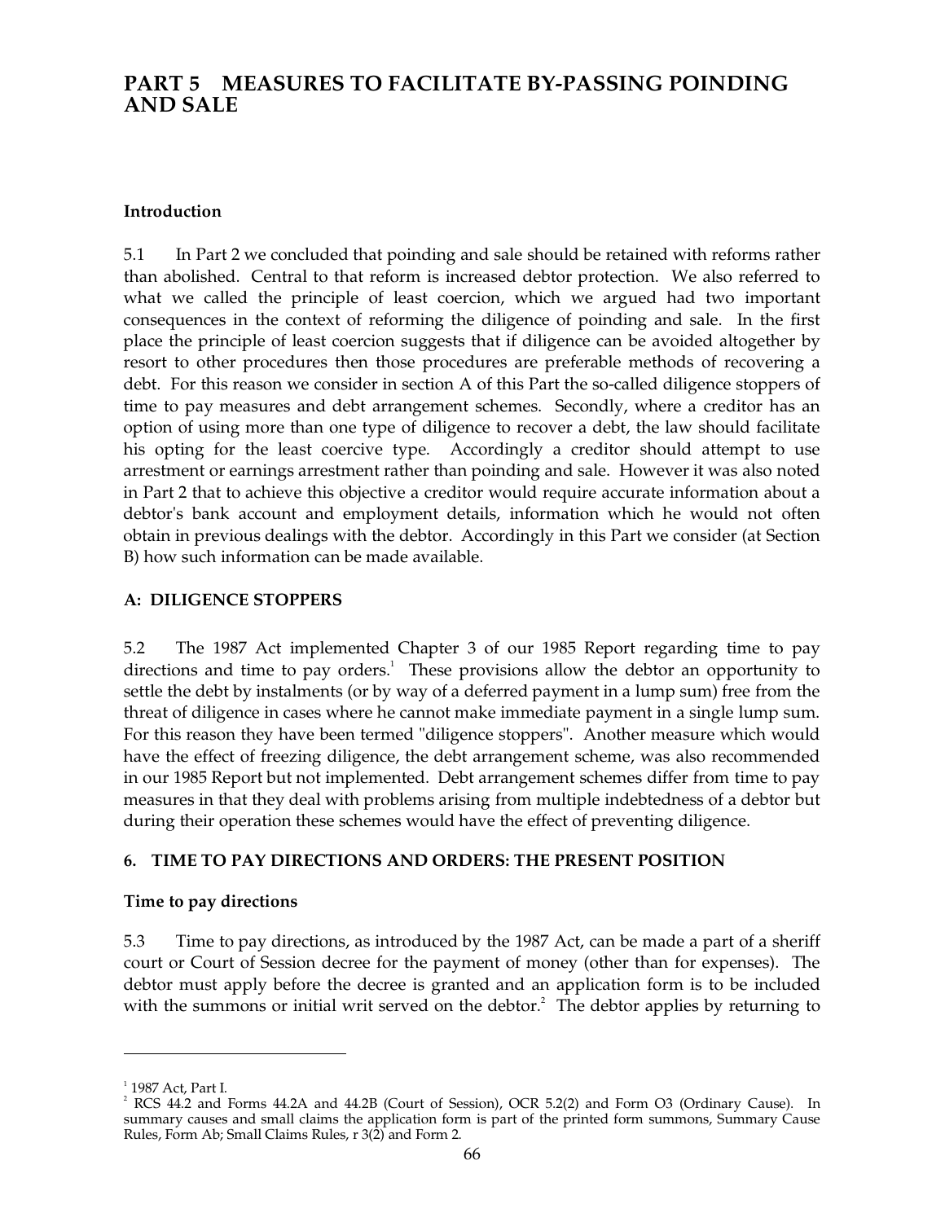# PART 5 MEASURES TO FACILITATE BY-PASSING POINDING AND SALE

**Introduction**

5.1 In Part 2 we concluded that poinding and sale should be retained with reforms rather than abolished. Central to that reform is increased debtor protection. We also referred to what we called the principle of least coercion, which we argued had two important consequences in the context of reforming the diligence of poinding and sale. In the first place the principle of least coercion suggests that if diligence can be avoided altogether by resort to other procedures then those procedures are preferable methods of recovering a debt. For this reason we consider in section A of this Part the so-called diligence stoppers of time to pay measures and debt arrangement schemes. Secondly, where a creditor has an option of using more than one type of diligence to recover a debt, the law should facilitate his opting for the least coercive type. Accordingly a creditor should attempt to use arrestment or earnings arrestment rather than poinding and sale. However it was also noted in Part 2 that to achieve this objective a creditor would require accurate information about a debtor's bank account and employment details, information which he would not often obtain in previous dealings with the debtor. Accordingly in this Part we consider (at Section B) how such information can be made available.

**A: DILIGENCE STOPPERS**

5.2 The 1987 Act implemented Chapter 3 of our 1985 Report regarding time to pay directions and time to pay orders.[1] These provisions allow the debtor an opportunity to settle the debt by instalments (or by way of a deferred payment in a lump sum) free from the threat of diligence in cases where he cannot make immediate payment in a single lump sum. For this reason they have been termed "diligence stoppers". Another measure which would have the effect of freezing diligence, the debt arrangement scheme, was also recommended in our 1985 Report but not implemented. Debt arrangement schemes differ from time to pay measures in that they deal with problems arising from multiple indebtedness of a debtor but during their operation these schemes would have the effect of preventing diligence.

**6. TIME TO PAY DIRECTIONS AND ORDERS: THE PRESENT POSITION**

**Time to pay directions**

5.3 Time to pay directions, as introduced by the 1987 Act, can be made a part of a sheriff court or Court of Session decree for the payment of money (other than for expenses). The debtor must apply before the decree is granted and an application form is to be included with the summons or initial writ served on the debtor.[2] The debtor applies by returning to

---

[1] 1987 Act, Part I.

[2] RCS 44.2 and Forms 44.2A and 44.2B (Court of Session), OCR 5.2(2) and Form O3 (Ordinary Cause). In summary causes and small claims the application form is part of the printed form summons, Summary Cause Rules, Form Ab; Small Claims Rules, r 3(2) and Form 2.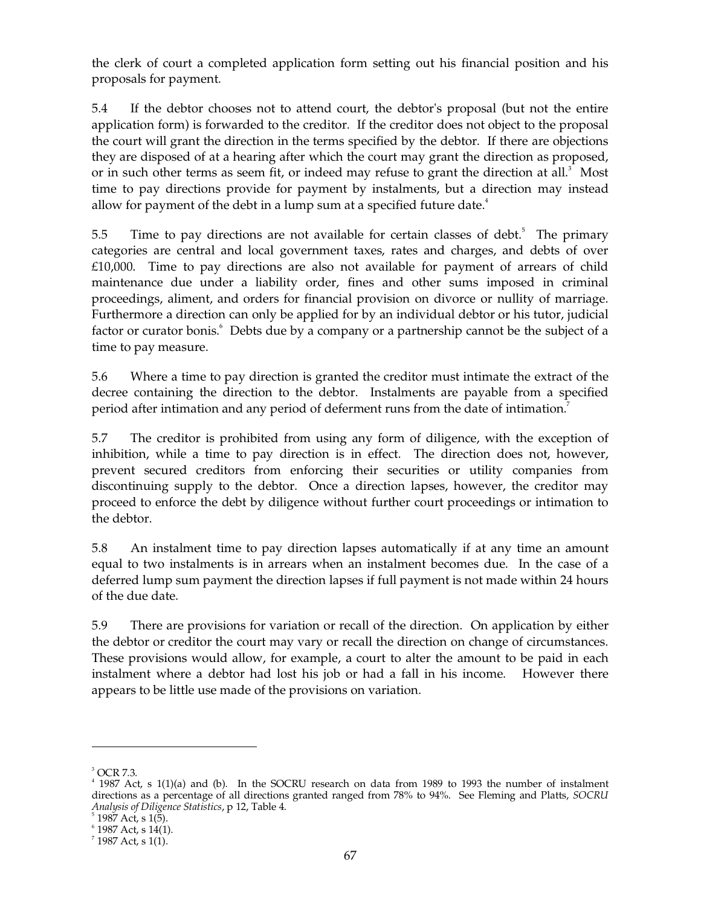the clerk of court a completed application form setting out his financial position and his proposals for payment.

5.4 If the debtor chooses not to attend court, the debtor's proposal (but not the entire application form) is forwarded to the creditor. If the creditor does not object to the proposal the court will grant the direction in the terms specified by the debtor. If there are objections they are disposed of at a hearing after which the court may grant the direction as proposed, or in such other terms as seem fit, or indeed may refuse to grant the direction at all.[3] Most time to pay directions provide for payment by instalments, but a direction may instead allow for payment of the debt in a lump sum at a specified future date.[4]

5.5 Time to pay directions are not available for certain classes of debt.[5] The primary categories are central and local government taxes, rates and charges, and debts of over £10,000. Time to pay directions are also not available for payment of arrears of child maintenance due under a liability order, fines and other sums imposed in criminal proceedings, aliment, and orders for financial provision on divorce or nullity of marriage. Furthermore a direction can only be applied for by an individual debtor or his tutor, judicial factor or curator bonis.[6] Debts due by a company or a partnership cannot be the subject of a time to pay measure.

5.6 Where a time to pay direction is granted the creditor must intimate the extract of the decree containing the direction to the debtor. Instalments are payable from a specified period after intimation and any period of deferment runs from the date of intimation.[7]

5.7 The creditor is prohibited from using any form of diligence, with the exception of inhibition, while a time to pay direction is in effect. The direction does not, however, prevent secured creditors from enforcing their securities or utility companies from discontinuing supply to the debtor. Once a direction lapses, however, the creditor may proceed to enforce the debt by diligence without further court proceedings or intimation to the debtor.

5.8 An instalment time to pay direction lapses automatically if at any time an amount equal to two instalments is in arrears when an instalment becomes due. In the case of a deferred lump sum payment the direction lapses if full payment is not made within 24 hours of the due date.

5.9 There are provisions for variation or recall of the direction. On application by either the debtor or creditor the court may vary or recall the direction on change of circumstances. These provisions would allow, for example, a court to alter the amount to be paid in each instalment where a debtor had lost his job or had a fall in his income. However there appears to be little use made of the provisions on variation.

---

[3] OCR 7.3.

[4] 1987 Act, s 1(1)(a) and (b). In the SOCRU research on data from 1989 to 1993 the number of instalment directions as a percentage of all directions granted ranged from 78% to 94%. See Fleming and Platts, *SOCRU Analysis of Diligence Statistics*, p 12, Table 4.

[5] 1987 Act, s 1(5).

[6] 1987 Act, s 14(1).

[7] 1987 Act, s 1(1).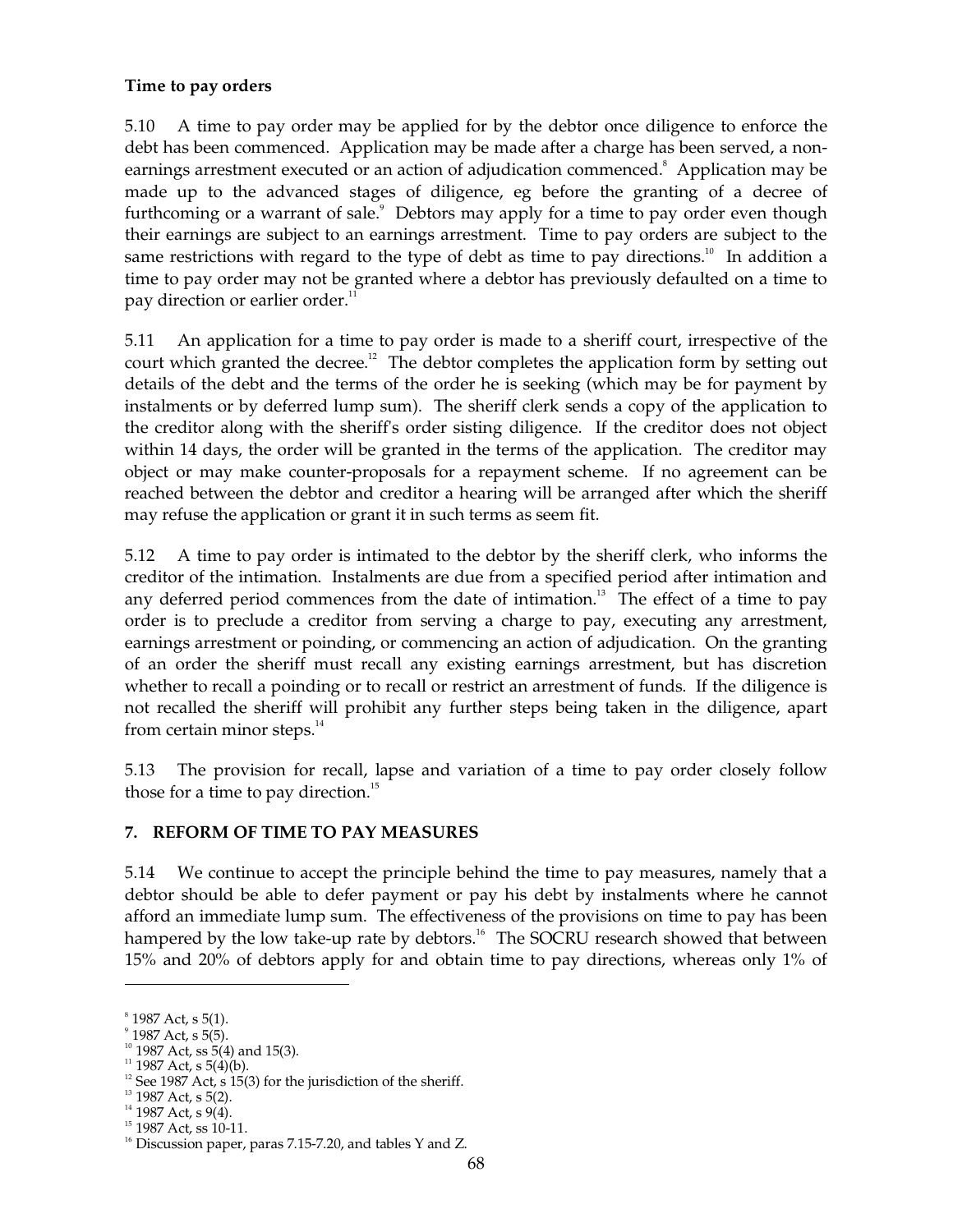**Time to pay orders**

5.10 A time to pay order may be applied for by the debtor once diligence to enforce the debt has been commenced. Application may be made after a charge has been served, a non-earnings arrestment executed or an action of adjudication commenced.[8] Application may be made up to the advanced stages of diligence, eg before the granting of a decree of furthcoming or a warrant of sale.[9] Debtors may apply for a time to pay order even though their earnings are subject to an earnings arrestment. Time to pay orders are subject to the same restrictions with regard to the type of debt as time to pay directions.[10] In addition a time to pay order may not be granted where a debtor has previously defaulted on a time to pay direction or earlier order.[11]

5.11 An application for a time to pay order is made to a sheriff court, irrespective of the court which granted the decree.[12] The debtor completes the application form by setting out details of the debt and the terms of the order he is seeking (which may be for payment by instalments or by deferred lump sum). The sheriff clerk sends a copy of the application to the creditor along with the sheriff's order sisting diligence. If the creditor does not object within 14 days, the order will be granted in the terms of the application. The creditor may object or may make counter-proposals for a repayment scheme. If no agreement can be reached between the debtor and creditor a hearing will be arranged after which the sheriff may refuse the application or grant it in such terms as seem fit.

5.12 A time to pay order is intimated to the debtor by the sheriff clerk, who informs the creditor of the intimation. Instalments are due from a specified period after intimation and any deferred period commences from the date of intimation.[13] The effect of a time to pay order is to preclude a creditor from serving a charge to pay, executing any arrestment, earnings arrestment or poinding, or commencing an action of adjudication. On the granting of an order the sheriff must recall any existing earnings arrestment, but has discretion whether to recall a poinding or to recall or restrict an arrestment of funds. If the diligence is not recalled the sheriff will prohibit any further steps being taken in the diligence, apart from certain minor steps.[14]

5.13 The provision for recall, lapse and variation of a time to pay order closely follow those for a time to pay direction.[15]

## 7. REFORM OF TIME TO PAY MEASURES

5.14 We continue to accept the principle behind the time to pay measures, namely that a debtor should be able to defer payment or pay his debt by instalments where he cannot afford an immediate lump sum. The effectiveness of the provisions on time to pay has been hampered by the low take-up rate by debtors.[16] The SOCRU research showed that between 15% and 20% of debtors apply for and obtain time to pay directions, whereas only 1% of

---

[8] 1987 Act, s 5(1).
[9] 1987 Act, s 5(5).
[10] 1987 Act, ss 5(4) and 15(3).
[11] 1987 Act, s 5(4)(b).
[12] See 1987 Act, s 15(3) for the jurisdiction of the sheriff.
[13] 1987 Act, s 5(2).
[14] 1987 Act, s 9(4).
[15] 1987 Act, ss 10-11.
[16] Discussion paper, paras 7.15-7.20, and tables Y and Z.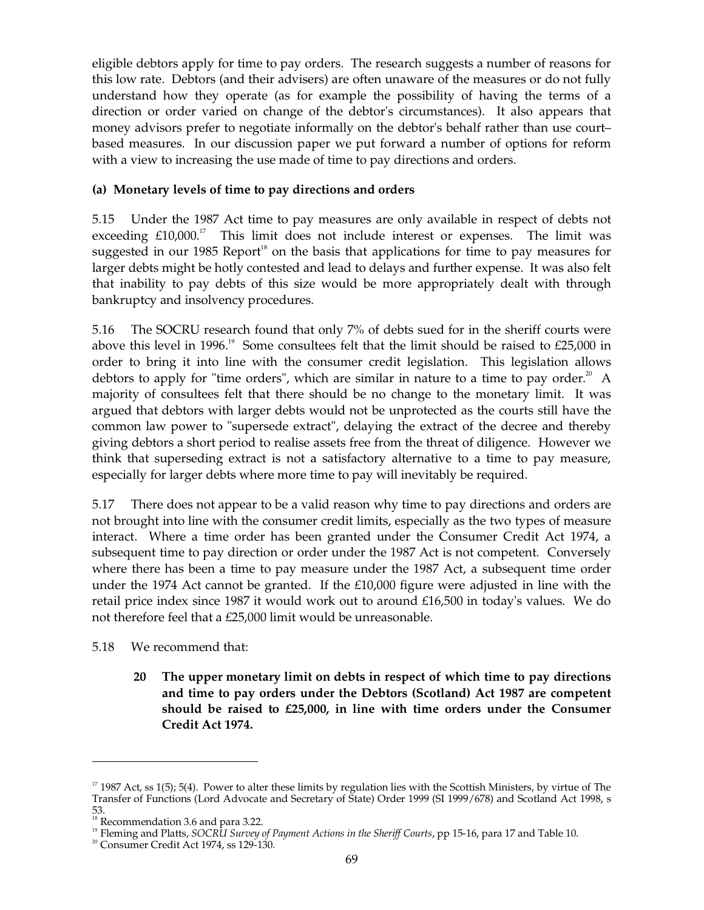eligible debtors apply for time to pay orders. The research suggests a number of reasons for this low rate. Debtors (and their advisers) are often unaware of the measures or do not fully understand how they operate (as for example the possibility of having the terms of a direction or order varied on change of the debtor's circumstances). It also appears that money advisors prefer to negotiate informally on the debtor's behalf rather than use court–based measures. In our discussion paper we put forward a number of options for reform with a view to increasing the use made of time to pay directions and orders.

**(a) Monetary levels of time to pay directions and orders**

5.15 Under the 1987 Act time to pay measures are only available in respect of debts not exceeding £10,000.[17] This limit does not include interest or expenses. The limit was suggested in our 1985 Report[18] on the basis that applications for time to pay measures for larger debts might be hotly contested and lead to delays and further expense. It was also felt that inability to pay debts of this size would be more appropriately dealt with through bankruptcy and insolvency procedures.

5.16 The SOCRU research found that only 7% of debts sued for in the sheriff courts were above this level in 1996.[19] Some consultees felt that the limit should be raised to £25,000 in order to bring it into line with the consumer credit legislation. This legislation allows debtors to apply for "time orders", which are similar in nature to a time to pay order.[20] A majority of consultees felt that there should be no change to the monetary limit. It was argued that debtors with larger debts would not be unprotected as the courts still have the common law power to "supersede extract", delaying the extract of the decree and thereby giving debtors a short period to realise assets free from the threat of diligence. However we think that superseding extract is not a satisfactory alternative to a time to pay measure, especially for larger debts where more time to pay will inevitably be required.

5.17 There does not appear to be a valid reason why time to pay directions and orders are not brought into line with the consumer credit limits, especially as the two types of measure interact. Where a time order has been granted under the Consumer Credit Act 1974, a subsequent time to pay direction or order under the 1987 Act is not competent. Conversely where there has been a time to pay measure under the 1987 Act, a subsequent time order under the 1974 Act cannot be granted. If the £10,000 figure were adjusted in line with the retail price index since 1987 it would work out to around £16,500 in today's values. We do not therefore feel that a £25,000 limit would be unreasonable.

5.18 We recommend that:

> **20 The upper monetary limit on debts in respect of which time to pay directions and time to pay orders under the Debtors (Scotland) Act 1987 are competent should be raised to £25,000, in line with time orders under the Consumer Credit Act 1974.**

---

[17] 1987 Act, ss 1(5); 5(4). Power to alter these limits by regulation lies with the Scottish Ministers, by virtue of The Transfer of Functions (Lord Advocate and Secretary of State) Order 1999 (SI 1999/678) and Scotland Act 1998, s 53.

[18] Recommendation 3.6 and para 3.22.

[19] Fleming and Platts, *SOCRU Survey of Payment Actions in the Sheriff Courts*, pp 15-16, para 17 and Table 10.

[20] Consumer Credit Act 1974, ss 129-130.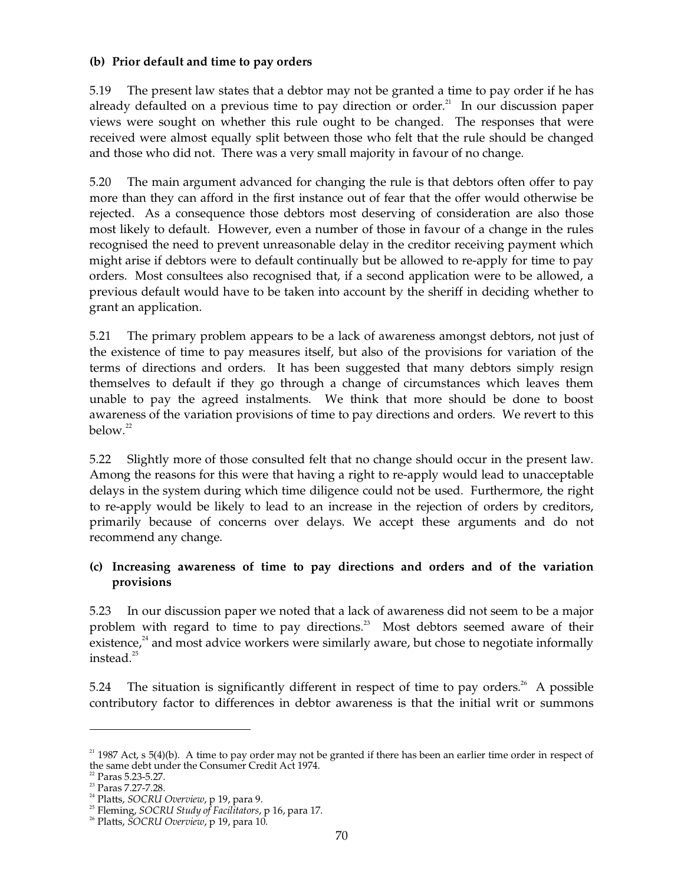**(b) Prior default and time to pay orders**

5.19 The present law states that a debtor may not be granted a time to pay order if he has already defaulted on a previous time to pay direction or order.[21] In our discussion paper views were sought on whether this rule ought to be changed. The responses that were received were almost equally split between those who felt that the rule should be changed and those who did not. There was a very small majority in favour of no change.

5.20 The main argument advanced for changing the rule is that debtors often offer to pay more than they can afford in the first instance out of fear that the offer would otherwise be rejected. As a consequence those debtors most deserving of consideration are also those most likely to default. However, even a number of those in favour of a change in the rules recognised the need to prevent unreasonable delay in the creditor receiving payment which might arise if debtors were to default continually but be allowed to re-apply for time to pay orders. Most consultees also recognised that, if a second application were to be allowed, a previous default would have to be taken into account by the sheriff in deciding whether to grant an application.

5.21 The primary problem appears to be a lack of awareness amongst debtors, not just of the existence of time to pay measures itself, but also of the provisions for variation of the terms of directions and orders. It has been suggested that many debtors simply resign themselves to default if they go through a change of circumstances which leaves them unable to pay the agreed instalments. We think that more should be done to boost awareness of the variation provisions of time to pay directions and orders. We revert to this below.[22]

5.22 Slightly more of those consulted felt that no change should occur in the present law. Among the reasons for this were that having a right to re-apply would lead to unacceptable delays in the system during which time diligence could not be used. Furthermore, the right to re-apply would be likely to lead to an increase in the rejection of orders by creditors, primarily because of concerns over delays. We accept these arguments and do not recommend any change.

**(c) Increasing awareness of time to pay directions and orders and of the variation provisions**

5.23 In our discussion paper we noted that a lack of awareness did not seem to be a major problem with regard to time to pay directions.[23] Most debtors seemed aware of their existence,[24] and most advice workers were similarly aware, but chose to negotiate informally instead.[25]

5.24 The situation is significantly different in respect of time to pay orders.[26] A possible contributory factor to differences in debtor awareness is that the initial writ or summons

---

[21] 1987 Act, s 5(4)(b). A time to pay order may not be granted if there has been an earlier time order in respect of the same debt under the Consumer Credit Act 1974.
[22] Paras 5.23-5.27.
[23] Paras 7.27-7.28.
[24] Platts, *SOCRU Overview*, p 19, para 9.
[25] Fleming, *SOCRU Study of Facilitators*, p 16, para 17.
[26] Platts, *SOCRU Overview*, p 19, para 10.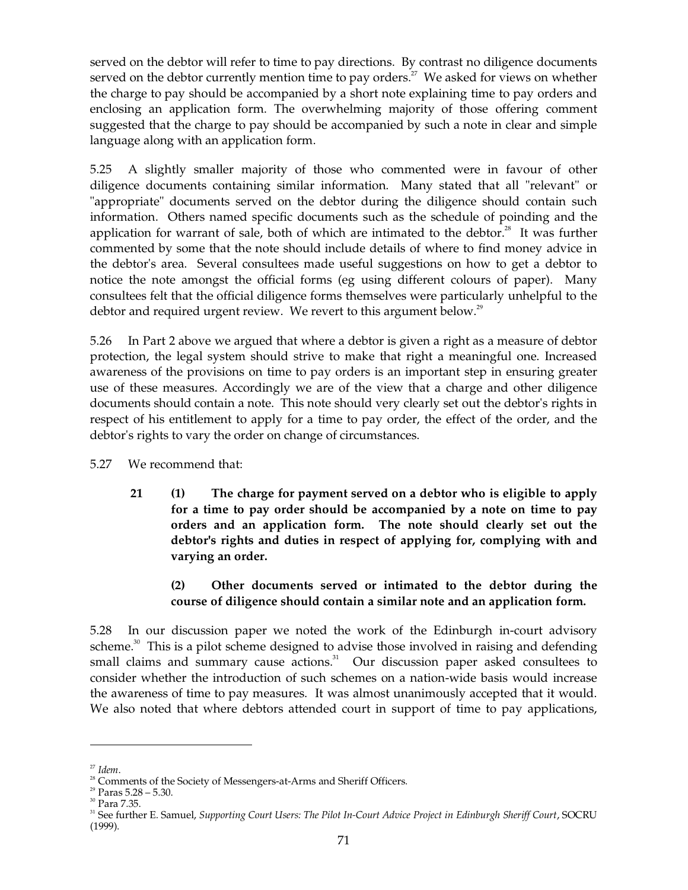served on the debtor will refer to time to pay directions. By contrast no diligence documents served on the debtor currently mention time to pay orders.[27] We asked for views on whether the charge to pay should be accompanied by a short note explaining time to pay orders and enclosing an application form. The overwhelming majority of those offering comment suggested that the charge to pay should be accompanied by such a note in clear and simple language along with an application form.

5.25 A slightly smaller majority of those who commented were in favour of other diligence documents containing similar information. Many stated that all "relevant" or "appropriate" documents served on the debtor during the diligence should contain such information. Others named specific documents such as the schedule of poinding and the application for warrant of sale, both of which are intimated to the debtor.[28] It was further commented by some that the note should include details of where to find money advice in the debtor's area. Several consultees made useful suggestions on how to get a debtor to notice the note amongst the official forms (eg using different colours of paper). Many consultees felt that the official diligence forms themselves were particularly unhelpful to the debtor and required urgent review. We revert to this argument below.[29]

5.26 In Part 2 above we argued that where a debtor is given a right as a measure of debtor protection, the legal system should strive to make that right a meaningful one. Increased awareness of the provisions on time to pay orders is an important step in ensuring greater use of these measures. Accordingly we are of the view that a charge and other diligence documents should contain a note. This note should very clearly set out the debtor's rights in respect of his entitlement to apply for a time to pay order, the effect of the order, and the debtor's rights to vary the order on change of circumstances.

5.27 We recommend that:

> **21 (1) The charge for payment served on a debtor who is eligible to apply for a time to pay order should be accompanied by a note on time to pay orders and an application form. The note should clearly set out the debtor's rights and duties in respect of applying for, complying with and varying an order.**
>
> **(2) Other documents served or intimated to the debtor during the course of diligence should contain a similar note and an application form.**

5.28 In our discussion paper we noted the work of the Edinburgh in-court advisory scheme.[30] This is a pilot scheme designed to advise those involved in raising and defending small claims and summary cause actions.[31] Our discussion paper asked consultees to consider whether the introduction of such schemes on a nation-wide basis would increase the awareness of time to pay measures. It was almost unanimously accepted that it would. We also noted that where debtors attended court in support of time to pay applications,

---

[27] *Idem*.

[28] Comments of the Society of Messengers-at-Arms and Sheriff Officers.

[29] Paras 5.28 – 5.30.

[30] Para 7.35.

[31] See further E. Samuel, *Supporting Court Users: The Pilot In-Court Advice Project in Edinburgh Sheriff Court*, SOCRU (1999).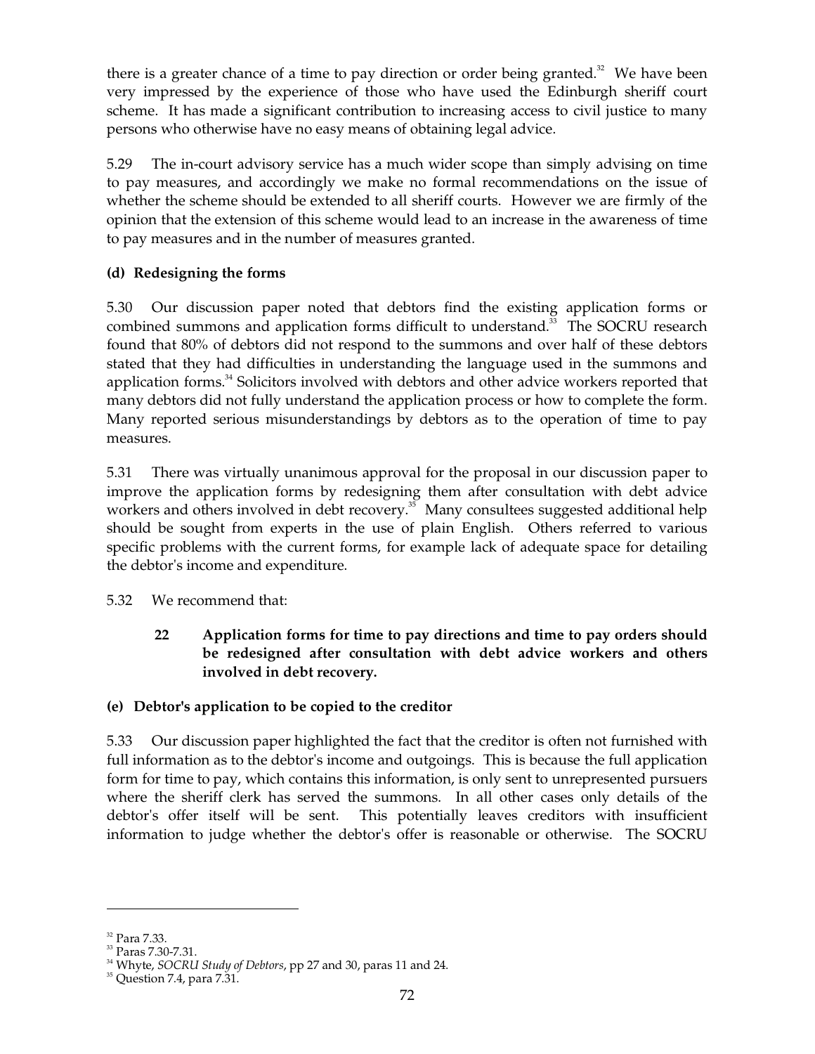there is a greater chance of a time to pay direction or order being granted.[32] We have been very impressed by the experience of those who have used the Edinburgh sheriff court scheme. It has made a significant contribution to increasing access to civil justice to many persons who otherwise have no easy means of obtaining legal advice.

5.29 The in-court advisory service has a much wider scope than simply advising on time to pay measures, and accordingly we make no formal recommendations on the issue of whether the scheme should be extended to all sheriff courts. However we are firmly of the opinion that the extension of this scheme would lead to an increase in the awareness of time to pay measures and in the number of measures granted.

### (d) Redesigning the forms

5.30 Our discussion paper noted that debtors find the existing application forms or combined summons and application forms difficult to understand.[33] The SOCRU research found that 80% of debtors did not respond to the summons and over half of these debtors stated that they had difficulties in understanding the language used in the summons and application forms.[34] Solicitors involved with debtors and other advice workers reported that many debtors did not fully understand the application process or how to complete the form. Many reported serious misunderstandings by debtors as to the operation of time to pay measures.

5.31 There was virtually unanimous approval for the proposal in our discussion paper to improve the application forms by redesigning them after consultation with debt advice workers and others involved in debt recovery.[35] Many consultees suggested additional help should be sought from experts in the use of plain English. Others referred to various specific problems with the current forms, for example lack of adequate space for detailing the debtor's income and expenditure.

5.32 We recommend that:

> **22 Application forms for time to pay directions and time to pay orders should be redesigned after consultation with debt advice workers and others involved in debt recovery.**

### (e) Debtor's application to be copied to the creditor

5.33 Our discussion paper highlighted the fact that the creditor is often not furnished with full information as to the debtor's income and outgoings. This is because the full application form for time to pay, which contains this information, is only sent to unrepresented pursuers where the sheriff clerk has served the summons. In all other cases only details of the debtor's offer itself will be sent. This potentially leaves creditors with insufficient information to judge whether the debtor's offer is reasonable or otherwise. The SOCRU

---

[32] Para 7.33.

[33] Paras 7.30-7.31.

[34] Whyte, *SOCRU Study of Debtors*, pp 27 and 30, paras 11 and 24.

[35] Question 7.4, para 7.31.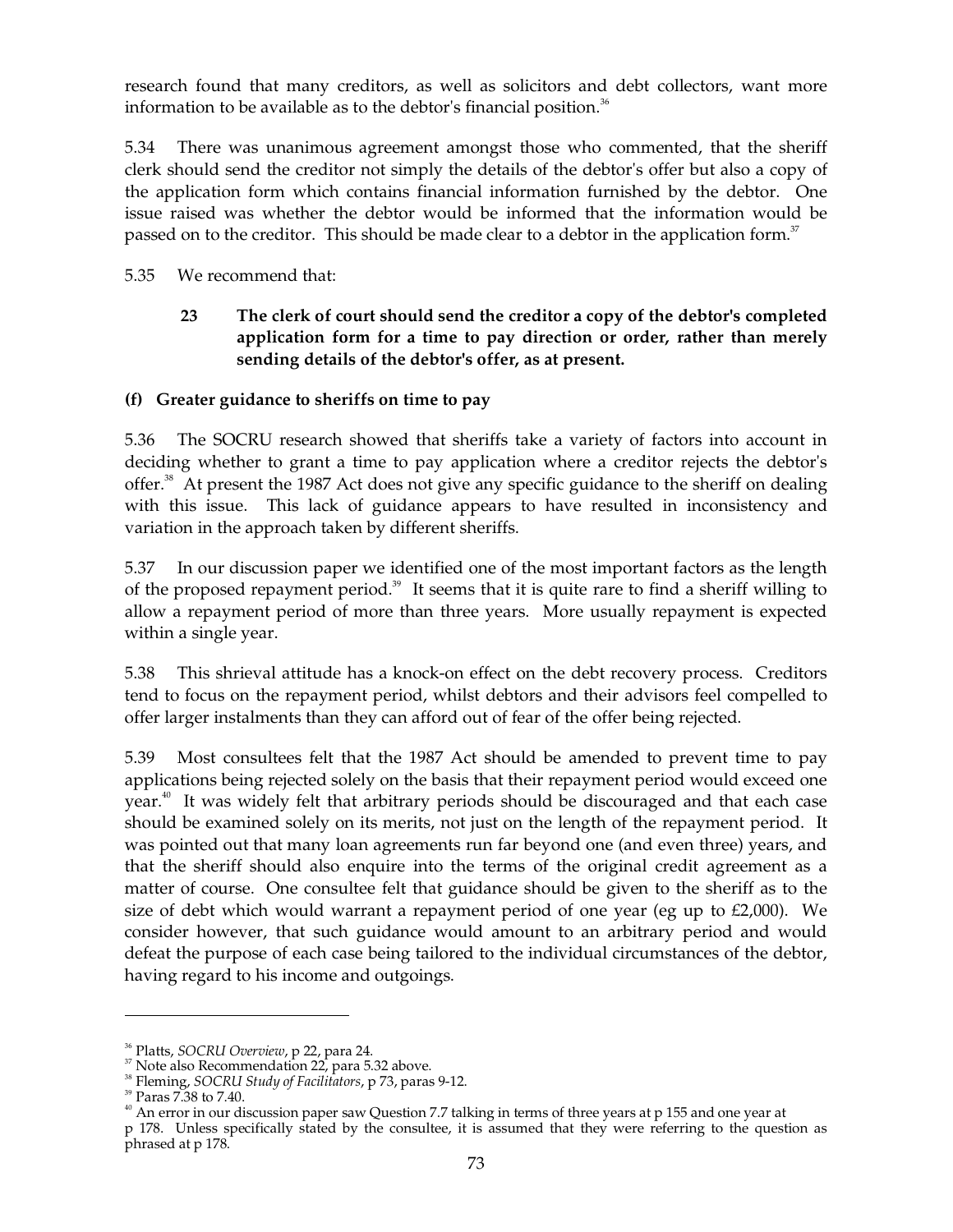research found that many creditors, as well as solicitors and debt collectors, want more information to be available as to the debtor's financial position.[36]

5.34 There was unanimous agreement amongst those who commented, that the sheriff clerk should send the creditor not simply the details of the debtor's offer but also a copy of the application form which contains financial information furnished by the debtor. One issue raised was whether the debtor would be informed that the information would be passed on to the creditor. This should be made clear to a debtor in the application form.[37]

5.35 We recommend that:

> **23 The clerk of court should send the creditor a copy of the debtor's completed application form for a time to pay direction or order, rather than merely sending details of the debtor's offer, as at present.**

### (f) Greater guidance to sheriffs on time to pay

5.36 The SOCRU research showed that sheriffs take a variety of factors into account in deciding whether to grant a time to pay application where a creditor rejects the debtor's offer.[38] At present the 1987 Act does not give any specific guidance to the sheriff on dealing with this issue. This lack of guidance appears to have resulted in inconsistency and variation in the approach taken by different sheriffs.

5.37 In our discussion paper we identified one of the most important factors as the length of the proposed repayment period.[39] It seems that it is quite rare to find a sheriff willing to allow a repayment period of more than three years. More usually repayment is expected within a single year.

5.38 This shrieval attitude has a knock-on effect on the debt recovery process. Creditors tend to focus on the repayment period, whilst debtors and their advisors feel compelled to offer larger instalments than they can afford out of fear of the offer being rejected.

5.39 Most consultees felt that the 1987 Act should be amended to prevent time to pay applications being rejected solely on the basis that their repayment period would exceed one year.[40] It was widely felt that arbitrary periods should be discouraged and that each case should be examined solely on its merits, not just on the length of the repayment period. It was pointed out that many loan agreements run far beyond one (and even three) years, and that the sheriff should also enquire into the terms of the original credit agreement as a matter of course. One consultee felt that guidance should be given to the sheriff as to the size of debt which would warrant a repayment period of one year (eg up to £2,000). We consider however, that such guidance would amount to an arbitrary period and would defeat the purpose of each case being tailored to the individual circumstances of the debtor, having regard to his income and outgoings.

---

[36] Platts, *SOCRU Overview*, p 22, para 24.

[37] Note also Recommendation 22, para 5.32 above.

[38] Fleming, *SOCRU Study of Facilitators*, p 73, paras 9-12.

[39] Paras 7.38 to 7.40.

[40] An error in our discussion paper saw Question 7.7 talking in terms of three years at p 155 and one year at p 178. Unless specifically stated by the consultee, it is assumed that they were referring to the question as phrased at p 178.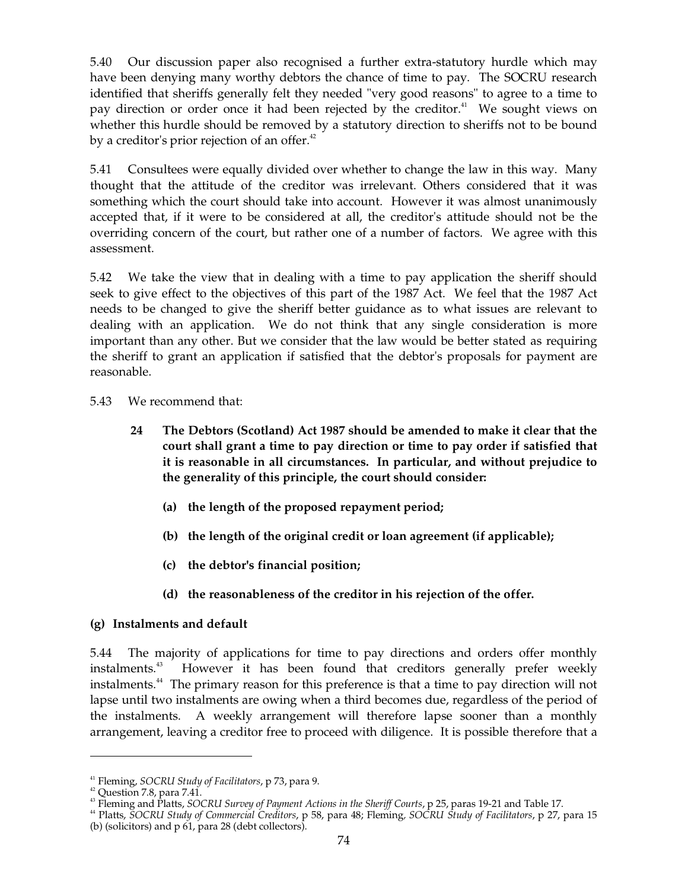5.40 Our discussion paper also recognised a further extra-statutory hurdle which may have been denying many worthy debtors the chance of time to pay. The SOCRU research identified that sheriffs generally felt they needed "very good reasons" to agree to a time to pay direction or order once it had been rejected by the creditor.[41] We sought views on whether this hurdle should be removed by a statutory direction to sheriffs not to be bound by a creditor's prior rejection of an offer.[42]

5.41 Consultees were equally divided over whether to change the law in this way. Many thought that the attitude of the creditor was irrelevant. Others considered that it was something which the court should take into account. However it was almost unanimously accepted that, if it were to be considered at all, the creditor's attitude should not be the overriding concern of the court, but rather one of a number of factors. We agree with this assessment.

5.42 We take the view that in dealing with a time to pay application the sheriff should seek to give effect to the objectives of this part of the 1987 Act. We feel that the 1987 Act needs to be changed to give the sheriff better guidance as to what issues are relevant to dealing with an application. We do not think that any single consideration is more important than any other. But we consider that the law would be better stated as requiring the sheriff to grant an application if satisfied that the debtor's proposals for payment are reasonable.

5.43 We recommend that:

> **24 The Debtors (Scotland) Act 1987 should be amended to make it clear that the court shall grant a time to pay direction or time to pay order if satisfied that it is reasonable in all circumstances. In particular, and without prejudice to the generality of this principle, the court should consider:**
>
> **(a) the length of the proposed repayment period;**
>
> **(b) the length of the original credit or loan agreement (if applicable);**
>
> **(c) the debtor's financial position;**
>
> **(d) the reasonableness of the creditor in his rejection of the offer.**

### (g) Instalments and default

5.44 The majority of applications for time to pay directions and orders offer monthly instalments.[43] However it has been found that creditors generally prefer weekly instalments.[44] The primary reason for this preference is that a time to pay direction will not lapse until two instalments are owing when a third becomes due, regardless of the period of the instalments. A weekly arrangement will therefore lapse sooner than a monthly arrangement, leaving a creditor free to proceed with diligence. It is possible therefore that a

---

[41] Fleming, *SOCRU Study of Facilitators*, p 73, para 9.

[42] Question 7.8, para 7.41.

[43] Fleming and Platts, *SOCRU Survey of Payment Actions in the Sheriff Courts*, p 25, paras 19-21 and Table 17.

[44] Platts, *SOCRU Study of Commercial Creditors*, p 58, para 48; Fleming, *SOCRU Study of Facilitators*, p 27, para 15 (b) (solicitors) and p 61, para 28 (debt collectors).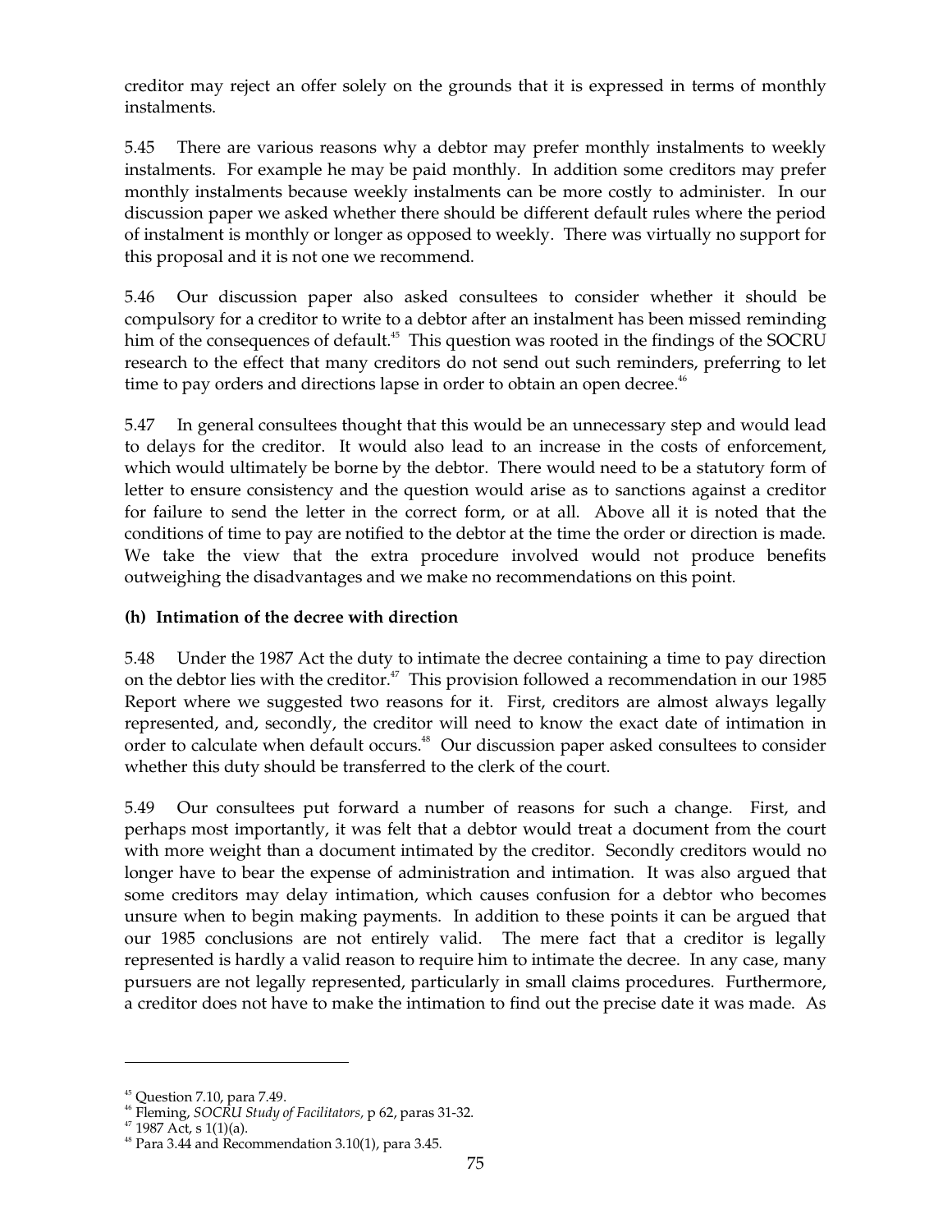creditor may reject an offer solely on the grounds that it is expressed in terms of monthly instalments.

5.45 There are various reasons why a debtor may prefer monthly instalments to weekly instalments. For example he may be paid monthly. In addition some creditors may prefer monthly instalments because weekly instalments can be more costly to administer. In our discussion paper we asked whether there should be different default rules where the period of instalment is monthly or longer as opposed to weekly. There was virtually no support for this proposal and it is not one we recommend.

5.46 Our discussion paper also asked consultees to consider whether it should be compulsory for a creditor to write to a debtor after an instalment has been missed reminding him of the consequences of default.[45] This question was rooted in the findings of the SOCRU research to the effect that many creditors do not send out such reminders, preferring to let time to pay orders and directions lapse in order to obtain an open decree.[46]

5.47 In general consultees thought that this would be an unnecessary step and would lead to delays for the creditor. It would also lead to an increase in the costs of enforcement, which would ultimately be borne by the debtor. There would need to be a statutory form of letter to ensure consistency and the question would arise as to sanctions against a creditor for failure to send the letter in the correct form, or at all. Above all it is noted that the conditions of time to pay are notified to the debtor at the time the order or direction is made. We take the view that the extra procedure involved would not produce benefits outweighing the disadvantages and we make no recommendations on this point.

### (h) Intimation of the decree with direction

5.48 Under the 1987 Act the duty to intimate the decree containing a time to pay direction on the debtor lies with the creditor.[47] This provision followed a recommendation in our 1985 Report where we suggested two reasons for it. First, creditors are almost always legally represented, and, secondly, the creditor will need to know the exact date of intimation in order to calculate when default occurs.[48] Our discussion paper asked consultees to consider whether this duty should be transferred to the clerk of the court.

5.49 Our consultees put forward a number of reasons for such a change. First, and perhaps most importantly, it was felt that a debtor would treat a document from the court with more weight than a document intimated by the creditor. Secondly creditors would no longer have to bear the expense of administration and intimation. It was also argued that some creditors may delay intimation, which causes confusion for a debtor who becomes unsure when to begin making payments. In addition to these points it can be argued that our 1985 conclusions are not entirely valid. The mere fact that a creditor is legally represented is hardly a valid reason to require him to intimate the decree. In any case, many pursuers are not legally represented, particularly in small claims procedures. Furthermore, a creditor does not have to make the intimation to find out the precise date it was made. As

---

[45] Question 7.10, para 7.49.

[46] Fleming, *SOCRU Study of Facilitators*, p 62, paras 31-32.

[47] 1987 Act, s 1(1)(a).

[48] Para 3.44 and Recommendation 3.10(1), para 3.45.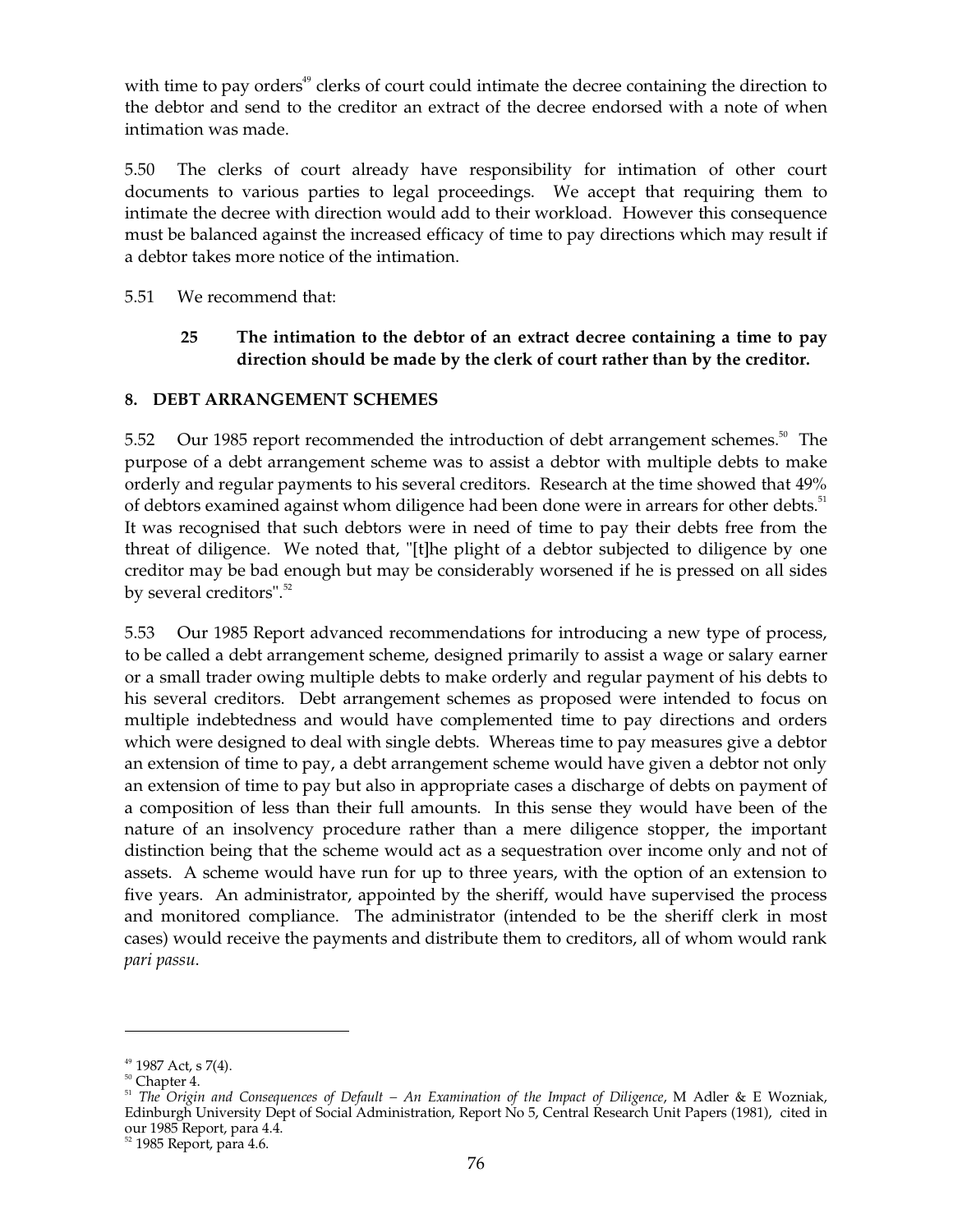with time to pay orders[49] clerks of court could intimate the decree containing the direction to the debtor and send to the creditor an extract of the decree endorsed with a note of when intimation was made.

5.50 The clerks of court already have responsibility for intimation of other court documents to various parties to legal proceedings. We accept that requiring them to intimate the decree with direction would add to their workload. However this consequence must be balanced against the increased efficacy of time to pay directions which may result if a debtor takes more notice of the intimation.

5.51 We recommend that:

> **25 The intimation to the debtor of an extract decree containing a time to pay direction should be made by the clerk of court rather than by the creditor.**

## 8. DEBT ARRANGEMENT SCHEMES

5.52 Our 1985 report recommended the introduction of debt arrangement schemes.[50] The purpose of a debt arrangement scheme was to assist a debtor with multiple debts to make orderly and regular payments to his several creditors. Research at the time showed that 49% of debtors examined against whom diligence had been done were in arrears for other debts.[51] It was recognised that such debtors were in need of time to pay their debts free from the threat of diligence. We noted that, "[t]he plight of a debtor subjected to diligence by one creditor may be bad enough but may be considerably worsened if he is pressed on all sides by several creditors".[52]

5.53 Our 1985 Report advanced recommendations for introducing a new type of process, to be called a debt arrangement scheme, designed primarily to assist a wage or salary earner or a small trader owing multiple debts to make orderly and regular payment of his debts to his several creditors. Debt arrangement schemes as proposed were intended to focus on multiple indebtedness and would have complemented time to pay directions and orders which were designed to deal with single debts. Whereas time to pay measures give a debtor an extension of time to pay, a debt arrangement scheme would have given a debtor not only an extension of time to pay but also in appropriate cases a discharge of debts on payment of a composition of less than their full amounts. In this sense they would have been of the nature of an insolvency procedure rather than a mere diligence stopper, the important distinction being that the scheme would act as a sequestration over income only and not of assets. A scheme would have run for up to three years, with the option of an extension to five years. An administrator, appointed by the sheriff, would have supervised the process and monitored compliance. The administrator (intended to be the sheriff clerk in most cases) would receive the payments and distribute them to creditors, all of whom would rank *pari passu*.

---

[49] 1987 Act, s 7(4).

[50] Chapter 4.

[51] *The Origin and Consequences of Default – An Examination of the Impact of Diligence*, M Adler & E Wozniak, Edinburgh University Dept of Social Administration, Report No 5, Central Research Unit Papers (1981), cited in our 1985 Report, para 4.4.

[52] 1985 Report, para 4.6.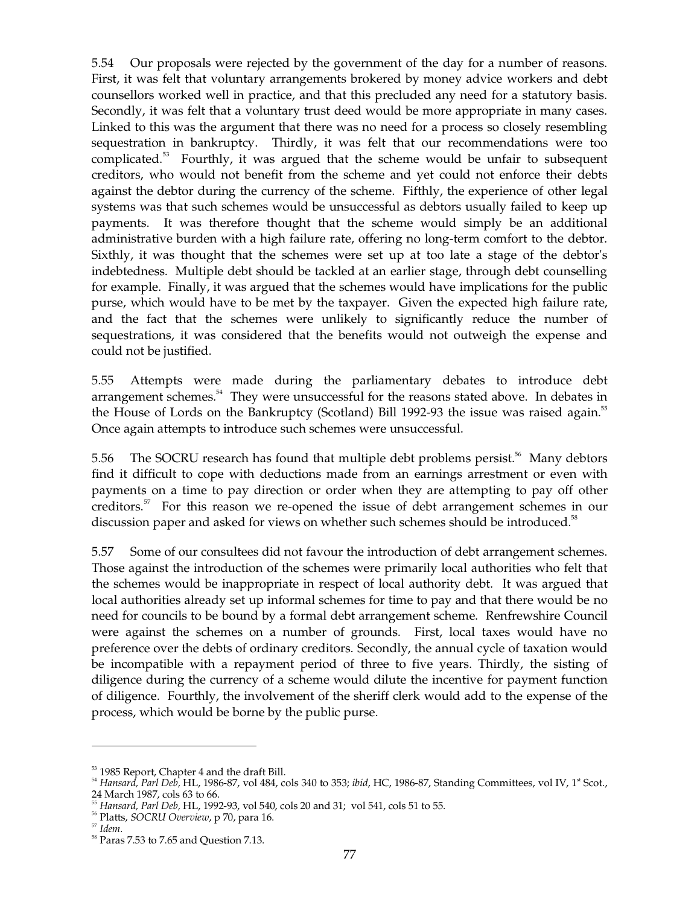5.54 Our proposals were rejected by the government of the day for a number of reasons. First, it was felt that voluntary arrangements brokered by money advice workers and debt counsellors worked well in practice, and that this precluded any need for a statutory basis. Secondly, it was felt that a voluntary trust deed would be more appropriate in many cases. Linked to this was the argument that there was no need for a process so closely resembling sequestration in bankruptcy. Thirdly, it was felt that our recommendations were too complicated.[53] Fourthly, it was argued that the scheme would be unfair to subsequent creditors, who would not benefit from the scheme and yet could not enforce their debts against the debtor during the currency of the scheme. Fifthly, the experience of other legal systems was that such schemes would be unsuccessful as debtors usually failed to keep up payments. It was therefore thought that the scheme would simply be an additional administrative burden with a high failure rate, offering no long-term comfort to the debtor. Sixthly, it was thought that the schemes were set up at too late a stage of the debtor's indebtedness. Multiple debt should be tackled at an earlier stage, through debt counselling for example. Finally, it was argued that the schemes would have implications for the public purse, which would have to be met by the taxpayer. Given the expected high failure rate, and the fact that the schemes were unlikely to significantly reduce the number of sequestrations, it was considered that the benefits would not outweigh the expense and could not be justified.

5.55 Attempts were made during the parliamentary debates to introduce debt arrangement schemes.[54] They were unsuccessful for the reasons stated above. In debates in the House of Lords on the Bankruptcy (Scotland) Bill 1992-93 the issue was raised again.[55] Once again attempts to introduce such schemes were unsuccessful.

5.56 The SOCRU research has found that multiple debt problems persist.[56] Many debtors find it difficult to cope with deductions made from an earnings arrestment or even with payments on a time to pay direction or order when they are attempting to pay off other creditors.[57] For this reason we re-opened the issue of debt arrangement schemes in our discussion paper and asked for views on whether such schemes should be introduced.[58]

5.57 Some of our consultees did not favour the introduction of debt arrangement schemes. Those against the introduction of the schemes were primarily local authorities who felt that the schemes would be inappropriate in respect of local authority debt. It was argued that local authorities already set up informal schemes for time to pay and that there would be no need for councils to be bound by a formal debt arrangement scheme. Renfrewshire Council were against the schemes on a number of grounds. First, local taxes would have no preference over the debts of ordinary creditors. Secondly, the annual cycle of taxation would be incompatible with a repayment period of three to five years. Thirdly, the sisting of diligence during the currency of a scheme would dilute the incentive for payment function of diligence. Fourthly, the involvement of the sheriff clerk would add to the expense of the process, which would be borne by the public purse.

---

[53] 1985 Report, Chapter 4 and the draft Bill.

[54] *Hansard, Parl Deb*, HL, 1986-87, vol 484, cols 340 to 353; *ibid*, HC, 1986-87, Standing Committees, vol IV, 1st Scot., 24 March 1987, cols 63 to 66.

[55] *Hansard, Parl Deb*, HL, 1992-93, vol 540, cols 20 and 31; vol 541, cols 51 to 55.

[56] Platts, *SOCRU Overview*, p 70, para 16.

[57] *Idem*.

[58] Paras 7.53 to 7.65 and Question 7.13.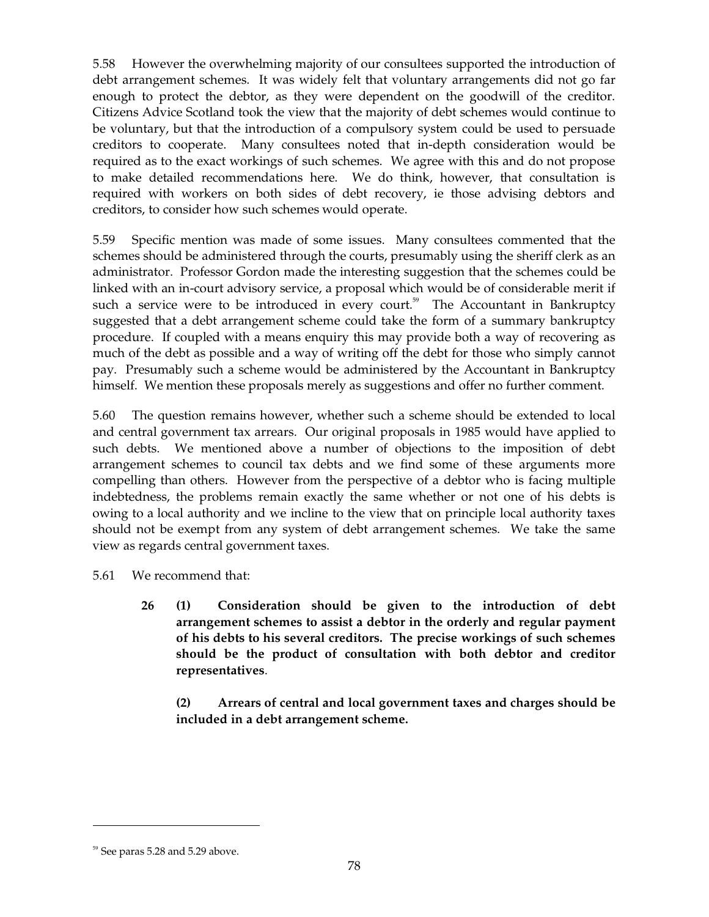5.58 However the overwhelming majority of our consultees supported the introduction of debt arrangement schemes. It was widely felt that voluntary arrangements did not go far enough to protect the debtor, as they were dependent on the goodwill of the creditor. Citizens Advice Scotland took the view that the majority of debt schemes would continue to be voluntary, but that the introduction of a compulsory system could be used to persuade creditors to cooperate. Many consultees noted that in-depth consideration would be required as to the exact workings of such schemes. We agree with this and do not propose to make detailed recommendations here. We do think, however, that consultation is required with workers on both sides of debt recovery, ie those advising debtors and creditors, to consider how such schemes would operate.

5.59 Specific mention was made of some issues. Many consultees commented that the schemes should be administered through the courts, presumably using the sheriff clerk as an administrator. Professor Gordon made the interesting suggestion that the schemes could be linked with an in-court advisory service, a proposal which would be of considerable merit if such a service were to be introduced in every court.[59] The Accountant in Bankruptcy suggested that a debt arrangement scheme could take the form of a summary bankruptcy procedure. If coupled with a means enquiry this may provide both a way of recovering as much of the debt as possible and a way of writing off the debt for those who simply cannot pay. Presumably such a scheme would be administered by the Accountant in Bankruptcy himself. We mention these proposals merely as suggestions and offer no further comment.

5.60 The question remains however, whether such a scheme should be extended to local and central government tax arrears. Our original proposals in 1985 would have applied to such debts. We mentioned above a number of objections to the imposition of debt arrangement schemes to council tax debts and we find some of these arguments more compelling than others. However from the perspective of a debtor who is facing multiple indebtedness, the problems remain exactly the same whether or not one of his debts is owing to a local authority and we incline to the view that on principle local authority taxes should not be exempt from any system of debt arrangement schemes. We take the same view as regards central government taxes.

5.61 We recommend that:

> **26 (1) Consideration should be given to the introduction of debt arrangement schemes to assist a debtor in the orderly and regular payment of his debts to his several creditors. The precise workings of such schemes should be the product of consultation with both debtor and creditor representatives**.
>
> **(2) Arrears of central and local government taxes and charges should be included in a debt arrangement scheme.**

---

[59] See paras 5.28 and 5.29 above.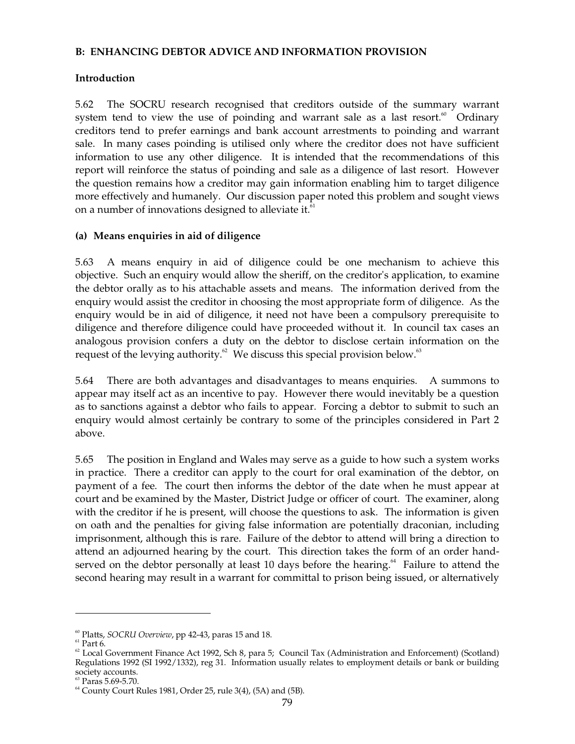**B: ENHANCING DEBTOR ADVICE AND INFORMATION PROVISION**

**Introduction**

5.62 The SOCRU research recognised that creditors outside of the summary warrant system tend to view the use of poinding and warrant sale as a last resort.[60] Ordinary creditors tend to prefer earnings and bank account arrestments to poinding and warrant sale. In many cases poinding is utilised only where the creditor does not have sufficient information to use any other diligence. It is intended that the recommendations of this report will reinforce the status of poinding and sale as a diligence of last resort. However the question remains how a creditor may gain information enabling him to target diligence more effectively and humanely. Our discussion paper noted this problem and sought views on a number of innovations designed to alleviate it.[61]

**(a) Means enquiries in aid of diligence**

5.63 A means enquiry in aid of diligence could be one mechanism to achieve this objective. Such an enquiry would allow the sheriff, on the creditor's application, to examine the debtor orally as to his attachable assets and means. The information derived from the enquiry would assist the creditor in choosing the most appropriate form of diligence. As the enquiry would be in aid of diligence, it need not have been a compulsory prerequisite to diligence and therefore diligence could have proceeded without it. In council tax cases an analogous provision confers a duty on the debtor to disclose certain information on the request of the levying authority.[62] We discuss this special provision below.[63]

5.64 There are both advantages and disadvantages to means enquiries. A summons to appear may itself act as an incentive to pay. However there would inevitably be a question as to sanctions against a debtor who fails to appear. Forcing a debtor to submit to such an enquiry would almost certainly be contrary to some of the principles considered in Part 2 above.

5.65 The position in England and Wales may serve as a guide to how such a system works in practice. There a creditor can apply to the court for oral examination of the debtor, on payment of a fee. The court then informs the debtor of the date when he must appear at court and be examined by the Master, District Judge or officer of court. The examiner, along with the creditor if he is present, will choose the questions to ask. The information is given on oath and the penalties for giving false information are potentially draconian, including imprisonment, although this is rare. Failure of the debtor to attend will bring a direction to attend an adjourned hearing by the court. This direction takes the form of an order hand-served on the debtor personally at least 10 days before the hearing.[64] Failure to attend the second hearing may result in a warrant for committal to prison being issued, or alternatively

---

[60] Platts, *SOCRU Overview*, pp 42-43, paras 15 and 18.

[61] Part 6.

[62] Local Government Finance Act 1992, Sch 8, para 5; Council Tax (Administration and Enforcement) (Scotland) Regulations 1992 (SI 1992/1332), reg 31. Information usually relates to employment details or bank or building society accounts.

[63] Paras 5.69-5.70.

[64] County Court Rules 1981, Order 25, rule 3(4), (5A) and (5B).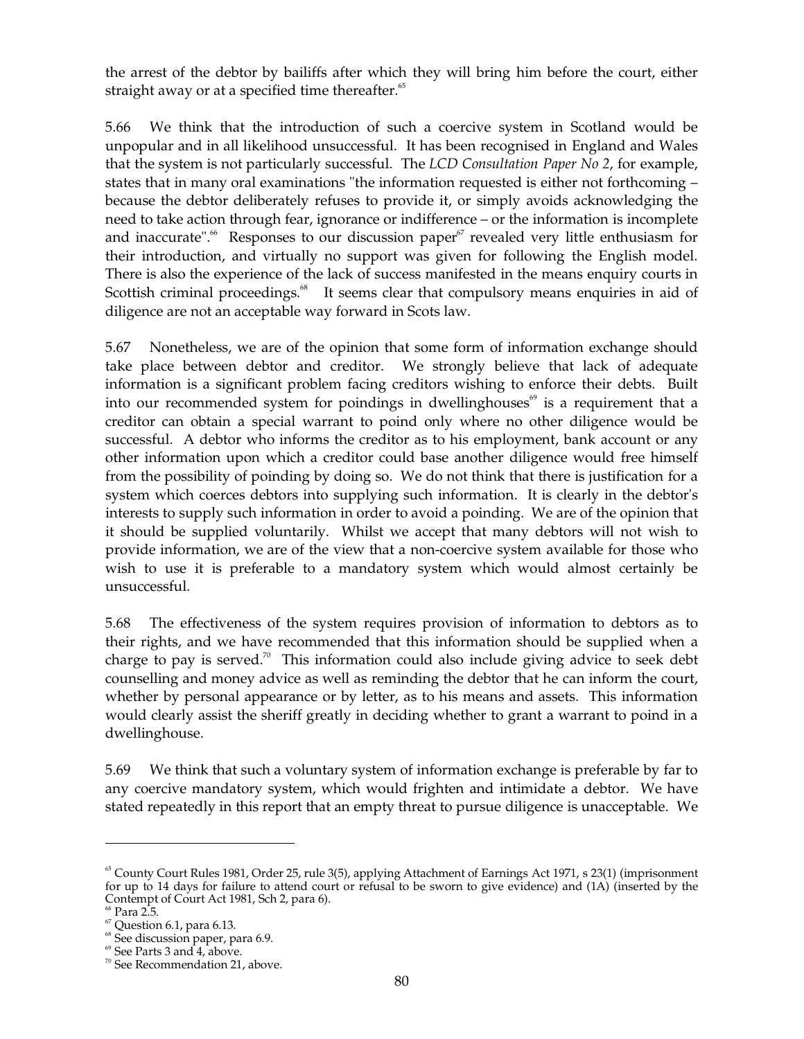the arrest of the debtor by bailiffs after which they will bring him before the court, either straight away or at a specified time thereafter.[65]

5.66 We think that the introduction of such a coercive system in Scotland would be unpopular and in all likelihood unsuccessful. It has been recognised in England and Wales that the system is not particularly successful. The *LCD Consultation Paper No 2*, for example, states that in many oral examinations "the information requested is either not forthcoming – because the debtor deliberately refuses to provide it, or simply avoids acknowledging the need to take action through fear, ignorance or indifference – or the information is incomplete and inaccurate".[66] Responses to our discussion paper[67] revealed very little enthusiasm for their introduction, and virtually no support was given for following the English model. There is also the experience of the lack of success manifested in the means enquiry courts in Scottish criminal proceedings.[68] It seems clear that compulsory means enquiries in aid of diligence are not an acceptable way forward in Scots law.

5.67 Nonetheless, we are of the opinion that some form of information exchange should take place between debtor and creditor. We strongly believe that lack of adequate information is a significant problem facing creditors wishing to enforce their debts. Built into our recommended system for poindings in dwellinghouses[69] is a requirement that a creditor can obtain a special warrant to poind only where no other diligence would be successful. A debtor who informs the creditor as to his employment, bank account or any other information upon which a creditor could base another diligence would free himself from the possibility of poinding by doing so. We do not think that there is justification for a system which coerces debtors into supplying such information. It is clearly in the debtor's interests to supply such information in order to avoid a poinding. We are of the opinion that it should be supplied voluntarily. Whilst we accept that many debtors will not wish to provide information, we are of the view that a non-coercive system available for those who wish to use it is preferable to a mandatory system which would almost certainly be unsuccessful.

5.68 The effectiveness of the system requires provision of information to debtors as to their rights, and we have recommended that this information should be supplied when a charge to pay is served.[70] This information could also include giving advice to seek debt counselling and money advice as well as reminding the debtor that he can inform the court, whether by personal appearance or by letter, as to his means and assets. This information would clearly assist the sheriff greatly in deciding whether to grant a warrant to poind in a dwellinghouse.

5.69 We think that such a voluntary system of information exchange is preferable by far to any coercive mandatory system, which would frighten and intimidate a debtor. We have stated repeatedly in this report that an empty threat to pursue diligence is unacceptable. We

---

[65] County Court Rules 1981, Order 25, rule 3(5), applying Attachment of Earnings Act 1971, s 23(1) (imprisonment for up to 14 days for failure to attend court or refusal to be sworn to give evidence) and (1A) (inserted by the Contempt of Court Act 1981, Sch 2, para 6).

[66] Para 2.5.

[67] Question 6.1, para 6.13.

[68] See discussion paper, para 6.9.

[69] See Parts 3 and 4, above.

[70] See Recommendation 21, above.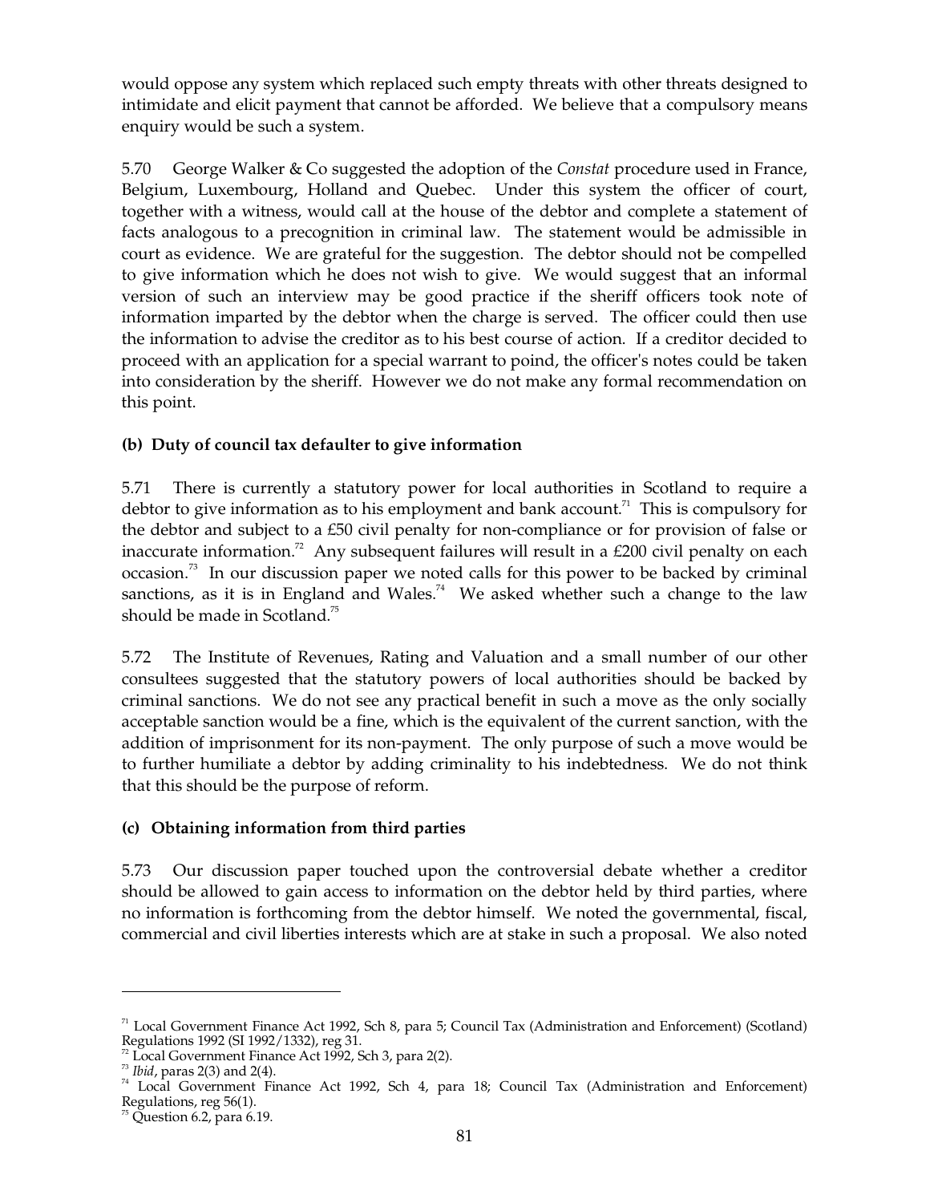would oppose any system which replaced such empty threats with other threats designed to intimidate and elicit payment that cannot be afforded. We believe that a compulsory means enquiry would be such a system.

5.70 George Walker & Co suggested the adoption of the *Constat* procedure used in France, Belgium, Luxembourg, Holland and Quebec. Under this system the officer of court, together with a witness, would call at the house of the debtor and complete a statement of facts analogous to a precognition in criminal law. The statement would be admissible in court as evidence. We are grateful for the suggestion. The debtor should not be compelled to give information which he does not wish to give. We would suggest that an informal version of such an interview may be good practice if the sheriff officers took note of information imparted by the debtor when the charge is served. The officer could then use the information to advise the creditor as to his best course of action. If a creditor decided to proceed with an application for a special warrant to poind, the officer's notes could be taken into consideration by the sheriff. However we do not make any formal recommendation on this point.

### (b) Duty of council tax defaulter to give information

5.71 There is currently a statutory power for local authorities in Scotland to require a debtor to give information as to his employment and bank account.[71] This is compulsory for the debtor and subject to a £50 civil penalty for non-compliance or for provision of false or inaccurate information.[72] Any subsequent failures will result in a £200 civil penalty on each occasion.[73] In our discussion paper we noted calls for this power to be backed by criminal sanctions, as it is in England and Wales.[74] We asked whether such a change to the law should be made in Scotland.[75]

5.72 The Institute of Revenues, Rating and Valuation and a small number of our other consultees suggested that the statutory powers of local authorities should be backed by criminal sanctions. We do not see any practical benefit in such a move as the only socially acceptable sanction would be a fine, which is the equivalent of the current sanction, with the addition of imprisonment for its non-payment. The only purpose of such a move would be to further humiliate a debtor by adding criminality to his indebtedness. We do not think that this should be the purpose of reform.

### (c) Obtaining information from third parties

5.73 Our discussion paper touched upon the controversial debate whether a creditor should be allowed to gain access to information on the debtor held by third parties, where no information is forthcoming from the debtor himself. We noted the governmental, fiscal, commercial and civil liberties interests which are at stake in such a proposal. We also noted

---

[71] Local Government Finance Act 1992, Sch 8, para 5; Council Tax (Administration and Enforcement) (Scotland) Regulations 1992 (SI 1992/1332), reg 31.

[72] Local Government Finance Act 1992, Sch 3, para 2(2).

[73] *Ibid*, paras 2(3) and 2(4).

[74] Local Government Finance Act 1992, Sch 4, para 18; Council Tax (Administration and Enforcement) Regulations, reg 56(1).

[75] Question 6.2, para 6.19.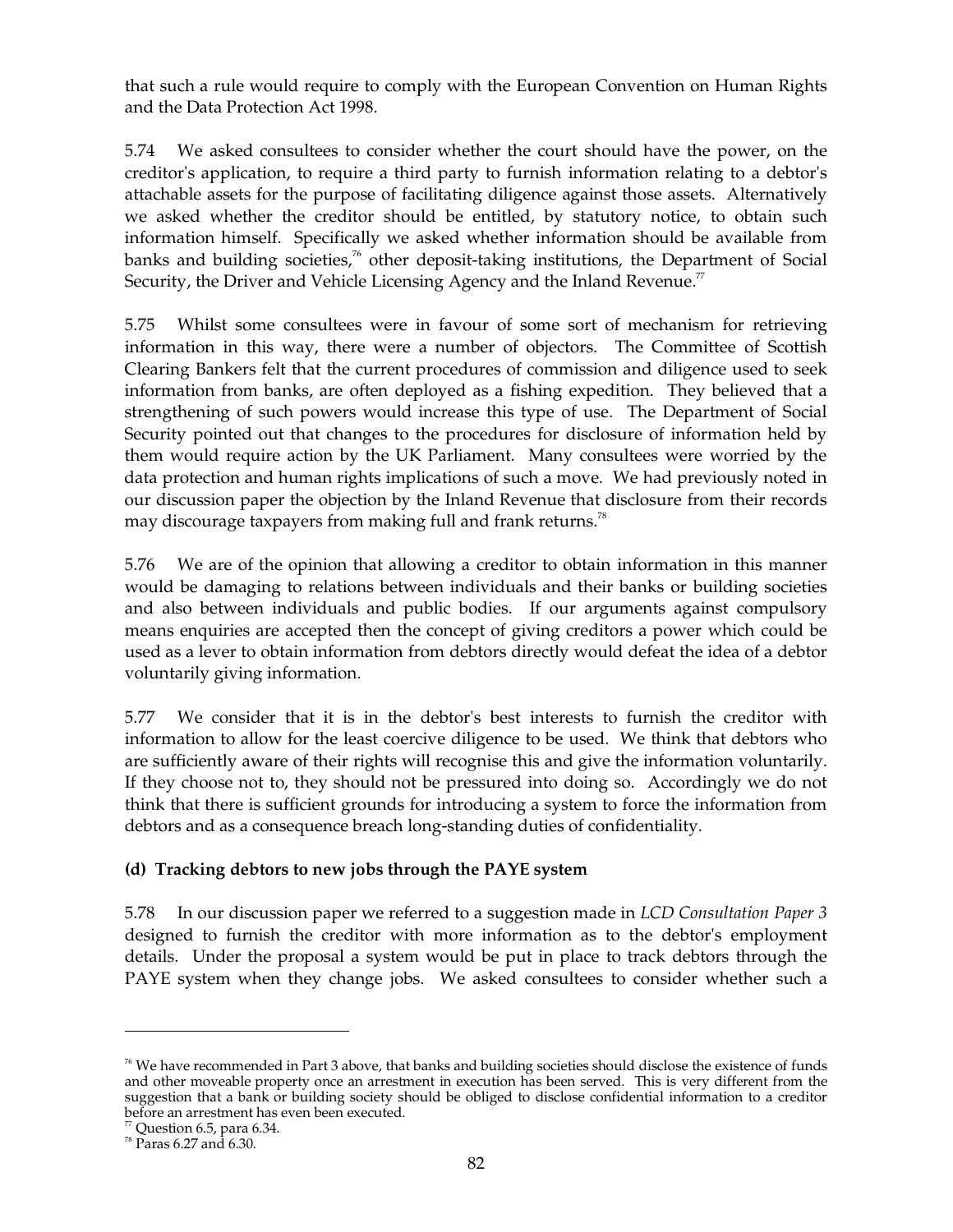that such a rule would require to comply with the European Convention on Human Rights and the Data Protection Act 1998.

5.74 We asked consultees to consider whether the court should have the power, on the creditor's application, to require a third party to furnish information relating to a debtor's attachable assets for the purpose of facilitating diligence against those assets. Alternatively we asked whether the creditor should be entitled, by statutory notice, to obtain such information himself. Specifically we asked whether information should be available from banks and building societies,[76] other deposit-taking institutions, the Department of Social Security, the Driver and Vehicle Licensing Agency and the Inland Revenue.[77]

5.75 Whilst some consultees were in favour of some sort of mechanism for retrieving information in this way, there were a number of objectors. The Committee of Scottish Clearing Bankers felt that the current procedures of commission and diligence used to seek information from banks, are often deployed as a fishing expedition. They believed that a strengthening of such powers would increase this type of use. The Department of Social Security pointed out that changes to the procedures for disclosure of information held by them would require action by the UK Parliament. Many consultees were worried by the data protection and human rights implications of such a move. We had previously noted in our discussion paper the objection by the Inland Revenue that disclosure from their records may discourage taxpayers from making full and frank returns.[78]

5.76 We are of the opinion that allowing a creditor to obtain information in this manner would be damaging to relations between individuals and their banks or building societies and also between individuals and public bodies. If our arguments against compulsory means enquiries are accepted then the concept of giving creditors a power which could be used as a lever to obtain information from debtors directly would defeat the idea of a debtor voluntarily giving information.

5.77 We consider that it is in the debtor's best interests to furnish the creditor with information to allow for the least coercive diligence to be used. We think that debtors who are sufficiently aware of their rights will recognise this and give the information voluntarily. If they choose not to, they should not be pressured into doing so. Accordingly we do not think that there is sufficient grounds for introducing a system to force the information from debtors and as a consequence breach long-standing duties of confidentiality.

### (d) Tracking debtors to new jobs through the PAYE system

5.78 In our discussion paper we referred to a suggestion made in *LCD Consultation Paper 3* designed to furnish the creditor with more information as to the debtor's employment details. Under the proposal a system would be put in place to track debtors through the PAYE system when they change jobs. We asked consultees to consider whether such a

---

[76] We have recommended in Part 3 above, that banks and building societies should disclose the existence of funds and other moveable property once an arrestment in execution has been served. This is very different from the suggestion that a bank or building society should be obliged to disclose confidential information to a creditor before an arrestment has even been executed.

[77] Question 6.5, para 6.34.

[78] Paras 6.27 and 6.30.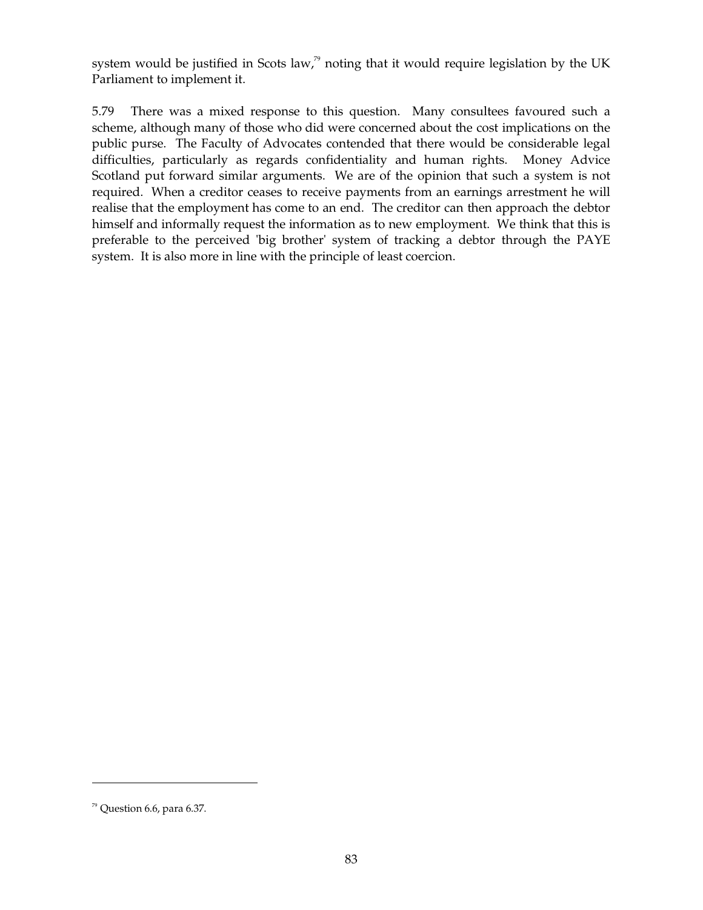system would be justified in Scots law,[79] noting that it would require legislation by the UK Parliament to implement it.

5.79 There was a mixed response to this question. Many consultees favoured such a scheme, although many of those who did were concerned about the cost implications on the public purse. The Faculty of Advocates contended that there would be considerable legal difficulties, particularly as regards confidentiality and human rights. Money Advice Scotland put forward similar arguments. We are of the opinion that such a system is not required. When a creditor ceases to receive payments from an earnings arrestment he will realise that the employment has come to an end. The creditor can then approach the debtor himself and informally request the information as to new employment. We think that this is preferable to the perceived 'big brother' system of tracking a debtor through the PAYE system. It is also more in line with the principle of least coercion.

---

[79] Question 6.6, para 6.37.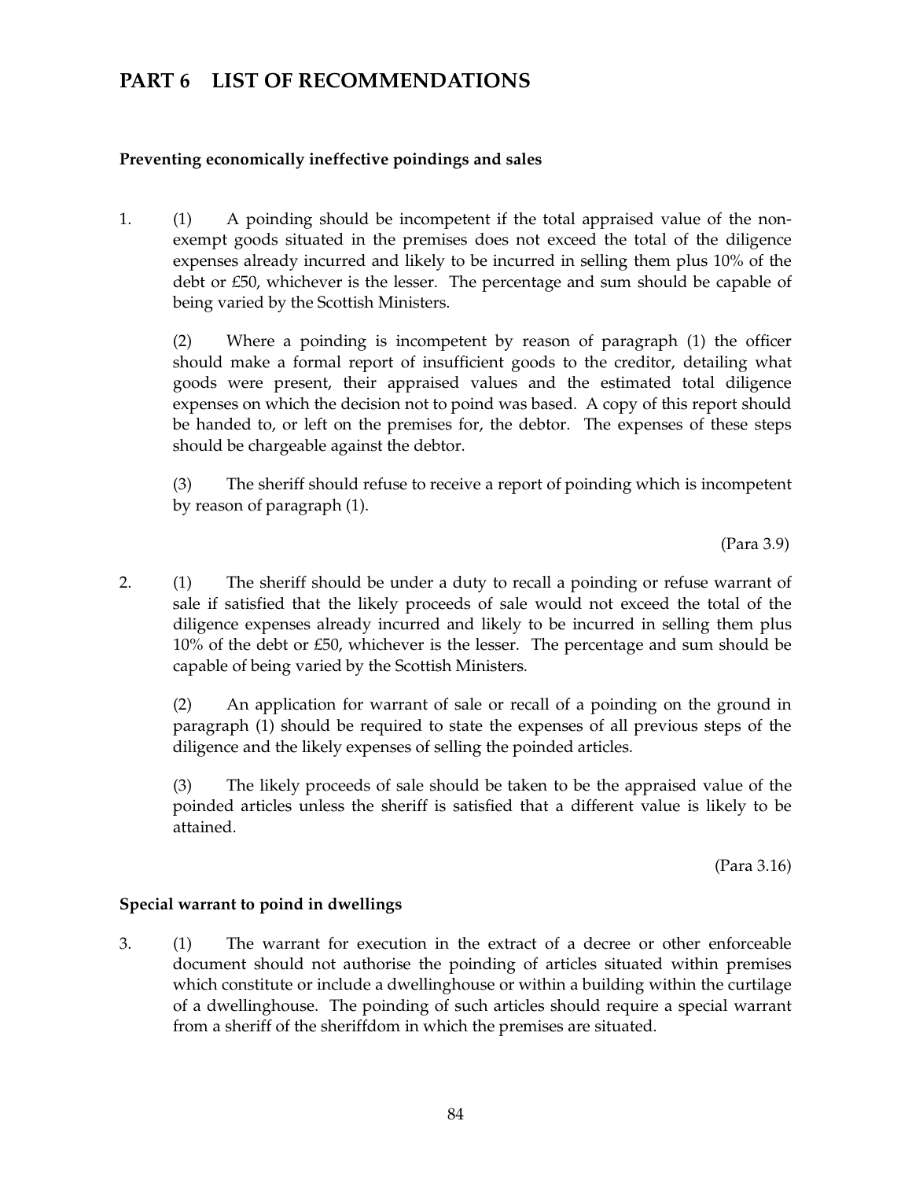# PART 6 LIST OF RECOMMENDATIONS

### Preventing economically ineffective poindings and sales

1. (1) A poinding should be incompetent if the total appraised value of the non-exempt goods situated in the premises does not exceed the total of the diligence expenses already incurred and likely to be incurred in selling them plus 10% of the debt or £50, whichever is the lesser. The percentage and sum should be capable of being varied by the Scottish Ministers.

   (2) Where a poinding is incompetent by reason of paragraph (1) the officer should make a formal report of insufficient goods to the creditor, detailing what goods were present, their appraised values and the estimated total diligence expenses on which the decision not to poind was based. A copy of this report should be handed to, or left on the premises for, the debtor. The expenses of these steps should be chargeable against the debtor.

   (3) The sheriff should refuse to receive a report of poinding which is incompetent by reason of paragraph (1).

   (Para 3.9)

2. (1) The sheriff should be under a duty to recall a poinding or refuse warrant of sale if satisfied that the likely proceeds of sale would not exceed the total of the diligence expenses already incurred and likely to be incurred in selling them plus 10% of the debt or £50, whichever is the lesser. The percentage and sum should be capable of being varied by the Scottish Ministers.

   (2) An application for warrant of sale or recall of a poinding on the ground in paragraph (1) should be required to state the expenses of all previous steps of the diligence and the likely expenses of selling the poinded articles.

   (3) The likely proceeds of sale should be taken to be the appraised value of the poinded articles unless the sheriff is satisfied that a different value is likely to be attained.

   (Para 3.16)

### Special warrant to poind in dwellings

3. (1) The warrant for execution in the extract of a decree or other enforceable document should not authorise the poinding of articles situated within premises which constitute or include a dwellinghouse or within a building within the curtilage of a dwellinghouse. The poinding of such articles should require a special warrant from a sheriff of the sheriffdom in which the premises are situated.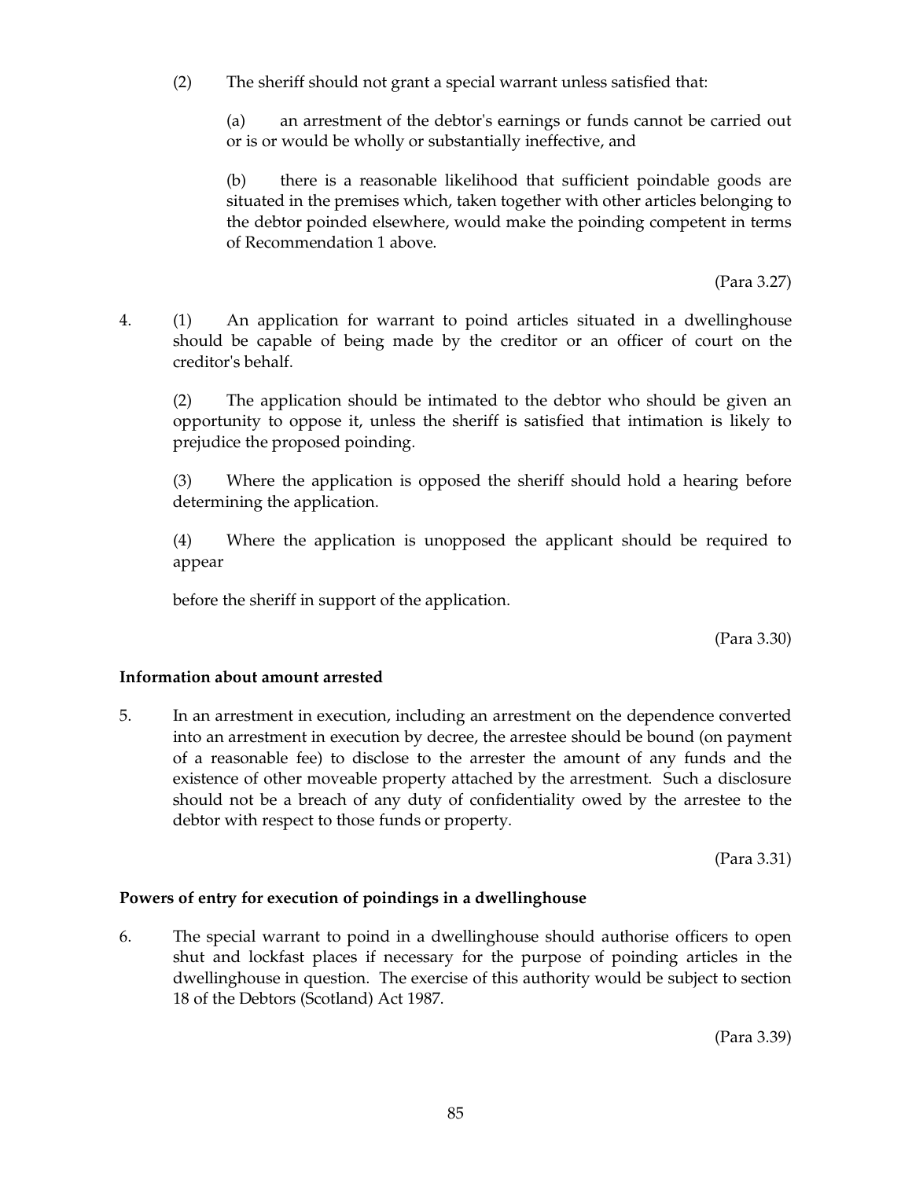(2) The sheriff should not grant a special warrant unless satisfied that:

(a) an arrestment of the debtor's earnings or funds cannot be carried out or is or would be wholly or substantially ineffective, and

(b) there is a reasonable likelihood that sufficient poindable goods are situated in the premises which, taken together with other articles belonging to the debtor poinded elsewhere, would make the poinding competent in terms of Recommendation 1 above.

(Para 3.27)

4. (1) An application for warrant to poind articles situated in a dwellinghouse should be capable of being made by the creditor or an officer of court on the creditor's behalf.

(2) The application should be intimated to the debtor who should be given an opportunity to oppose it, unless the sheriff is satisfied that intimation is likely to prejudice the proposed poinding.

(3) Where the application is opposed the sheriff should hold a hearing before determining the application.

(4) Where the application is unopposed the applicant should be required to appear

before the sheriff in support of the application.

(Para 3.30)

**Information about amount arrested**

5. In an arrestment in execution, including an arrestment on the dependence converted into an arrestment in execution by decree, the arrestee should be bound (on payment of a reasonable fee) to disclose to the arrester the amount of any funds and the existence of other moveable property attached by the arrestment. Such a disclosure should not be a breach of any duty of confidentiality owed by the arrestee to the debtor with respect to those funds or property.

(Para 3.31)

**Powers of entry for execution of poindings in a dwellinghouse**

6. The special warrant to poind in a dwellinghouse should authorise officers to open shut and lockfast places if necessary for the purpose of poinding articles in the dwellinghouse in question. The exercise of this authority would be subject to section 18 of the Debtors (Scotland) Act 1987.

(Para 3.39)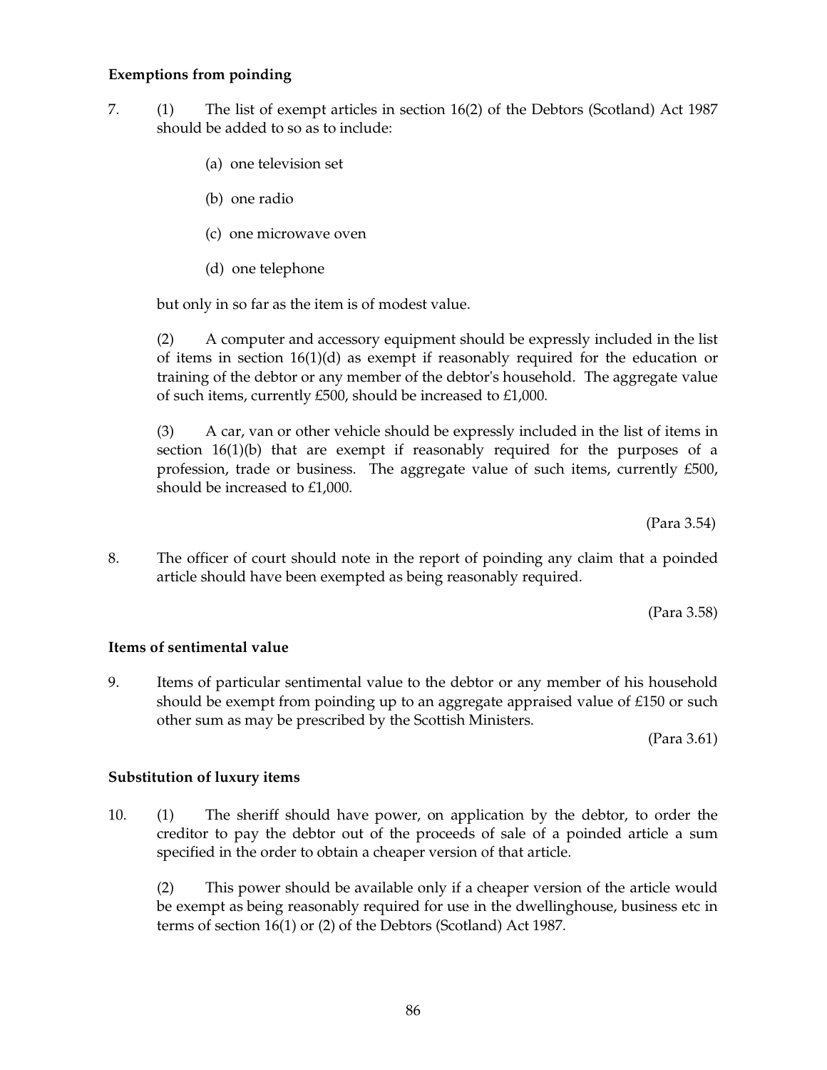**Exemptions from poinding**

7. (1) The list of exempt articles in section 16(2) of the Debtors (Scotland) Act 1987 should be added to so as to include:

   (a) one television set

   (b) one radio

   (c) one microwave oven

   (d) one telephone

   but only in so far as the item is of modest value.

   (2) A computer and accessory equipment should be expressly included in the list of items in section 16(1)(d) as exempt if reasonably required for the education or training of the debtor or any member of the debtor's household. The aggregate value of such items, currently £500, should be increased to £1,000.

   (3) A car, van or other vehicle should be expressly included in the list of items in section 16(1)(b) that are exempt if reasonably required for the purposes of a profession, trade or business. The aggregate value of such items, currently £500, should be increased to £1,000.

(Para 3.54)

8. The officer of court should note in the report of poinding any claim that a poinded article should have been exempted as being reasonably required.

(Para 3.58)

**Items of sentimental value**

9. Items of particular sentimental value to the debtor or any member of his household should be exempt from poinding up to an aggregate appraised value of £150 or such other sum as may be prescribed by the Scottish Ministers.

(Para 3.61)

**Substitution of luxury items**

10. (1) The sheriff should have power, on application by the debtor, to order the creditor to pay the debtor out of the proceeds of sale of a poinded article a sum specified in the order to obtain a cheaper version of that article.

   (2) This power should be available only if a cheaper version of the article would be exempt as being reasonably required for use in the dwellinghouse, business etc in terms of section 16(1) or (2) of the Debtors (Scotland) Act 1987.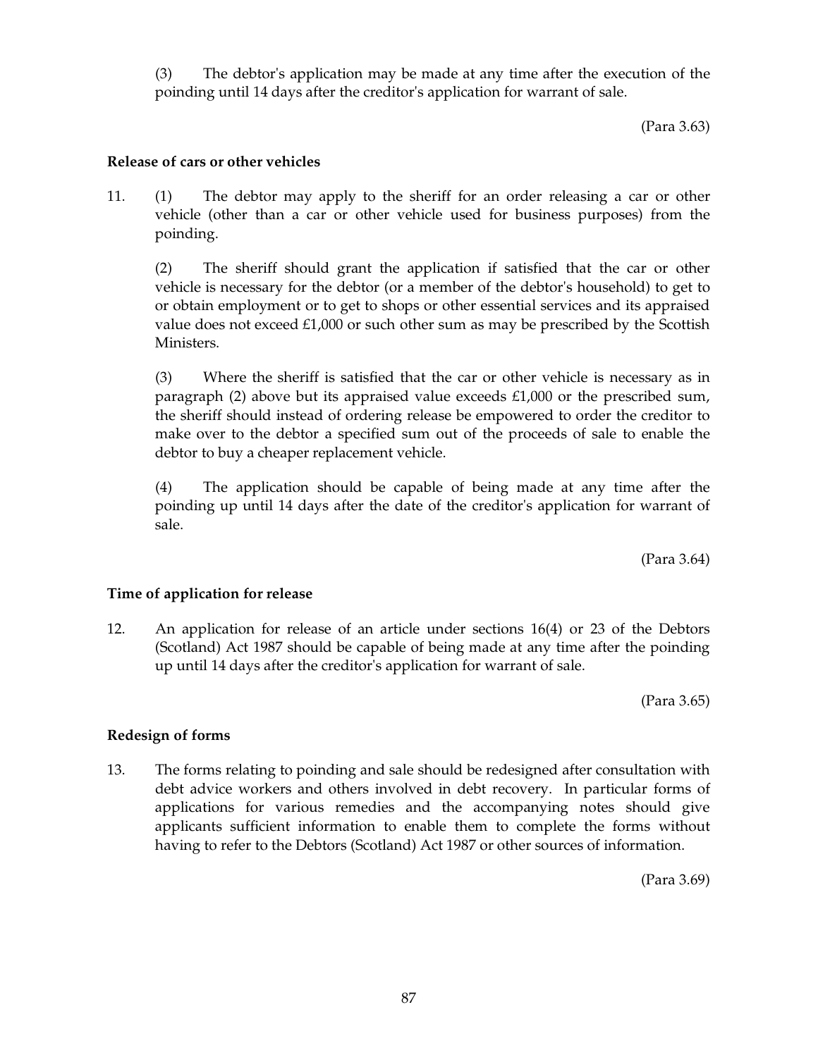(3) The debtor's application may be made at any time after the execution of the poinding until 14 days after the creditor's application for warrant of sale.

(Para 3.63)

**Release of cars or other vehicles**

11. (1) The debtor may apply to the sheriff for an order releasing a car or other vehicle (other than a car or other vehicle used for business purposes) from the poinding.

(2) The sheriff should grant the application if satisfied that the car or other vehicle is necessary for the debtor (or a member of the debtor's household) to get to or obtain employment or to get to shops or other essential services and its appraised value does not exceed £1,000 or such other sum as may be prescribed by the Scottish Ministers.

(3) Where the sheriff is satisfied that the car or other vehicle is necessary as in paragraph (2) above but its appraised value exceeds £1,000 or the prescribed sum, the sheriff should instead of ordering release be empowered to order the creditor to make over to the debtor a specified sum out of the proceeds of sale to enable the debtor to buy a cheaper replacement vehicle.

(4) The application should be capable of being made at any time after the poinding up until 14 days after the date of the creditor's application for warrant of sale.

(Para 3.64)

**Time of application for release**

12. An application for release of an article under sections 16(4) or 23 of the Debtors (Scotland) Act 1987 should be capable of being made at any time after the poinding up until 14 days after the creditor's application for warrant of sale.

(Para 3.65)

**Redesign of forms**

13. The forms relating to poinding and sale should be redesigned after consultation with debt advice workers and others involved in debt recovery. In particular forms of applications for various remedies and the accompanying notes should give applicants sufficient information to enable them to complete the forms without having to refer to the Debtors (Scotland) Act 1987 or other sources of information.

(Para 3.69)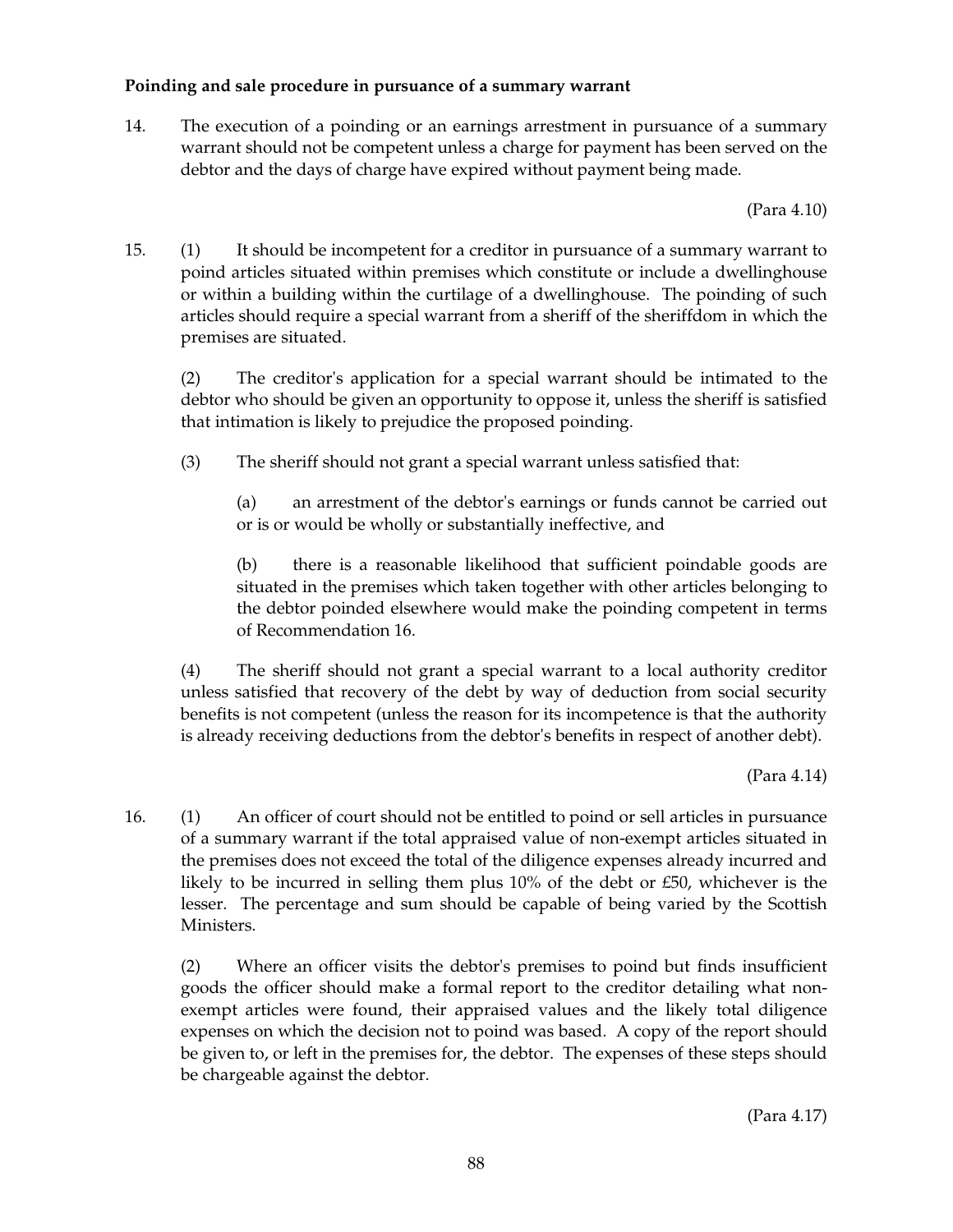**Poinding and sale procedure in pursuance of a summary warrant**

14. The execution of a poinding or an earnings arrestment in pursuance of a summary warrant should not be competent unless a charge for payment has been served on the debtor and the days of charge have expired without payment being made.

(Para 4.10)

15. (1) It should be incompetent for a creditor in pursuance of a summary warrant to poind articles situated within premises which constitute or include a dwellinghouse or within a building within the curtilage of a dwellinghouse. The poinding of such articles should require a special warrant from a sheriff of the sheriffdom in which the premises are situated.

(2) The creditor's application for a special warrant should be intimated to the debtor who should be given an opportunity to oppose it, unless the sheriff is satisfied that intimation is likely to prejudice the proposed poinding.

(3) The sheriff should not grant a special warrant unless satisfied that:

(a) an arrestment of the debtor's earnings or funds cannot be carried out or is or would be wholly or substantially ineffective, and

(b) there is a reasonable likelihood that sufficient poindable goods are situated in the premises which taken together with other articles belonging to the debtor poinded elsewhere would make the poinding competent in terms of Recommendation 16.

(4) The sheriff should not grant a special warrant to a local authority creditor unless satisfied that recovery of the debt by way of deduction from social security benefits is not competent (unless the reason for its incompetence is that the authority is already receiving deductions from the debtor's benefits in respect of another debt).

(Para 4.14)

16. (1) An officer of court should not be entitled to poind or sell articles in pursuance of a summary warrant if the total appraised value of non-exempt articles situated in the premises does not exceed the total of the diligence expenses already incurred and likely to be incurred in selling them plus 10% of the debt or £50, whichever is the lesser. The percentage and sum should be capable of being varied by the Scottish Ministers.

(2) Where an officer visits the debtor's premises to poind but finds insufficient goods the officer should make a formal report to the creditor detailing what non-exempt articles were found, their appraised values and the likely total diligence expenses on which the decision not to poind was based. A copy of the report should be given to, or left in the premises for, the debtor. The expenses of these steps should be chargeable against the debtor.

(Para 4.17)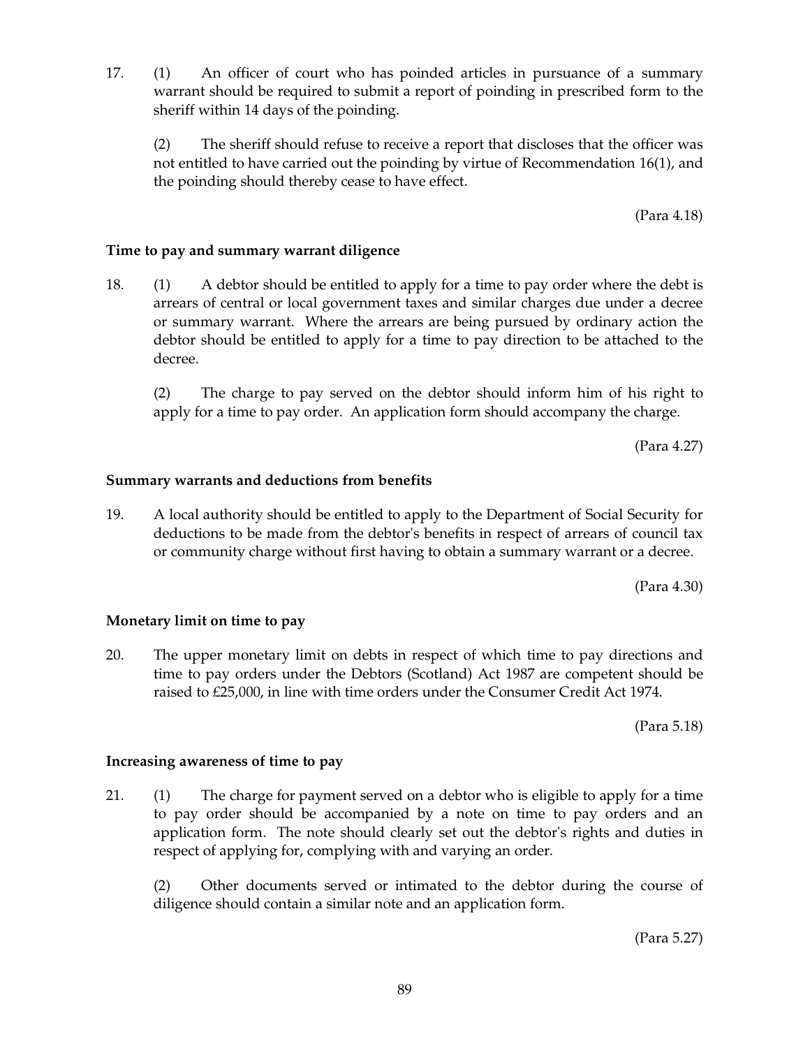17. (1) An officer of court who has poinded articles in pursuance of a summary warrant should be required to submit a report of poinding in prescribed form to the sheriff within 14 days of the poinding.

    (2) The sheriff should refuse to receive a report that discloses that the officer was not entitled to have carried out the poinding by virtue of Recommendation 16(1), and the poinding should thereby cease to have effect.

(Para 4.18)

**Time to pay and summary warrant diligence**

18. (1) A debtor should be entitled to apply for a time to pay order where the debt is arrears of central or local government taxes and similar charges due under a decree or summary warrant. Where the arrears are being pursued by ordinary action the debtor should be entitled to apply for a time to pay direction to be attached to the decree.

    (2) The charge to pay served on the debtor should inform him of his right to apply for a time to pay order. An application form should accompany the charge.

(Para 4.27)

**Summary warrants and deductions from benefits**

19. A local authority should be entitled to apply to the Department of Social Security for deductions to be made from the debtor's benefits in respect of arrears of council tax or community charge without first having to obtain a summary warrant or a decree.

(Para 4.30)

**Monetary limit on time to pay**

20. The upper monetary limit on debts in respect of which time to pay directions and time to pay orders under the Debtors (Scotland) Act 1987 are competent should be raised to £25,000, in line with time orders under the Consumer Credit Act 1974.

(Para 5.18)

**Increasing awareness of time to pay**

21. (1) The charge for payment served on a debtor who is eligible to apply for a time to pay order should be accompanied by a note on time to pay orders and an application form. The note should clearly set out the debtor's rights and duties in respect of applying for, complying with and varying an order.

    (2) Other documents served or intimated to the debtor during the course of diligence should contain a similar note and an application form.

(Para 5.27)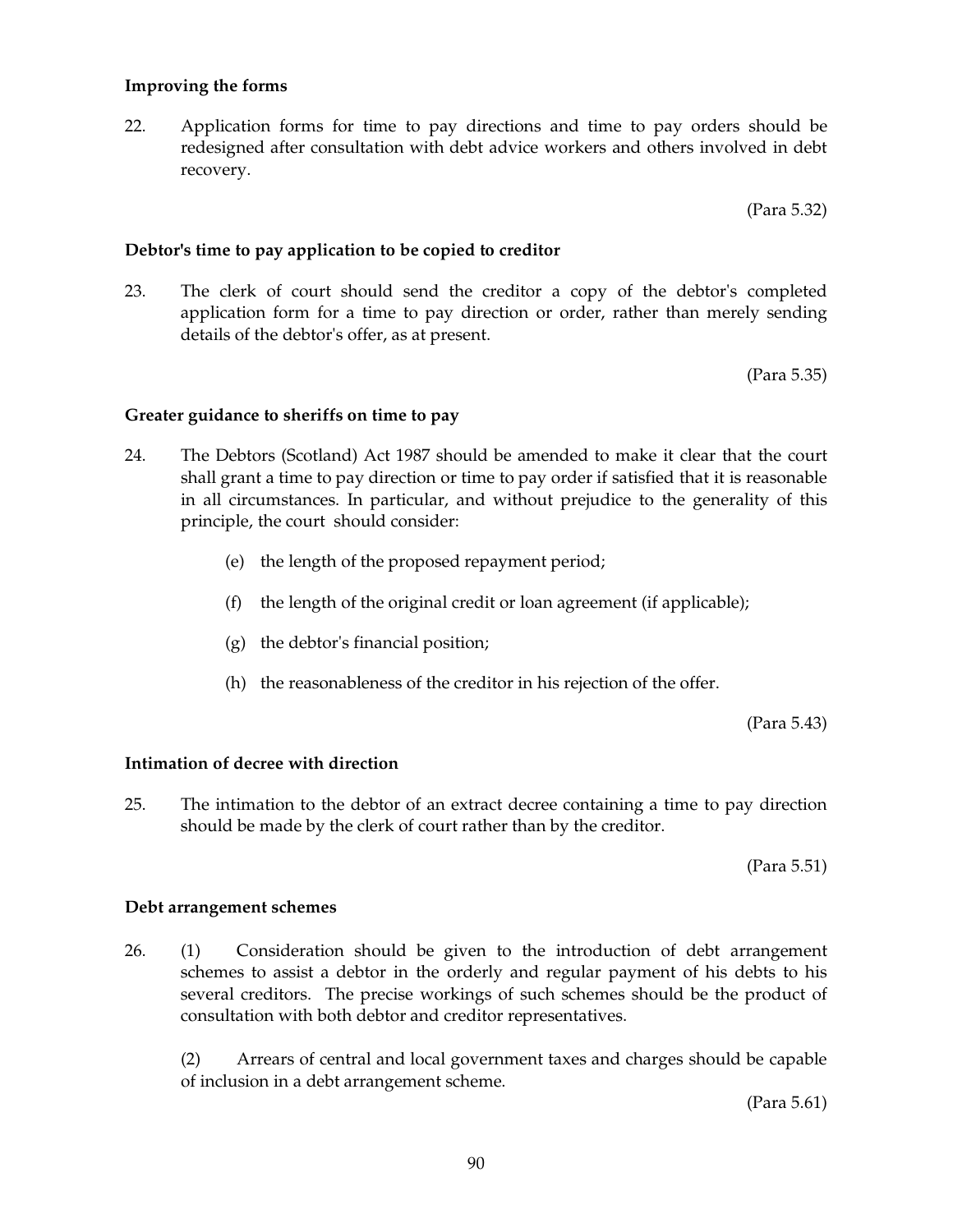**Improving the forms**

22. Application forms for time to pay directions and time to pay orders should be redesigned after consultation with debt advice workers and others involved in debt recovery.

(Para 5.32)

**Debtor's time to pay application to be copied to creditor**

23. The clerk of court should send the creditor a copy of the debtor's completed application form for a time to pay direction or order, rather than merely sending details of the debtor's offer, as at present.

(Para 5.35)

**Greater guidance to sheriffs on time to pay**

24. The Debtors (Scotland) Act 1987 should be amended to make it clear that the court shall grant a time to pay direction or time to pay order if satisfied that it is reasonable in all circumstances. In particular, and without prejudice to the generality of this principle, the court should consider:

   (e) the length of the proposed repayment period;

   (f) the length of the original credit or loan agreement (if applicable);

   (g) the debtor's financial position;

   (h) the reasonableness of the creditor in his rejection of the offer.

(Para 5.43)

**Intimation of decree with direction**

25. The intimation to the debtor of an extract decree containing a time to pay direction should be made by the clerk of court rather than by the creditor.

(Para 5.51)

**Debt arrangement schemes**

26. (1) Consideration should be given to the introduction of debt arrangement schemes to assist a debtor in the orderly and regular payment of his debts to his several creditors. The precise workings of such schemes should be the product of consultation with both debtor and creditor representatives.

   (2) Arrears of central and local government taxes and charges should be capable of inclusion in a debt arrangement scheme.

(Para 5.61)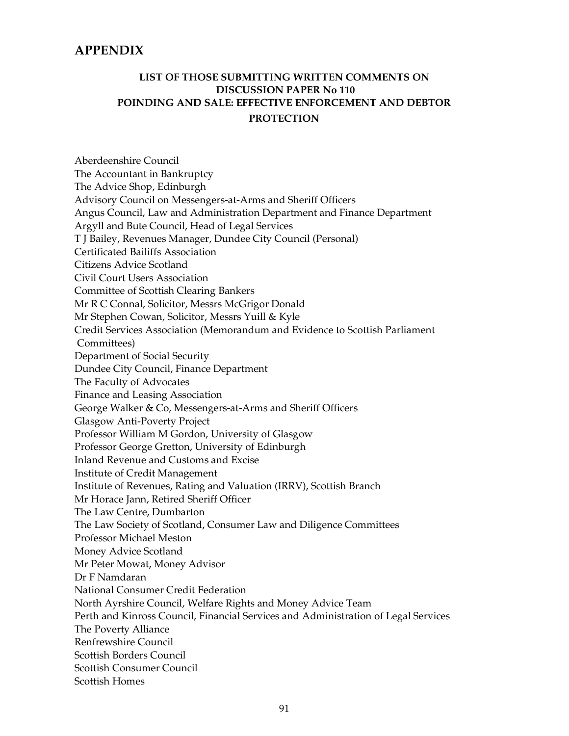# APPENDIX

### LIST OF THOSE SUBMITTING WRITTEN COMMENTS ON DISCUSSION PAPER No 110 POINDING AND SALE: EFFECTIVE ENFORCEMENT AND DEBTOR PROTECTION

Aberdeenshire Council
The Accountant in Bankruptcy
The Advice Shop, Edinburgh
Advisory Council on Messengers-at-Arms and Sheriff Officers
Angus Council, Law and Administration Department and Finance Department
Argyll and Bute Council, Head of Legal Services
T J Bailey, Revenues Manager, Dundee City Council (Personal)
Certificated Bailiffs Association
Citizens Advice Scotland
Civil Court Users Association
Committee of Scottish Clearing Bankers
Mr R C Connal, Solicitor, Messrs McGrigor Donald
Mr Stephen Cowan, Solicitor, Messrs Yuill & Kyle
Credit Services Association (Memorandum and Evidence to Scottish Parliament Committees)
Department of Social Security
Dundee City Council, Finance Department
The Faculty of Advocates
Finance and Leasing Association
George Walker & Co, Messengers-at-Arms and Sheriff Officers
Glasgow Anti-Poverty Project
Professor William M Gordon, University of Glasgow
Professor George Gretton, University of Edinburgh
Inland Revenue and Customs and Excise
Institute of Credit Management
Institute of Revenues, Rating and Valuation (IRRV), Scottish Branch
Mr Horace Jann, Retired Sheriff Officer
The Law Centre, Dumbarton
The Law Society of Scotland, Consumer Law and Diligence Committees
Professor Michael Meston
Money Advice Scotland
Mr Peter Mowat, Money Advisor
Dr F Namdaran
National Consumer Credit Federation
North Ayrshire Council, Welfare Rights and Money Advice Team
Perth and Kinross Council, Financial Services and Administration of Legal Services
The Poverty Alliance
Renfrewshire Council
Scottish Borders Council
Scottish Consumer Council
Scottish Homes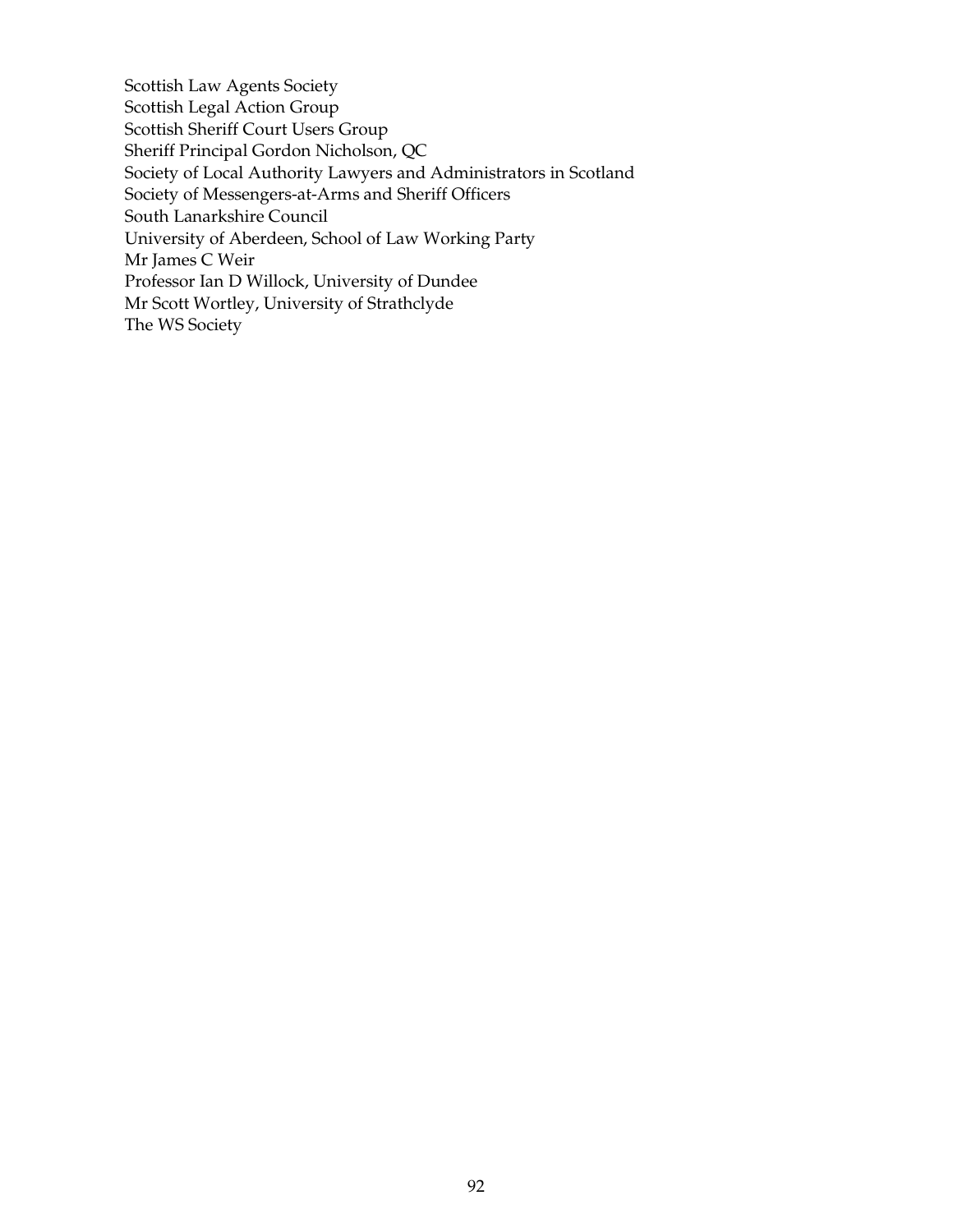Scottish Law Agents Society
Scottish Legal Action Group
Scottish Sheriff Court Users Group
Sheriff Principal Gordon Nicholson, QC
Society of Local Authority Lawyers and Administrators in Scotland
Society of Messengers-at-Arms and Sheriff Officers
South Lanarkshire Council
University of Aberdeen, School of Law Working Party
Mr James C Weir
Professor Ian D Willock, University of Dundee
Mr Scott Wortley, University of Strathclyde
The WS Society